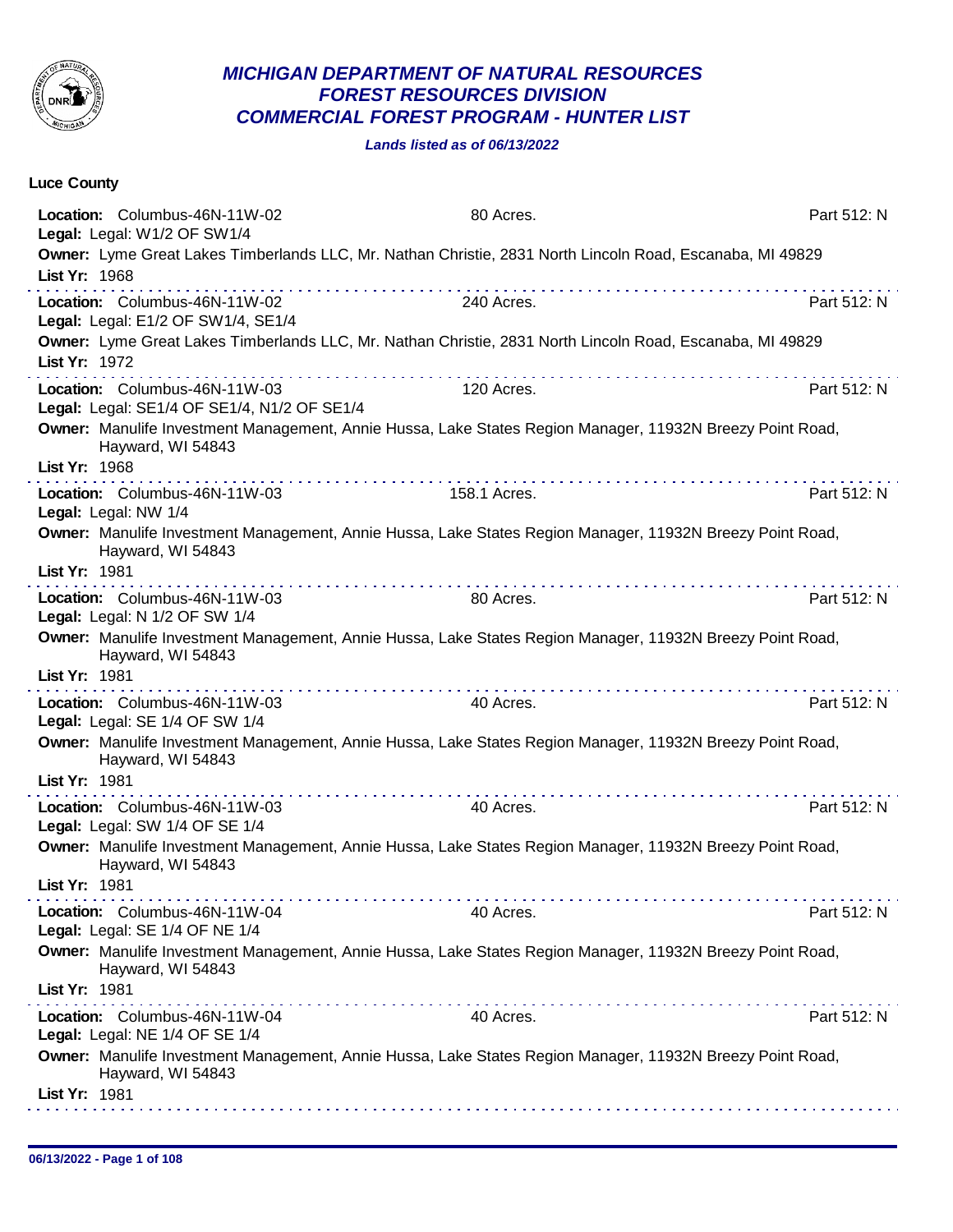# MICHIGAN DEPARTMENT OF NATURAL RESOURCES
## FOREST RESOURCES DIVISION
## COMMERCIAL FOREST PROGRAM - HUNTER LIST

***Lands listed as of 06/13/2022***

### Luce County

**Location:** Columbus-46N-11W-02 — 80 Acres. — Part 512: N
**Legal:** Legal: W1/2 OF SW1/4
**Owner:** Lyme Great Lakes Timberlands LLC, Mr. Nathan Christie, 2831 North Lincoln Road, Escanaba, MI 49829
**List Yr:** 1968

---

**Location:** Columbus-46N-11W-02 — 240 Acres. — Part 512: N
**Legal:** Legal: E1/2 OF SW1/4, SE1/4
**Owner:** Lyme Great Lakes Timberlands LLC, Mr. Nathan Christie, 2831 North Lincoln Road, Escanaba, MI 49829
**List Yr:** 1972

---

**Location:** Columbus-46N-11W-03 — 120 Acres. — Part 512: N
**Legal:** Legal: SE1/4 OF SE1/4, N1/2 OF SE1/4
**Owner:** Manulife Investment Management, Annie Hussa, Lake States Region Manager, 11932N Breezy Point Road, Hayward, WI 54843
**List Yr:** 1968

---

**Location:** Columbus-46N-11W-03 — 158.1 Acres. — Part 512: N
**Legal:** Legal: NW 1/4
**Owner:** Manulife Investment Management, Annie Hussa, Lake States Region Manager, 11932N Breezy Point Road, Hayward, WI 54843
**List Yr:** 1981

---

**Location:** Columbus-46N-11W-03 — 80 Acres. — Part 512: N
**Legal:** Legal: N 1/2 OF SW 1/4
**Owner:** Manulife Investment Management, Annie Hussa, Lake States Region Manager, 11932N Breezy Point Road, Hayward, WI 54843
**List Yr:** 1981

---

**Location:** Columbus-46N-11W-03 — 40 Acres. — Part 512: N
**Legal:** Legal: SE 1/4 OF SW 1/4
**Owner:** Manulife Investment Management, Annie Hussa, Lake States Region Manager, 11932N Breezy Point Road, Hayward, WI 54843
**List Yr:** 1981

---

**Location:** Columbus-46N-11W-03 — 40 Acres. — Part 512: N
**Legal:** Legal: SW 1/4 OF SE 1/4
**Owner:** Manulife Investment Management, Annie Hussa, Lake States Region Manager, 11932N Breezy Point Road, Hayward, WI 54843
**List Yr:** 1981

---

**Location:** Columbus-46N-11W-04 — 40 Acres. — Part 512: N
**Legal:** Legal: SE 1/4 OF NE 1/4
**Owner:** Manulife Investment Management, Annie Hussa, Lake States Region Manager, 11932N Breezy Point Road, Hayward, WI 54843
**List Yr:** 1981

---

**Location:** Columbus-46N-11W-04 — 40 Acres. — Part 512: N
**Legal:** Legal: NE 1/4 OF SE 1/4
**Owner:** Manulife Investment Management, Annie Hussa, Lake States Region Manager, 11932N Breezy Point Road, Hayward, WI 54843
**List Yr:** 1981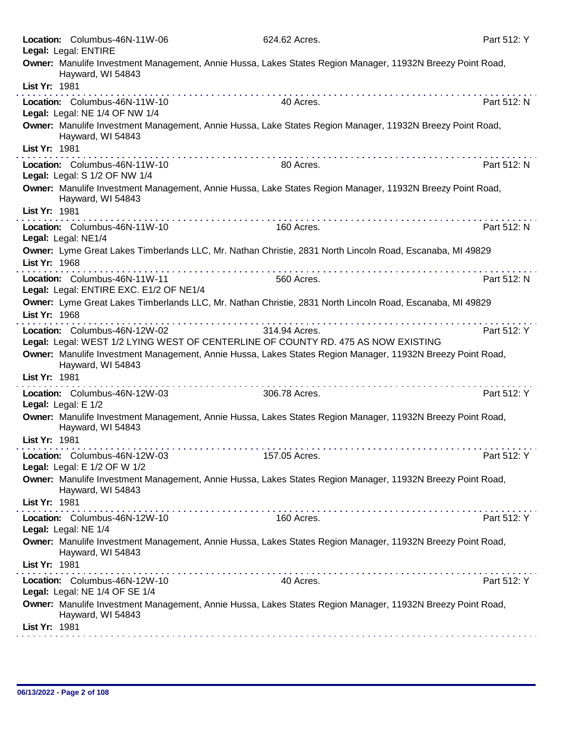**Location:** Columbus-46N-11W-06 624.62 Acres. Part 512: Y
**Legal:** Legal: ENTIRE
**Owner:** Manulife Investment Management, Annie Hussa, Lakes States Region Manager, 11932N Breezy Point Road, Hayward, WI 54843
**List Yr:** 1981

---

**Location:** Columbus-46N-11W-10 40 Acres. Part 512: N
**Legal:** Legal: NE 1/4 OF NW 1/4
**Owner:** Manulife Investment Management, Annie Hussa, Lake States Region Manager, 11932N Breezy Point Road, Hayward, WI 54843
**List Yr:** 1981

---

**Location:** Columbus-46N-11W-10 80 Acres. Part 512: N
**Legal:** Legal: S 1/2 OF NW 1/4
**Owner:** Manulife Investment Management, Annie Hussa, Lake States Region Manager, 11932N Breezy Point Road, Hayward, WI 54843
**List Yr:** 1981

---

**Location:** Columbus-46N-11W-10 160 Acres. Part 512: N
**Legal:** Legal: NE1/4
**Owner:** Lyme Great Lakes Timberlands LLC, Mr. Nathan Christie, 2831 North Lincoln Road, Escanaba, MI 49829
**List Yr:** 1968

---

**Location:** Columbus-46N-11W-11 560 Acres. Part 512: N
**Legal:** Legal: ENTIRE EXC. E1/2 OF NE1/4
**Owner:** Lyme Great Lakes Timberlands LLC, Mr. Nathan Christie, 2831 North Lincoln Road, Escanaba, MI 49829
**List Yr:** 1968

---

**Location:** Columbus-46N-12W-02 314.94 Acres. Part 512: Y
**Legal:** Legal: WEST 1/2 LYING WEST OF CENTERLINE OF COUNTY RD. 475 AS NOW EXISTING
**Owner:** Manulife Investment Management, Annie Hussa, Lakes States Region Manager, 11932N Breezy Point Road, Hayward, WI 54843
**List Yr:** 1981

---

**Location:** Columbus-46N-12W-03 306.78 Acres. Part 512: Y
**Legal:** Legal: E 1/2
**Owner:** Manulife Investment Management, Annie Hussa, Lakes States Region Manager, 11932N Breezy Point Road, Hayward, WI 54843
**List Yr:** 1981

---

**Location:** Columbus-46N-12W-03 157.05 Acres. Part 512: Y
**Legal:** Legal: E 1/2 OF W 1/2
**Owner:** Manulife Investment Management, Annie Hussa, Lakes States Region Manager, 11932N Breezy Point Road, Hayward, WI 54843
**List Yr:** 1981

---

**Location:** Columbus-46N-12W-10 160 Acres. Part 512: Y
**Legal:** Legal: NE 1/4
**Owner:** Manulife Investment Management, Annie Hussa, Lakes States Region Manager, 11932N Breezy Point Road, Hayward, WI 54843
**List Yr:** 1981

---

**Location:** Columbus-46N-12W-10 40 Acres. Part 512: Y
**Legal:** Legal: NE 1/4 OF SE 1/4
**Owner:** Manulife Investment Management, Annie Hussa, Lakes States Region Manager, 11932N Breezy Point Road, Hayward, WI 54843
**List Yr:** 1981

---

06/13/2022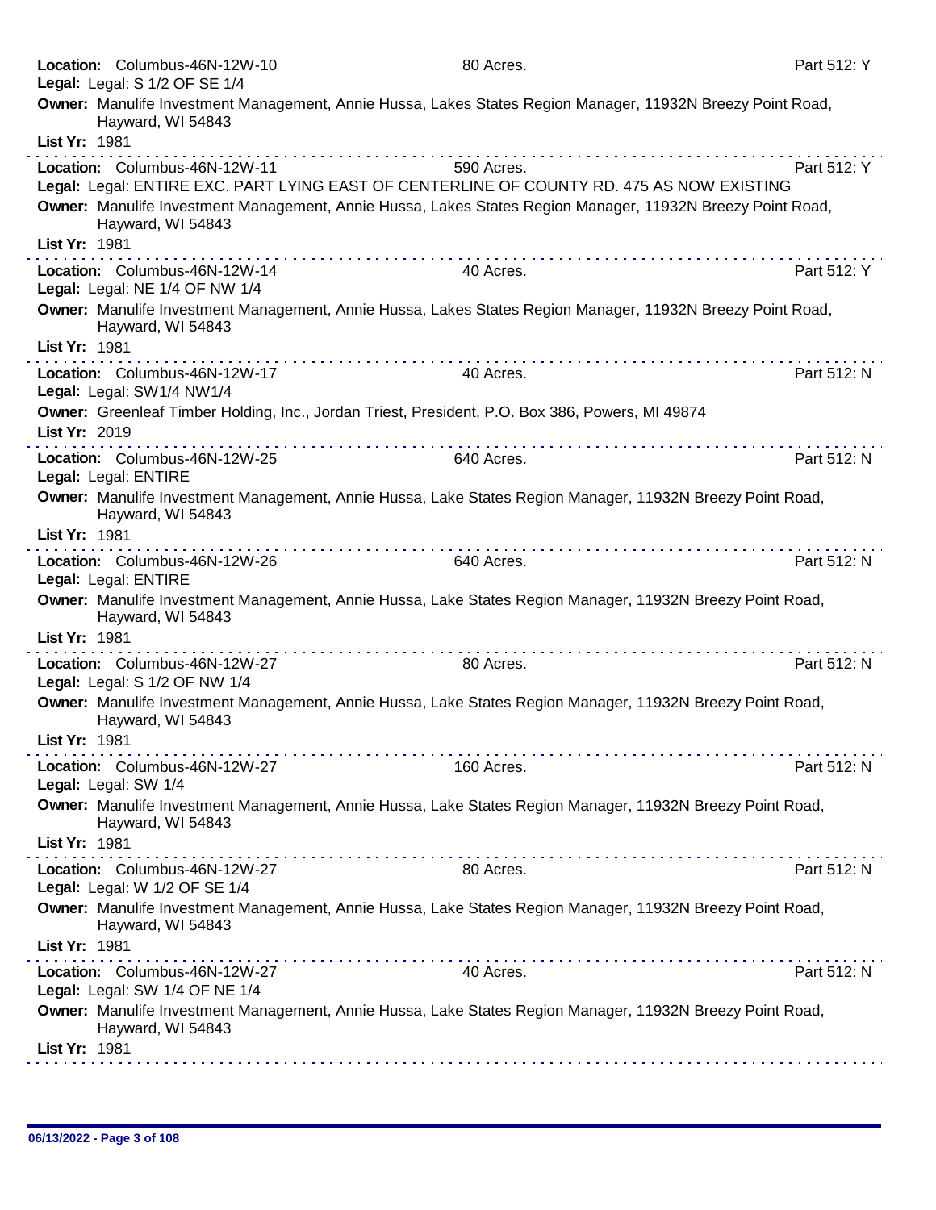**Location:** Columbus-46N-12W-10 80 Acres. Part 512: Y
**Legal:** Legal: S 1/2 OF SE 1/4
**Owner:** Manulife Investment Management, Annie Hussa, Lakes States Region Manager, 11932N Breezy Point Road, Hayward, WI 54843
**List Yr:** 1981

---

**Location:** Columbus-46N-12W-11 590 Acres. Part 512: Y
**Legal:** Legal: ENTIRE EXC. PART LYING EAST OF CENTERLINE OF COUNTY RD. 475 AS NOW EXISTING
**Owner:** Manulife Investment Management, Annie Hussa, Lakes States Region Manager, 11932N Breezy Point Road, Hayward, WI 54843
**List Yr:** 1981

---

**Location:** Columbus-46N-12W-14 40 Acres. Part 512: Y
**Legal:** Legal: NE 1/4 OF NW 1/4
**Owner:** Manulife Investment Management, Annie Hussa, Lakes States Region Manager, 11932N Breezy Point Road, Hayward, WI 54843
**List Yr:** 1981

---

**Location:** Columbus-46N-12W-17 40 Acres. Part 512: N
**Legal:** Legal: SW1/4 NW1/4
**Owner:** Greenleaf Timber Holding, Inc., Jordan Triest, President, P.O. Box 386, Powers, MI 49874
**List Yr:** 2019

---

**Location:** Columbus-46N-12W-25 640 Acres. Part 512: N
**Legal:** Legal: ENTIRE
**Owner:** Manulife Investment Management, Annie Hussa, Lake States Region Manager, 11932N Breezy Point Road, Hayward, WI 54843
**List Yr:** 1981

---

**Location:** Columbus-46N-12W-26 640 Acres. Part 512: N
**Legal:** Legal: ENTIRE
**Owner:** Manulife Investment Management, Annie Hussa, Lake States Region Manager, 11932N Breezy Point Road, Hayward, WI 54843
**List Yr:** 1981

---

**Location:** Columbus-46N-12W-27 80 Acres. Part 512: N
**Legal:** Legal: S 1/2 OF NW 1/4
**Owner:** Manulife Investment Management, Annie Hussa, Lake States Region Manager, 11932N Breezy Point Road, Hayward, WI 54843
**List Yr:** 1981

---

**Location:** Columbus-46N-12W-27 160 Acres. Part 512: N
**Legal:** Legal: SW 1/4
**Owner:** Manulife Investment Management, Annie Hussa, Lake States Region Manager, 11932N Breezy Point Road, Hayward, WI 54843
**List Yr:** 1981

---

**Location:** Columbus-46N-12W-27 80 Acres. Part 512: N
**Legal:** Legal: W 1/2 OF SE 1/4
**Owner:** Manulife Investment Management, Annie Hussa, Lake States Region Manager, 11932N Breezy Point Road, Hayward, WI 54843
**List Yr:** 1981

---

**Location:** Columbus-46N-12W-27 40 Acres. Part 512: N
**Legal:** Legal: SW 1/4 OF NE 1/4
**Owner:** Manulife Investment Management, Annie Hussa, Lake States Region Manager, 11932N Breezy Point Road, Hayward, WI 54843
**List Yr:** 1981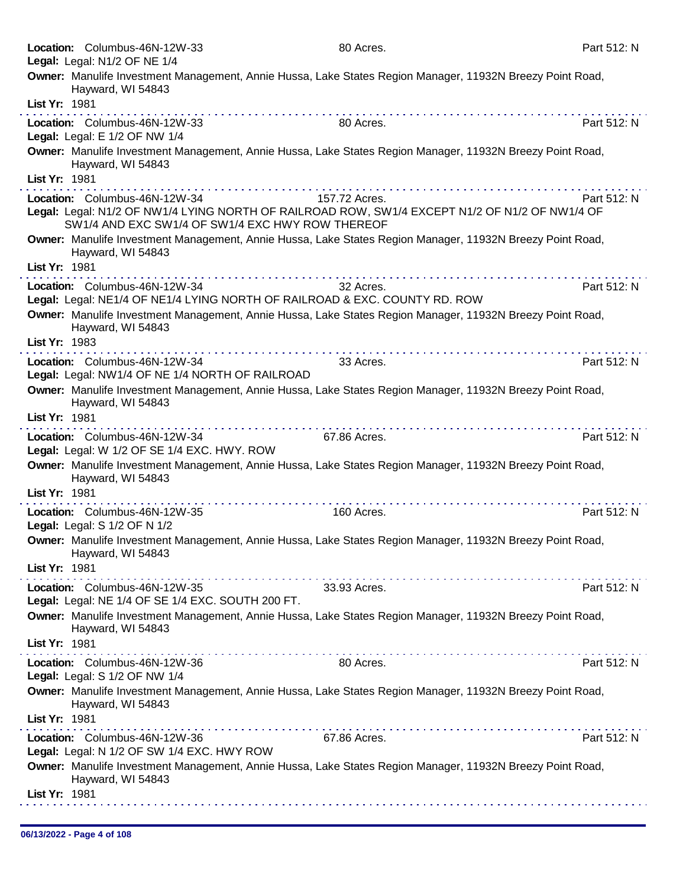**Location:** Columbus-46N-12W-33 80 Acres. Part 512: N
**Legal:** Legal: N1/2 OF NE 1/4
**Owner:** Manulife Investment Management, Annie Hussa, Lake States Region Manager, 11932N Breezy Point Road, Hayward, WI 54843
**List Yr:** 1981

---

**Location:** Columbus-46N-12W-33 80 Acres. Part 512: N
**Legal:** Legal: E 1/2 OF NW 1/4
**Owner:** Manulife Investment Management, Annie Hussa, Lake States Region Manager, 11932N Breezy Point Road, Hayward, WI 54843
**List Yr:** 1981

---

**Location:** Columbus-46N-12W-34 157.72 Acres. Part 512: N
**Legal:** Legal: N1/2 OF NW1/4 LYING NORTH OF RAILROAD ROW, SW1/4 EXCEPT N1/2 OF N1/2 OF NW1/4 OF SW1/4 AND EXC SW1/4 OF SW1/4 EXC HWY ROW THEREOF
**Owner:** Manulife Investment Management, Annie Hussa, Lake States Region Manager, 11932N Breezy Point Road, Hayward, WI 54843
**List Yr:** 1981

---

**Location:** Columbus-46N-12W-34 32 Acres. Part 512: N
**Legal:** Legal: NE1/4 OF NE1/4 LYING NORTH OF RAILROAD & EXC. COUNTY RD. ROW
**Owner:** Manulife Investment Management, Annie Hussa, Lake States Region Manager, 11932N Breezy Point Road, Hayward, WI 54843
**List Yr:** 1983

---

**Location:** Columbus-46N-12W-34 33 Acres. Part 512: N
**Legal:** Legal: NW1/4 OF NE 1/4 NORTH OF RAILROAD
**Owner:** Manulife Investment Management, Annie Hussa, Lake States Region Manager, 11932N Breezy Point Road, Hayward, WI 54843
**List Yr:** 1981

---

**Location:** Columbus-46N-12W-34 67.86 Acres. Part 512: N
**Legal:** Legal: W 1/2 OF SE 1/4 EXC. HWY. ROW
**Owner:** Manulife Investment Management, Annie Hussa, Lake States Region Manager, 11932N Breezy Point Road, Hayward, WI 54843
**List Yr:** 1981

---

**Location:** Columbus-46N-12W-35 160 Acres. Part 512: N
**Legal:** Legal: S 1/2 OF N 1/2
**Owner:** Manulife Investment Management, Annie Hussa, Lake States Region Manager, 11932N Breezy Point Road, Hayward, WI 54843
**List Yr:** 1981

---

**Location:** Columbus-46N-12W-35 33.93 Acres. Part 512: N
**Legal:** Legal: NE 1/4 OF SE 1/4 EXC. SOUTH 200 FT.
**Owner:** Manulife Investment Management, Annie Hussa, Lake States Region Manager, 11932N Breezy Point Road, Hayward, WI 54843
**List Yr:** 1981

---

**Location:** Columbus-46N-12W-36 80 Acres. Part 512: N
**Legal:** Legal: S 1/2 OF NW 1/4
**Owner:** Manulife Investment Management, Annie Hussa, Lake States Region Manager, 11932N Breezy Point Road, Hayward, WI 54843
**List Yr:** 1981

---

**Location:** Columbus-46N-12W-36 67.86 Acres. Part 512: N
**Legal:** Legal: N 1/2 OF SW 1/4 EXC. HWY ROW
**Owner:** Manulife Investment Management, Annie Hussa, Lake States Region Manager, 11932N Breezy Point Road, Hayward, WI 54843
**List Yr:** 1981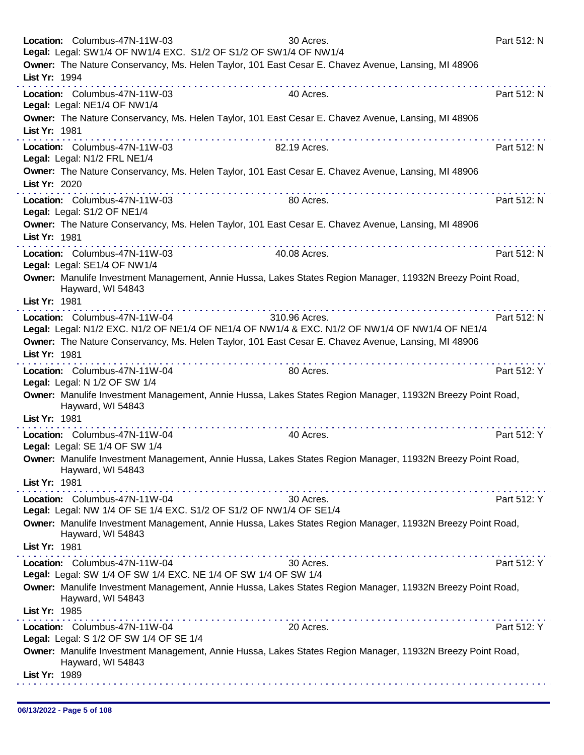**Location:** Columbus-47N-11W-03 — 30 Acres. — Part 512: N
**Legal:** Legal: SW1/4 OF NW1/4 EXC. S1/2 OF S1/2 OF SW1/4 OF NW1/4
**Owner:** The Nature Conservancy, Ms. Helen Taylor, 101 East Cesar E. Chavez Avenue, Lansing, MI 48906
**List Yr:** 1994

---

**Location:** Columbus-47N-11W-03 — 40 Acres. — Part 512: N
**Legal:** Legal: NE1/4 OF NW1/4
**Owner:** The Nature Conservancy, Ms. Helen Taylor, 101 East Cesar E. Chavez Avenue, Lansing, MI 48906
**List Yr:** 1981

---

**Location:** Columbus-47N-11W-03 — 82.19 Acres. — Part 512: N
**Legal:** Legal: N1/2 FRL NE1/4
**Owner:** The Nature Conservancy, Ms. Helen Taylor, 101 East Cesar E. Chavez Avenue, Lansing, MI 48906
**List Yr:** 2020

---

**Location:** Columbus-47N-11W-03 — 80 Acres. — Part 512: N
**Legal:** Legal: S1/2 OF NE1/4
**Owner:** The Nature Conservancy, Ms. Helen Taylor, 101 East Cesar E. Chavez Avenue, Lansing, MI 48906
**List Yr:** 1981

---

**Location:** Columbus-47N-11W-03 — 40.08 Acres. — Part 512: N
**Legal:** Legal: SE1/4 OF NW1/4
**Owner:** Manulife Investment Management, Annie Hussa, Lakes States Region Manager, 11932N Breezy Point Road, Hayward, WI 54843
**List Yr:** 1981

---

**Location:** Columbus-47N-11W-04 — 310.96 Acres. — Part 512: N
**Legal:** Legal: N1/2 EXC. N1/2 OF NE1/4 OF NE1/4 OF NW1/4 & EXC. N1/2 OF NW1/4 OF NW1/4 OF NE1/4
**Owner:** The Nature Conservancy, Ms. Helen Taylor, 101 East Cesar E. Chavez Avenue, Lansing, MI 48906
**List Yr:** 1981

---

**Location:** Columbus-47N-11W-04 — 80 Acres. — Part 512: Y
**Legal:** Legal: N 1/2 OF SW 1/4
**Owner:** Manulife Investment Management, Annie Hussa, Lakes States Region Manager, 11932N Breezy Point Road, Hayward, WI 54843
**List Yr:** 1981

---

**Location:** Columbus-47N-11W-04 — 40 Acres. — Part 512: Y
**Legal:** Legal: SE 1/4 OF SW 1/4
**Owner:** Manulife Investment Management, Annie Hussa, Lakes States Region Manager, 11932N Breezy Point Road, Hayward, WI 54843
**List Yr:** 1981

---

**Location:** Columbus-47N-11W-04 — 30 Acres. — Part 512: Y
**Legal:** Legal: NW 1/4 OF SE 1/4 EXC. S1/2 OF S1/2 OF NW1/4 OF SE1/4
**Owner:** Manulife Investment Management, Annie Hussa, Lakes States Region Manager, 11932N Breezy Point Road, Hayward, WI 54843
**List Yr:** 1981

---

**Location:** Columbus-47N-11W-04 — 30 Acres. — Part 512: Y
**Legal:** Legal: SW 1/4 OF SW 1/4 EXC. NE 1/4 OF SW 1/4 OF SW 1/4
**Owner:** Manulife Investment Management, Annie Hussa, Lakes States Region Manager, 11932N Breezy Point Road, Hayward, WI 54843
**List Yr:** 1985

---

**Location:** Columbus-47N-11W-04 — 20 Acres. — Part 512: Y
**Legal:** Legal: S 1/2 OF SW 1/4 OF SE 1/4
**Owner:** Manulife Investment Management, Annie Hussa, Lakes States Region Manager, 11932N Breezy Point Road, Hayward, WI 54843
**List Yr:** 1989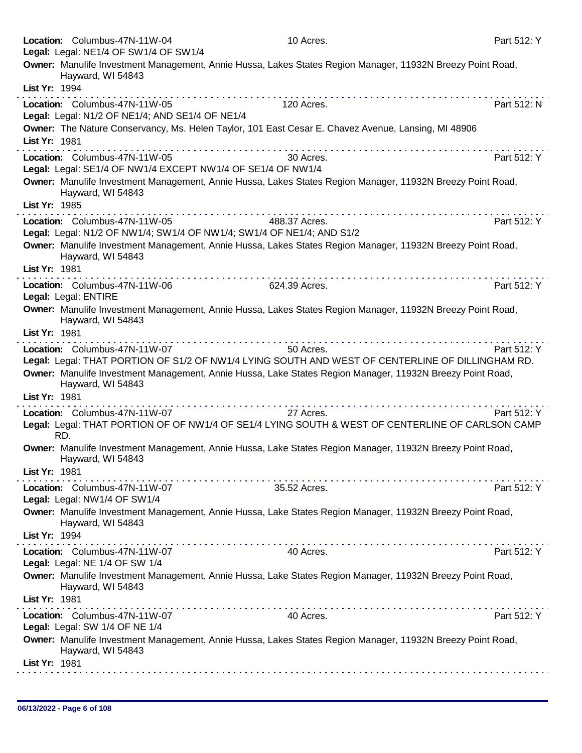**Location:** Columbus-47N-11W-04 10 Acres. Part 512: Y
**Legal:** Legal: NE1/4 OF SW1/4 OF SW1/4
**Owner:** Manulife Investment Management, Annie Hussa, Lakes States Region Manager, 11932N Breezy Point Road, Hayward, WI 54843
**List Yr:** 1994

---

**Location:** Columbus-47N-11W-05 120 Acres. Part 512: N
**Legal:** Legal: N1/2 OF NE1/4; AND SE1/4 OF NE1/4
**Owner:** The Nature Conservancy, Ms. Helen Taylor, 101 East Cesar E. Chavez Avenue, Lansing, MI 48906
**List Yr:** 1981

---

**Location:** Columbus-47N-11W-05 30 Acres. Part 512: Y
**Legal:** Legal: SE1/4 OF NW1/4 EXCEPT NW1/4 OF SE1/4 OF NW1/4
**Owner:** Manulife Investment Management, Annie Hussa, Lakes States Region Manager, 11932N Breezy Point Road, Hayward, WI 54843
**List Yr:** 1985

---

**Location:** Columbus-47N-11W-05 488.37 Acres. Part 512: Y
**Legal:** Legal: N1/2 OF NW1/4; SW1/4 OF NW1/4; SW1/4 OF NE1/4; AND S1/2
**Owner:** Manulife Investment Management, Annie Hussa, Lakes States Region Manager, 11932N Breezy Point Road, Hayward, WI 54843
**List Yr:** 1981

---

**Location:** Columbus-47N-11W-06 624.39 Acres. Part 512: Y
**Legal:** Legal: ENTIRE
**Owner:** Manulife Investment Management, Annie Hussa, Lakes States Region Manager, 11932N Breezy Point Road, Hayward, WI 54843
**List Yr:** 1981

---

**Location:** Columbus-47N-11W-07 50 Acres. Part 512: Y
**Legal:** Legal: THAT PORTION OF S1/2 OF NW1/4 LYING SOUTH AND WEST OF CENTERLINE OF DILLINGHAM RD.
**Owner:** Manulife Investment Management, Annie Hussa, Lake States Region Manager, 11932N Breezy Point Road, Hayward, WI 54843
**List Yr:** 1981

---

**Location:** Columbus-47N-11W-07 27 Acres. Part 512: Y
**Legal:** Legal: THAT PORTION OF OF NW1/4 OF SE1/4 LYING SOUTH & WEST OF CENTERLINE OF CARLSON CAMP RD.
**Owner:** Manulife Investment Management, Annie Hussa, Lake States Region Manager, 11932N Breezy Point Road, Hayward, WI 54843
**List Yr:** 1981

---

**Location:** Columbus-47N-11W-07 35.52 Acres. Part 512: Y
**Legal:** Legal: NW1/4 OF SW1/4
**Owner:** Manulife Investment Management, Annie Hussa, Lake States Region Manager, 11932N Breezy Point Road, Hayward, WI 54843
**List Yr:** 1994

---

**Location:** Columbus-47N-11W-07 40 Acres. Part 512: Y
**Legal:** Legal: NE 1/4 OF SW 1/4
**Owner:** Manulife Investment Management, Annie Hussa, Lake States Region Manager, 11932N Breezy Point Road, Hayward, WI 54843
**List Yr:** 1981

---

**Location:** Columbus-47N-11W-07 40 Acres. Part 512: Y
**Legal:** Legal: SW 1/4 OF NE 1/4
**Owner:** Manulife Investment Management, Annie Hussa, Lakes States Region Manager, 11932N Breezy Point Road, Hayward, WI 54843
**List Yr:** 1981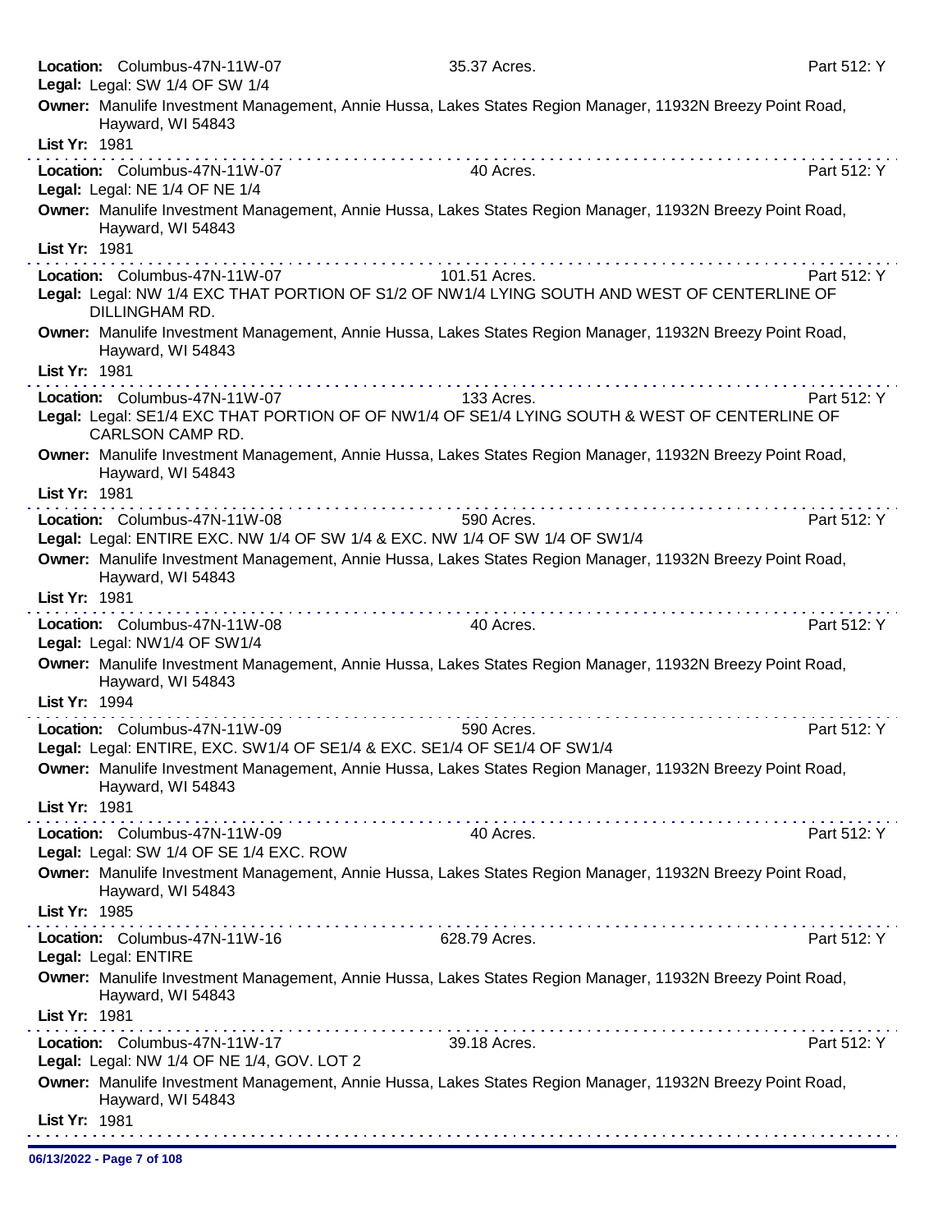**Location:** Columbus-47N-11W-07 35.37 Acres. Part 512: Y
**Legal:** Legal: SW 1/4 OF SW 1/4
**Owner:** Manulife Investment Management, Annie Hussa, Lakes States Region Manager, 11932N Breezy Point Road, Hayward, WI 54843
**List Yr:** 1981

---

**Location:** Columbus-47N-11W-07 40 Acres. Part 512: Y
**Legal:** Legal: NE 1/4 OF NE 1/4
**Owner:** Manulife Investment Management, Annie Hussa, Lakes States Region Manager, 11932N Breezy Point Road, Hayward, WI 54843
**List Yr:** 1981

---

**Location:** Columbus-47N-11W-07 101.51 Acres. Part 512: Y
**Legal:** Legal: NW 1/4 EXC THAT PORTION OF S1/2 OF NW1/4 LYING SOUTH AND WEST OF CENTERLINE OF DILLINGHAM RD.
**Owner:** Manulife Investment Management, Annie Hussa, Lakes States Region Manager, 11932N Breezy Point Road, Hayward, WI 54843
**List Yr:** 1981

---

**Location:** Columbus-47N-11W-07 133 Acres. Part 512: Y
**Legal:** Legal: SE1/4 EXC THAT PORTION OF OF NW1/4 OF SE1/4 LYING SOUTH & WEST OF CENTERLINE OF CARLSON CAMP RD.
**Owner:** Manulife Investment Management, Annie Hussa, Lakes States Region Manager, 11932N Breezy Point Road, Hayward, WI 54843
**List Yr:** 1981

---

**Location:** Columbus-47N-11W-08 590 Acres. Part 512: Y
**Legal:** Legal: ENTIRE EXC. NW 1/4 OF SW 1/4 & EXC. NW 1/4 OF SW 1/4 OF SW1/4
**Owner:** Manulife Investment Management, Annie Hussa, Lakes States Region Manager, 11932N Breezy Point Road, Hayward, WI 54843
**List Yr:** 1981

---

**Location:** Columbus-47N-11W-08 40 Acres. Part 512: Y
**Legal:** Legal: NW1/4 OF SW1/4
**Owner:** Manulife Investment Management, Annie Hussa, Lakes States Region Manager, 11932N Breezy Point Road, Hayward, WI 54843
**List Yr:** 1994

---

**Location:** Columbus-47N-11W-09 590 Acres. Part 512: Y
**Legal:** Legal: ENTIRE, EXC. SW1/4 OF SE1/4 & EXC. SE1/4 OF SE1/4 OF SW1/4
**Owner:** Manulife Investment Management, Annie Hussa, Lakes States Region Manager, 11932N Breezy Point Road, Hayward, WI 54843
**List Yr:** 1981

---

**Location:** Columbus-47N-11W-09 40 Acres. Part 512: Y
**Legal:** Legal: SW 1/4 OF SE 1/4 EXC. ROW
**Owner:** Manulife Investment Management, Annie Hussa, Lakes States Region Manager, 11932N Breezy Point Road, Hayward, WI 54843
**List Yr:** 1985

---

**Location:** Columbus-47N-11W-16 628.79 Acres. Part 512: Y
**Legal:** Legal: ENTIRE
**Owner:** Manulife Investment Management, Annie Hussa, Lakes States Region Manager, 11932N Breezy Point Road, Hayward, WI 54843
**List Yr:** 1981

---

**Location:** Columbus-47N-11W-17 39.18 Acres. Part 512: Y
**Legal:** Legal: NW 1/4 OF NE 1/4, GOV. LOT 2
**Owner:** Manulife Investment Management, Annie Hussa, Lakes States Region Manager, 11932N Breezy Point Road, Hayward, WI 54843
**List Yr:** 1981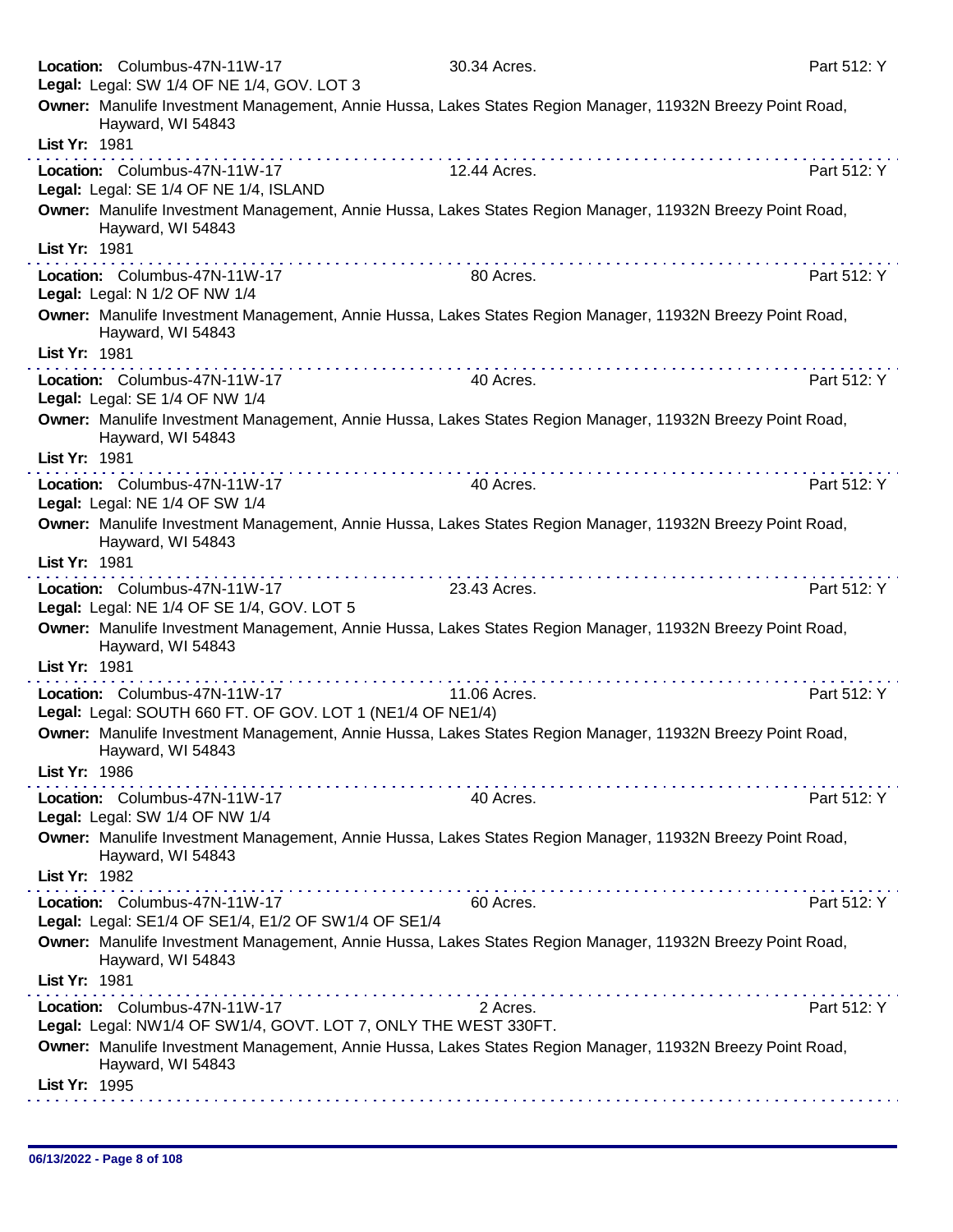**Location:** Columbus-47N-11W-17 30.34 Acres. Part 512: Y
**Legal:** Legal: SW 1/4 OF NE 1/4, GOV. LOT 3
**Owner:** Manulife Investment Management, Annie Hussa, Lakes States Region Manager, 11932N Breezy Point Road, Hayward, WI 54843
**List Yr:** 1981

---

**Location:** Columbus-47N-11W-17 12.44 Acres. Part 512: Y
**Legal:** Legal: SE 1/4 OF NE 1/4, ISLAND
**Owner:** Manulife Investment Management, Annie Hussa, Lakes States Region Manager, 11932N Breezy Point Road, Hayward, WI 54843
**List Yr:** 1981

---

**Location:** Columbus-47N-11W-17 80 Acres. Part 512: Y
**Legal:** Legal: N 1/2 OF NW 1/4
**Owner:** Manulife Investment Management, Annie Hussa, Lakes States Region Manager, 11932N Breezy Point Road, Hayward, WI 54843
**List Yr:** 1981

---

**Location:** Columbus-47N-11W-17 40 Acres. Part 512: Y
**Legal:** Legal: SE 1/4 OF NW 1/4
**Owner:** Manulife Investment Management, Annie Hussa, Lakes States Region Manager, 11932N Breezy Point Road, Hayward, WI 54843
**List Yr:** 1981

---

**Location:** Columbus-47N-11W-17 40 Acres. Part 512: Y
**Legal:** Legal: NE 1/4 OF SW 1/4
**Owner:** Manulife Investment Management, Annie Hussa, Lakes States Region Manager, 11932N Breezy Point Road, Hayward, WI 54843
**List Yr:** 1981

---

**Location:** Columbus-47N-11W-17 23.43 Acres. Part 512: Y
**Legal:** Legal: NE 1/4 OF SE 1/4, GOV. LOT 5
**Owner:** Manulife Investment Management, Annie Hussa, Lakes States Region Manager, 11932N Breezy Point Road, Hayward, WI 54843
**List Yr:** 1981

---

**Location:** Columbus-47N-11W-17 11.06 Acres. Part 512: Y
**Legal:** Legal: SOUTH 660 FT. OF GOV. LOT 1 (NE1/4 OF NE1/4)
**Owner:** Manulife Investment Management, Annie Hussa, Lakes States Region Manager, 11932N Breezy Point Road, Hayward, WI 54843
**List Yr:** 1986

---

**Location:** Columbus-47N-11W-17 40 Acres. Part 512: Y
**Legal:** Legal: SW 1/4 OF NW 1/4
**Owner:** Manulife Investment Management, Annie Hussa, Lakes States Region Manager, 11932N Breezy Point Road, Hayward, WI 54843
**List Yr:** 1982

---

**Location:** Columbus-47N-11W-17 60 Acres. Part 512: Y
**Legal:** Legal: SE1/4 OF SE1/4, E1/2 OF SW1/4 OF SE1/4
**Owner:** Manulife Investment Management, Annie Hussa, Lakes States Region Manager, 11932N Breezy Point Road, Hayward, WI 54843
**List Yr:** 1981

---

**Location:** Columbus-47N-11W-17 2 Acres. Part 512: Y
**Legal:** Legal: NW1/4 OF SW1/4, GOVT. LOT 7, ONLY THE WEST 330FT.
**Owner:** Manulife Investment Management, Annie Hussa, Lakes States Region Manager, 11932N Breezy Point Road, Hayward, WI 54843
**List Yr:** 1995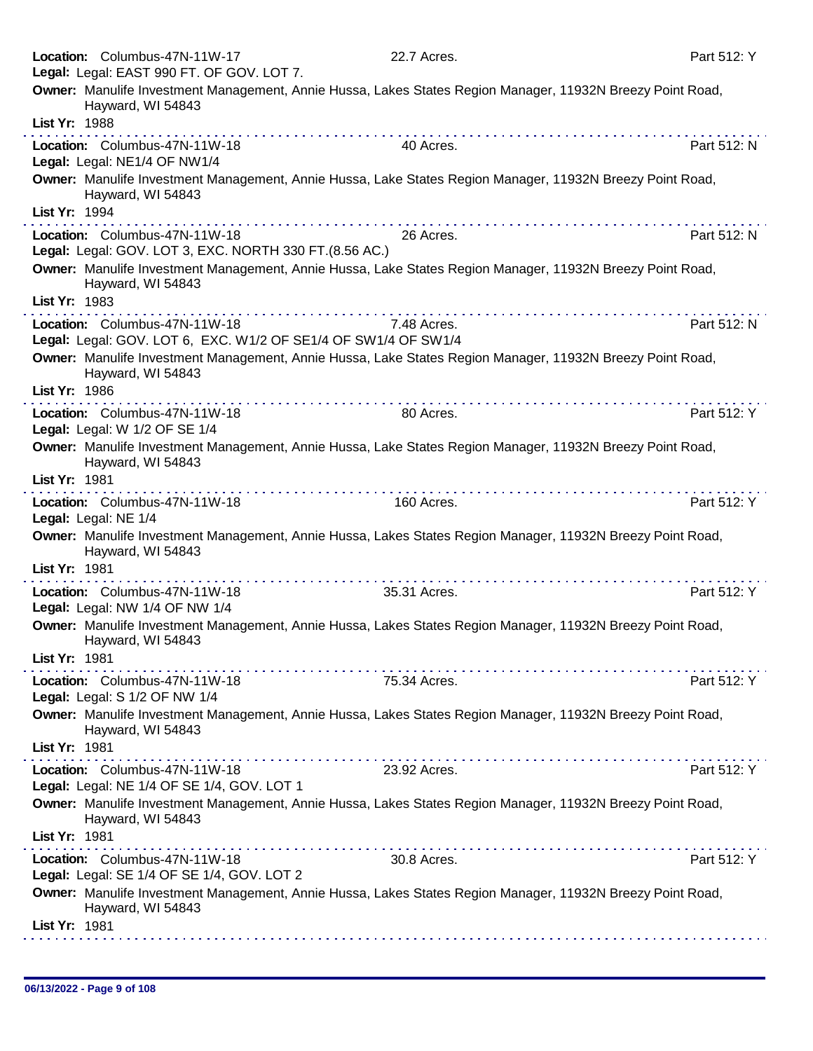**Location:** Columbus-47N-11W-17 22.7 Acres. Part 512: Y
**Legal:** Legal: EAST 990 FT. OF GOV. LOT 7.
**Owner:** Manulife Investment Management, Annie Hussa, Lakes States Region Manager, 11932N Breezy Point Road, Hayward, WI 54843
**List Yr:** 1988

---

**Location:** Columbus-47N-11W-18 40 Acres. Part 512: N
**Legal:** Legal: NE1/4 OF NW1/4
**Owner:** Manulife Investment Management, Annie Hussa, Lake States Region Manager, 11932N Breezy Point Road, Hayward, WI 54843
**List Yr:** 1994

---

**Location:** Columbus-47N-11W-18 26 Acres. Part 512: N
**Legal:** Legal: GOV. LOT 3, EXC. NORTH 330 FT.(8.56 AC.)
**Owner:** Manulife Investment Management, Annie Hussa, Lake States Region Manager, 11932N Breezy Point Road, Hayward, WI 54843
**List Yr:** 1983

---

**Location:** Columbus-47N-11W-18 7.48 Acres. Part 512: N
**Legal:** Legal: GOV. LOT 6, EXC. W1/2 OF SE1/4 OF SW1/4 OF SW1/4
**Owner:** Manulife Investment Management, Annie Hussa, Lake States Region Manager, 11932N Breezy Point Road, Hayward, WI 54843
**List Yr:** 1986

---

**Location:** Columbus-47N-11W-18 80 Acres. Part 512: Y
**Legal:** Legal: W 1/2 OF SE 1/4
**Owner:** Manulife Investment Management, Annie Hussa, Lake States Region Manager, 11932N Breezy Point Road, Hayward, WI 54843
**List Yr:** 1981

---

**Location:** Columbus-47N-11W-18 160 Acres. Part 512: Y
**Legal:** Legal: NE 1/4
**Owner:** Manulife Investment Management, Annie Hussa, Lakes States Region Manager, 11932N Breezy Point Road, Hayward, WI 54843
**List Yr:** 1981

---

**Location:** Columbus-47N-11W-18 35.31 Acres. Part 512: Y
**Legal:** Legal: NW 1/4 OF NW 1/4
**Owner:** Manulife Investment Management, Annie Hussa, Lakes States Region Manager, 11932N Breezy Point Road, Hayward, WI 54843
**List Yr:** 1981

---

**Location:** Columbus-47N-11W-18 75.34 Acres. Part 512: Y
**Legal:** Legal: S 1/2 OF NW 1/4
**Owner:** Manulife Investment Management, Annie Hussa, Lakes States Region Manager, 11932N Breezy Point Road, Hayward, WI 54843
**List Yr:** 1981

---

**Location:** Columbus-47N-11W-18 23.92 Acres. Part 512: Y
**Legal:** Legal: NE 1/4 OF SE 1/4, GOV. LOT 1
**Owner:** Manulife Investment Management, Annie Hussa, Lakes States Region Manager, 11932N Breezy Point Road, Hayward, WI 54843
**List Yr:** 1981

---

**Location:** Columbus-47N-11W-18 30.8 Acres. Part 512: Y
**Legal:** Legal: SE 1/4 OF SE 1/4, GOV. LOT 2
**Owner:** Manulife Investment Management, Annie Hussa, Lakes States Region Manager, 11932N Breezy Point Road, Hayward, WI 54843
**List Yr:** 1981

---

06/13/2022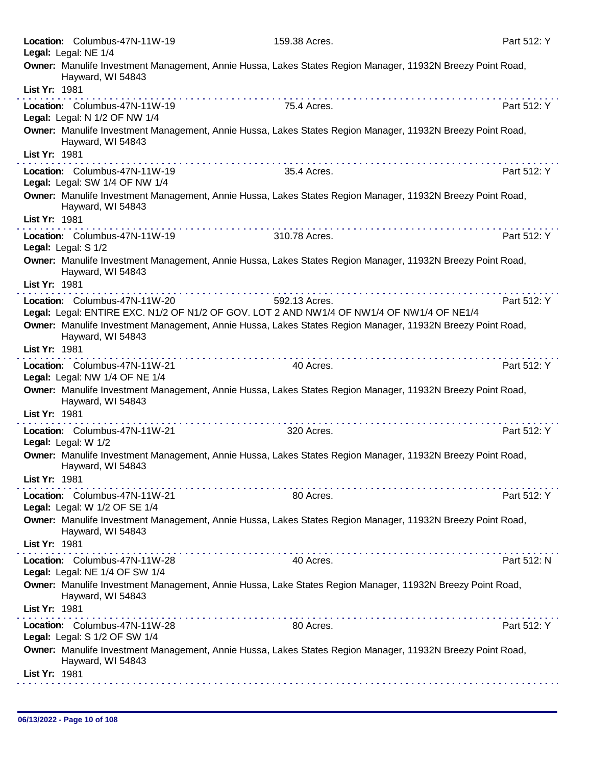**Location:** Columbus-47N-11W-19 159.38 Acres. Part 512: Y
**Legal:** Legal: NE 1/4
**Owner:** Manulife Investment Management, Annie Hussa, Lakes States Region Manager, 11932N Breezy Point Road, Hayward, WI 54843
**List Yr:** 1981

---

**Location:** Columbus-47N-11W-19 75.4 Acres. Part 512: Y
**Legal:** Legal: N 1/2 OF NW 1/4
**Owner:** Manulife Investment Management, Annie Hussa, Lakes States Region Manager, 11932N Breezy Point Road, Hayward, WI 54843
**List Yr:** 1981

---

**Location:** Columbus-47N-11W-19 35.4 Acres. Part 512: Y
**Legal:** Legal: SW 1/4 OF NW 1/4
**Owner:** Manulife Investment Management, Annie Hussa, Lakes States Region Manager, 11932N Breezy Point Road, Hayward, WI 54843
**List Yr:** 1981

---

**Location:** Columbus-47N-11W-19 310.78 Acres. Part 512: Y
**Legal:** Legal: S 1/2
**Owner:** Manulife Investment Management, Annie Hussa, Lakes States Region Manager, 11932N Breezy Point Road, Hayward, WI 54843
**List Yr:** 1981

---

**Location:** Columbus-47N-11W-20 592.13 Acres. Part 512: Y
**Legal:** Legal: ENTIRE EXC. N1/2 OF N1/2 OF GOV. LOT 2 AND NW1/4 OF NW1/4 OF NW1/4 OF NE1/4
**Owner:** Manulife Investment Management, Annie Hussa, Lakes States Region Manager, 11932N Breezy Point Road, Hayward, WI 54843
**List Yr:** 1981

---

**Location:** Columbus-47N-11W-21 40 Acres. Part 512: Y
**Legal:** Legal: NW 1/4 OF NE 1/4
**Owner:** Manulife Investment Management, Annie Hussa, Lakes States Region Manager, 11932N Breezy Point Road, Hayward, WI 54843
**List Yr:** 1981

---

**Location:** Columbus-47N-11W-21 320 Acres. Part 512: Y
**Legal:** Legal: W 1/2
**Owner:** Manulife Investment Management, Annie Hussa, Lakes States Region Manager, 11932N Breezy Point Road, Hayward, WI 54843
**List Yr:** 1981

---

**Location:** Columbus-47N-11W-21 80 Acres. Part 512: Y
**Legal:** Legal: W 1/2 OF SE 1/4
**Owner:** Manulife Investment Management, Annie Hussa, Lakes States Region Manager, 11932N Breezy Point Road, Hayward, WI 54843
**List Yr:** 1981

---

**Location:** Columbus-47N-11W-28 40 Acres. Part 512: N
**Legal:** Legal: NE 1/4 OF SW 1/4
**Owner:** Manulife Investment Management, Annie Hussa, Lake States Region Manager, 11932N Breezy Point Road, Hayward, WI 54843
**List Yr:** 1981

---

**Location:** Columbus-47N-11W-28 80 Acres. Part 512: Y
**Legal:** Legal: S 1/2 OF SW 1/4
**Owner:** Manulife Investment Management, Annie Hussa, Lakes States Region Manager, 11932N Breezy Point Road, Hayward, WI 54843
**List Yr:** 1981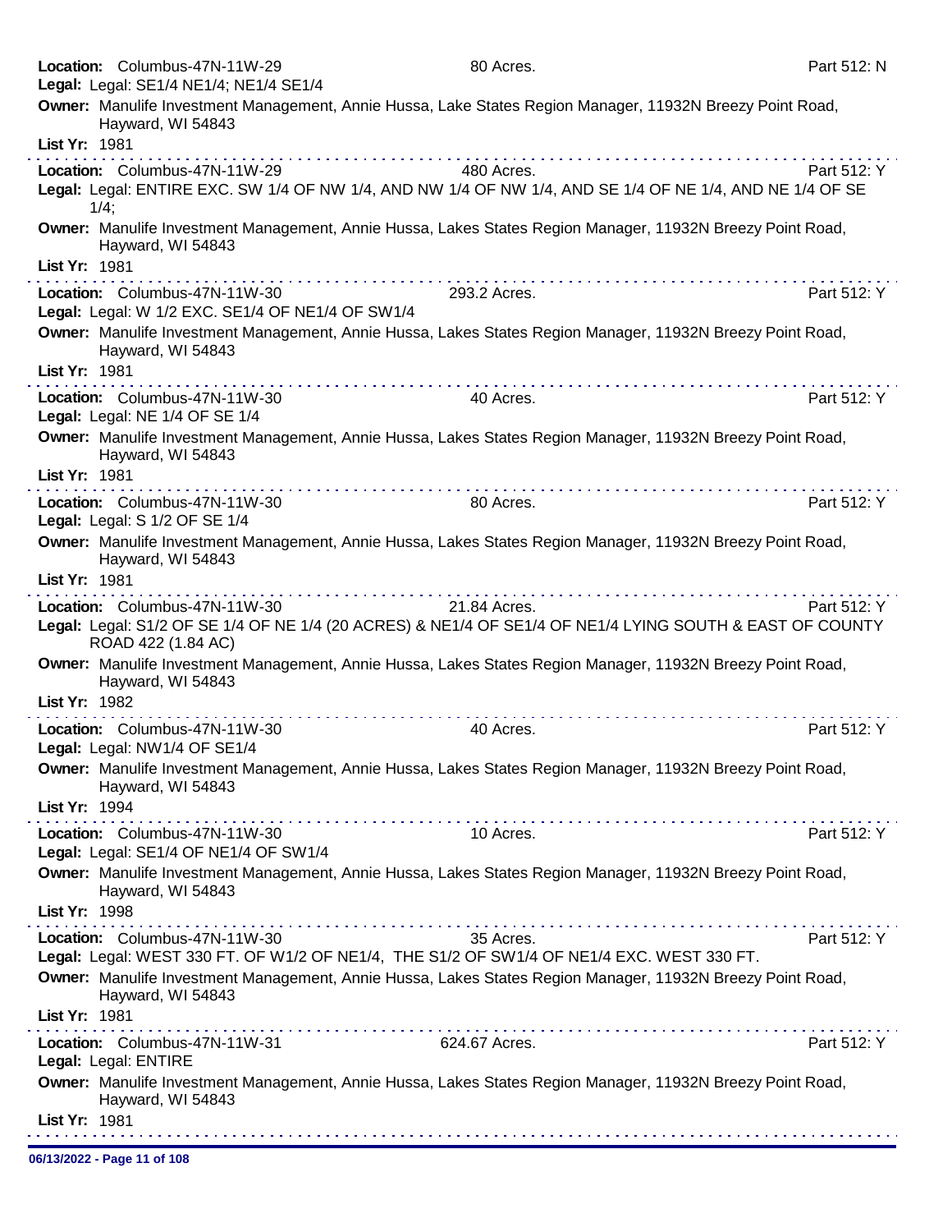**Location:** Columbus-47N-11W-29 80 Acres. Part 512: N
**Legal:** Legal: SE1/4 NE1/4; NE1/4 SE1/4
**Owner:** Manulife Investment Management, Annie Hussa, Lake States Region Manager, 11932N Breezy Point Road, Hayward, WI 54843
**List Yr:** 1981

---

**Location:** Columbus-47N-11W-29 480 Acres. Part 512: Y
**Legal:** Legal: ENTIRE EXC. SW 1/4 OF NW 1/4, AND NW 1/4 OF NW 1/4, AND SE 1/4 OF NE 1/4, AND NE 1/4 OF SE 1/4;
**Owner:** Manulife Investment Management, Annie Hussa, Lakes States Region Manager, 11932N Breezy Point Road, Hayward, WI 54843
**List Yr:** 1981

---

**Location:** Columbus-47N-11W-30 293.2 Acres. Part 512: Y
**Legal:** Legal: W 1/2 EXC. SE1/4 OF NE1/4 OF SW1/4
**Owner:** Manulife Investment Management, Annie Hussa, Lakes States Region Manager, 11932N Breezy Point Road, Hayward, WI 54843
**List Yr:** 1981

---

**Location:** Columbus-47N-11W-30 40 Acres. Part 512: Y
**Legal:** Legal: NE 1/4 OF SE 1/4
**Owner:** Manulife Investment Management, Annie Hussa, Lakes States Region Manager, 11932N Breezy Point Road, Hayward, WI 54843
**List Yr:** 1981

---

**Location:** Columbus-47N-11W-30 80 Acres. Part 512: Y
**Legal:** Legal: S 1/2 OF SE 1/4
**Owner:** Manulife Investment Management, Annie Hussa, Lakes States Region Manager, 11932N Breezy Point Road, Hayward, WI 54843
**List Yr:** 1981

---

**Location:** Columbus-47N-11W-30 21.84 Acres. Part 512: Y
**Legal:** Legal: S1/2 OF SE 1/4 OF NE 1/4 (20 ACRES) & NE1/4 OF SE1/4 OF NE1/4 LYING SOUTH & EAST OF COUNTY ROAD 422 (1.84 AC)
**Owner:** Manulife Investment Management, Annie Hussa, Lakes States Region Manager, 11932N Breezy Point Road, Hayward, WI 54843
**List Yr:** 1982

---

**Location:** Columbus-47N-11W-30 40 Acres. Part 512: Y
**Legal:** Legal: NW1/4 OF SE1/4
**Owner:** Manulife Investment Management, Annie Hussa, Lakes States Region Manager, 11932N Breezy Point Road, Hayward, WI 54843
**List Yr:** 1994

---

**Location:** Columbus-47N-11W-30 10 Acres. Part 512: Y
**Legal:** Legal: SE1/4 OF NE1/4 OF SW1/4
**Owner:** Manulife Investment Management, Annie Hussa, Lakes States Region Manager, 11932N Breezy Point Road, Hayward, WI 54843
**List Yr:** 1998

---

**Location:** Columbus-47N-11W-30 35 Acres. Part 512: Y
**Legal:** Legal: WEST 330 FT. OF W1/2 OF NE1/4, THE S1/2 OF SW1/4 OF NE1/4 EXC. WEST 330 FT.
**Owner:** Manulife Investment Management, Annie Hussa, Lakes States Region Manager, 11932N Breezy Point Road, Hayward, WI 54843
**List Yr:** 1981

---

**Location:** Columbus-47N-11W-31 624.67 Acres. Part 512: Y
**Legal:** Legal: ENTIRE
**Owner:** Manulife Investment Management, Annie Hussa, Lakes States Region Manager, 11932N Breezy Point Road, Hayward, WI 54843
**List Yr:** 1981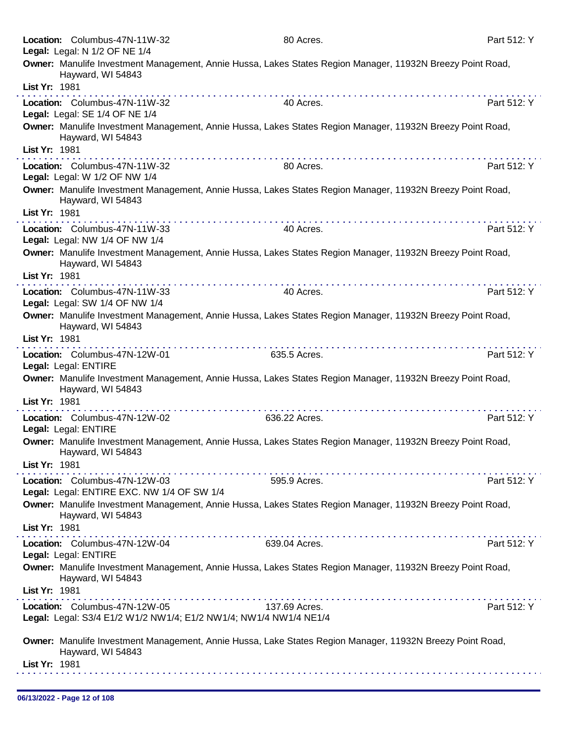**Location:** Columbus-47N-11W-32 80 Acres. Part 512: Y
**Legal:** Legal: N 1/2 OF NE 1/4
**Owner:** Manulife Investment Management, Annie Hussa, Lakes States Region Manager, 11932N Breezy Point Road, Hayward, WI 54843
**List Yr:** 1981

---

**Location:** Columbus-47N-11W-32 40 Acres. Part 512: Y
**Legal:** Legal: SE 1/4 OF NE 1/4
**Owner:** Manulife Investment Management, Annie Hussa, Lakes States Region Manager, 11932N Breezy Point Road, Hayward, WI 54843
**List Yr:** 1981

---

**Location:** Columbus-47N-11W-32 80 Acres. Part 512: Y
**Legal:** Legal: W 1/2 OF NW 1/4
**Owner:** Manulife Investment Management, Annie Hussa, Lakes States Region Manager, 11932N Breezy Point Road, Hayward, WI 54843
**List Yr:** 1981

---

**Location:** Columbus-47N-11W-33 40 Acres. Part 512: Y
**Legal:** Legal: NW 1/4 OF NW 1/4
**Owner:** Manulife Investment Management, Annie Hussa, Lakes States Region Manager, 11932N Breezy Point Road, Hayward, WI 54843
**List Yr:** 1981

---

**Location:** Columbus-47N-11W-33 40 Acres. Part 512: Y
**Legal:** Legal: SW 1/4 OF NW 1/4
**Owner:** Manulife Investment Management, Annie Hussa, Lakes States Region Manager, 11932N Breezy Point Road, Hayward, WI 54843
**List Yr:** 1981

---

**Location:** Columbus-47N-12W-01 635.5 Acres. Part 512: Y
**Legal:** Legal: ENTIRE
**Owner:** Manulife Investment Management, Annie Hussa, Lakes States Region Manager, 11932N Breezy Point Road, Hayward, WI 54843
**List Yr:** 1981

---

**Location:** Columbus-47N-12W-02 636.22 Acres. Part 512: Y
**Legal:** Legal: ENTIRE
**Owner:** Manulife Investment Management, Annie Hussa, Lakes States Region Manager, 11932N Breezy Point Road, Hayward, WI 54843
**List Yr:** 1981

---

**Location:** Columbus-47N-12W-03 595.9 Acres. Part 512: Y
**Legal:** Legal: ENTIRE EXC. NW 1/4 OF SW 1/4
**Owner:** Manulife Investment Management, Annie Hussa, Lakes States Region Manager, 11932N Breezy Point Road, Hayward, WI 54843
**List Yr:** 1981

---

**Location:** Columbus-47N-12W-04 639.04 Acres. Part 512: Y
**Legal:** Legal: ENTIRE
**Owner:** Manulife Investment Management, Annie Hussa, Lakes States Region Manager, 11932N Breezy Point Road, Hayward, WI 54843
**List Yr:** 1981

---

**Location:** Columbus-47N-12W-05 137.69 Acres. Part 512: Y
**Legal:** Legal: S3/4 E1/2 W1/2 NW1/4; E1/2 NW1/4; NW1/4 NW1/4 NE1/4
**Owner:** Manulife Investment Management, Annie Hussa, Lake States Region Manager, 11932N Breezy Point Road, Hayward, WI 54843
**List Yr:** 1981

---

06/13/2022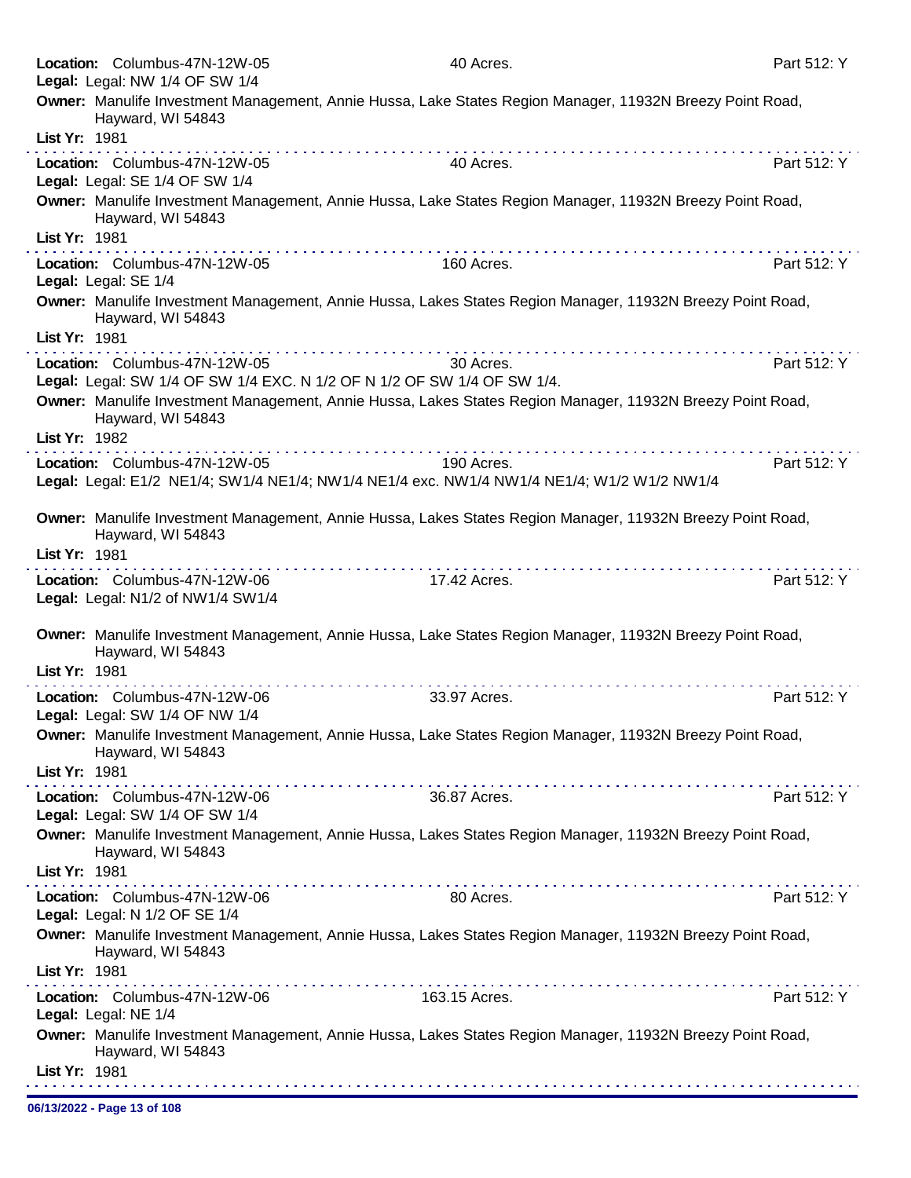**Location:** Columbus-47N-12W-05 40 Acres. Part 512: Y
**Legal:** Legal: NW 1/4 OF SW 1/4
**Owner:** Manulife Investment Management, Annie Hussa, Lake States Region Manager, 11932N Breezy Point Road, Hayward, WI 54843
**List Yr:** 1981

---

**Location:** Columbus-47N-12W-05 40 Acres. Part 512: Y
**Legal:** Legal: SE 1/4 OF SW 1/4
**Owner:** Manulife Investment Management, Annie Hussa, Lake States Region Manager, 11932N Breezy Point Road, Hayward, WI 54843
**List Yr:** 1981

---

**Location:** Columbus-47N-12W-05 160 Acres. Part 512: Y
**Legal:** Legal: SE 1/4
**Owner:** Manulife Investment Management, Annie Hussa, Lakes States Region Manager, 11932N Breezy Point Road, Hayward, WI 54843
**List Yr:** 1981

---

**Location:** Columbus-47N-12W-05 30 Acres. Part 512: Y
**Legal:** Legal: SW 1/4 OF SW 1/4 EXC. N 1/2 OF N 1/2 OF SW 1/4 OF SW 1/4.
**Owner:** Manulife Investment Management, Annie Hussa, Lakes States Region Manager, 11932N Breezy Point Road, Hayward, WI 54843
**List Yr:** 1982

---

**Location:** Columbus-47N-12W-05 190 Acres. Part 512: Y
**Legal:** Legal: E1/2 NE1/4; SW1/4 NE1/4; NW1/4 NE1/4 exc. NW1/4 NW1/4 NE1/4; W1/2 W1/2 NW1/4
**Owner:** Manulife Investment Management, Annie Hussa, Lakes States Region Manager, 11932N Breezy Point Road, Hayward, WI 54843
**List Yr:** 1981

---

**Location:** Columbus-47N-12W-06 17.42 Acres. Part 512: Y
**Legal:** Legal: N1/2 of NW1/4 SW1/4
**Owner:** Manulife Investment Management, Annie Hussa, Lake States Region Manager, 11932N Breezy Point Road, Hayward, WI 54843
**List Yr:** 1981

---

**Location:** Columbus-47N-12W-06 33.97 Acres. Part 512: Y
**Legal:** Legal: SW 1/4 OF NW 1/4
**Owner:** Manulife Investment Management, Annie Hussa, Lake States Region Manager, 11932N Breezy Point Road, Hayward, WI 54843
**List Yr:** 1981

---

**Location:** Columbus-47N-12W-06 36.87 Acres. Part 512: Y
**Legal:** Legal: SW 1/4 OF SW 1/4
**Owner:** Manulife Investment Management, Annie Hussa, Lakes States Region Manager, 11932N Breezy Point Road, Hayward, WI 54843
**List Yr:** 1981

---

**Location:** Columbus-47N-12W-06 80 Acres. Part 512: Y
**Legal:** Legal: N 1/2 OF SE 1/4
**Owner:** Manulife Investment Management, Annie Hussa, Lakes States Region Manager, 11932N Breezy Point Road, Hayward, WI 54843
**List Yr:** 1981

---

**Location:** Columbus-47N-12W-06 163.15 Acres. Part 512: Y
**Legal:** Legal: NE 1/4
**Owner:** Manulife Investment Management, Annie Hussa, Lakes States Region Manager, 11932N Breezy Point Road, Hayward, WI 54843
**List Yr:** 1981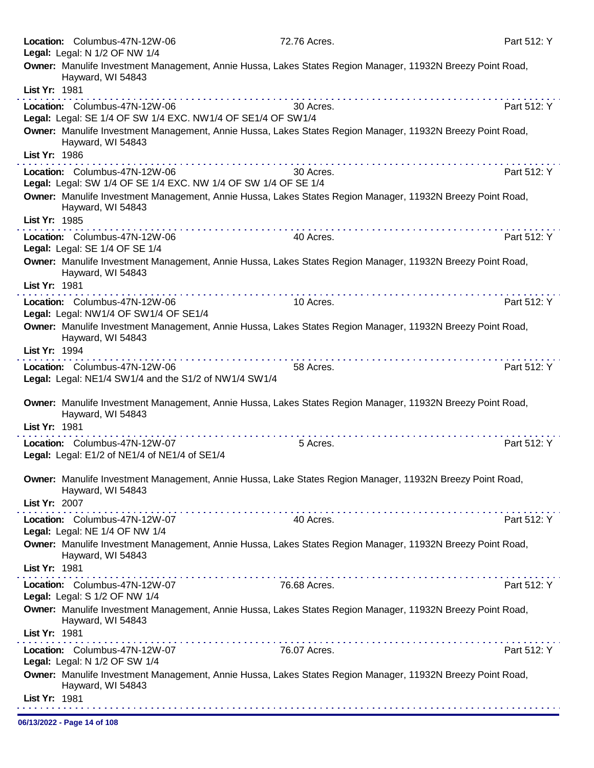**Location:** Columbus-47N-12W-06 72.76 Acres. Part 512: Y
**Legal:** Legal: N 1/2 OF NW 1/4
**Owner:** Manulife Investment Management, Annie Hussa, Lakes States Region Manager, 11932N Breezy Point Road, Hayward, WI 54843
**List Yr:** 1981

---

**Location:** Columbus-47N-12W-06 30 Acres. Part 512: Y
**Legal:** Legal: SE 1/4 OF SW 1/4 EXC. NW1/4 OF SE1/4 OF SW1/4
**Owner:** Manulife Investment Management, Annie Hussa, Lakes States Region Manager, 11932N Breezy Point Road, Hayward, WI 54843
**List Yr:** 1986

---

**Location:** Columbus-47N-12W-06 30 Acres. Part 512: Y
**Legal:** Legal: SW 1/4 OF SE 1/4 EXC. NW 1/4 OF SW 1/4 OF SE 1/4
**Owner:** Manulife Investment Management, Annie Hussa, Lakes States Region Manager, 11932N Breezy Point Road, Hayward, WI 54843
**List Yr:** 1985

---

**Location:** Columbus-47N-12W-06 40 Acres. Part 512: Y
**Legal:** Legal: SE 1/4 OF SE 1/4
**Owner:** Manulife Investment Management, Annie Hussa, Lakes States Region Manager, 11932N Breezy Point Road, Hayward, WI 54843
**List Yr:** 1981

---

**Location:** Columbus-47N-12W-06 10 Acres. Part 512: Y
**Legal:** Legal: NW1/4 OF SW1/4 OF SE1/4
**Owner:** Manulife Investment Management, Annie Hussa, Lakes States Region Manager, 11932N Breezy Point Road, Hayward, WI 54843
**List Yr:** 1994

---

**Location:** Columbus-47N-12W-06 58 Acres. Part 512: Y
**Legal:** Legal: NE1/4 SW1/4 and the S1/2 of NW1/4 SW1/4

**Owner:** Manulife Investment Management, Annie Hussa, Lakes States Region Manager, 11932N Breezy Point Road, Hayward, WI 54843
**List Yr:** 1981

---

**Location:** Columbus-47N-12W-07 5 Acres. Part 512: Y
**Legal:** Legal: E1/2 of NE1/4 of NE1/4 of SE1/4

**Owner:** Manulife Investment Management, Annie Hussa, Lake States Region Manager, 11932N Breezy Point Road, Hayward, WI 54843
**List Yr:** 2007

---

**Location:** Columbus-47N-12W-07 40 Acres. Part 512: Y
**Legal:** Legal: NE 1/4 OF NW 1/4
**Owner:** Manulife Investment Management, Annie Hussa, Lakes States Region Manager, 11932N Breezy Point Road, Hayward, WI 54843
**List Yr:** 1981

---

**Location:** Columbus-47N-12W-07 76.68 Acres. Part 512: Y
**Legal:** Legal: S 1/2 OF NW 1/4
**Owner:** Manulife Investment Management, Annie Hussa, Lakes States Region Manager, 11932N Breezy Point Road, Hayward, WI 54843
**List Yr:** 1981

---

**Location:** Columbus-47N-12W-07 76.07 Acres. Part 512: Y
**Legal:** Legal: N 1/2 OF SW 1/4
**Owner:** Manulife Investment Management, Annie Hussa, Lakes States Region Manager, 11932N Breezy Point Road, Hayward, WI 54843
**List Yr:** 1981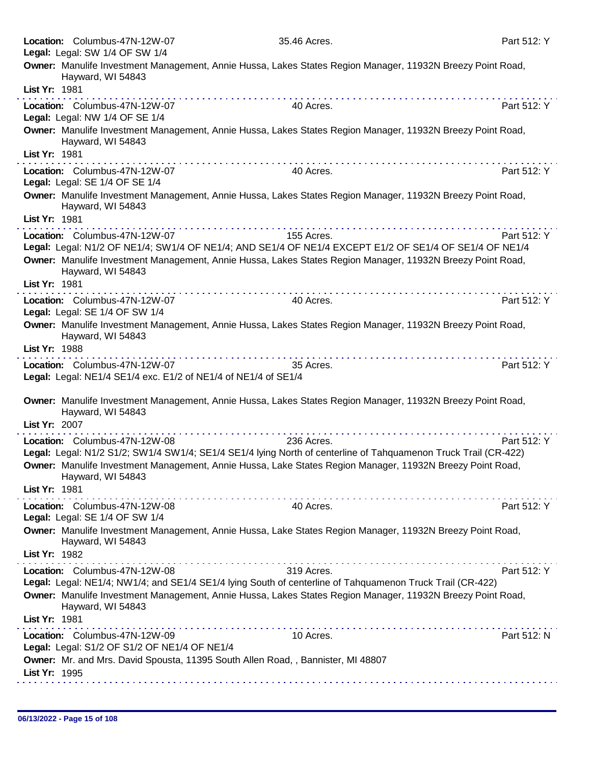**Location:** Columbus-47N-12W-07 35.46 Acres. Part 512: Y
**Legal:** Legal: SW 1/4 OF SW 1/4
**Owner:** Manulife Investment Management, Annie Hussa, Lakes States Region Manager, 11932N Breezy Point Road, Hayward, WI 54843
**List Yr:** 1981

---

**Location:** Columbus-47N-12W-07 40 Acres. Part 512: Y
**Legal:** Legal: NW 1/4 OF SE 1/4
**Owner:** Manulife Investment Management, Annie Hussa, Lakes States Region Manager, 11932N Breezy Point Road, Hayward, WI 54843
**List Yr:** 1981

---

**Location:** Columbus-47N-12W-07 40 Acres. Part 512: Y
**Legal:** Legal: SE 1/4 OF SE 1/4
**Owner:** Manulife Investment Management, Annie Hussa, Lakes States Region Manager, 11932N Breezy Point Road, Hayward, WI 54843
**List Yr:** 1981

---

**Location:** Columbus-47N-12W-07 155 Acres. Part 512: Y
**Legal:** Legal: N1/2 OF NE1/4; SW1/4 OF NE1/4; AND SE1/4 OF NE1/4 EXCEPT E1/2 OF SE1/4 OF SE1/4 OF NE1/4
**Owner:** Manulife Investment Management, Annie Hussa, Lakes States Region Manager, 11932N Breezy Point Road, Hayward, WI 54843
**List Yr:** 1981

---

**Location:** Columbus-47N-12W-07 40 Acres. Part 512: Y
**Legal:** Legal: SE 1/4 OF SW 1/4
**Owner:** Manulife Investment Management, Annie Hussa, Lakes States Region Manager, 11932N Breezy Point Road, Hayward, WI 54843
**List Yr:** 1988

---

**Location:** Columbus-47N-12W-07 35 Acres. Part 512: Y
**Legal:** Legal: NE1/4 SE1/4 exc. E1/2 of NE1/4 of NE1/4 of SE1/4
**Owner:** Manulife Investment Management, Annie Hussa, Lakes States Region Manager, 11932N Breezy Point Road, Hayward, WI 54843
**List Yr:** 2007

---

**Location:** Columbus-47N-12W-08 236 Acres. Part 512: Y
**Legal:** Legal: N1/2 S1/2; SW1/4 SW1/4; SE1/4 SE1/4 lying North of centerline of Tahquamenon Truck Trail (CR-422)
**Owner:** Manulife Investment Management, Annie Hussa, Lake States Region Manager, 11932N Breezy Point Road, Hayward, WI 54843
**List Yr:** 1981

---

**Location:** Columbus-47N-12W-08 40 Acres. Part 512: Y
**Legal:** Legal: SE 1/4 OF SW 1/4
**Owner:** Manulife Investment Management, Annie Hussa, Lake States Region Manager, 11932N Breezy Point Road, Hayward, WI 54843
**List Yr:** 1982

---

**Location:** Columbus-47N-12W-08 319 Acres. Part 512: Y
**Legal:** Legal: NE1/4; NW1/4; and SE1/4 SE1/4 lying South of centerline of Tahquamenon Truck Trail (CR-422)
**Owner:** Manulife Investment Management, Annie Hussa, Lakes States Region Manager, 11932N Breezy Point Road, Hayward, WI 54843
**List Yr:** 1981

---

**Location:** Columbus-47N-12W-09 10 Acres. Part 512: N
**Legal:** Legal: S1/2 OF S1/2 OF NE1/4 OF NE1/4
**Owner:** Mr. and Mrs. David Spousta, 11395 South Allen Road, , Bannister, MI 48807
**List Yr:** 1995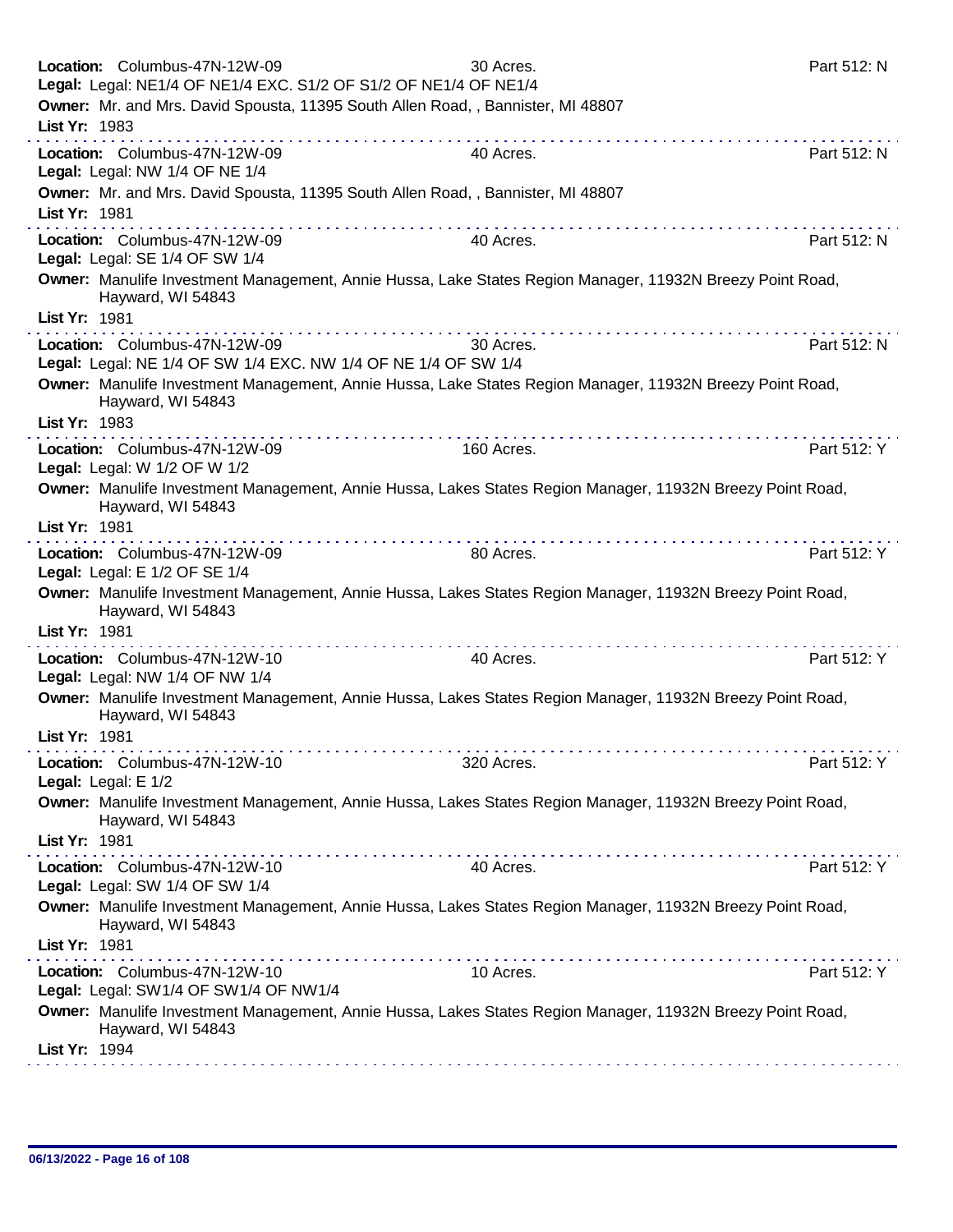**Location:** Columbus-47N-12W-09 | 30 Acres. | Part 512: N
**Legal:** Legal: NE1/4 OF NE1/4 EXC. S1/2 OF S1/2 OF NE1/4 OF NE1/4
**Owner:** Mr. and Mrs. David Spousta, 11395 South Allen Road, , Bannister, MI 48807
**List Yr:** 1983

---

**Location:** Columbus-47N-12W-09 | 40 Acres. | Part 512: N
**Legal:** Legal: NW 1/4 OF NE 1/4
**Owner:** Mr. and Mrs. David Spousta, 11395 South Allen Road, , Bannister, MI 48807
**List Yr:** 1981

---

**Location:** Columbus-47N-12W-09 | 40 Acres. | Part 512: N
**Legal:** Legal: SE 1/4 OF SW 1/4
**Owner:** Manulife Investment Management, Annie Hussa, Lake States Region Manager, 11932N Breezy Point Road, Hayward, WI 54843
**List Yr:** 1981

---

**Location:** Columbus-47N-12W-09 | 30 Acres. | Part 512: N
**Legal:** Legal: NE 1/4 OF SW 1/4 EXC. NW 1/4 OF NE 1/4 OF SW 1/4
**Owner:** Manulife Investment Management, Annie Hussa, Lake States Region Manager, 11932N Breezy Point Road, Hayward, WI 54843
**List Yr:** 1983

---

**Location:** Columbus-47N-12W-09 | 160 Acres. | Part 512: Y
**Legal:** Legal: W 1/2 OF W 1/2
**Owner:** Manulife Investment Management, Annie Hussa, Lakes States Region Manager, 11932N Breezy Point Road, Hayward, WI 54843
**List Yr:** 1981

---

**Location:** Columbus-47N-12W-09 | 80 Acres. | Part 512: Y
**Legal:** Legal: E 1/2 OF SE 1/4
**Owner:** Manulife Investment Management, Annie Hussa, Lakes States Region Manager, 11932N Breezy Point Road, Hayward, WI 54843
**List Yr:** 1981

---

**Location:** Columbus-47N-12W-10 | 40 Acres. | Part 512: Y
**Legal:** Legal: NW 1/4 OF NW 1/4
**Owner:** Manulife Investment Management, Annie Hussa, Lakes States Region Manager, 11932N Breezy Point Road, Hayward, WI 54843
**List Yr:** 1981

---

**Location:** Columbus-47N-12W-10 | 320 Acres. | Part 512: Y
**Legal:** Legal: E 1/2
**Owner:** Manulife Investment Management, Annie Hussa, Lakes States Region Manager, 11932N Breezy Point Road, Hayward, WI 54843
**List Yr:** 1981

---

**Location:** Columbus-47N-12W-10 | 40 Acres. | Part 512: Y
**Legal:** Legal: SW 1/4 OF SW 1/4
**Owner:** Manulife Investment Management, Annie Hussa, Lakes States Region Manager, 11932N Breezy Point Road, Hayward, WI 54843
**List Yr:** 1981

---

**Location:** Columbus-47N-12W-10 | 10 Acres. | Part 512: Y
**Legal:** Legal: SW1/4 OF SW1/4 OF NW1/4
**Owner:** Manulife Investment Management, Annie Hussa, Lakes States Region Manager, 11932N Breezy Point Road, Hayward, WI 54843
**List Yr:** 1994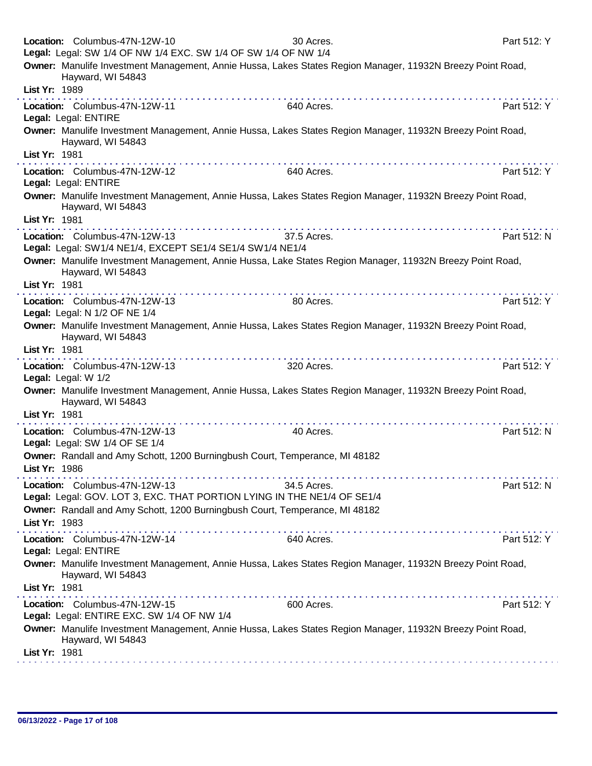**Location:** Columbus-47N-12W-10 30 Acres. Part 512: Y
**Legal:** Legal: SW 1/4 OF NW 1/4 EXC. SW 1/4 OF SW 1/4 OF NW 1/4
**Owner:** Manulife Investment Management, Annie Hussa, Lakes States Region Manager, 11932N Breezy Point Road, Hayward, WI 54843
**List Yr:** 1989

---

**Location:** Columbus-47N-12W-11 640 Acres. Part 512: Y
**Legal:** Legal: ENTIRE
**Owner:** Manulife Investment Management, Annie Hussa, Lakes States Region Manager, 11932N Breezy Point Road, Hayward, WI 54843
**List Yr:** 1981

---

**Location:** Columbus-47N-12W-12 640 Acres. Part 512: Y
**Legal:** Legal: ENTIRE
**Owner:** Manulife Investment Management, Annie Hussa, Lakes States Region Manager, 11932N Breezy Point Road, Hayward, WI 54843
**List Yr:** 1981

---

**Location:** Columbus-47N-12W-13 37.5 Acres. Part 512: N
**Legal:** Legal: SW1/4 NE1/4, EXCEPT SE1/4 SE1/4 SW1/4 NE1/4
**Owner:** Manulife Investment Management, Annie Hussa, Lake States Region Manager, 11932N Breezy Point Road, Hayward, WI 54843
**List Yr:** 1981

---

**Location:** Columbus-47N-12W-13 80 Acres. Part 512: Y
**Legal:** Legal: N 1/2 OF NE 1/4
**Owner:** Manulife Investment Management, Annie Hussa, Lakes States Region Manager, 11932N Breezy Point Road, Hayward, WI 54843
**List Yr:** 1981

---

**Location:** Columbus-47N-12W-13 320 Acres. Part 512: Y
**Legal:** Legal: W 1/2
**Owner:** Manulife Investment Management, Annie Hussa, Lakes States Region Manager, 11932N Breezy Point Road, Hayward, WI 54843
**List Yr:** 1981

---

**Location:** Columbus-47N-12W-13 40 Acres. Part 512: N
**Legal:** Legal: SW 1/4 OF SE 1/4
**Owner:** Randall and Amy Schott, 1200 Burningbush Court, Temperance, MI 48182
**List Yr:** 1986

---

**Location:** Columbus-47N-12W-13 34.5 Acres. Part 512: N
**Legal:** Legal: GOV. LOT 3, EXC. THAT PORTION LYING IN THE NE1/4 OF SE1/4
**Owner:** Randall and Amy Schott, 1200 Burningbush Court, Temperance, MI 48182
**List Yr:** 1983

---

**Location:** Columbus-47N-12W-14 640 Acres. Part 512: Y
**Legal:** Legal: ENTIRE
**Owner:** Manulife Investment Management, Annie Hussa, Lakes States Region Manager, 11932N Breezy Point Road, Hayward, WI 54843
**List Yr:** 1981

---

**Location:** Columbus-47N-12W-15 600 Acres. Part 512: Y
**Legal:** Legal: ENTIRE EXC. SW 1/4 OF NW 1/4
**Owner:** Manulife Investment Management, Annie Hussa, Lakes States Region Manager, 11932N Breezy Point Road, Hayward, WI 54843
**List Yr:** 1981

---

06/13/2022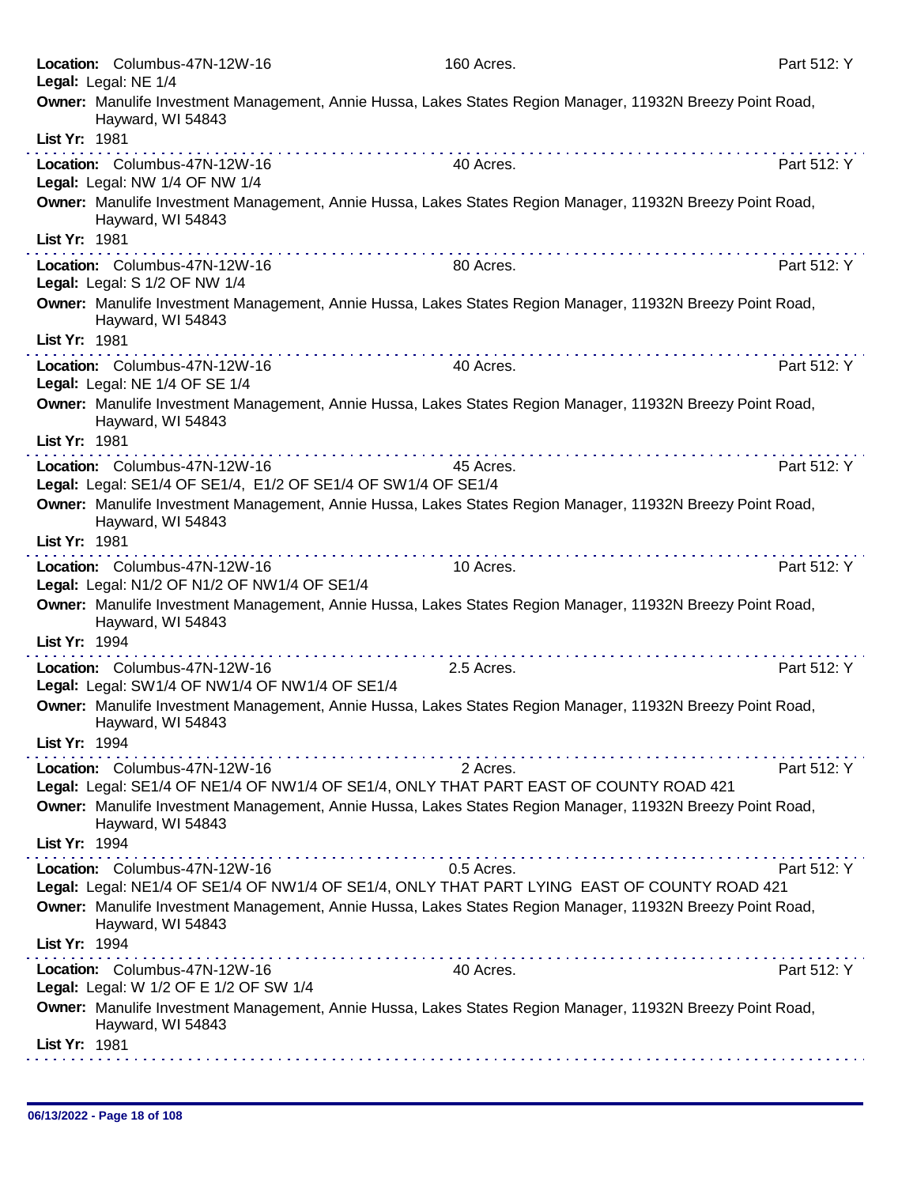**Location:** Columbus-47N-12W-16 160 Acres. Part 512: Y
**Legal:** Legal: NE 1/4
**Owner:** Manulife Investment Management, Annie Hussa, Lakes States Region Manager, 11932N Breezy Point Road, Hayward, WI 54843
**List Yr:** 1981

---

**Location:** Columbus-47N-12W-16 40 Acres. Part 512: Y
**Legal:** Legal: NW 1/4 OF NW 1/4
**Owner:** Manulife Investment Management, Annie Hussa, Lakes States Region Manager, 11932N Breezy Point Road, Hayward, WI 54843
**List Yr:** 1981

---

**Location:** Columbus-47N-12W-16 80 Acres. Part 512: Y
**Legal:** Legal: S 1/2 OF NW 1/4
**Owner:** Manulife Investment Management, Annie Hussa, Lakes States Region Manager, 11932N Breezy Point Road, Hayward, WI 54843
**List Yr:** 1981

---

**Location:** Columbus-47N-12W-16 40 Acres. Part 512: Y
**Legal:** Legal: NE 1/4 OF SE 1/4
**Owner:** Manulife Investment Management, Annie Hussa, Lakes States Region Manager, 11932N Breezy Point Road, Hayward, WI 54843
**List Yr:** 1981

---

**Location:** Columbus-47N-12W-16 45 Acres. Part 512: Y
**Legal:** Legal: SE1/4 OF SE1/4, E1/2 OF SE1/4 OF SW1/4 OF SE1/4
**Owner:** Manulife Investment Management, Annie Hussa, Lakes States Region Manager, 11932N Breezy Point Road, Hayward, WI 54843
**List Yr:** 1981

---

**Location:** Columbus-47N-12W-16 10 Acres. Part 512: Y
**Legal:** Legal: N1/2 OF N1/2 OF NW1/4 OF SE1/4
**Owner:** Manulife Investment Management, Annie Hussa, Lakes States Region Manager, 11932N Breezy Point Road, Hayward, WI 54843
**List Yr:** 1994

---

**Location:** Columbus-47N-12W-16 2.5 Acres. Part 512: Y
**Legal:** Legal: SW1/4 OF NW1/4 OF NW1/4 OF SE1/4
**Owner:** Manulife Investment Management, Annie Hussa, Lakes States Region Manager, 11932N Breezy Point Road, Hayward, WI 54843
**List Yr:** 1994

---

**Location:** Columbus-47N-12W-16 2 Acres. Part 512: Y
**Legal:** Legal: SE1/4 OF NE1/4 OF NW1/4 OF SE1/4, ONLY THAT PART EAST OF COUNTY ROAD 421
**Owner:** Manulife Investment Management, Annie Hussa, Lakes States Region Manager, 11932N Breezy Point Road, Hayward, WI 54843
**List Yr:** 1994

---

**Location:** Columbus-47N-12W-16 0.5 Acres. Part 512: Y
**Legal:** Legal: NE1/4 OF SE1/4 OF NW1/4 OF SE1/4, ONLY THAT PART LYING EAST OF COUNTY ROAD 421
**Owner:** Manulife Investment Management, Annie Hussa, Lakes States Region Manager, 11932N Breezy Point Road, Hayward, WI 54843
**List Yr:** 1994

---

**Location:** Columbus-47N-12W-16 40 Acres. Part 512: Y
**Legal:** Legal: W 1/2 OF E 1/2 OF SW 1/4
**Owner:** Manulife Investment Management, Annie Hussa, Lakes States Region Manager, 11932N Breezy Point Road, Hayward, WI 54843
**List Yr:** 1981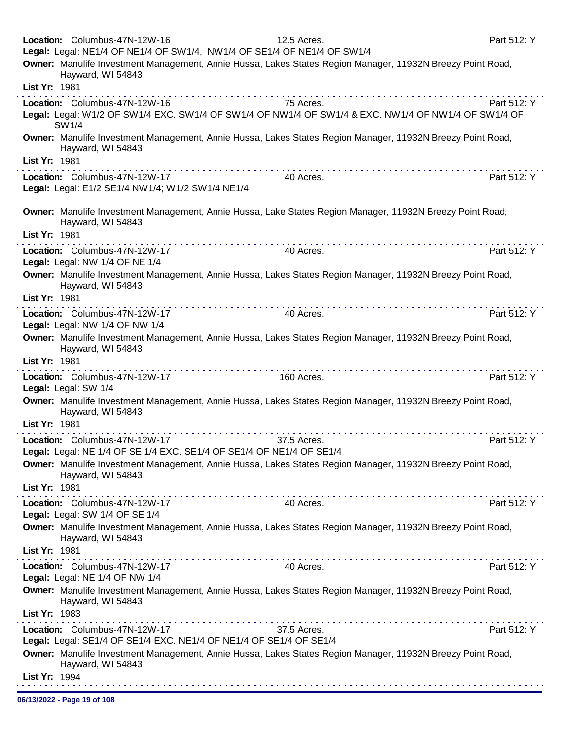**Location:** Columbus-47N-12W-16 12.5 Acres. Part 512: Y
**Legal:** Legal: NE1/4 OF NE1/4 OF SW1/4, NW1/4 OF SE1/4 OF NE1/4 OF SW1/4
**Owner:** Manulife Investment Management, Annie Hussa, Lakes States Region Manager, 11932N Breezy Point Road, Hayward, WI 54843
**List Yr:** 1981

---

**Location:** Columbus-47N-12W-16 75 Acres. Part 512: Y
**Legal:** Legal: W1/2 OF SW1/4 EXC. SW1/4 OF SW1/4 OF NW1/4 OF SW1/4 & EXC. NW1/4 OF NW1/4 OF SW1/4 OF SW1/4
**Owner:** Manulife Investment Management, Annie Hussa, Lakes States Region Manager, 11932N Breezy Point Road, Hayward, WI 54843
**List Yr:** 1981

---

**Location:** Columbus-47N-12W-17 40 Acres. Part 512: Y
**Legal:** Legal: E1/2 SE1/4 NW1/4; W1/2 SW1/4 NE1/4
**Owner:** Manulife Investment Management, Annie Hussa, Lake States Region Manager, 11932N Breezy Point Road, Hayward, WI 54843
**List Yr:** 1981

---

**Location:** Columbus-47N-12W-17 40 Acres. Part 512: Y
**Legal:** Legal: NW 1/4 OF NE 1/4
**Owner:** Manulife Investment Management, Annie Hussa, Lakes States Region Manager, 11932N Breezy Point Road, Hayward, WI 54843
**List Yr:** 1981

---

**Location:** Columbus-47N-12W-17 40 Acres. Part 512: Y
**Legal:** Legal: NW 1/4 OF NW 1/4
**Owner:** Manulife Investment Management, Annie Hussa, Lakes States Region Manager, 11932N Breezy Point Road, Hayward, WI 54843
**List Yr:** 1981

---

**Location:** Columbus-47N-12W-17 160 Acres. Part 512: Y
**Legal:** Legal: SW 1/4
**Owner:** Manulife Investment Management, Annie Hussa, Lakes States Region Manager, 11932N Breezy Point Road, Hayward, WI 54843
**List Yr:** 1981

---

**Location:** Columbus-47N-12W-17 37.5 Acres. Part 512: Y
**Legal:** Legal: NE 1/4 OF SE 1/4 EXC. SE1/4 OF SE1/4 OF NE1/4 OF SE1/4
**Owner:** Manulife Investment Management, Annie Hussa, Lakes States Region Manager, 11932N Breezy Point Road, Hayward, WI 54843
**List Yr:** 1981

---

**Location:** Columbus-47N-12W-17 40 Acres. Part 512: Y
**Legal:** Legal: SW 1/4 OF SE 1/4
**Owner:** Manulife Investment Management, Annie Hussa, Lakes States Region Manager, 11932N Breezy Point Road, Hayward, WI 54843
**List Yr:** 1981

---

**Location:** Columbus-47N-12W-17 40 Acres. Part 512: Y
**Legal:** Legal: NE 1/4 OF NW 1/4
**Owner:** Manulife Investment Management, Annie Hussa, Lakes States Region Manager, 11932N Breezy Point Road, Hayward, WI 54843
**List Yr:** 1983

---

**Location:** Columbus-47N-12W-17 37.5 Acres. Part 512: Y
**Legal:** Legal: SE1/4 OF SE1/4 EXC. NE1/4 OF NE1/4 OF SE1/4 OF SE1/4
**Owner:** Manulife Investment Management, Annie Hussa, Lakes States Region Manager, 11932N Breezy Point Road, Hayward, WI 54843
**List Yr:** 1994

---

06/13/2022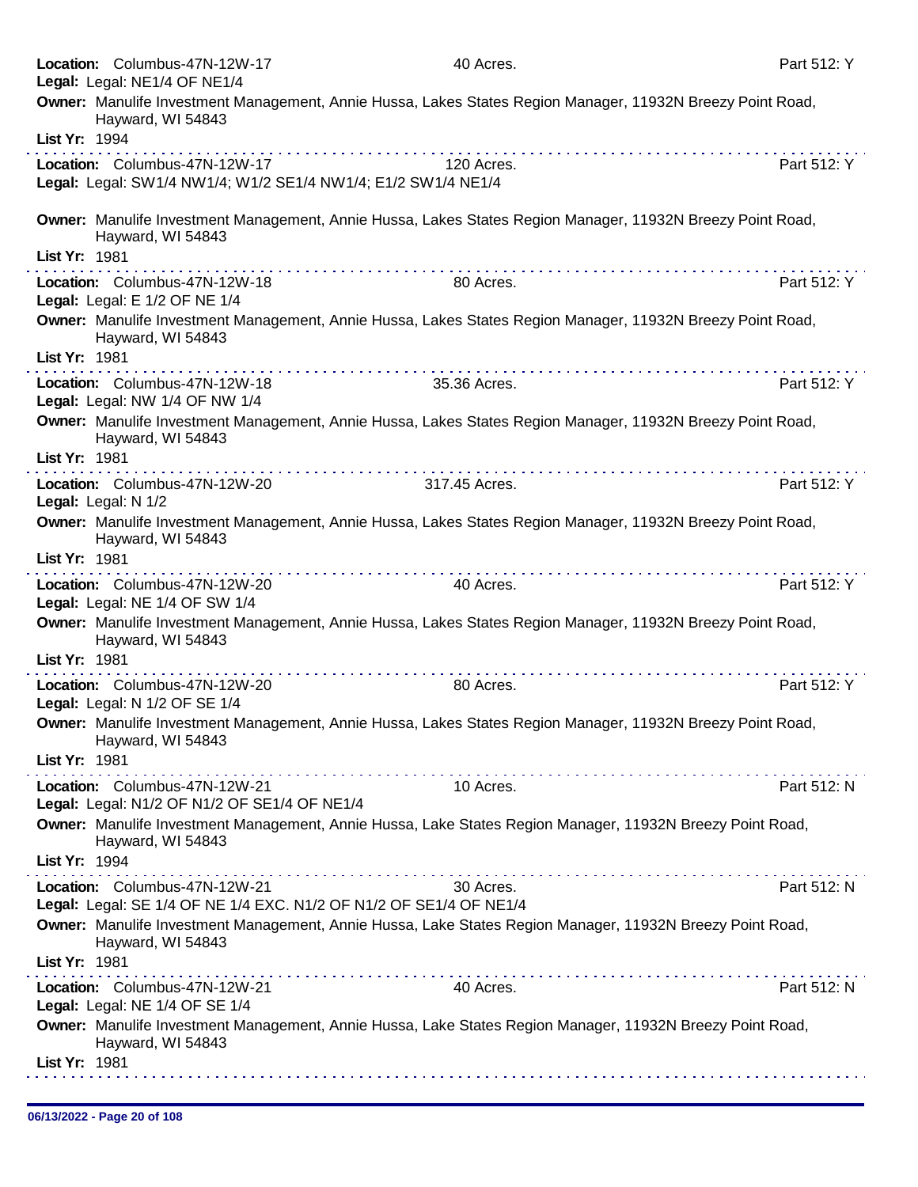**Location:** Columbus-47N-12W-17 40 Acres. Part 512: Y
**Legal:** Legal: NE1/4 OF NE1/4
**Owner:** Manulife Investment Management, Annie Hussa, Lakes States Region Manager, 11932N Breezy Point Road, Hayward, WI 54843
**List Yr:** 1994

---

**Location:** Columbus-47N-12W-17 120 Acres. Part 512: Y
**Legal:** Legal: SW1/4 NW1/4; W1/2 SE1/4 NW1/4; E1/2 SW1/4 NE1/4
**Owner:** Manulife Investment Management, Annie Hussa, Lakes States Region Manager, 11932N Breezy Point Road, Hayward, WI 54843
**List Yr:** 1981

---

**Location:** Columbus-47N-12W-18 80 Acres. Part 512: Y
**Legal:** Legal: E 1/2 OF NE 1/4
**Owner:** Manulife Investment Management, Annie Hussa, Lakes States Region Manager, 11932N Breezy Point Road, Hayward, WI 54843
**List Yr:** 1981

---

**Location:** Columbus-47N-12W-18 35.36 Acres. Part 512: Y
**Legal:** Legal: NW 1/4 OF NW 1/4
**Owner:** Manulife Investment Management, Annie Hussa, Lakes States Region Manager, 11932N Breezy Point Road, Hayward, WI 54843
**List Yr:** 1981

---

**Location:** Columbus-47N-12W-20 317.45 Acres. Part 512: Y
**Legal:** Legal: N 1/2
**Owner:** Manulife Investment Management, Annie Hussa, Lakes States Region Manager, 11932N Breezy Point Road, Hayward, WI 54843
**List Yr:** 1981

---

**Location:** Columbus-47N-12W-20 40 Acres. Part 512: Y
**Legal:** Legal: NE 1/4 OF SW 1/4
**Owner:** Manulife Investment Management, Annie Hussa, Lakes States Region Manager, 11932N Breezy Point Road, Hayward, WI 54843
**List Yr:** 1981

---

**Location:** Columbus-47N-12W-20 80 Acres. Part 512: Y
**Legal:** Legal: N 1/2 OF SE 1/4
**Owner:** Manulife Investment Management, Annie Hussa, Lakes States Region Manager, 11932N Breezy Point Road, Hayward, WI 54843
**List Yr:** 1981

---

**Location:** Columbus-47N-12W-21 10 Acres. Part 512: N
**Legal:** Legal: N1/2 OF N1/2 OF SE1/4 OF NE1/4
**Owner:** Manulife Investment Management, Annie Hussa, Lake States Region Manager, 11932N Breezy Point Road, Hayward, WI 54843
**List Yr:** 1994

---

**Location:** Columbus-47N-12W-21 30 Acres. Part 512: N
**Legal:** Legal: SE 1/4 OF NE 1/4 EXC. N1/2 OF N1/2 OF SE1/4 OF NE1/4
**Owner:** Manulife Investment Management, Annie Hussa, Lake States Region Manager, 11932N Breezy Point Road, Hayward, WI 54843
**List Yr:** 1981

---

**Location:** Columbus-47N-12W-21 40 Acres. Part 512: N
**Legal:** Legal: NE 1/4 OF SE 1/4
**Owner:** Manulife Investment Management, Annie Hussa, Lake States Region Manager, 11932N Breezy Point Road, Hayward, WI 54843
**List Yr:** 1981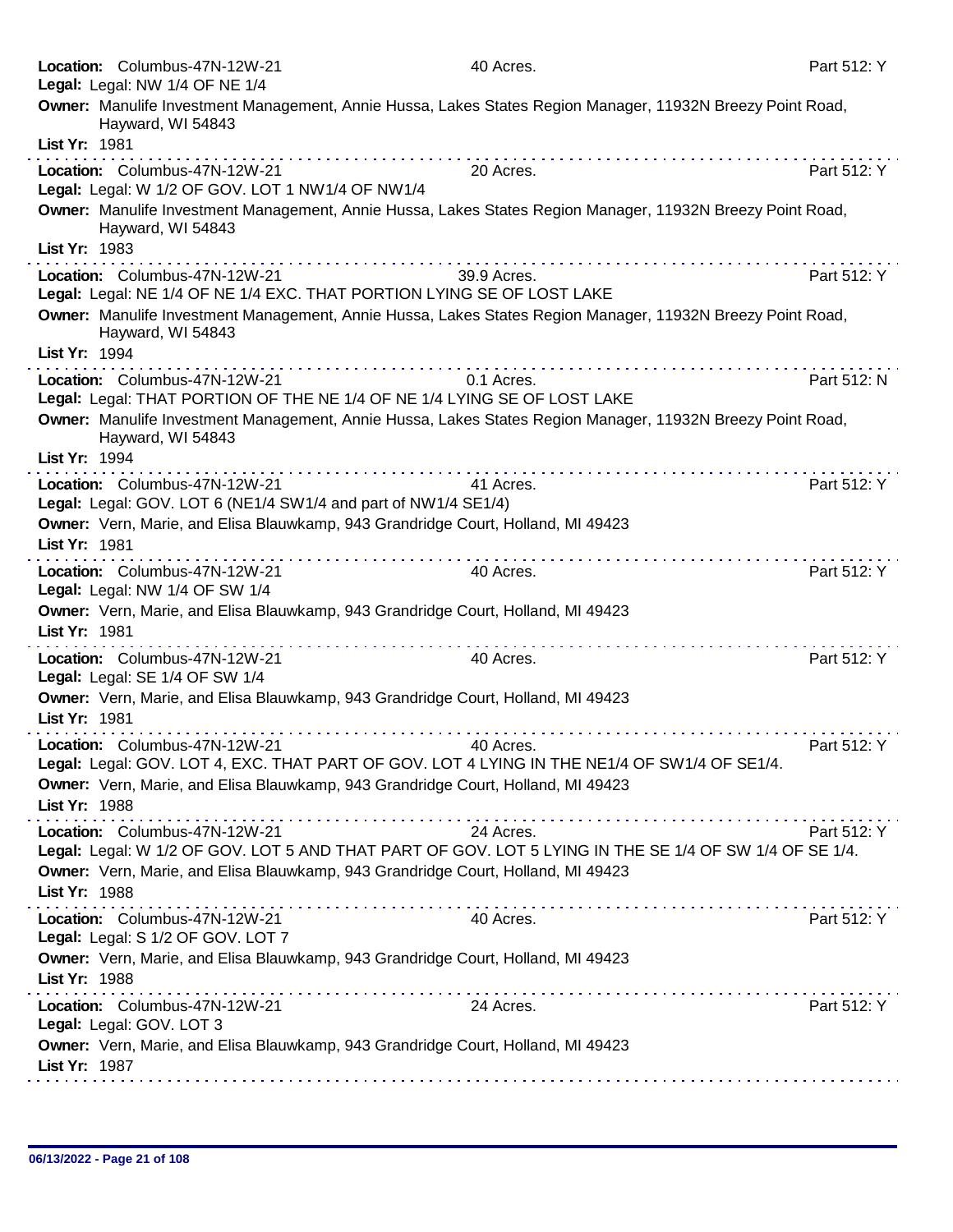**Location:** Columbus-47N-12W-21 40 Acres. Part 512: Y
**Legal:** Legal: NW 1/4 OF NE 1/4
**Owner:** Manulife Investment Management, Annie Hussa, Lakes States Region Manager, 11932N Breezy Point Road, Hayward, WI 54843
**List Yr:** 1981

---

**Location:** Columbus-47N-12W-21 20 Acres. Part 512: Y
**Legal:** Legal: W 1/2 OF GOV. LOT 1 NW1/4 OF NW1/4
**Owner:** Manulife Investment Management, Annie Hussa, Lakes States Region Manager, 11932N Breezy Point Road, Hayward, WI 54843
**List Yr:** 1983

---

**Location:** Columbus-47N-12W-21 39.9 Acres. Part 512: Y
**Legal:** Legal: NE 1/4 OF NE 1/4 EXC. THAT PORTION LYING SE OF LOST LAKE
**Owner:** Manulife Investment Management, Annie Hussa, Lakes States Region Manager, 11932N Breezy Point Road, Hayward, WI 54843
**List Yr:** 1994

---

**Location:** Columbus-47N-12W-21 0.1 Acres. Part 512: N
**Legal:** Legal: THAT PORTION OF THE NE 1/4 OF NE 1/4 LYING SE OF LOST LAKE
**Owner:** Manulife Investment Management, Annie Hussa, Lakes States Region Manager, 11932N Breezy Point Road, Hayward, WI 54843
**List Yr:** 1994

---

**Location:** Columbus-47N-12W-21 41 Acres. Part 512: Y
**Legal:** Legal: GOV. LOT 6 (NE1/4 SW1/4 and part of NW1/4 SE1/4)
**Owner:** Vern, Marie, and Elisa Blauwkamp, 943 Grandridge Court, Holland, MI 49423
**List Yr:** 1981

---

**Location:** Columbus-47N-12W-21 40 Acres. Part 512: Y
**Legal:** Legal: NW 1/4 OF SW 1/4
**Owner:** Vern, Marie, and Elisa Blauwkamp, 943 Grandridge Court, Holland, MI 49423
**List Yr:** 1981

---

**Location:** Columbus-47N-12W-21 40 Acres. Part 512: Y
**Legal:** Legal: SE 1/4 OF SW 1/4
**Owner:** Vern, Marie, and Elisa Blauwkamp, 943 Grandridge Court, Holland, MI 49423
**List Yr:** 1981

---

**Location:** Columbus-47N-12W-21 40 Acres. Part 512: Y
**Legal:** Legal: GOV. LOT 4, EXC. THAT PART OF GOV. LOT 4 LYING IN THE NE1/4 OF SW1/4 OF SE1/4.
**Owner:** Vern, Marie, and Elisa Blauwkamp, 943 Grandridge Court, Holland, MI 49423
**List Yr:** 1988

---

**Location:** Columbus-47N-12W-21 24 Acres. Part 512: Y
**Legal:** Legal: W 1/2 OF GOV. LOT 5 AND THAT PART OF GOV. LOT 5 LYING IN THE SE 1/4 OF SW 1/4 OF SE 1/4.
**Owner:** Vern, Marie, and Elisa Blauwkamp, 943 Grandridge Court, Holland, MI 49423
**List Yr:** 1988

---

**Location:** Columbus-47N-12W-21 40 Acres. Part 512: Y
**Legal:** Legal: S 1/2 OF GOV. LOT 7
**Owner:** Vern, Marie, and Elisa Blauwkamp, 943 Grandridge Court, Holland, MI 49423
**List Yr:** 1988

---

**Location:** Columbus-47N-12W-21 24 Acres. Part 512: Y
**Legal:** Legal: GOV. LOT 3
**Owner:** Vern, Marie, and Elisa Blauwkamp, 943 Grandridge Court, Holland, MI 49423
**List Yr:** 1987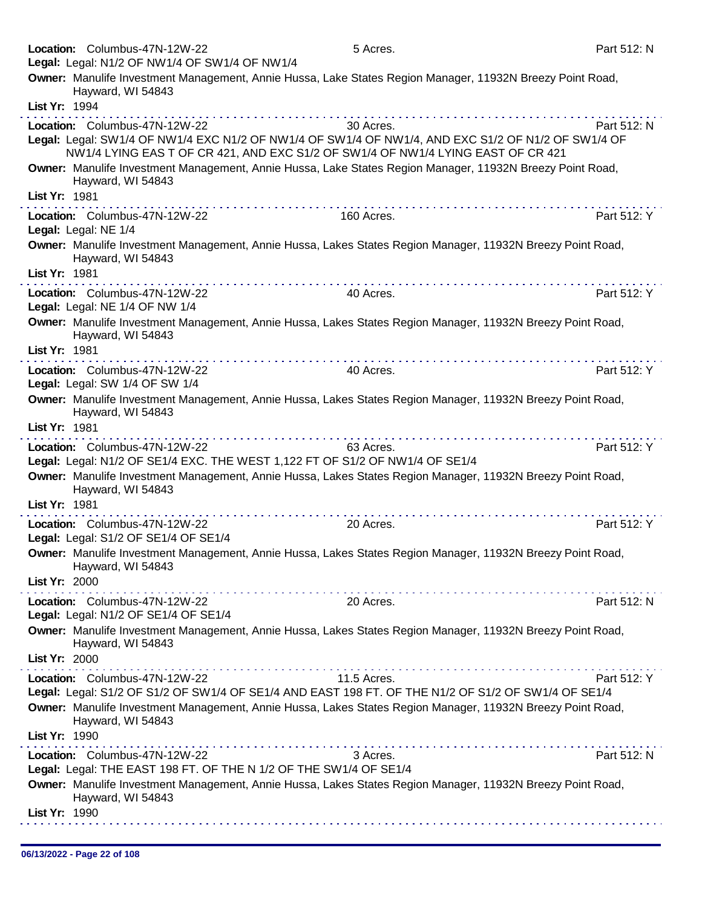**Location:** Columbus-47N-12W-22 5 Acres. Part 512: N
**Legal:** Legal: N1/2 OF NW1/4 OF SW1/4 OF NW1/4
**Owner:** Manulife Investment Management, Annie Hussa, Lake States Region Manager, 11932N Breezy Point Road, Hayward, WI 54843
**List Yr:** 1994

---

**Location:** Columbus-47N-12W-22 30 Acres. Part 512: N
**Legal:** Legal: SW1/4 OF NW1/4 EXC N1/2 OF NW1/4 OF SW1/4 OF NW1/4, AND EXC S1/2 OF N1/2 OF SW1/4 OF NW1/4 LYING EAS T OF CR 421, AND EXC S1/2 OF SW1/4 OF NW1/4 LYING EAST OF CR 421
**Owner:** Manulife Investment Management, Annie Hussa, Lake States Region Manager, 11932N Breezy Point Road, Hayward, WI 54843
**List Yr:** 1981

---

**Location:** Columbus-47N-12W-22 160 Acres. Part 512: Y
**Legal:** Legal: NE 1/4
**Owner:** Manulife Investment Management, Annie Hussa, Lakes States Region Manager, 11932N Breezy Point Road, Hayward, WI 54843
**List Yr:** 1981

---

**Location:** Columbus-47N-12W-22 40 Acres. Part 512: Y
**Legal:** Legal: NE 1/4 OF NW 1/4
**Owner:** Manulife Investment Management, Annie Hussa, Lakes States Region Manager, 11932N Breezy Point Road, Hayward, WI 54843
**List Yr:** 1981

---

**Location:** Columbus-47N-12W-22 40 Acres. Part 512: Y
**Legal:** Legal: SW 1/4 OF SW 1/4
**Owner:** Manulife Investment Management, Annie Hussa, Lakes States Region Manager, 11932N Breezy Point Road, Hayward, WI 54843
**List Yr:** 1981

---

**Location:** Columbus-47N-12W-22 63 Acres. Part 512: Y
**Legal:** Legal: N1/2 OF SE1/4 EXC. THE WEST 1,122 FT OF S1/2 OF NW1/4 OF SE1/4
**Owner:** Manulife Investment Management, Annie Hussa, Lakes States Region Manager, 11932N Breezy Point Road, Hayward, WI 54843
**List Yr:** 1981

---

**Location:** Columbus-47N-12W-22 20 Acres. Part 512: Y
**Legal:** Legal: S1/2 OF SE1/4 OF SE1/4
**Owner:** Manulife Investment Management, Annie Hussa, Lakes States Region Manager, 11932N Breezy Point Road, Hayward, WI 54843
**List Yr:** 2000

---

**Location:** Columbus-47N-12W-22 20 Acres. Part 512: N
**Legal:** Legal: N1/2 OF SE1/4 OF SE1/4
**Owner:** Manulife Investment Management, Annie Hussa, Lakes States Region Manager, 11932N Breezy Point Road, Hayward, WI 54843
**List Yr:** 2000

---

**Location:** Columbus-47N-12W-22 11.5 Acres. Part 512: Y
**Legal:** Legal: S1/2 OF S1/2 OF SW1/4 OF SE1/4 AND EAST 198 FT. OF THE N1/2 OF S1/2 OF SW1/4 OF SE1/4
**Owner:** Manulife Investment Management, Annie Hussa, Lakes States Region Manager, 11932N Breezy Point Road, Hayward, WI 54843
**List Yr:** 1990

---

**Location:** Columbus-47N-12W-22 3 Acres. Part 512: N
**Legal:** Legal: THE EAST 198 FT. OF THE N 1/2 OF THE SW1/4 OF SE1/4
**Owner:** Manulife Investment Management, Annie Hussa, Lakes States Region Manager, 11932N Breezy Point Road, Hayward, WI 54843
**List Yr:** 1990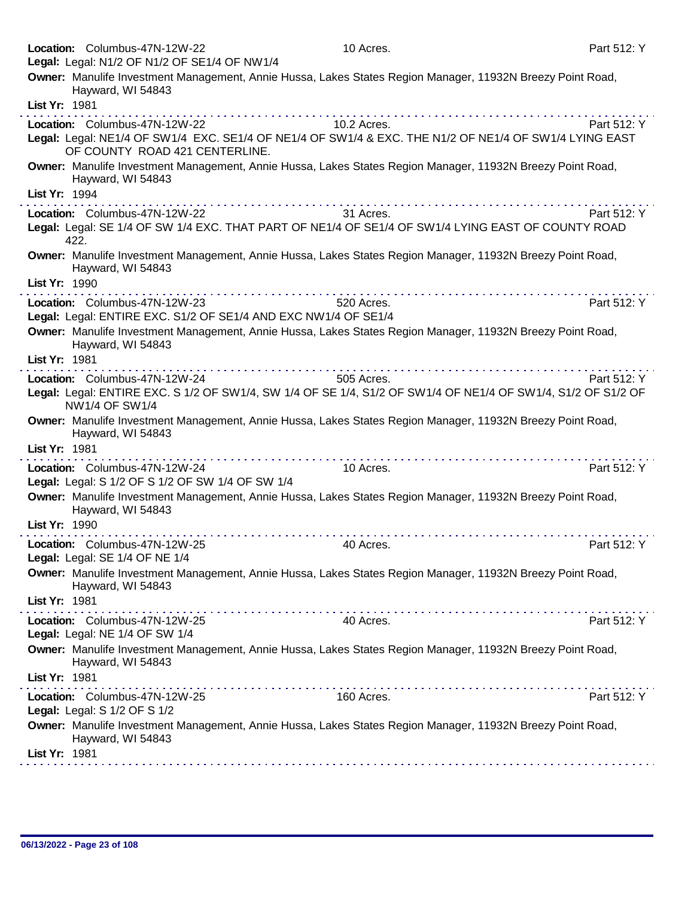**Location:** Columbus-47N-12W-22 10 Acres. Part 512: Y
**Legal:** Legal: N1/2 OF N1/2 OF SE1/4 OF NW1/4
**Owner:** Manulife Investment Management, Annie Hussa, Lakes States Region Manager, 11932N Breezy Point Road, Hayward, WI 54843
**List Yr:** 1981

---

**Location:** Columbus-47N-12W-22 10.2 Acres. Part 512: Y
**Legal:** Legal: NE1/4 OF SW1/4 EXC. SE1/4 OF NE1/4 OF SW1/4 & EXC. THE N1/2 OF NE1/4 OF SW1/4 LYING EAST OF COUNTY ROAD 421 CENTERLINE.
**Owner:** Manulife Investment Management, Annie Hussa, Lakes States Region Manager, 11932N Breezy Point Road, Hayward, WI 54843
**List Yr:** 1994

---

**Location:** Columbus-47N-12W-22 31 Acres. Part 512: Y
**Legal:** Legal: SE 1/4 OF SW 1/4 EXC. THAT PART OF NE1/4 OF SE1/4 OF SW1/4 LYING EAST OF COUNTY ROAD 422.
**Owner:** Manulife Investment Management, Annie Hussa, Lakes States Region Manager, 11932N Breezy Point Road, Hayward, WI 54843
**List Yr:** 1990

---

**Location:** Columbus-47N-12W-23 520 Acres. Part 512: Y
**Legal:** Legal: ENTIRE EXC. S1/2 OF SE1/4 AND EXC NW1/4 OF SE1/4
**Owner:** Manulife Investment Management, Annie Hussa, Lakes States Region Manager, 11932N Breezy Point Road, Hayward, WI 54843
**List Yr:** 1981

---

**Location:** Columbus-47N-12W-24 505 Acres. Part 512: Y
**Legal:** Legal: ENTIRE EXC. S 1/2 OF SW1/4, SW 1/4 OF SE 1/4, S1/2 OF SW1/4 OF NE1/4 OF SW1/4, S1/2 OF S1/2 OF NW1/4 OF SW1/4
**Owner:** Manulife Investment Management, Annie Hussa, Lakes States Region Manager, 11932N Breezy Point Road, Hayward, WI 54843
**List Yr:** 1981

---

**Location:** Columbus-47N-12W-24 10 Acres. Part 512: Y
**Legal:** Legal: S 1/2 OF S 1/2 OF SW 1/4 OF SW 1/4
**Owner:** Manulife Investment Management, Annie Hussa, Lakes States Region Manager, 11932N Breezy Point Road, Hayward, WI 54843
**List Yr:** 1990

---

**Location:** Columbus-47N-12W-25 40 Acres. Part 512: Y
**Legal:** Legal: SE 1/4 OF NE 1/4
**Owner:** Manulife Investment Management, Annie Hussa, Lakes States Region Manager, 11932N Breezy Point Road, Hayward, WI 54843
**List Yr:** 1981

---

**Location:** Columbus-47N-12W-25 40 Acres. Part 512: Y
**Legal:** Legal: NE 1/4 OF SW 1/4
**Owner:** Manulife Investment Management, Annie Hussa, Lakes States Region Manager, 11932N Breezy Point Road, Hayward, WI 54843
**List Yr:** 1981

---

**Location:** Columbus-47N-12W-25 160 Acres. Part 512: Y
**Legal:** Legal: S 1/2 OF S 1/2
**Owner:** Manulife Investment Management, Annie Hussa, Lakes States Region Manager, 11932N Breezy Point Road, Hayward, WI 54843
**List Yr:** 1981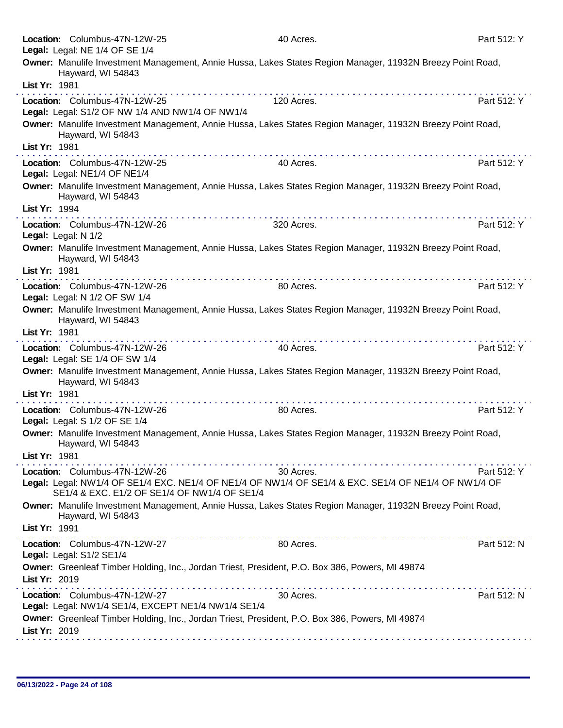**Location:** Columbus-47N-12W-25 40 Acres. Part 512: Y
**Legal:** Legal: NE 1/4 OF SE 1/4
**Owner:** Manulife Investment Management, Annie Hussa, Lakes States Region Manager, 11932N Breezy Point Road, Hayward, WI 54843
**List Yr:** 1981

---

**Location:** Columbus-47N-12W-25 120 Acres. Part 512: Y
**Legal:** Legal: S1/2 OF NW 1/4 AND NW1/4 OF NW1/4
**Owner:** Manulife Investment Management, Annie Hussa, Lakes States Region Manager, 11932N Breezy Point Road, Hayward, WI 54843
**List Yr:** 1981

---

**Location:** Columbus-47N-12W-25 40 Acres. Part 512: Y
**Legal:** Legal: NE1/4 OF NE1/4
**Owner:** Manulife Investment Management, Annie Hussa, Lakes States Region Manager, 11932N Breezy Point Road, Hayward, WI 54843
**List Yr:** 1994

---

**Location:** Columbus-47N-12W-26 320 Acres. Part 512: Y
**Legal:** Legal: N 1/2
**Owner:** Manulife Investment Management, Annie Hussa, Lakes States Region Manager, 11932N Breezy Point Road, Hayward, WI 54843
**List Yr:** 1981

---

**Location:** Columbus-47N-12W-26 80 Acres. Part 512: Y
**Legal:** Legal: N 1/2 OF SW 1/4
**Owner:** Manulife Investment Management, Annie Hussa, Lakes States Region Manager, 11932N Breezy Point Road, Hayward, WI 54843
**List Yr:** 1981

---

**Location:** Columbus-47N-12W-26 40 Acres. Part 512: Y
**Legal:** Legal: SE 1/4 OF SW 1/4
**Owner:** Manulife Investment Management, Annie Hussa, Lakes States Region Manager, 11932N Breezy Point Road, Hayward, WI 54843
**List Yr:** 1981

---

**Location:** Columbus-47N-12W-26 80 Acres. Part 512: Y
**Legal:** Legal: S 1/2 OF SE 1/4
**Owner:** Manulife Investment Management, Annie Hussa, Lakes States Region Manager, 11932N Breezy Point Road, Hayward, WI 54843
**List Yr:** 1981

---

**Location:** Columbus-47N-12W-26 30 Acres. Part 512: Y
**Legal:** Legal: NW1/4 OF SE1/4 EXC. NE1/4 OF NE1/4 OF NW1/4 OF SE1/4 & EXC. SE1/4 OF NE1/4 OF NW1/4 OF SE1/4 & EXC. E1/2 OF SE1/4 OF NW1/4 OF SE1/4
**Owner:** Manulife Investment Management, Annie Hussa, Lakes States Region Manager, 11932N Breezy Point Road, Hayward, WI 54843
**List Yr:** 1991

---

**Location:** Columbus-47N-12W-27 80 Acres. Part 512: N
**Legal:** Legal: S1/2 SE1/4
**Owner:** Greenleaf Timber Holding, Inc., Jordan Triest, President, P.O. Box 386, Powers, MI 49874
**List Yr:** 2019

---

**Location:** Columbus-47N-12W-27 30 Acres. Part 512: N
**Legal:** Legal: NW1/4 SE1/4, EXCEPT NE1/4 NW1/4 SE1/4
**Owner:** Greenleaf Timber Holding, Inc., Jordan Triest, President, P.O. Box 386, Powers, MI 49874
**List Yr:** 2019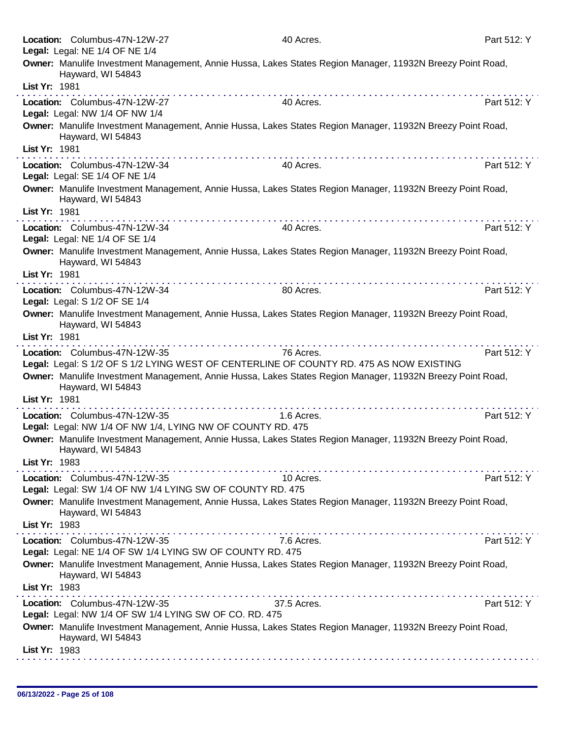**Location:** Columbus-47N-12W-27 40 Acres. Part 512: Y
**Legal:** Legal: NE 1/4 OF NE 1/4
**Owner:** Manulife Investment Management, Annie Hussa, Lakes States Region Manager, 11932N Breezy Point Road, Hayward, WI 54843
**List Yr:** 1981

---

**Location:** Columbus-47N-12W-27 40 Acres. Part 512: Y
**Legal:** Legal: NW 1/4 OF NW 1/4
**Owner:** Manulife Investment Management, Annie Hussa, Lakes States Region Manager, 11932N Breezy Point Road, Hayward, WI 54843
**List Yr:** 1981

---

**Location:** Columbus-47N-12W-34 40 Acres. Part 512: Y
**Legal:** Legal: SE 1/4 OF NE 1/4
**Owner:** Manulife Investment Management, Annie Hussa, Lakes States Region Manager, 11932N Breezy Point Road, Hayward, WI 54843
**List Yr:** 1981

---

**Location:** Columbus-47N-12W-34 40 Acres. Part 512: Y
**Legal:** Legal: NE 1/4 OF SE 1/4
**Owner:** Manulife Investment Management, Annie Hussa, Lakes States Region Manager, 11932N Breezy Point Road, Hayward, WI 54843
**List Yr:** 1981

---

**Location:** Columbus-47N-12W-34 80 Acres. Part 512: Y
**Legal:** Legal: S 1/2 OF SE 1/4
**Owner:** Manulife Investment Management, Annie Hussa, Lakes States Region Manager, 11932N Breezy Point Road, Hayward, WI 54843
**List Yr:** 1981

---

**Location:** Columbus-47N-12W-35 76 Acres. Part 512: Y
**Legal:** Legal: S 1/2 OF S 1/2 LYING WEST OF CENTERLINE OF COUNTY RD. 475 AS NOW EXISTING
**Owner:** Manulife Investment Management, Annie Hussa, Lakes States Region Manager, 11932N Breezy Point Road, Hayward, WI 54843
**List Yr:** 1981

---

**Location:** Columbus-47N-12W-35 1.6 Acres. Part 512: Y
**Legal:** Legal: NW 1/4 OF NW 1/4, LYING NW OF COUNTY RD. 475
**Owner:** Manulife Investment Management, Annie Hussa, Lakes States Region Manager, 11932N Breezy Point Road, Hayward, WI 54843
**List Yr:** 1983

---

**Location:** Columbus-47N-12W-35 10 Acres. Part 512: Y
**Legal:** Legal: SW 1/4 OF NW 1/4 LYING SW OF COUNTY RD. 475
**Owner:** Manulife Investment Management, Annie Hussa, Lakes States Region Manager, 11932N Breezy Point Road, Hayward, WI 54843
**List Yr:** 1983

---

**Location:** Columbus-47N-12W-35 7.6 Acres. Part 512: Y
**Legal:** Legal: NE 1/4 OF SW 1/4 LYING SW OF COUNTY RD. 475
**Owner:** Manulife Investment Management, Annie Hussa, Lakes States Region Manager, 11932N Breezy Point Road, Hayward, WI 54843
**List Yr:** 1983

---

**Location:** Columbus-47N-12W-35 37.5 Acres. Part 512: Y
**Legal:** Legal: NW 1/4 OF SW 1/4 LYING SW OF CO. RD. 475
**Owner:** Manulife Investment Management, Annie Hussa, Lakes States Region Manager, 11932N Breezy Point Road, Hayward, WI 54843
**List Yr:** 1983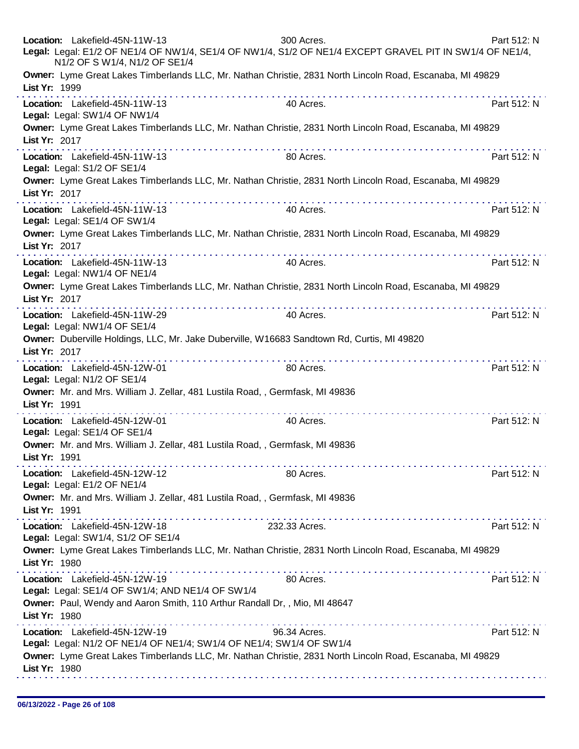**Location:** Lakefield-45N-11W-13 300 Acres. Part 512: N
**Legal:** Legal: E1/2 OF NE1/4 OF NW1/4, SE1/4 OF NW1/4, S1/2 OF NE1/4 EXCEPT GRAVEL PIT IN SW1/4 OF NE1/4, N1/2 OF S W1/4, N1/2 OF SE1/4
**Owner:** Lyme Great Lakes Timberlands LLC, Mr. Nathan Christie, 2831 North Lincoln Road, Escanaba, MI 49829
**List Yr:** 1999

---

**Location:** Lakefield-45N-11W-13 40 Acres. Part 512: N
**Legal:** Legal: SW1/4 OF NW1/4
**Owner:** Lyme Great Lakes Timberlands LLC, Mr. Nathan Christie, 2831 North Lincoln Road, Escanaba, MI 49829
**List Yr:** 2017

---

**Location:** Lakefield-45N-11W-13 80 Acres. Part 512: N
**Legal:** Legal: S1/2 OF SE1/4
**Owner:** Lyme Great Lakes Timberlands LLC, Mr. Nathan Christie, 2831 North Lincoln Road, Escanaba, MI 49829
**List Yr:** 2017

---

**Location:** Lakefield-45N-11W-13 40 Acres. Part 512: N
**Legal:** Legal: SE1/4 OF SW1/4
**Owner:** Lyme Great Lakes Timberlands LLC, Mr. Nathan Christie, 2831 North Lincoln Road, Escanaba, MI 49829
**List Yr:** 2017

---

**Location:** Lakefield-45N-11W-13 40 Acres. Part 512: N
**Legal:** Legal: NW1/4 OF NE1/4
**Owner:** Lyme Great Lakes Timberlands LLC, Mr. Nathan Christie, 2831 North Lincoln Road, Escanaba, MI 49829
**List Yr:** 2017

---

**Location:** Lakefield-45N-11W-29 40 Acres. Part 512: N
**Legal:** Legal: NW1/4 OF SE1/4
**Owner:** Duberville Holdings, LLC, Mr. Jake Duberville, W16683 Sandtown Rd, Curtis, MI 49820
**List Yr:** 2017

---

**Location:** Lakefield-45N-12W-01 80 Acres. Part 512: N
**Legal:** Legal: N1/2 OF SE1/4
**Owner:** Mr. and Mrs. William J. Zellar, 481 Lustila Road, , Germfask, MI 49836
**List Yr:** 1991

---

**Location:** Lakefield-45N-12W-01 40 Acres. Part 512: N
**Legal:** Legal: SE1/4 OF SE1/4
**Owner:** Mr. and Mrs. William J. Zellar, 481 Lustila Road, , Germfask, MI 49836
**List Yr:** 1991

---

**Location:** Lakefield-45N-12W-12 80 Acres. Part 512: N
**Legal:** Legal: E1/2 OF NE1/4
**Owner:** Mr. and Mrs. William J. Zellar, 481 Lustila Road, , Germfask, MI 49836
**List Yr:** 1991

---

**Location:** Lakefield-45N-12W-18 232.33 Acres. Part 512: N
**Legal:** Legal: SW1/4, S1/2 OF SE1/4
**Owner:** Lyme Great Lakes Timberlands LLC, Mr. Nathan Christie, 2831 North Lincoln Road, Escanaba, MI 49829
**List Yr:** 1980

---

**Location:** Lakefield-45N-12W-19 80 Acres. Part 512: N
**Legal:** Legal: SE1/4 OF SW1/4; AND NE1/4 OF SW1/4
**Owner:** Paul, Wendy and Aaron Smith, 110 Arthur Randall Dr, , Mio, MI 48647
**List Yr:** 1980

---

**Location:** Lakefield-45N-12W-19 96.34 Acres. Part 512: N
**Legal:** Legal: N1/2 OF NE1/4 OF NE1/4; SW1/4 OF NE1/4; SW1/4 OF SW1/4
**Owner:** Lyme Great Lakes Timberlands LLC, Mr. Nathan Christie, 2831 North Lincoln Road, Escanaba, MI 49829
**List Yr:** 1980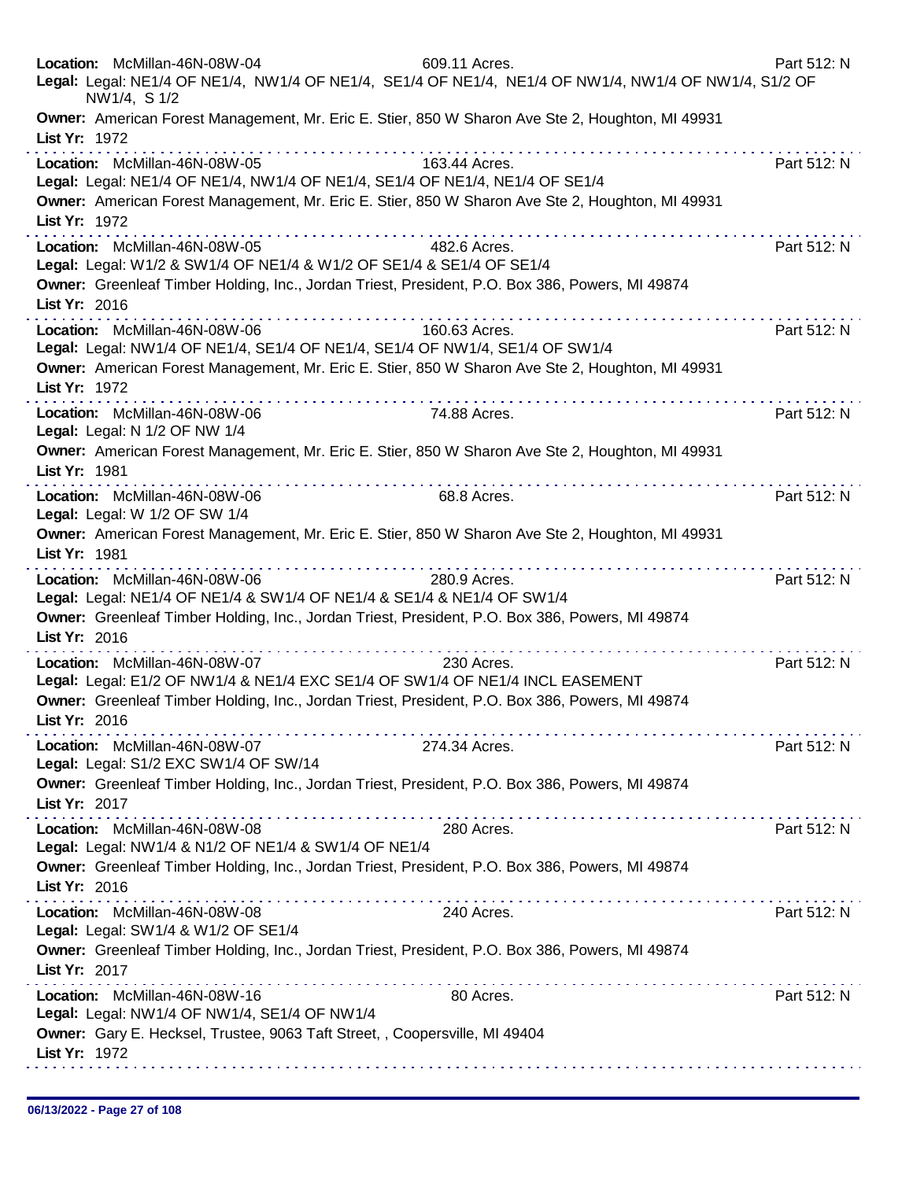**Location:** McMillan-46N-08W-04 | 609.11 Acres. | Part 512: N

**Legal:** Legal: NE1/4 OF NE1/4, NW1/4 OF NE1/4, SE1/4 OF NE1/4, NE1/4 OF NW1/4, NW1/4 OF NW1/4, S1/2 OF NW1/4, S 1/2

**Owner:** American Forest Management, Mr. Eric E. Stier, 850 W Sharon Ave Ste 2, Houghton, MI 49931

**List Yr:** 1972

---

**Location:** McMillan-46N-08W-05 | 163.44 Acres. | Part 512: N

**Legal:** Legal: NE1/4 OF NE1/4, NW1/4 OF NE1/4, SE1/4 OF NE1/4, NE1/4 OF SE1/4

**Owner:** American Forest Management, Mr. Eric E. Stier, 850 W Sharon Ave Ste 2, Houghton, MI 49931

**List Yr:** 1972

---

**Location:** McMillan-46N-08W-05 | 482.6 Acres. | Part 512: N

**Legal:** Legal: W1/2 & SW1/4 OF NE1/4 & W1/2 OF SE1/4 & SE1/4 OF SE1/4

**Owner:** Greenleaf Timber Holding, Inc., Jordan Triest, President, P.O. Box 386, Powers, MI 49874

**List Yr:** 2016

---

**Location:** McMillan-46N-08W-06 | 160.63 Acres. | Part 512: N

**Legal:** Legal: NW1/4 OF NE1/4, SE1/4 OF NE1/4, SE1/4 OF NW1/4, SE1/4 OF SW1/4

**Owner:** American Forest Management, Mr. Eric E. Stier, 850 W Sharon Ave Ste 2, Houghton, MI 49931

**List Yr:** 1972

---

**Location:** McMillan-46N-08W-06 | 74.88 Acres. | Part 512: N

**Legal:** Legal: N 1/2 OF NW 1/4

**Owner:** American Forest Management, Mr. Eric E. Stier, 850 W Sharon Ave Ste 2, Houghton, MI 49931

**List Yr:** 1981

---

**Location:** McMillan-46N-08W-06 | 68.8 Acres. | Part 512: N

**Legal:** Legal: W 1/2 OF SW 1/4

**Owner:** American Forest Management, Mr. Eric E. Stier, 850 W Sharon Ave Ste 2, Houghton, MI 49931

**List Yr:** 1981

---

**Location:** McMillan-46N-08W-06 | 280.9 Acres. | Part 512: N

**Legal:** Legal: NE1/4 OF NE1/4 & SW1/4 OF NE1/4 & SE1/4 & NE1/4 OF SW1/4

**Owner:** Greenleaf Timber Holding, Inc., Jordan Triest, President, P.O. Box 386, Powers, MI 49874

**List Yr:** 2016

---

**Location:** McMillan-46N-08W-07 | 230 Acres. | Part 512: N

**Legal:** Legal: E1/2 OF NW1/4 & NE1/4 EXC SE1/4 OF SW1/4 OF NE1/4 INCL EASEMENT

**Owner:** Greenleaf Timber Holding, Inc., Jordan Triest, President, P.O. Box 386, Powers, MI 49874

**List Yr:** 2016

---

**Location:** McMillan-46N-08W-07 | 274.34 Acres. | Part 512: N

**Legal:** Legal: S1/2 EXC SW1/4 OF SW/14

**Owner:** Greenleaf Timber Holding, Inc., Jordan Triest, President, P.O. Box 386, Powers, MI 49874

**List Yr:** 2017

---

**Location:** McMillan-46N-08W-08 | 280 Acres. | Part 512: N

**Legal:** Legal: NW1/4 & N1/2 OF NE1/4 & SW1/4 OF NE1/4

**Owner:** Greenleaf Timber Holding, Inc., Jordan Triest, President, P.O. Box 386, Powers, MI 49874

**List Yr:** 2016

---

**Location:** McMillan-46N-08W-08 | 240 Acres. | Part 512: N

**Legal:** Legal: SW1/4 & W1/2 OF SE1/4

**Owner:** Greenleaf Timber Holding, Inc., Jordan Triest, President, P.O. Box 386, Powers, MI 49874

**List Yr:** 2017

---

**Location:** McMillan-46N-08W-16 | 80 Acres. | Part 512: N

**Legal:** Legal: NW1/4 OF NW1/4, SE1/4 OF NW1/4

**Owner:** Gary E. Hecksel, Trustee, 9063 Taft Street, , Coopersville, MI 49404

**List Yr:** 1972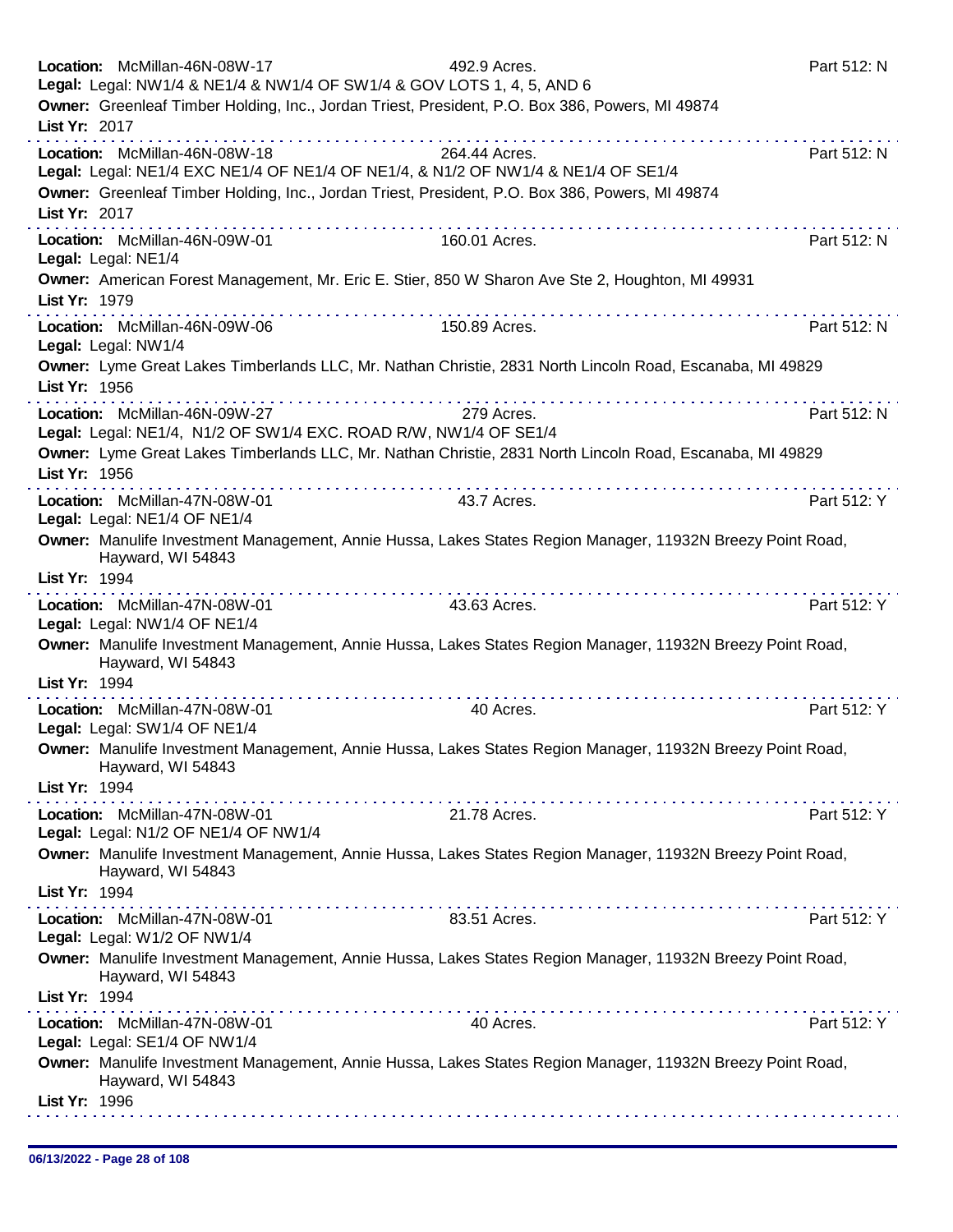**Location:** McMillan-46N-08W-17 492.9 Acres. Part 512: N
**Legal:** Legal: NW1/4 & NE1/4 & NW1/4 OF SW1/4 & GOV LOTS 1, 4, 5, AND 6
**Owner:** Greenleaf Timber Holding, Inc., Jordan Triest, President, P.O. Box 386, Powers, MI 49874
**List Yr:** 2017

---

**Location:** McMillan-46N-08W-18 264.44 Acres. Part 512: N
**Legal:** Legal: NE1/4 EXC NE1/4 OF NE1/4 OF NE1/4, & N1/2 OF NW1/4 & NE1/4 OF SE1/4
**Owner:** Greenleaf Timber Holding, Inc., Jordan Triest, President, P.O. Box 386, Powers, MI 49874
**List Yr:** 2017

---

**Location:** McMillan-46N-09W-01 160.01 Acres. Part 512: N
**Legal:** Legal: NE1/4
**Owner:** American Forest Management, Mr. Eric E. Stier, 850 W Sharon Ave Ste 2, Houghton, MI 49931
**List Yr:** 1979

---

**Location:** McMillan-46N-09W-06 150.89 Acres. Part 512: N
**Legal:** Legal: NW1/4
**Owner:** Lyme Great Lakes Timberlands LLC, Mr. Nathan Christie, 2831 North Lincoln Road, Escanaba, MI 49829
**List Yr:** 1956

---

**Location:** McMillan-46N-09W-27 279 Acres. Part 512: N
**Legal:** Legal: NE1/4, N1/2 OF SW1/4 EXC. ROAD R/W, NW1/4 OF SE1/4
**Owner:** Lyme Great Lakes Timberlands LLC, Mr. Nathan Christie, 2831 North Lincoln Road, Escanaba, MI 49829
**List Yr:** 1956

---

**Location:** McMillan-47N-08W-01 43.7 Acres. Part 512: Y
**Legal:** Legal: NE1/4 OF NE1/4
**Owner:** Manulife Investment Management, Annie Hussa, Lakes States Region Manager, 11932N Breezy Point Road, Hayward, WI 54843
**List Yr:** 1994

---

**Location:** McMillan-47N-08W-01 43.63 Acres. Part 512: Y
**Legal:** Legal: NW1/4 OF NE1/4
**Owner:** Manulife Investment Management, Annie Hussa, Lakes States Region Manager, 11932N Breezy Point Road, Hayward, WI 54843
**List Yr:** 1994

---

**Location:** McMillan-47N-08W-01 40 Acres. Part 512: Y
**Legal:** Legal: SW1/4 OF NE1/4
**Owner:** Manulife Investment Management, Annie Hussa, Lakes States Region Manager, 11932N Breezy Point Road, Hayward, WI 54843
**List Yr:** 1994

---

**Location:** McMillan-47N-08W-01 21.78 Acres. Part 512: Y
**Legal:** Legal: N1/2 OF NE1/4 OF NW1/4
**Owner:** Manulife Investment Management, Annie Hussa, Lakes States Region Manager, 11932N Breezy Point Road, Hayward, WI 54843
**List Yr:** 1994

---

**Location:** McMillan-47N-08W-01 83.51 Acres. Part 512: Y
**Legal:** Legal: W1/2 OF NW1/4
**Owner:** Manulife Investment Management, Annie Hussa, Lakes States Region Manager, 11932N Breezy Point Road, Hayward, WI 54843
**List Yr:** 1994

---

**Location:** McMillan-47N-08W-01 40 Acres. Part 512: Y
**Legal:** Legal: SE1/4 OF NW1/4
**Owner:** Manulife Investment Management, Annie Hussa, Lakes States Region Manager, 11932N Breezy Point Road, Hayward, WI 54843
**List Yr:** 1996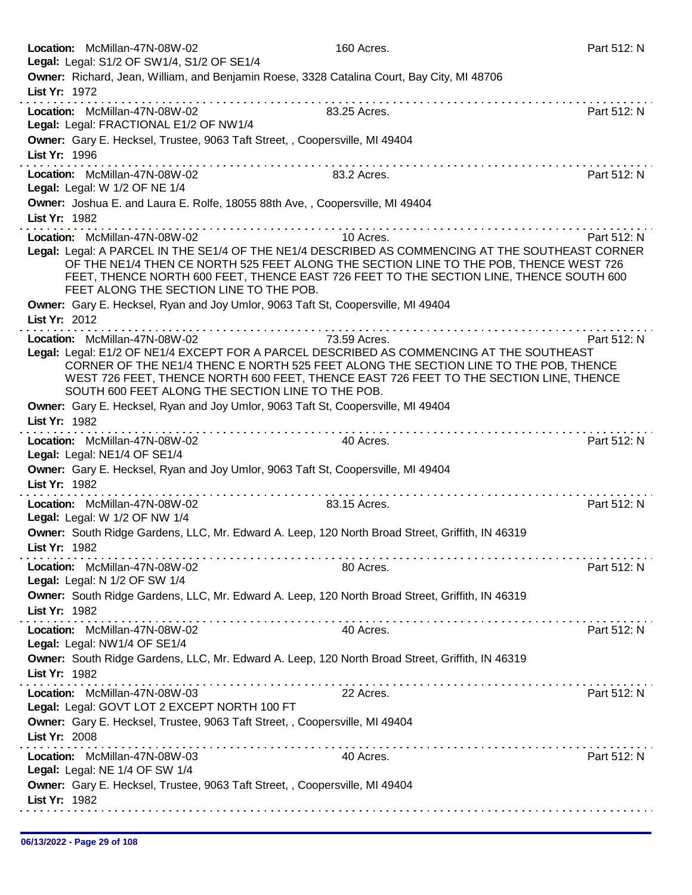**Location:** McMillan-47N-08W-02 160 Acres. Part 512: N
**Legal:** Legal: S1/2 OF SW1/4, S1/2 OF SE1/4
**Owner:** Richard, Jean, William, and Benjamin Roese, 3328 Catalina Court, Bay City, MI 48706
**List Yr:** 1972

---

**Location:** McMillan-47N-08W-02 83.25 Acres. Part 512: N
**Legal:** Legal: FRACTIONAL E1/2 OF NW1/4
**Owner:** Gary E. Hecksel, Trustee, 9063 Taft Street, , Coopersville, MI 49404
**List Yr:** 1996

---

**Location:** McMillan-47N-08W-02 83.2 Acres. Part 512: N
**Legal:** Legal: W 1/2 OF NE 1/4
**Owner:** Joshua E. and Laura E. Rolfe, 18055 88th Ave, , Coopersville, MI 49404
**List Yr:** 1982

---

**Location:** McMillan-47N-08W-02 10 Acres. Part 512: N
**Legal:** Legal: A PARCEL IN THE SE1/4 OF THE NE1/4 DESCRIBED AS COMMENCING AT THE SOUTHEAST CORNER OF THE NE1/4 THEN CE NORTH 525 FEET ALONG THE SECTION LINE TO THE POB, THENCE WEST 726 FEET, THENCE NORTH 600 FEET, THENCE EAST 726 FEET TO THE SECTION LINE, THENCE SOUTH 600 FEET ALONG THE SECTION LINE TO THE POB.
**Owner:** Gary E. Hecksel, Ryan and Joy Umlor, 9063 Taft St, Coopersville, MI 49404
**List Yr:** 2012

---

**Location:** McMillan-47N-08W-02 73.59 Acres. Part 512: N
**Legal:** Legal: E1/2 OF NE1/4 EXCEPT FOR A PARCEL DESCRIBED AS COMMENCING AT THE SOUTHEAST CORNER OF THE NE1/4 THENC E NORTH 525 FEET ALONG THE SECTION LINE TO THE POB, THENCE WEST 726 FEET, THENCE NORTH 600 FEET, THENCE EAST 726 FEET TO THE SECTION LINE, THENCE SOUTH 600 FEET ALONG THE SECTION LINE TO THE POB.
**Owner:** Gary E. Hecksel, Ryan and Joy Umlor, 9063 Taft St, Coopersville, MI 49404
**List Yr:** 1982

---

**Location:** McMillan-47N-08W-02 40 Acres. Part 512: N
**Legal:** Legal: NE1/4 OF SE1/4
**Owner:** Gary E. Hecksel, Ryan and Joy Umlor, 9063 Taft St, Coopersville, MI 49404
**List Yr:** 1982

---

**Location:** McMillan-47N-08W-02 83.15 Acres. Part 512: N
**Legal:** Legal: W 1/2 OF NW 1/4
**Owner:** South Ridge Gardens, LLC, Mr. Edward A. Leep, 120 North Broad Street, Griffith, IN 46319
**List Yr:** 1982

---

**Location:** McMillan-47N-08W-02 80 Acres. Part 512: N
**Legal:** Legal: N 1/2 OF SW 1/4
**Owner:** South Ridge Gardens, LLC, Mr. Edward A. Leep, 120 North Broad Street, Griffith, IN 46319
**List Yr:** 1982

---

**Location:** McMillan-47N-08W-02 40 Acres. Part 512: N
**Legal:** Legal: NW1/4 OF SE1/4
**Owner:** South Ridge Gardens, LLC, Mr. Edward A. Leep, 120 North Broad Street, Griffith, IN 46319
**List Yr:** 1982

---

**Location:** McMillan-47N-08W-03 22 Acres. Part 512: N
**Legal:** Legal: GOVT LOT 2 EXCEPT NORTH 100 FT
**Owner:** Gary E. Hecksel, Trustee, 9063 Taft Street, , Coopersville, MI 49404
**List Yr:** 2008

---

**Location:** McMillan-47N-08W-03 40 Acres. Part 512: N
**Legal:** Legal: NE 1/4 OF SW 1/4
**Owner:** Gary E. Hecksel, Trustee, 9063 Taft Street, , Coopersville, MI 49404
**List Yr:** 1982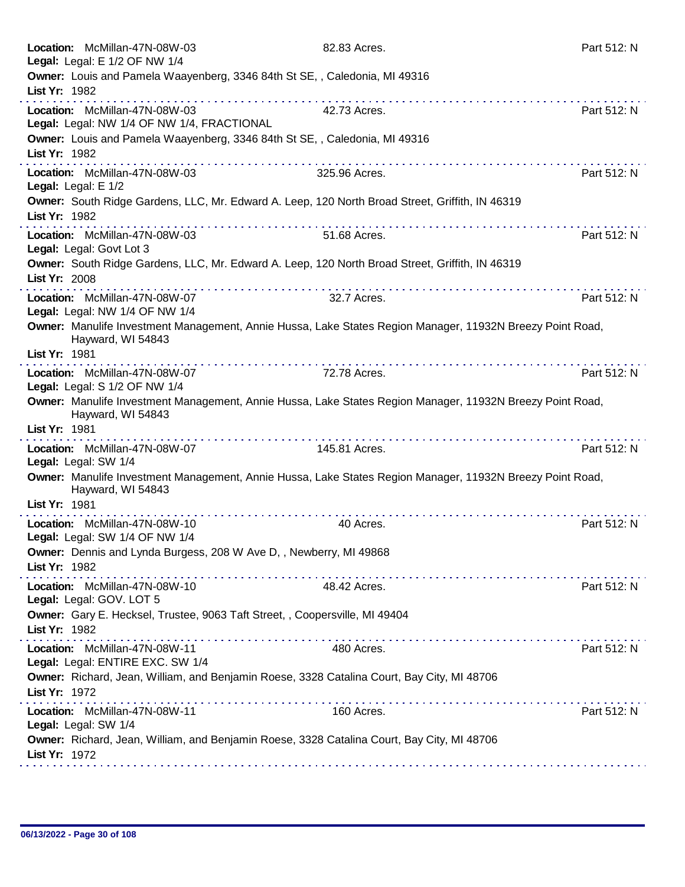**Location:** McMillan-47N-08W-03 82.83 Acres. Part 512: N
**Legal:** Legal: E 1/2 OF NW 1/4
**Owner:** Louis and Pamela Waayenberg, 3346 84th St SE, , Caledonia, MI 49316
**List Yr:** 1982

---

**Location:** McMillan-47N-08W-03 42.73 Acres. Part 512: N
**Legal:** Legal: NW 1/4 OF NW 1/4, FRACTIONAL
**Owner:** Louis and Pamela Waayenberg, 3346 84th St SE, , Caledonia, MI 49316
**List Yr:** 1982

---

**Location:** McMillan-47N-08W-03 325.96 Acres. Part 512: N
**Legal:** Legal: E 1/2
**Owner:** South Ridge Gardens, LLC, Mr. Edward A. Leep, 120 North Broad Street, Griffith, IN 46319
**List Yr:** 1982

---

**Location:** McMillan-47N-08W-03 51.68 Acres. Part 512: N
**Legal:** Legal: Govt Lot 3
**Owner:** South Ridge Gardens, LLC, Mr. Edward A. Leep, 120 North Broad Street, Griffith, IN 46319
**List Yr:** 2008

---

**Location:** McMillan-47N-08W-07 32.7 Acres. Part 512: N
**Legal:** Legal: NW 1/4 OF NW 1/4
**Owner:** Manulife Investment Management, Annie Hussa, Lake States Region Manager, 11932N Breezy Point Road, Hayward, WI 54843
**List Yr:** 1981

---

**Location:** McMillan-47N-08W-07 72.78 Acres. Part 512: N
**Legal:** Legal: S 1/2 OF NW 1/4
**Owner:** Manulife Investment Management, Annie Hussa, Lake States Region Manager, 11932N Breezy Point Road, Hayward, WI 54843
**List Yr:** 1981

---

**Location:** McMillan-47N-08W-07 145.81 Acres. Part 512: N
**Legal:** Legal: SW 1/4
**Owner:** Manulife Investment Management, Annie Hussa, Lake States Region Manager, 11932N Breezy Point Road, Hayward, WI 54843
**List Yr:** 1981

---

**Location:** McMillan-47N-08W-10 40 Acres. Part 512: N
**Legal:** Legal: SW 1/4 OF NW 1/4
**Owner:** Dennis and Lynda Burgess, 208 W Ave D, , Newberry, MI 49868
**List Yr:** 1982

---

**Location:** McMillan-47N-08W-10 48.42 Acres. Part 512: N
**Legal:** Legal: GOV. LOT 5
**Owner:** Gary E. Hecksel, Trustee, 9063 Taft Street, , Coopersville, MI 49404
**List Yr:** 1982

---

**Location:** McMillan-47N-08W-11 480 Acres. Part 512: N
**Legal:** Legal: ENTIRE EXC. SW 1/4
**Owner:** Richard, Jean, William, and Benjamin Roese, 3328 Catalina Court, Bay City, MI 48706
**List Yr:** 1972

---

**Location:** McMillan-47N-08W-11 160 Acres. Part 512: N
**Legal:** Legal: SW 1/4
**Owner:** Richard, Jean, William, and Benjamin Roese, 3328 Catalina Court, Bay City, MI 48706
**List Yr:** 1972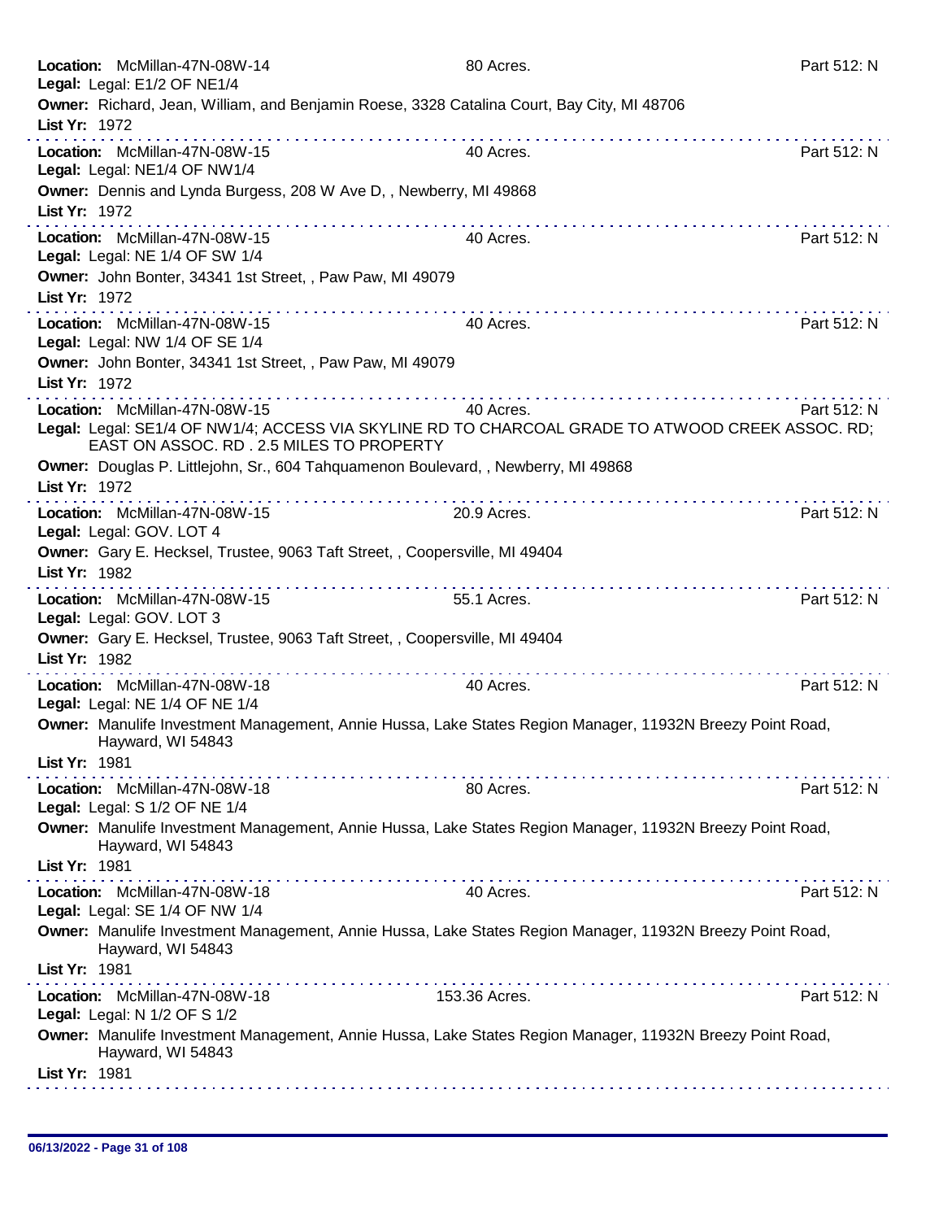**Location:** McMillan-47N-08W-14 80 Acres. Part 512: N
**Legal:** Legal: E1/2 OF NE1/4
**Owner:** Richard, Jean, William, and Benjamin Roese, 3328 Catalina Court, Bay City, MI 48706
**List Yr:** 1972

---

**Location:** McMillan-47N-08W-15 40 Acres. Part 512: N
**Legal:** Legal: NE1/4 OF NW1/4
**Owner:** Dennis and Lynda Burgess, 208 W Ave D, , Newberry, MI 49868
**List Yr:** 1972

---

**Location:** McMillan-47N-08W-15 40 Acres. Part 512: N
**Legal:** Legal: NE 1/4 OF SW 1/4
**Owner:** John Bonter, 34341 1st Street, , Paw Paw, MI 49079
**List Yr:** 1972

---

**Location:** McMillan-47N-08W-15 40 Acres. Part 512: N
**Legal:** Legal: NW 1/4 OF SE 1/4
**Owner:** John Bonter, 34341 1st Street, , Paw Paw, MI 49079
**List Yr:** 1972

---

**Location:** McMillan-47N-08W-15 40 Acres. Part 512: N
**Legal:** Legal: SE1/4 OF NW1/4; ACCESS VIA SKYLINE RD TO CHARCOAL GRADE TO ATWOOD CREEK ASSOC. RD; EAST ON ASSOC. RD . 2.5 MILES TO PROPERTY
**Owner:** Douglas P. Littlejohn, Sr., 604 Tahquamenon Boulevard, , Newberry, MI 49868
**List Yr:** 1972

---

**Location:** McMillan-47N-08W-15 20.9 Acres. Part 512: N
**Legal:** Legal: GOV. LOT 4
**Owner:** Gary E. Hecksel, Trustee, 9063 Taft Street, , Coopersville, MI 49404
**List Yr:** 1982

---

**Location:** McMillan-47N-08W-15 55.1 Acres. Part 512: N
**Legal:** Legal: GOV. LOT 3
**Owner:** Gary E. Hecksel, Trustee, 9063 Taft Street, , Coopersville, MI 49404
**List Yr:** 1982

---

**Location:** McMillan-47N-08W-18 40 Acres. Part 512: N
**Legal:** Legal: NE 1/4 OF NE 1/4
**Owner:** Manulife Investment Management, Annie Hussa, Lake States Region Manager, 11932N Breezy Point Road, Hayward, WI 54843
**List Yr:** 1981

---

**Location:** McMillan-47N-08W-18 80 Acres. Part 512: N
**Legal:** Legal: S 1/2 OF NE 1/4
**Owner:** Manulife Investment Management, Annie Hussa, Lake States Region Manager, 11932N Breezy Point Road, Hayward, WI 54843
**List Yr:** 1981

---

**Location:** McMillan-47N-08W-18 40 Acres. Part 512: N
**Legal:** Legal: SE 1/4 OF NW 1/4
**Owner:** Manulife Investment Management, Annie Hussa, Lake States Region Manager, 11932N Breezy Point Road, Hayward, WI 54843
**List Yr:** 1981

---

**Location:** McMillan-47N-08W-18 153.36 Acres. Part 512: N
**Legal:** Legal: N 1/2 OF S 1/2
**Owner:** Manulife Investment Management, Annie Hussa, Lake States Region Manager, 11932N Breezy Point Road, Hayward, WI 54843
**List Yr:** 1981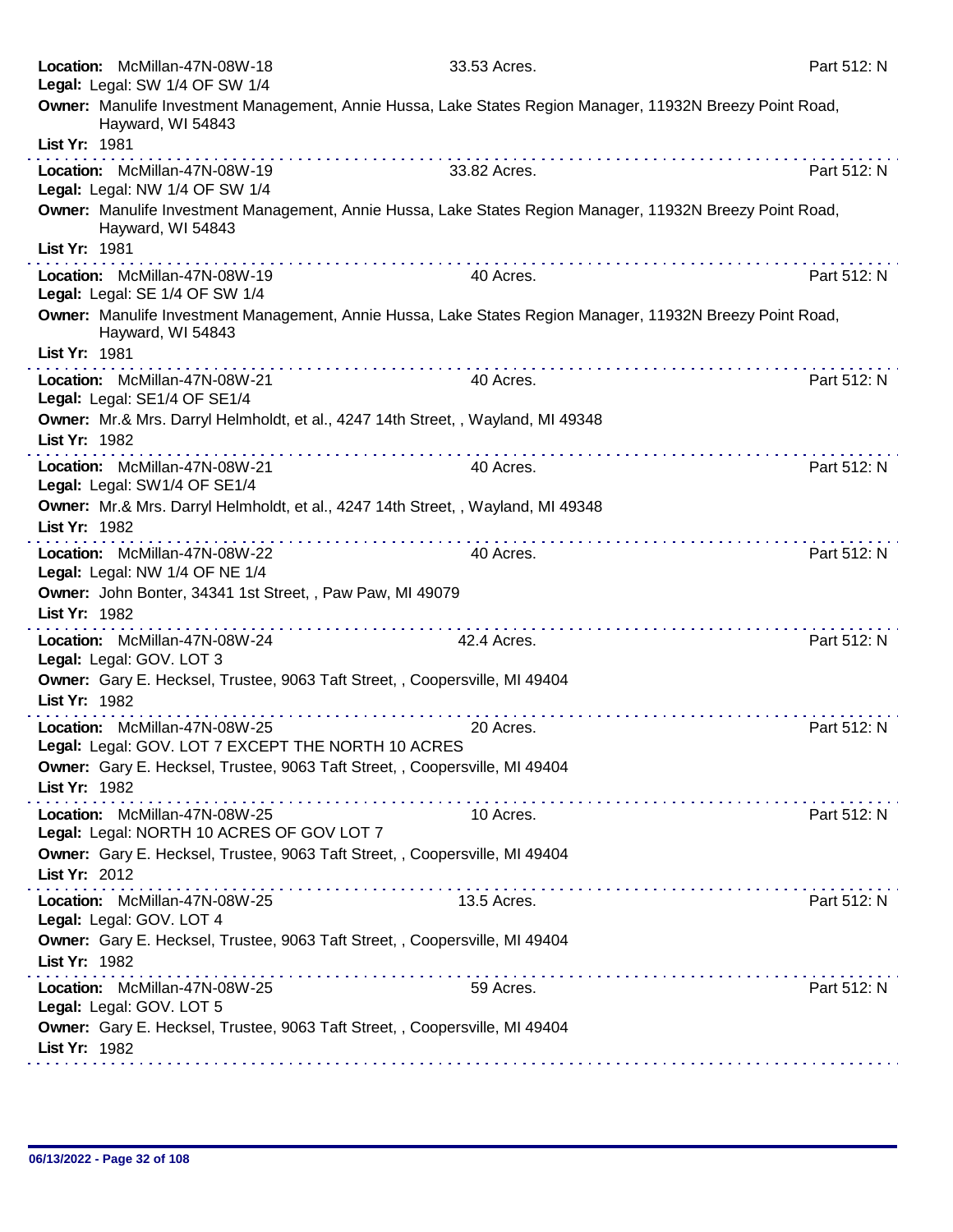**Location:** McMillan-47N-08W-18 33.53 Acres. Part 512: N
**Legal:** Legal: SW 1/4 OF SW 1/4
**Owner:** Manulife Investment Management, Annie Hussa, Lake States Region Manager, 11932N Breezy Point Road, Hayward, WI 54843
**List Yr:** 1981

---

**Location:** McMillan-47N-08W-19 33.82 Acres. Part 512: N
**Legal:** Legal: NW 1/4 OF SW 1/4
**Owner:** Manulife Investment Management, Annie Hussa, Lake States Region Manager, 11932N Breezy Point Road, Hayward, WI 54843
**List Yr:** 1981

---

**Location:** McMillan-47N-08W-19 40 Acres. Part 512: N
**Legal:** Legal: SE 1/4 OF SW 1/4
**Owner:** Manulife Investment Management, Annie Hussa, Lake States Region Manager, 11932N Breezy Point Road, Hayward, WI 54843
**List Yr:** 1981

---

**Location:** McMillan-47N-08W-21 40 Acres. Part 512: N
**Legal:** Legal: SE1/4 OF SE1/4
**Owner:** Mr.& Mrs. Darryl Helmholdt, et al., 4247 14th Street, , Wayland, MI 49348
**List Yr:** 1982

---

**Location:** McMillan-47N-08W-21 40 Acres. Part 512: N
**Legal:** Legal: SW1/4 OF SE1/4
**Owner:** Mr.& Mrs. Darryl Helmholdt, et al., 4247 14th Street, , Wayland, MI 49348
**List Yr:** 1982

---

**Location:** McMillan-47N-08W-22 40 Acres. Part 512: N
**Legal:** Legal: NW 1/4 OF NE 1/4
**Owner:** John Bonter, 34341 1st Street, , Paw Paw, MI 49079
**List Yr:** 1982

---

**Location:** McMillan-47N-08W-24 42.4 Acres. Part 512: N
**Legal:** Legal: GOV. LOT 3
**Owner:** Gary E. Hecksel, Trustee, 9063 Taft Street, , Coopersville, MI 49404
**List Yr:** 1982

---

**Location:** McMillan-47N-08W-25 20 Acres. Part 512: N
**Legal:** Legal: GOV. LOT 7 EXCEPT THE NORTH 10 ACRES
**Owner:** Gary E. Hecksel, Trustee, 9063 Taft Street, , Coopersville, MI 49404
**List Yr:** 1982

---

**Location:** McMillan-47N-08W-25 10 Acres. Part 512: N
**Legal:** Legal: NORTH 10 ACRES OF GOV LOT 7
**Owner:** Gary E. Hecksel, Trustee, 9063 Taft Street, , Coopersville, MI 49404
**List Yr:** 2012

---

**Location:** McMillan-47N-08W-25 13.5 Acres. Part 512: N
**Legal:** Legal: GOV. LOT 4
**Owner:** Gary E. Hecksel, Trustee, 9063 Taft Street, , Coopersville, MI 49404
**List Yr:** 1982

---

**Location:** McMillan-47N-08W-25 59 Acres. Part 512: N
**Legal:** Legal: GOV. LOT 5
**Owner:** Gary E. Hecksel, Trustee, 9063 Taft Street, , Coopersville, MI 49404
**List Yr:** 1982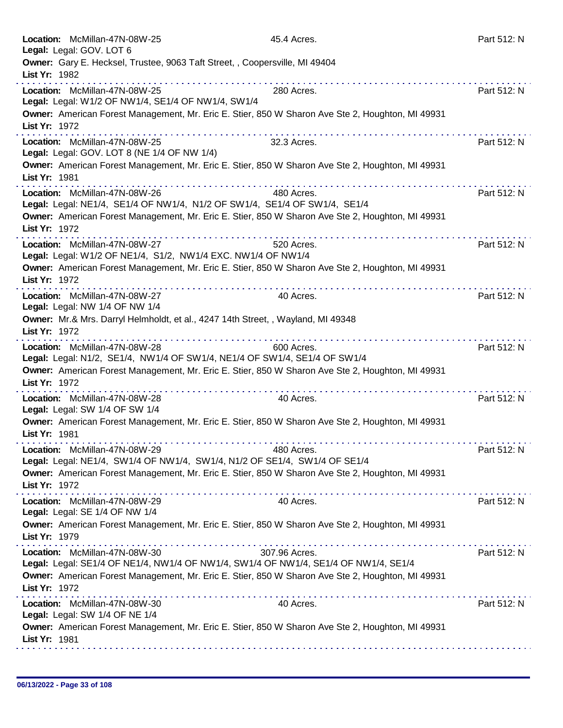**Location:** McMillan-47N-08W-25 45.4 Acres. Part 512: N
**Legal:** Legal: GOV. LOT 6
**Owner:** Gary E. Hecksel, Trustee, 9063 Taft Street, , Coopersville, MI 49404
**List Yr:** 1982

---

**Location:** McMillan-47N-08W-25 280 Acres. Part 512: N
**Legal:** Legal: W1/2 OF NW1/4, SE1/4 OF NW1/4, SW1/4
**Owner:** American Forest Management, Mr. Eric E. Stier, 850 W Sharon Ave Ste 2, Houghton, MI 49931
**List Yr:** 1972

---

**Location:** McMillan-47N-08W-25 32.3 Acres. Part 512: N
**Legal:** Legal: GOV. LOT 8 (NE 1/4 OF NW 1/4)
**Owner:** American Forest Management, Mr. Eric E. Stier, 850 W Sharon Ave Ste 2, Houghton, MI 49931
**List Yr:** 1981

---

**Location:** McMillan-47N-08W-26 480 Acres. Part 512: N
**Legal:** Legal: NE1/4, SE1/4 OF NW1/4, N1/2 OF SW1/4, SE1/4 OF SW1/4, SE1/4
**Owner:** American Forest Management, Mr. Eric E. Stier, 850 W Sharon Ave Ste 2, Houghton, MI 49931
**List Yr:** 1972

---

**Location:** McMillan-47N-08W-27 520 Acres. Part 512: N
**Legal:** Legal: W1/2 OF NE1/4, S1/2, NW1/4 EXC. NW1/4 OF NW1/4
**Owner:** American Forest Management, Mr. Eric E. Stier, 850 W Sharon Ave Ste 2, Houghton, MI 49931
**List Yr:** 1972

---

**Location:** McMillan-47N-08W-27 40 Acres. Part 512: N
**Legal:** Legal: NW 1/4 OF NW 1/4
**Owner:** Mr.& Mrs. Darryl Helmholdt, et al., 4247 14th Street, , Wayland, MI 49348
**List Yr:** 1972

---

**Location:** McMillan-47N-08W-28 600 Acres. Part 512: N
**Legal:** Legal: N1/2, SE1/4, NW1/4 OF SW1/4, NE1/4 OF SW1/4, SE1/4 OF SW1/4
**Owner:** American Forest Management, Mr. Eric E. Stier, 850 W Sharon Ave Ste 2, Houghton, MI 49931
**List Yr:** 1972

---

**Location:** McMillan-47N-08W-28 40 Acres. Part 512: N
**Legal:** Legal: SW 1/4 OF SW 1/4
**Owner:** American Forest Management, Mr. Eric E. Stier, 850 W Sharon Ave Ste 2, Houghton, MI 49931
**List Yr:** 1981

---

**Location:** McMillan-47N-08W-29 480 Acres. Part 512: N
**Legal:** Legal: NE1/4, SW1/4 OF NW1/4, SW1/4, N1/2 OF SE1/4, SW1/4 OF SE1/4
**Owner:** American Forest Management, Mr. Eric E. Stier, 850 W Sharon Ave Ste 2, Houghton, MI 49931
**List Yr:** 1972

---

**Location:** McMillan-47N-08W-29 40 Acres. Part 512: N
**Legal:** Legal: SE 1/4 OF NW 1/4
**Owner:** American Forest Management, Mr. Eric E. Stier, 850 W Sharon Ave Ste 2, Houghton, MI 49931
**List Yr:** 1979

---

**Location:** McMillan-47N-08W-30 307.96 Acres. Part 512: N
**Legal:** Legal: SE1/4 OF NE1/4, NW1/4 OF NW1/4, SW1/4 OF NW1/4, SE1/4 OF NW1/4, SE1/4
**Owner:** American Forest Management, Mr. Eric E. Stier, 850 W Sharon Ave Ste 2, Houghton, MI 49931
**List Yr:** 1972

---

**Location:** McMillan-47N-08W-30 40 Acres. Part 512: N
**Legal:** Legal: SW 1/4 OF NE 1/4
**Owner:** American Forest Management, Mr. Eric E. Stier, 850 W Sharon Ave Ste 2, Houghton, MI 49931
**List Yr:** 1981

---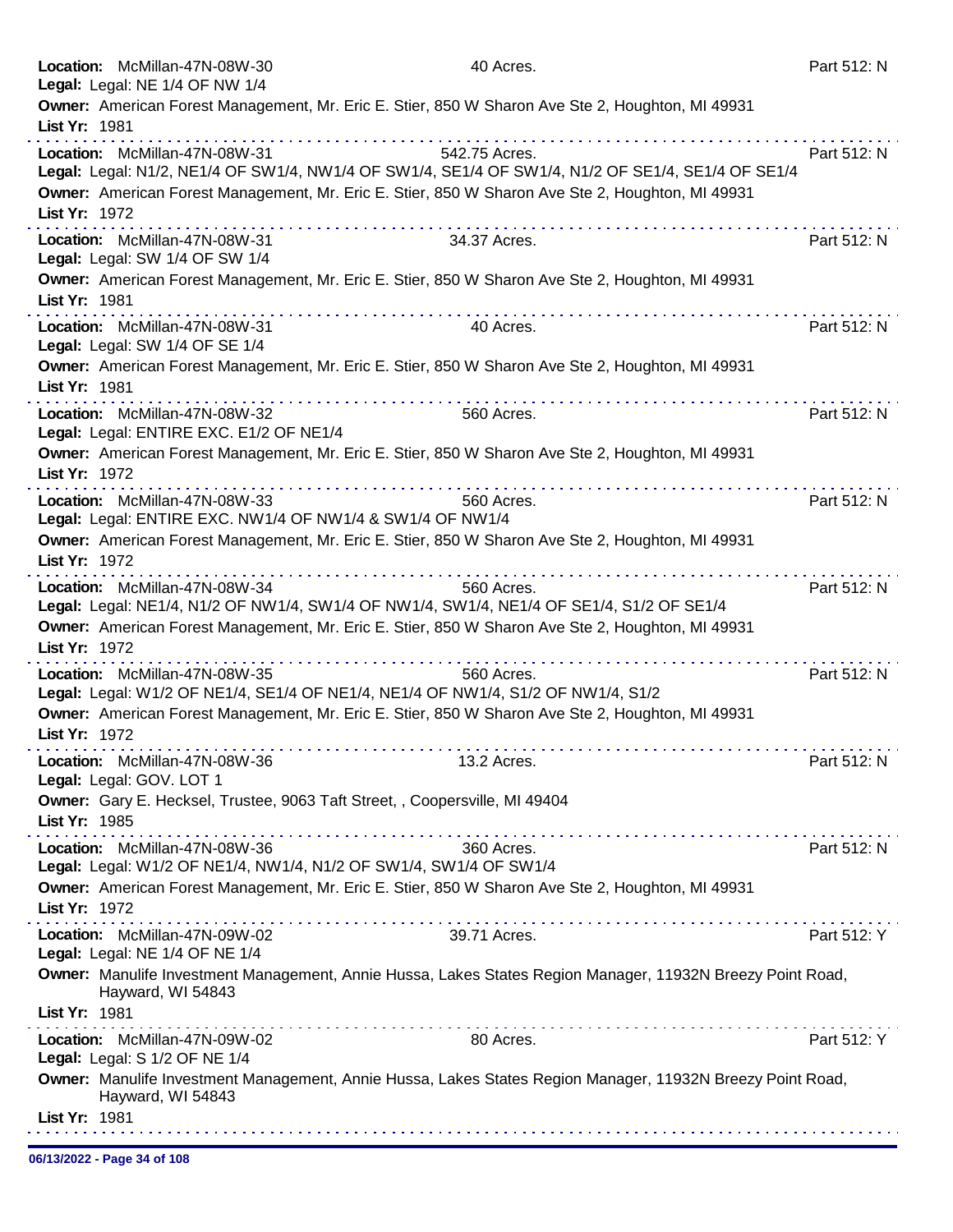**Location:** McMillan-47N-08W-30 — 40 Acres. — Part 512: N
**Legal:** Legal: NE 1/4 OF NW 1/4
**Owner:** American Forest Management, Mr. Eric E. Stier, 850 W Sharon Ave Ste 2, Houghton, MI 49931
**List Yr:** 1981

---

**Location:** McMillan-47N-08W-31 — 542.75 Acres. — Part 512: N
**Legal:** Legal: N1/2, NE1/4 OF SW1/4, NW1/4 OF SW1/4, SE1/4 OF SW1/4, N1/2 OF SE1/4, SE1/4 OF SE1/4
**Owner:** American Forest Management, Mr. Eric E. Stier, 850 W Sharon Ave Ste 2, Houghton, MI 49931
**List Yr:** 1972

---

**Location:** McMillan-47N-08W-31 — 34.37 Acres. — Part 512: N
**Legal:** Legal: SW 1/4 OF SW 1/4
**Owner:** American Forest Management, Mr. Eric E. Stier, 850 W Sharon Ave Ste 2, Houghton, MI 49931
**List Yr:** 1981

---

**Location:** McMillan-47N-08W-31 — 40 Acres. — Part 512: N
**Legal:** Legal: SW 1/4 OF SE 1/4
**Owner:** American Forest Management, Mr. Eric E. Stier, 850 W Sharon Ave Ste 2, Houghton, MI 49931
**List Yr:** 1981

---

**Location:** McMillan-47N-08W-32 — 560 Acres. — Part 512: N
**Legal:** Legal: ENTIRE EXC. E1/2 OF NE1/4
**Owner:** American Forest Management, Mr. Eric E. Stier, 850 W Sharon Ave Ste 2, Houghton, MI 49931
**List Yr:** 1972

---

**Location:** McMillan-47N-08W-33 — 560 Acres. — Part 512: N
**Legal:** Legal: ENTIRE EXC. NW1/4 OF NW1/4 & SW1/4 OF NW1/4
**Owner:** American Forest Management, Mr. Eric E. Stier, 850 W Sharon Ave Ste 2, Houghton, MI 49931
**List Yr:** 1972

---

**Location:** McMillan-47N-08W-34 — 560 Acres. — Part 512: N
**Legal:** Legal: NE1/4, N1/2 OF NW1/4, SW1/4 OF NW1/4, SW1/4, NE1/4 OF SE1/4, S1/2 OF SE1/4
**Owner:** American Forest Management, Mr. Eric E. Stier, 850 W Sharon Ave Ste 2, Houghton, MI 49931
**List Yr:** 1972

---

**Location:** McMillan-47N-08W-35 — 560 Acres. — Part 512: N
**Legal:** Legal: W1/2 OF NE1/4, SE1/4 OF NE1/4, NE1/4 OF NW1/4, S1/2 OF NW1/4, S1/2
**Owner:** American Forest Management, Mr. Eric E. Stier, 850 W Sharon Ave Ste 2, Houghton, MI 49931
**List Yr:** 1972

---

**Location:** McMillan-47N-08W-36 — 13.2 Acres. — Part 512: N
**Legal:** Legal: GOV. LOT 1
**Owner:** Gary E. Hecksel, Trustee, 9063 Taft Street, , Coopersville, MI 49404
**List Yr:** 1985

---

**Location:** McMillan-47N-08W-36 — 360 Acres. — Part 512: N
**Legal:** Legal: W1/2 OF NE1/4, NW1/4, N1/2 OF SW1/4, SW1/4 OF SW1/4
**Owner:** American Forest Management, Mr. Eric E. Stier, 850 W Sharon Ave Ste 2, Houghton, MI 49931
**List Yr:** 1972

---

**Location:** McMillan-47N-09W-02 — 39.71 Acres. — Part 512: Y
**Legal:** Legal: NE 1/4 OF NE 1/4
**Owner:** Manulife Investment Management, Annie Hussa, Lakes States Region Manager, 11932N Breezy Point Road, Hayward, WI 54843
**List Yr:** 1981

---

**Location:** McMillan-47N-09W-02 — 80 Acres. — Part 512: Y
**Legal:** Legal: S 1/2 OF NE 1/4
**Owner:** Manulife Investment Management, Annie Hussa, Lakes States Region Manager, 11932N Breezy Point Road, Hayward, WI 54843
**List Yr:** 1981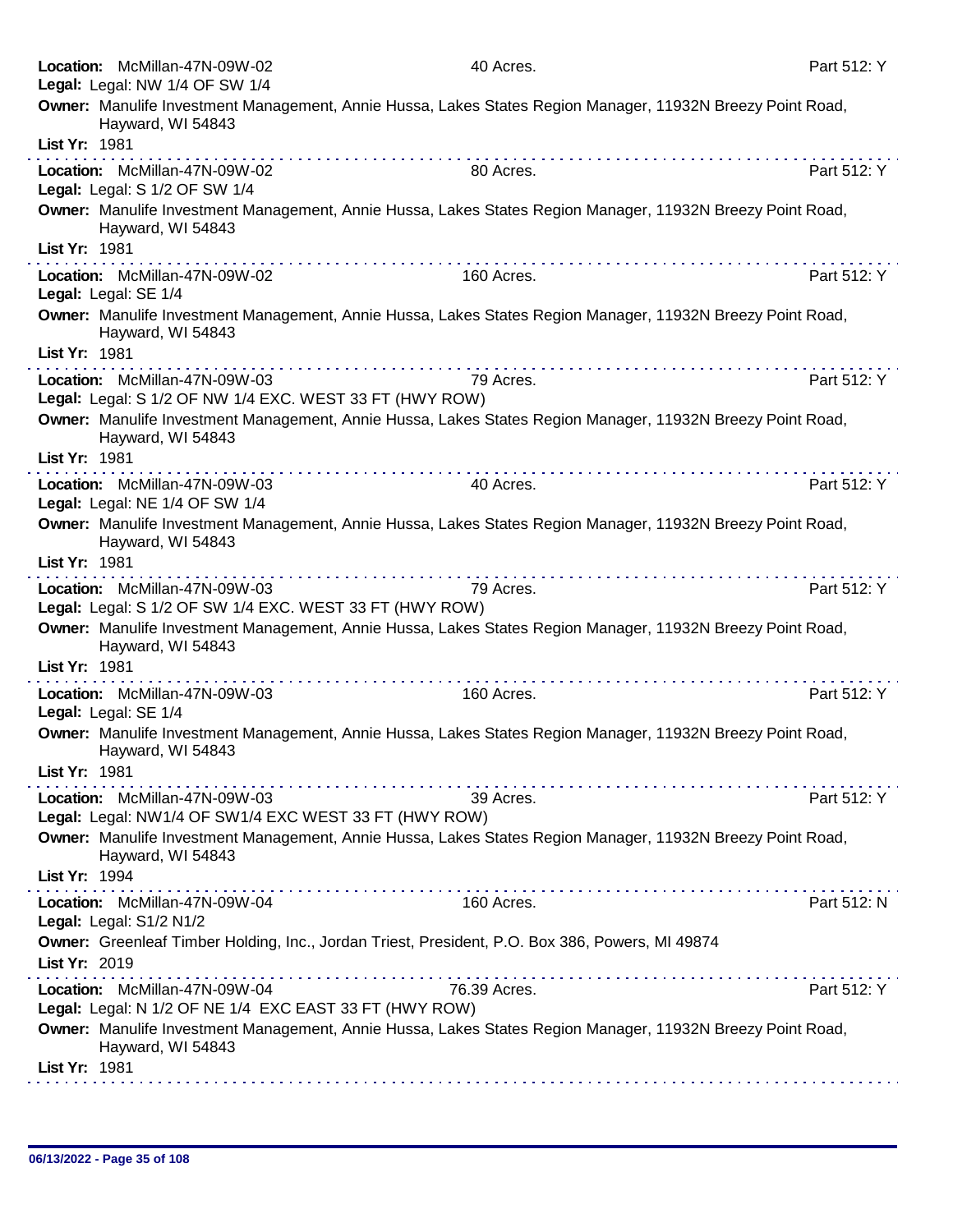**Location:** McMillan-47N-09W-02 40 Acres. Part 512: Y
**Legal:** Legal: NW 1/4 OF SW 1/4
**Owner:** Manulife Investment Management, Annie Hussa, Lakes States Region Manager, 11932N Breezy Point Road, Hayward, WI 54843
**List Yr:** 1981

---

**Location:** McMillan-47N-09W-02 80 Acres. Part 512: Y
**Legal:** Legal: S 1/2 OF SW 1/4
**Owner:** Manulife Investment Management, Annie Hussa, Lakes States Region Manager, 11932N Breezy Point Road, Hayward, WI 54843
**List Yr:** 1981

---

**Location:** McMillan-47N-09W-02 160 Acres. Part 512: Y
**Legal:** Legal: SE 1/4
**Owner:** Manulife Investment Management, Annie Hussa, Lakes States Region Manager, 11932N Breezy Point Road, Hayward, WI 54843
**List Yr:** 1981

---

**Location:** McMillan-47N-09W-03 79 Acres. Part 512: Y
**Legal:** Legal: S 1/2 OF NW 1/4 EXC. WEST 33 FT (HWY ROW)
**Owner:** Manulife Investment Management, Annie Hussa, Lakes States Region Manager, 11932N Breezy Point Road, Hayward, WI 54843
**List Yr:** 1981

---

**Location:** McMillan-47N-09W-03 40 Acres. Part 512: Y
**Legal:** Legal: NE 1/4 OF SW 1/4
**Owner:** Manulife Investment Management, Annie Hussa, Lakes States Region Manager, 11932N Breezy Point Road, Hayward, WI 54843
**List Yr:** 1981

---

**Location:** McMillan-47N-09W-03 79 Acres. Part 512: Y
**Legal:** Legal: S 1/2 OF SW 1/4 EXC. WEST 33 FT (HWY ROW)
**Owner:** Manulife Investment Management, Annie Hussa, Lakes States Region Manager, 11932N Breezy Point Road, Hayward, WI 54843
**List Yr:** 1981

---

**Location:** McMillan-47N-09W-03 160 Acres. Part 512: Y
**Legal:** Legal: SE 1/4
**Owner:** Manulife Investment Management, Annie Hussa, Lakes States Region Manager, 11932N Breezy Point Road, Hayward, WI 54843
**List Yr:** 1981

---

**Location:** McMillan-47N-09W-03 39 Acres. Part 512: Y
**Legal:** Legal: NW1/4 OF SW1/4 EXC WEST 33 FT (HWY ROW)
**Owner:** Manulife Investment Management, Annie Hussa, Lakes States Region Manager, 11932N Breezy Point Road, Hayward, WI 54843
**List Yr:** 1994

---

**Location:** McMillan-47N-09W-04 160 Acres. Part 512: N
**Legal:** Legal: S1/2 N1/2
**Owner:** Greenleaf Timber Holding, Inc., Jordan Triest, President, P.O. Box 386, Powers, MI 49874
**List Yr:** 2019

---

**Location:** McMillan-47N-09W-04 76.39 Acres. Part 512: Y
**Legal:** Legal: N 1/2 OF NE 1/4 EXC EAST 33 FT (HWY ROW)
**Owner:** Manulife Investment Management, Annie Hussa, Lakes States Region Manager, 11932N Breezy Point Road, Hayward, WI 54843
**List Yr:** 1981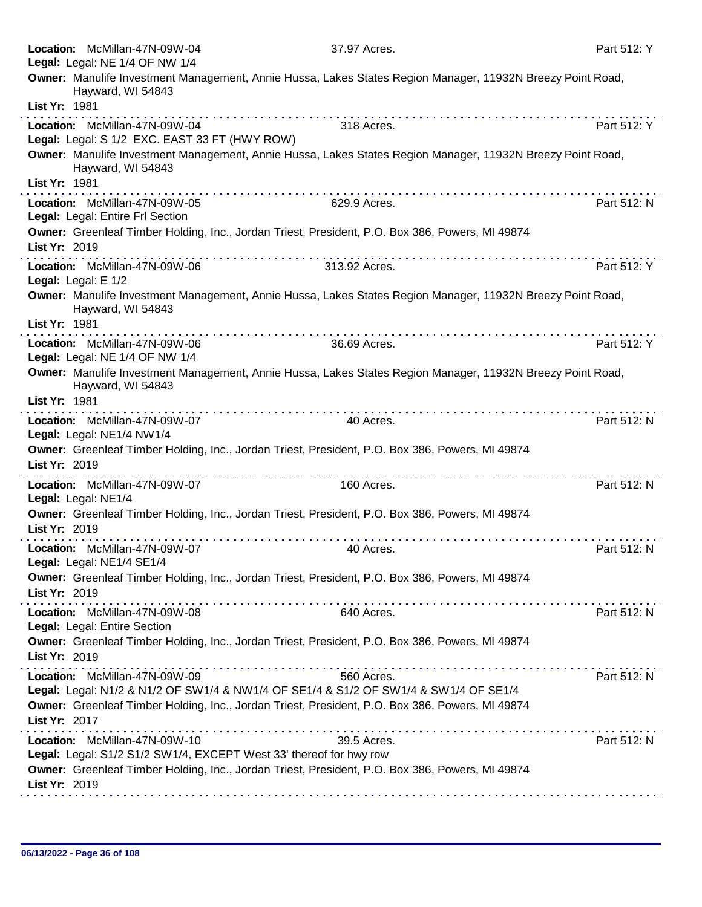**Location:** McMillan-47N-09W-04 | 37.97 Acres. | Part 512: Y
**Legal:** Legal: NE 1/4 OF NW 1/4
**Owner:** Manulife Investment Management, Annie Hussa, Lakes States Region Manager, 11932N Breezy Point Road, Hayward, WI 54843
**List Yr:** 1981

---

**Location:** McMillan-47N-09W-04 | 318 Acres. | Part 512: Y
**Legal:** Legal: S 1/2 EXC. EAST 33 FT (HWY ROW)
**Owner:** Manulife Investment Management, Annie Hussa, Lakes States Region Manager, 11932N Breezy Point Road, Hayward, WI 54843
**List Yr:** 1981

---

**Location:** McMillan-47N-09W-05 | 629.9 Acres. | Part 512: N
**Legal:** Legal: Entire Frl Section
**Owner:** Greenleaf Timber Holding, Inc., Jordan Triest, President, P.O. Box 386, Powers, MI 49874
**List Yr:** 2019

---

**Location:** McMillan-47N-09W-06 | 313.92 Acres. | Part 512: Y
**Legal:** Legal: E 1/2
**Owner:** Manulife Investment Management, Annie Hussa, Lakes States Region Manager, 11932N Breezy Point Road, Hayward, WI 54843
**List Yr:** 1981

---

**Location:** McMillan-47N-09W-06 | 36.69 Acres. | Part 512: Y
**Legal:** Legal: NE 1/4 OF NW 1/4
**Owner:** Manulife Investment Management, Annie Hussa, Lakes States Region Manager, 11932N Breezy Point Road, Hayward, WI 54843
**List Yr:** 1981

---

**Location:** McMillan-47N-09W-07 | 40 Acres. | Part 512: N
**Legal:** Legal: NE1/4 NW1/4
**Owner:** Greenleaf Timber Holding, Inc., Jordan Triest, President, P.O. Box 386, Powers, MI 49874
**List Yr:** 2019

---

**Location:** McMillan-47N-09W-07 | 160 Acres. | Part 512: N
**Legal:** Legal: NE1/4
**Owner:** Greenleaf Timber Holding, Inc., Jordan Triest, President, P.O. Box 386, Powers, MI 49874
**List Yr:** 2019

---

**Location:** McMillan-47N-09W-07 | 40 Acres. | Part 512: N
**Legal:** Legal: NE1/4 SE1/4
**Owner:** Greenleaf Timber Holding, Inc., Jordan Triest, President, P.O. Box 386, Powers, MI 49874
**List Yr:** 2019

---

**Location:** McMillan-47N-09W-08 | 640 Acres. | Part 512: N
**Legal:** Legal: Entire Section
**Owner:** Greenleaf Timber Holding, Inc., Jordan Triest, President, P.O. Box 386, Powers, MI 49874
**List Yr:** 2019

---

**Location:** McMillan-47N-09W-09 | 560 Acres. | Part 512: N
**Legal:** Legal: N1/2 & N1/2 OF SW1/4 & NW1/4 OF SE1/4 & S1/2 OF SW1/4 & SW1/4 OF SE1/4
**Owner:** Greenleaf Timber Holding, Inc., Jordan Triest, President, P.O. Box 386, Powers, MI 49874
**List Yr:** 2017

---

**Location:** McMillan-47N-09W-10 | 39.5 Acres. | Part 512: N
**Legal:** Legal: S1/2 S1/2 SW1/4, EXCEPT West 33' thereof for hwy row
**Owner:** Greenleaf Timber Holding, Inc., Jordan Triest, President, P.O. Box 386, Powers, MI 49874
**List Yr:** 2019

---

06/13/2022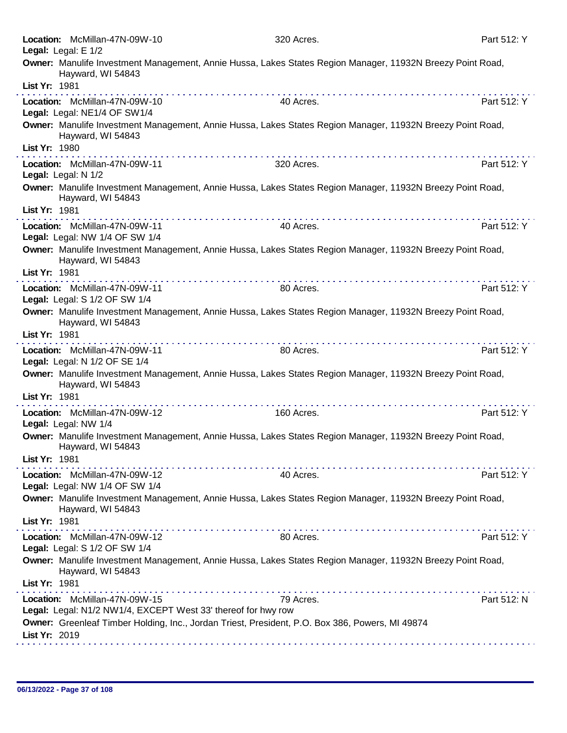**Location:** McMillan-47N-09W-10 320 Acres. Part 512: Y
**Legal:** Legal: E 1/2
**Owner:** Manulife Investment Management, Annie Hussa, Lakes States Region Manager, 11932N Breezy Point Road, Hayward, WI 54843
**List Yr:** 1981

---

**Location:** McMillan-47N-09W-10 40 Acres. Part 512: Y
**Legal:** Legal: NE1/4 OF SW1/4
**Owner:** Manulife Investment Management, Annie Hussa, Lakes States Region Manager, 11932N Breezy Point Road, Hayward, WI 54843
**List Yr:** 1980

---

**Location:** McMillan-47N-09W-11 320 Acres. Part 512: Y
**Legal:** Legal: N 1/2
**Owner:** Manulife Investment Management, Annie Hussa, Lakes States Region Manager, 11932N Breezy Point Road, Hayward, WI 54843
**List Yr:** 1981

---

**Location:** McMillan-47N-09W-11 40 Acres. Part 512: Y
**Legal:** Legal: NW 1/4 OF SW 1/4
**Owner:** Manulife Investment Management, Annie Hussa, Lakes States Region Manager, 11932N Breezy Point Road, Hayward, WI 54843
**List Yr:** 1981

---

**Location:** McMillan-47N-09W-11 80 Acres. Part 512: Y
**Legal:** Legal: S 1/2 OF SW 1/4
**Owner:** Manulife Investment Management, Annie Hussa, Lakes States Region Manager, 11932N Breezy Point Road, Hayward, WI 54843
**List Yr:** 1981

---

**Location:** McMillan-47N-09W-11 80 Acres. Part 512: Y
**Legal:** Legal: N 1/2 OF SE 1/4
**Owner:** Manulife Investment Management, Annie Hussa, Lakes States Region Manager, 11932N Breezy Point Road, Hayward, WI 54843
**List Yr:** 1981

---

**Location:** McMillan-47N-09W-12 160 Acres. Part 512: Y
**Legal:** Legal: NW 1/4
**Owner:** Manulife Investment Management, Annie Hussa, Lakes States Region Manager, 11932N Breezy Point Road, Hayward, WI 54843
**List Yr:** 1981

---

**Location:** McMillan-47N-09W-12 40 Acres. Part 512: Y
**Legal:** Legal: NW 1/4 OF SW 1/4
**Owner:** Manulife Investment Management, Annie Hussa, Lakes States Region Manager, 11932N Breezy Point Road, Hayward, WI 54843
**List Yr:** 1981

---

**Location:** McMillan-47N-09W-12 80 Acres. Part 512: Y
**Legal:** Legal: S 1/2 OF SW 1/4
**Owner:** Manulife Investment Management, Annie Hussa, Lakes States Region Manager, 11932N Breezy Point Road, Hayward, WI 54843
**List Yr:** 1981

---

**Location:** McMillan-47N-09W-15 79 Acres. Part 512: N
**Legal:** Legal: N1/2 NW1/4, EXCEPT West 33' thereof for hwy row
**Owner:** Greenleaf Timber Holding, Inc., Jordan Triest, President, P.O. Box 386, Powers, MI 49874
**List Yr:** 2019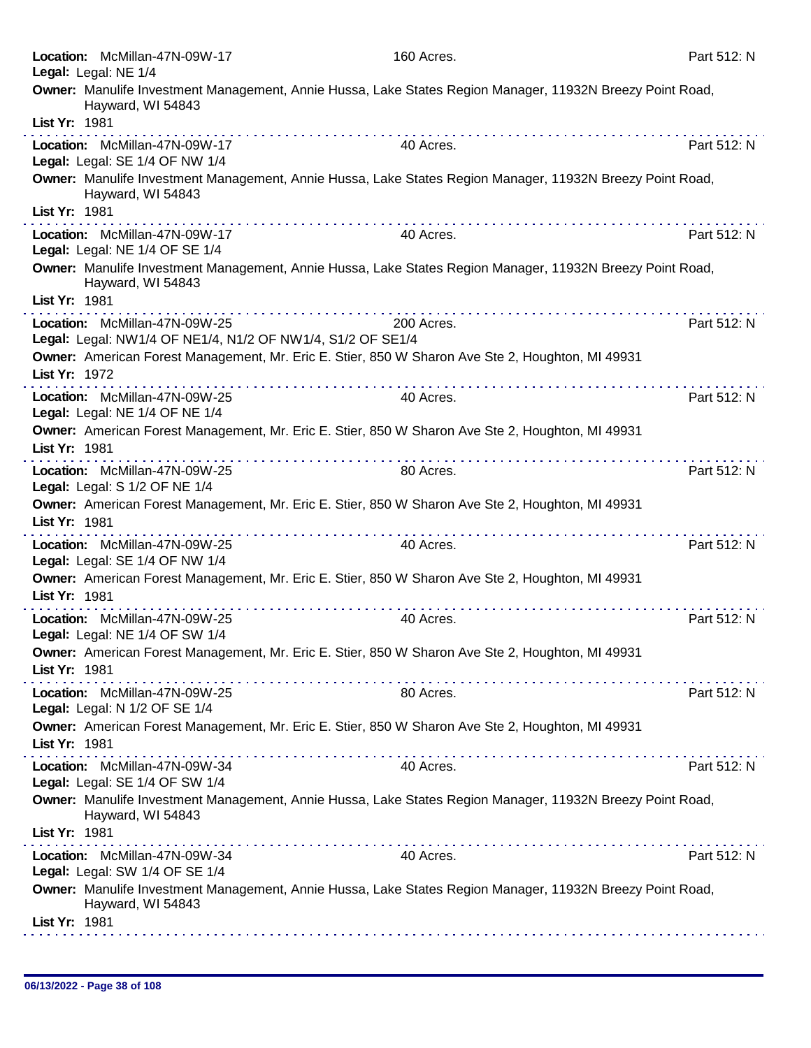**Location:** McMillan-47N-09W-17 160 Acres. Part 512: N
**Legal:** Legal: NE 1/4
**Owner:** Manulife Investment Management, Annie Hussa, Lake States Region Manager, 11932N Breezy Point Road, Hayward, WI 54843
**List Yr:** 1981

---

**Location:** McMillan-47N-09W-17 40 Acres. Part 512: N
**Legal:** Legal: SE 1/4 OF NW 1/4
**Owner:** Manulife Investment Management, Annie Hussa, Lake States Region Manager, 11932N Breezy Point Road, Hayward, WI 54843
**List Yr:** 1981

---

**Location:** McMillan-47N-09W-17 40 Acres. Part 512: N
**Legal:** Legal: NE 1/4 OF SE 1/4
**Owner:** Manulife Investment Management, Annie Hussa, Lake States Region Manager, 11932N Breezy Point Road, Hayward, WI 54843
**List Yr:** 1981

---

**Location:** McMillan-47N-09W-25 200 Acres. Part 512: N
**Legal:** Legal: NW1/4 OF NE1/4, N1/2 OF NW1/4, S1/2 OF SE1/4
**Owner:** American Forest Management, Mr. Eric E. Stier, 850 W Sharon Ave Ste 2, Houghton, MI 49931
**List Yr:** 1972

---

**Location:** McMillan-47N-09W-25 40 Acres. Part 512: N
**Legal:** Legal: NE 1/4 OF NE 1/4
**Owner:** American Forest Management, Mr. Eric E. Stier, 850 W Sharon Ave Ste 2, Houghton, MI 49931
**List Yr:** 1981

---

**Location:** McMillan-47N-09W-25 80 Acres. Part 512: N
**Legal:** Legal: S 1/2 OF NE 1/4
**Owner:** American Forest Management, Mr. Eric E. Stier, 850 W Sharon Ave Ste 2, Houghton, MI 49931
**List Yr:** 1981

---

**Location:** McMillan-47N-09W-25 40 Acres. Part 512: N
**Legal:** Legal: SE 1/4 OF NW 1/4
**Owner:** American Forest Management, Mr. Eric E. Stier, 850 W Sharon Ave Ste 2, Houghton, MI 49931
**List Yr:** 1981

---

**Location:** McMillan-47N-09W-25 40 Acres. Part 512: N
**Legal:** Legal: NE 1/4 OF SW 1/4
**Owner:** American Forest Management, Mr. Eric E. Stier, 850 W Sharon Ave Ste 2, Houghton, MI 49931
**List Yr:** 1981

---

**Location:** McMillan-47N-09W-25 80 Acres. Part 512: N
**Legal:** Legal: N 1/2 OF SE 1/4
**Owner:** American Forest Management, Mr. Eric E. Stier, 850 W Sharon Ave Ste 2, Houghton, MI 49931
**List Yr:** 1981

---

**Location:** McMillan-47N-09W-34 40 Acres. Part 512: N
**Legal:** Legal: SE 1/4 OF SW 1/4
**Owner:** Manulife Investment Management, Annie Hussa, Lake States Region Manager, 11932N Breezy Point Road, Hayward, WI 54843
**List Yr:** 1981

---

**Location:** McMillan-47N-09W-34 40 Acres. Part 512: N
**Legal:** Legal: SW 1/4 OF SE 1/4
**Owner:** Manulife Investment Management, Annie Hussa, Lake States Region Manager, 11932N Breezy Point Road, Hayward, WI 54843
**List Yr:** 1981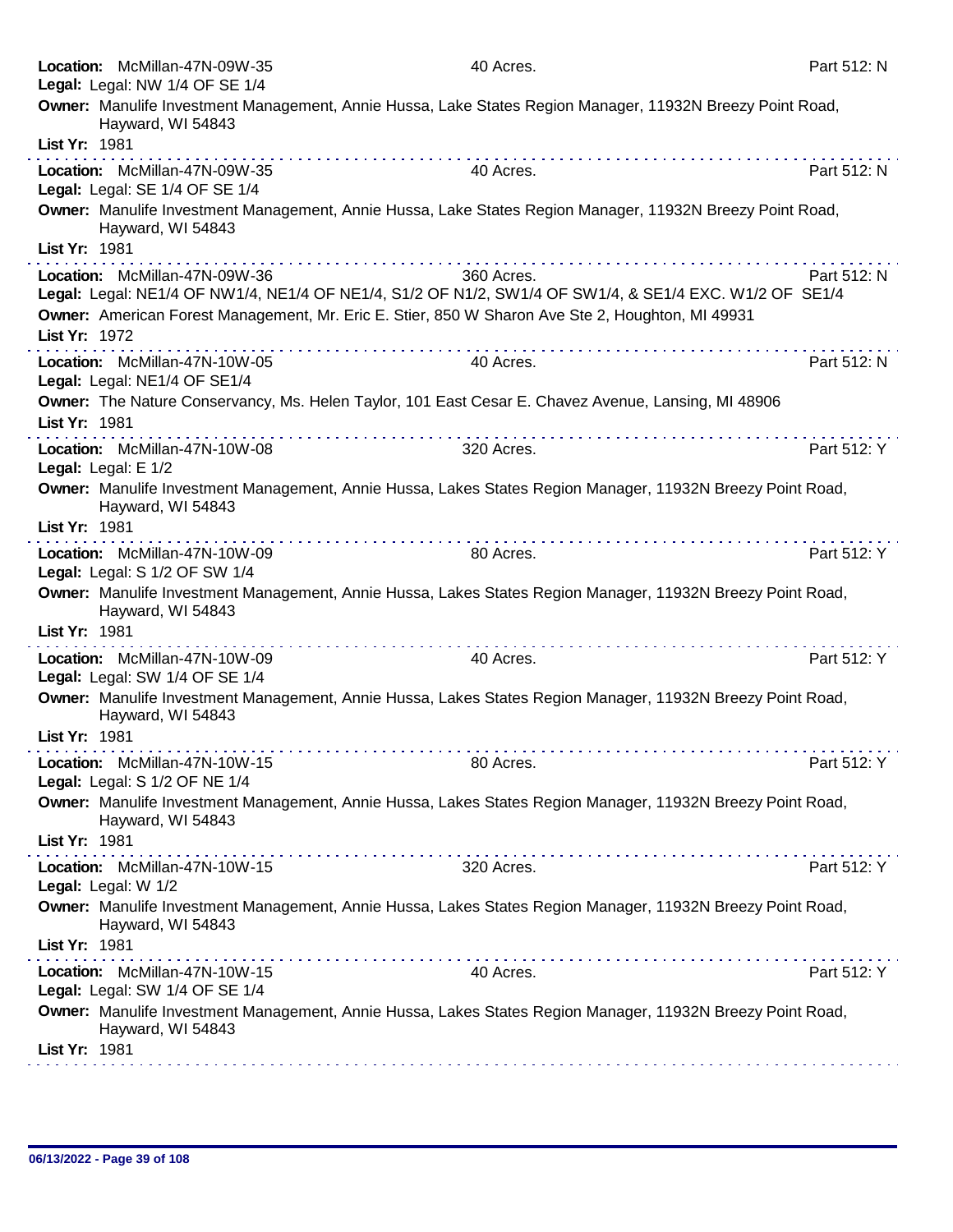**Location:** McMillan-47N-09W-35 40 Acres. Part 512: N
**Legal:** Legal: NW 1/4 OF SE 1/4
**Owner:** Manulife Investment Management, Annie Hussa, Lake States Region Manager, 11932N Breezy Point Road, Hayward, WI 54843
**List Yr:** 1981

---

**Location:** McMillan-47N-09W-35 40 Acres. Part 512: N
**Legal:** Legal: SE 1/4 OF SE 1/4
**Owner:** Manulife Investment Management, Annie Hussa, Lake States Region Manager, 11932N Breezy Point Road, Hayward, WI 54843
**List Yr:** 1981

---

**Location:** McMillan-47N-09W-36 360 Acres. Part 512: N
**Legal:** Legal: NE1/4 OF NW1/4, NE1/4 OF NE1/4, S1/2 OF N1/2, SW1/4 OF SW1/4, & SE1/4 EXC. W1/2 OF SE1/4
**Owner:** American Forest Management, Mr. Eric E. Stier, 850 W Sharon Ave Ste 2, Houghton, MI 49931
**List Yr:** 1972

---

**Location:** McMillan-47N-10W-05 40 Acres. Part 512: N
**Legal:** Legal: NE1/4 OF SE1/4
**Owner:** The Nature Conservancy, Ms. Helen Taylor, 101 East Cesar E. Chavez Avenue, Lansing, MI 48906
**List Yr:** 1981

---

**Location:** McMillan-47N-10W-08 320 Acres. Part 512: Y
**Legal:** Legal: E 1/2
**Owner:** Manulife Investment Management, Annie Hussa, Lakes States Region Manager, 11932N Breezy Point Road, Hayward, WI 54843
**List Yr:** 1981

---

**Location:** McMillan-47N-10W-09 80 Acres. Part 512: Y
**Legal:** Legal: S 1/2 OF SW 1/4
**Owner:** Manulife Investment Management, Annie Hussa, Lakes States Region Manager, 11932N Breezy Point Road, Hayward, WI 54843
**List Yr:** 1981

---

**Location:** McMillan-47N-10W-09 40 Acres. Part 512: Y
**Legal:** Legal: SW 1/4 OF SE 1/4
**Owner:** Manulife Investment Management, Annie Hussa, Lakes States Region Manager, 11932N Breezy Point Road, Hayward, WI 54843
**List Yr:** 1981

---

**Location:** McMillan-47N-10W-15 80 Acres. Part 512: Y
**Legal:** Legal: S 1/2 OF NE 1/4
**Owner:** Manulife Investment Management, Annie Hussa, Lakes States Region Manager, 11932N Breezy Point Road, Hayward, WI 54843
**List Yr:** 1981

---

**Location:** McMillan-47N-10W-15 320 Acres. Part 512: Y
**Legal:** Legal: W 1/2
**Owner:** Manulife Investment Management, Annie Hussa, Lakes States Region Manager, 11932N Breezy Point Road, Hayward, WI 54843
**List Yr:** 1981

---

**Location:** McMillan-47N-10W-15 40 Acres. Part 512: Y
**Legal:** Legal: SW 1/4 OF SE 1/4
**Owner:** Manulife Investment Management, Annie Hussa, Lakes States Region Manager, 11932N Breezy Point Road, Hayward, WI 54843
**List Yr:** 1981

---

06/13/2022 - Page 39 of 108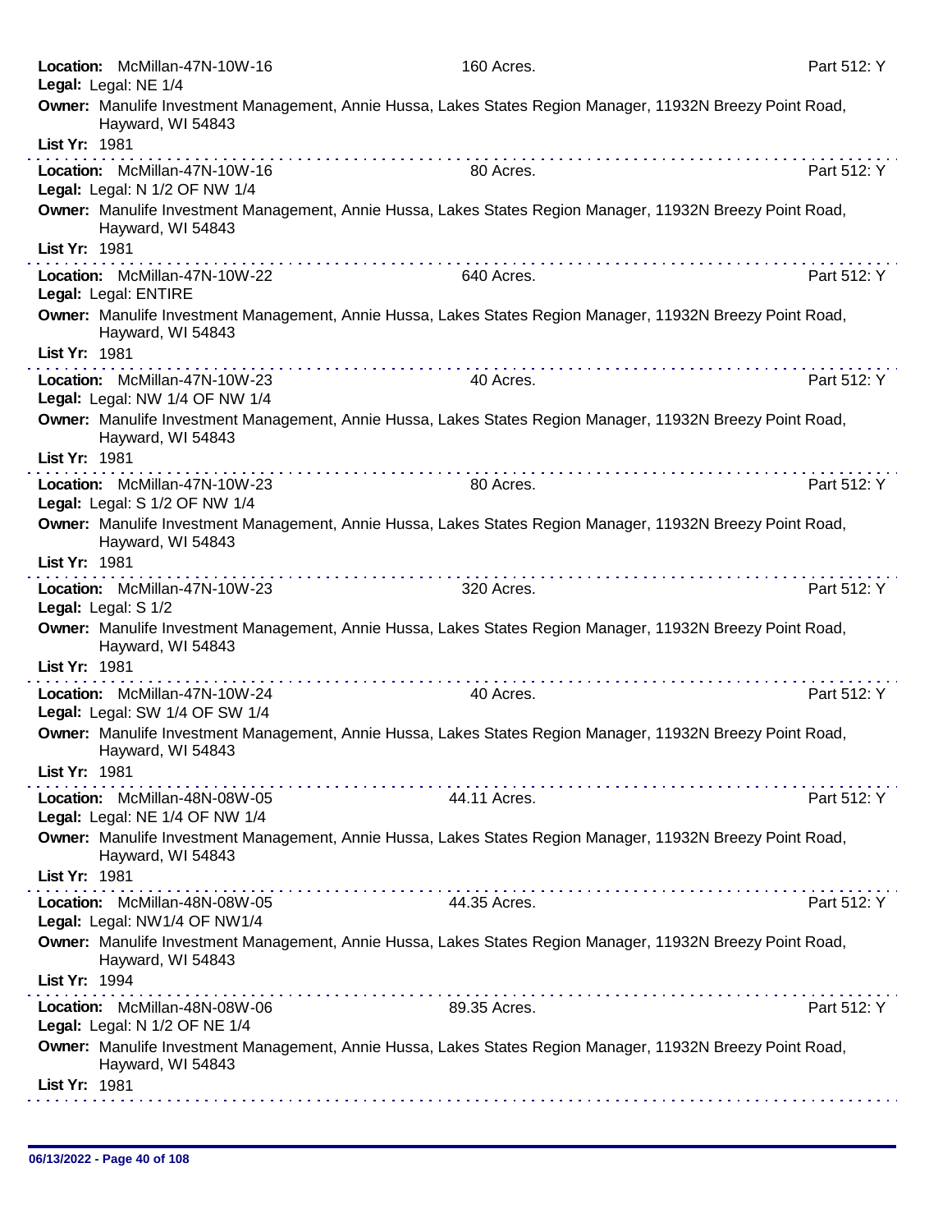**Location:** McMillan-47N-10W-16 160 Acres. Part 512: Y
**Legal:** Legal: NE 1/4
**Owner:** Manulife Investment Management, Annie Hussa, Lakes States Region Manager, 11932N Breezy Point Road, Hayward, WI 54843
**List Yr:** 1981

---

**Location:** McMillan-47N-10W-16 80 Acres. Part 512: Y
**Legal:** Legal: N 1/2 OF NW 1/4
**Owner:** Manulife Investment Management, Annie Hussa, Lakes States Region Manager, 11932N Breezy Point Road, Hayward, WI 54843
**List Yr:** 1981

---

**Location:** McMillan-47N-10W-22 640 Acres. Part 512: Y
**Legal:** Legal: ENTIRE
**Owner:** Manulife Investment Management, Annie Hussa, Lakes States Region Manager, 11932N Breezy Point Road, Hayward, WI 54843
**List Yr:** 1981

---

**Location:** McMillan-47N-10W-23 40 Acres. Part 512: Y
**Legal:** Legal: NW 1/4 OF NW 1/4
**Owner:** Manulife Investment Management, Annie Hussa, Lakes States Region Manager, 11932N Breezy Point Road, Hayward, WI 54843
**List Yr:** 1981

---

**Location:** McMillan-47N-10W-23 80 Acres. Part 512: Y
**Legal:** Legal: S 1/2 OF NW 1/4
**Owner:** Manulife Investment Management, Annie Hussa, Lakes States Region Manager, 11932N Breezy Point Road, Hayward, WI 54843
**List Yr:** 1981

---

**Location:** McMillan-47N-10W-23 320 Acres. Part 512: Y
**Legal:** Legal: S 1/2
**Owner:** Manulife Investment Management, Annie Hussa, Lakes States Region Manager, 11932N Breezy Point Road, Hayward, WI 54843
**List Yr:** 1981

---

**Location:** McMillan-47N-10W-24 40 Acres. Part 512: Y
**Legal:** Legal: SW 1/4 OF SW 1/4
**Owner:** Manulife Investment Management, Annie Hussa, Lakes States Region Manager, 11932N Breezy Point Road, Hayward, WI 54843
**List Yr:** 1981

---

**Location:** McMillan-48N-08W-05 44.11 Acres. Part 512: Y
**Legal:** Legal: NE 1/4 OF NW 1/4
**Owner:** Manulife Investment Management, Annie Hussa, Lakes States Region Manager, 11932N Breezy Point Road, Hayward, WI 54843
**List Yr:** 1981

---

**Location:** McMillan-48N-08W-05 44.35 Acres. Part 512: Y
**Legal:** Legal: NW1/4 OF NW1/4
**Owner:** Manulife Investment Management, Annie Hussa, Lakes States Region Manager, 11932N Breezy Point Road, Hayward, WI 54843
**List Yr:** 1994

---

**Location:** McMillan-48N-08W-06 89.35 Acres. Part 512: Y
**Legal:** Legal: N 1/2 OF NE 1/4
**Owner:** Manulife Investment Management, Annie Hussa, Lakes States Region Manager, 11932N Breezy Point Road, Hayward, WI 54843
**List Yr:** 1981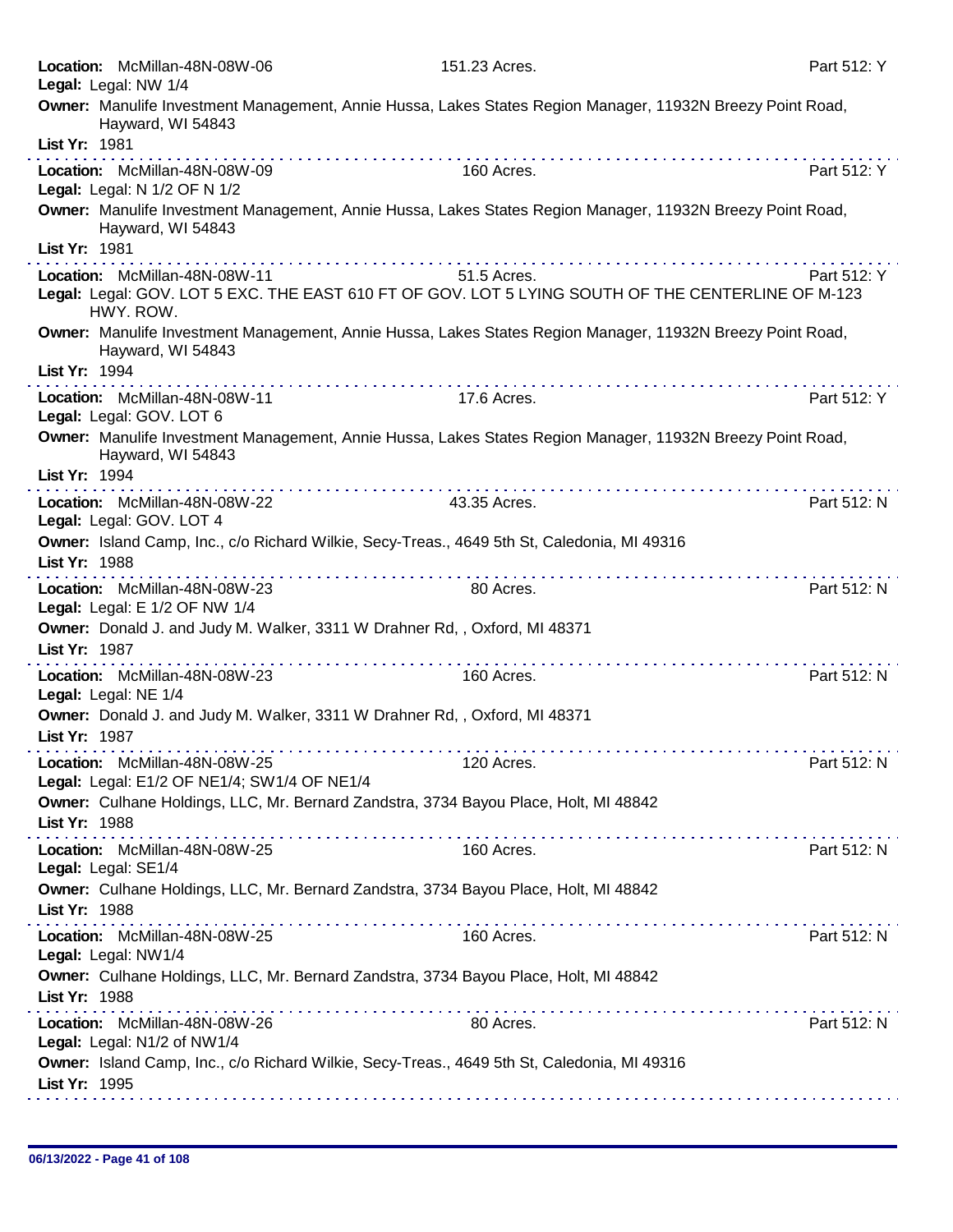**Location:** McMillan-48N-08W-06 — 151.23 Acres. — Part 512: Y
**Legal:** Legal: NW 1/4
**Owner:** Manulife Investment Management, Annie Hussa, Lakes States Region Manager, 11932N Breezy Point Road, Hayward, WI 54843
**List Yr:** 1981

---

**Location:** McMillan-48N-08W-09 — 160 Acres. — Part 512: Y
**Legal:** Legal: N 1/2 OF N 1/2
**Owner:** Manulife Investment Management, Annie Hussa, Lakes States Region Manager, 11932N Breezy Point Road, Hayward, WI 54843
**List Yr:** 1981

---

**Location:** McMillan-48N-08W-11 — 51.5 Acres. — Part 512: Y
**Legal:** Legal: GOV. LOT 5 EXC. THE EAST 610 FT OF GOV. LOT 5 LYING SOUTH OF THE CENTERLINE OF M-123 HWY. ROW.
**Owner:** Manulife Investment Management, Annie Hussa, Lakes States Region Manager, 11932N Breezy Point Road, Hayward, WI 54843
**List Yr:** 1994

---

**Location:** McMillan-48N-08W-11 — 17.6 Acres. — Part 512: Y
**Legal:** Legal: GOV. LOT 6
**Owner:** Manulife Investment Management, Annie Hussa, Lakes States Region Manager, 11932N Breezy Point Road, Hayward, WI 54843
**List Yr:** 1994

---

**Location:** McMillan-48N-08W-22 — 43.35 Acres. — Part 512: N
**Legal:** Legal: GOV. LOT 4
**Owner:** Island Camp, Inc., c/o Richard Wilkie, Secy-Treas., 4649 5th St, Caledonia, MI 49316
**List Yr:** 1988

---

**Location:** McMillan-48N-08W-23 — 80 Acres. — Part 512: N
**Legal:** Legal: E 1/2 OF NW 1/4
**Owner:** Donald J. and Judy M. Walker, 3311 W Drahner Rd, , Oxford, MI 48371
**List Yr:** 1987

---

**Location:** McMillan-48N-08W-23 — 160 Acres. — Part 512: N
**Legal:** Legal: NE 1/4
**Owner:** Donald J. and Judy M. Walker, 3311 W Drahner Rd, , Oxford, MI 48371
**List Yr:** 1987

---

**Location:** McMillan-48N-08W-25 — 120 Acres. — Part 512: N
**Legal:** Legal: E1/2 OF NE1/4; SW1/4 OF NE1/4
**Owner:** Culhane Holdings, LLC, Mr. Bernard Zandstra, 3734 Bayou Place, Holt, MI 48842
**List Yr:** 1988

---

**Location:** McMillan-48N-08W-25 — 160 Acres. — Part 512: N
**Legal:** Legal: SE1/4
**Owner:** Culhane Holdings, LLC, Mr. Bernard Zandstra, 3734 Bayou Place, Holt, MI 48842
**List Yr:** 1988

---

**Location:** McMillan-48N-08W-25 — 160 Acres. — Part 512: N
**Legal:** Legal: NW1/4
**Owner:** Culhane Holdings, LLC, Mr. Bernard Zandstra, 3734 Bayou Place, Holt, MI 48842
**List Yr:** 1988

---

**Location:** McMillan-48N-08W-26 — 80 Acres. — Part 512: N
**Legal:** Legal: N1/2 of NW1/4
**Owner:** Island Camp, Inc., c/o Richard Wilkie, Secy-Treas., 4649 5th St, Caledonia, MI 49316
**List Yr:** 1995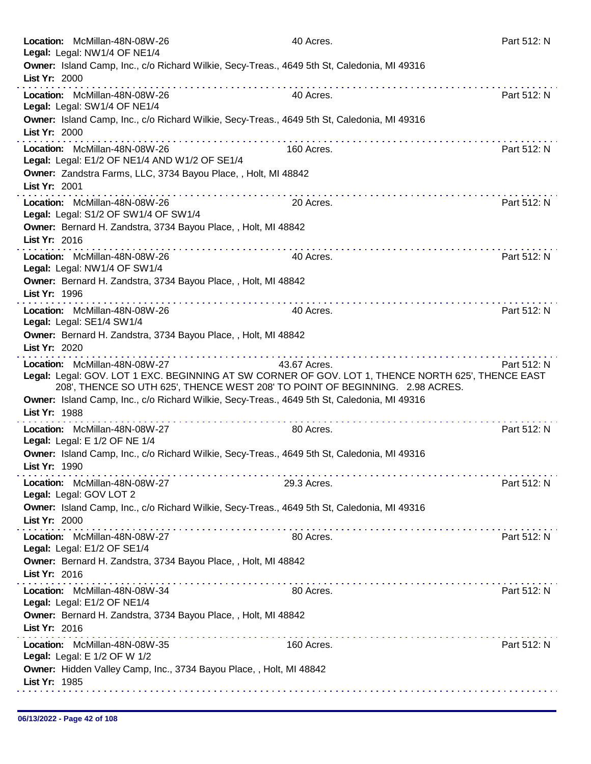**Location:** McMillan-48N-08W-26 40 Acres. Part 512: N
**Legal:** Legal: NW1/4 OF NE1/4
**Owner:** Island Camp, Inc., c/o Richard Wilkie, Secy-Treas., 4649 5th St, Caledonia, MI 49316
**List Yr:** 2000

---

**Location:** McMillan-48N-08W-26 40 Acres. Part 512: N
**Legal:** Legal: SW1/4 OF NE1/4
**Owner:** Island Camp, Inc., c/o Richard Wilkie, Secy-Treas., 4649 5th St, Caledonia, MI 49316
**List Yr:** 2000

---

**Location:** McMillan-48N-08W-26 160 Acres. Part 512: N
**Legal:** Legal: E1/2 OF NE1/4 AND W1/2 OF SE1/4
**Owner:** Zandstra Farms, LLC, 3734 Bayou Place, , Holt, MI 48842
**List Yr:** 2001

---

**Location:** McMillan-48N-08W-26 20 Acres. Part 512: N
**Legal:** Legal: S1/2 OF SW1/4 OF SW1/4
**Owner:** Bernard H. Zandstra, 3734 Bayou Place, , Holt, MI 48842
**List Yr:** 2016

---

**Location:** McMillan-48N-08W-26 40 Acres. Part 512: N
**Legal:** Legal: NW1/4 OF SW1/4
**Owner:** Bernard H. Zandstra, 3734 Bayou Place, , Holt, MI 48842
**List Yr:** 1996

---

**Location:** McMillan-48N-08W-26 40 Acres. Part 512: N
**Legal:** Legal: SE1/4 SW1/4
**Owner:** Bernard H. Zandstra, 3734 Bayou Place, , Holt, MI 48842
**List Yr:** 2020

---

**Location:** McMillan-48N-08W-27 43.67 Acres. Part 512: N
**Legal:** Legal: GOV. LOT 1 EXC. BEGINNING AT SW CORNER OF GOV. LOT 1, THENCE NORTH 625', THENCE EAST 208', THENCE SO UTH 625', THENCE WEST 208' TO POINT OF BEGINNING. 2.98 ACRES.
**Owner:** Island Camp, Inc., c/o Richard Wilkie, Secy-Treas., 4649 5th St, Caledonia, MI 49316
**List Yr:** 1988

---

**Location:** McMillan-48N-08W-27 80 Acres. Part 512: N
**Legal:** Legal: E 1/2 OF NE 1/4
**Owner:** Island Camp, Inc., c/o Richard Wilkie, Secy-Treas., 4649 5th St, Caledonia, MI 49316
**List Yr:** 1990

---

**Location:** McMillan-48N-08W-27 29.3 Acres. Part 512: N
**Legal:** Legal: GOV LOT 2
**Owner:** Island Camp, Inc., c/o Richard Wilkie, Secy-Treas., 4649 5th St, Caledonia, MI 49316
**List Yr:** 2000

---

**Location:** McMillan-48N-08W-27 80 Acres. Part 512: N
**Legal:** Legal: E1/2 OF SE1/4
**Owner:** Bernard H. Zandstra, 3734 Bayou Place, , Holt, MI 48842
**List Yr:** 2016

---

**Location:** McMillan-48N-08W-34 80 Acres. Part 512: N
**Legal:** Legal: E1/2 OF NE1/4
**Owner:** Bernard H. Zandstra, 3734 Bayou Place, , Holt, MI 48842
**List Yr:** 2016

---

**Location:** McMillan-48N-08W-35 160 Acres. Part 512: N
**Legal:** Legal: E 1/2 OF W 1/2
**Owner:** Hidden Valley Camp, Inc., 3734 Bayou Place, , Holt, MI 48842
**List Yr:** 1985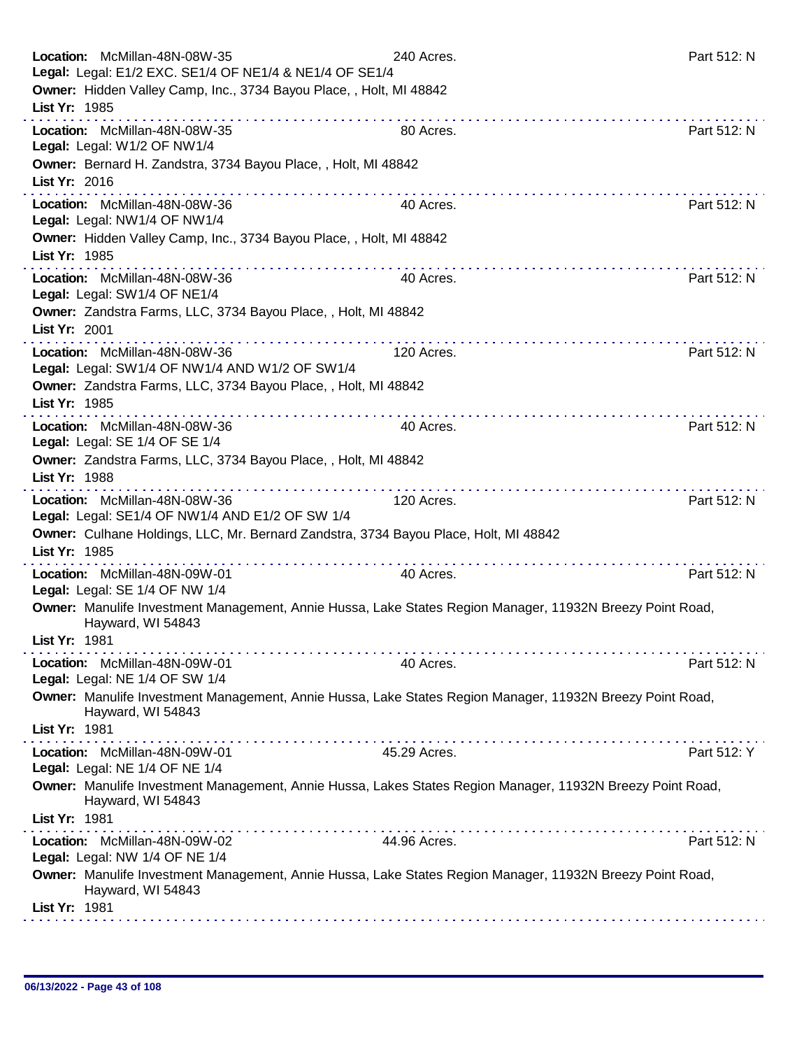**Location:** McMillan-48N-08W-35 240 Acres. Part 512: N
**Legal:** Legal: E1/2 EXC. SE1/4 OF NE1/4 & NE1/4 OF SE1/4
**Owner:** Hidden Valley Camp, Inc., 3734 Bayou Place, , Holt, MI 48842
**List Yr:** 1985

---

**Location:** McMillan-48N-08W-35 80 Acres. Part 512: N
**Legal:** Legal: W1/2 OF NW1/4
**Owner:** Bernard H. Zandstra, 3734 Bayou Place, , Holt, MI 48842
**List Yr:** 2016

---

**Location:** McMillan-48N-08W-36 40 Acres. Part 512: N
**Legal:** Legal: NW1/4 OF NW1/4
**Owner:** Hidden Valley Camp, Inc., 3734 Bayou Place, , Holt, MI 48842
**List Yr:** 1985

---

**Location:** McMillan-48N-08W-36 40 Acres. Part 512: N
**Legal:** Legal: SW1/4 OF NE1/4
**Owner:** Zandstra Farms, LLC, 3734 Bayou Place, , Holt, MI 48842
**List Yr:** 2001

---

**Location:** McMillan-48N-08W-36 120 Acres. Part 512: N
**Legal:** Legal: SW1/4 OF NW1/4 AND W1/2 OF SW1/4
**Owner:** Zandstra Farms, LLC, 3734 Bayou Place, , Holt, MI 48842
**List Yr:** 1985

---

**Location:** McMillan-48N-08W-36 40 Acres. Part 512: N
**Legal:** Legal: SE 1/4 OF SE 1/4
**Owner:** Zandstra Farms, LLC, 3734 Bayou Place, , Holt, MI 48842
**List Yr:** 1988

---

**Location:** McMillan-48N-08W-36 120 Acres. Part 512: N
**Legal:** Legal: SE1/4 OF NW1/4 AND E1/2 OF SW 1/4
**Owner:** Culhane Holdings, LLC, Mr. Bernard Zandstra, 3734 Bayou Place, Holt, MI 48842
**List Yr:** 1985

---

**Location:** McMillan-48N-09W-01 40 Acres. Part 512: N
**Legal:** Legal: SE 1/4 OF NW 1/4
**Owner:** Manulife Investment Management, Annie Hussa, Lake States Region Manager, 11932N Breezy Point Road, Hayward, WI 54843
**List Yr:** 1981

---

**Location:** McMillan-48N-09W-01 40 Acres. Part 512: N
**Legal:** Legal: NE 1/4 OF SW 1/4
**Owner:** Manulife Investment Management, Annie Hussa, Lake States Region Manager, 11932N Breezy Point Road, Hayward, WI 54843
**List Yr:** 1981

---

**Location:** McMillan-48N-09W-01 45.29 Acres. Part 512: Y
**Legal:** Legal: NE 1/4 OF NE 1/4
**Owner:** Manulife Investment Management, Annie Hussa, Lakes States Region Manager, 11932N Breezy Point Road, Hayward, WI 54843
**List Yr:** 1981

---

**Location:** McMillan-48N-09W-02 44.96 Acres. Part 512: N
**Legal:** Legal: NW 1/4 OF NE 1/4
**Owner:** Manulife Investment Management, Annie Hussa, Lake States Region Manager, 11932N Breezy Point Road, Hayward, WI 54843
**List Yr:** 1981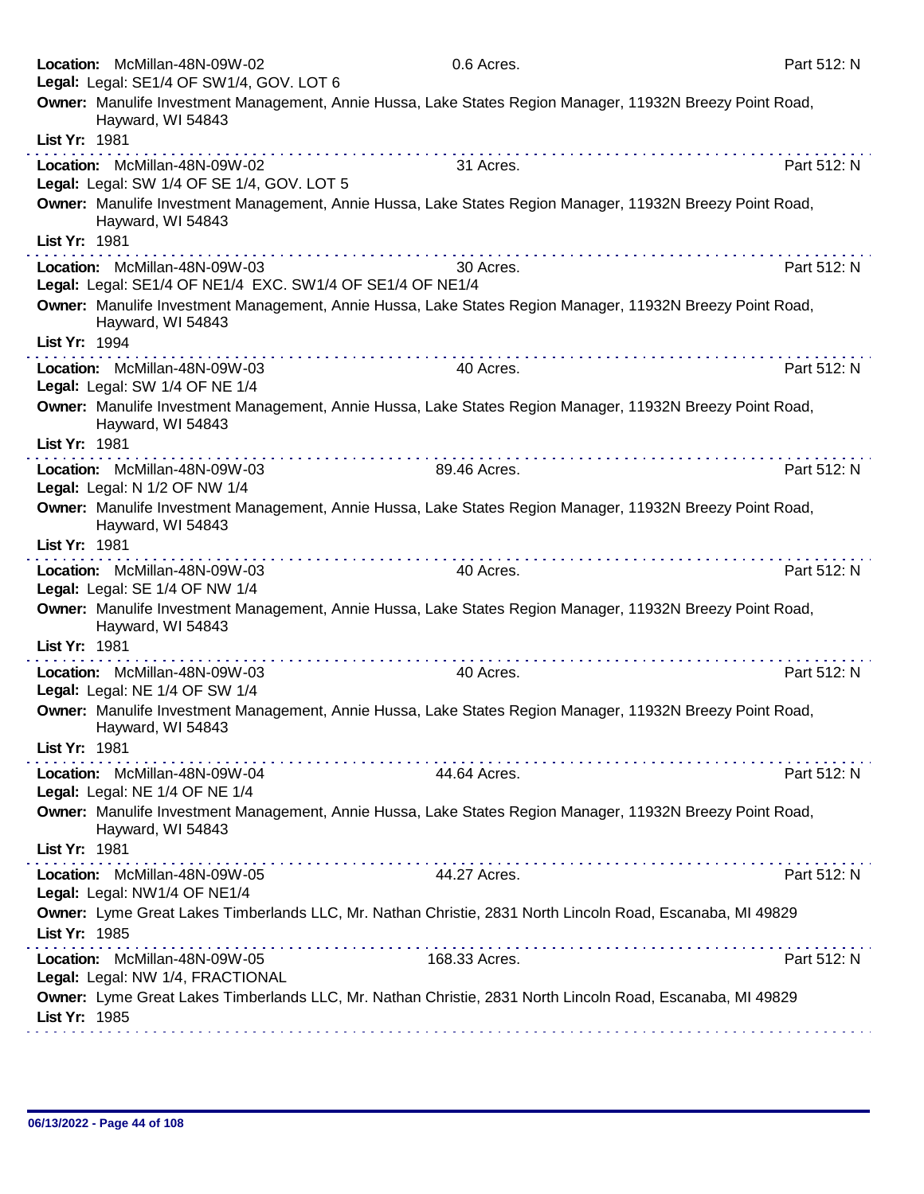**Location:** McMillan-48N-09W-02 0.6 Acres. Part 512: N
**Legal:** Legal: SE1/4 OF SW1/4, GOV. LOT 6
**Owner:** Manulife Investment Management, Annie Hussa, Lake States Region Manager, 11932N Breezy Point Road, Hayward, WI 54843
**List Yr:** 1981

---

**Location:** McMillan-48N-09W-02 31 Acres. Part 512: N
**Legal:** Legal: SW 1/4 OF SE 1/4, GOV. LOT 5
**Owner:** Manulife Investment Management, Annie Hussa, Lake States Region Manager, 11932N Breezy Point Road, Hayward, WI 54843
**List Yr:** 1981

---

**Location:** McMillan-48N-09W-03 30 Acres. Part 512: N
**Legal:** Legal: SE1/4 OF NE1/4 EXC. SW1/4 OF SE1/4 OF NE1/4
**Owner:** Manulife Investment Management, Annie Hussa, Lake States Region Manager, 11932N Breezy Point Road, Hayward, WI 54843
**List Yr:** 1994

---

**Location:** McMillan-48N-09W-03 40 Acres. Part 512: N
**Legal:** Legal: SW 1/4 OF NE 1/4
**Owner:** Manulife Investment Management, Annie Hussa, Lake States Region Manager, 11932N Breezy Point Road, Hayward, WI 54843
**List Yr:** 1981

---

**Location:** McMillan-48N-09W-03 89.46 Acres. Part 512: N
**Legal:** Legal: N 1/2 OF NW 1/4
**Owner:** Manulife Investment Management, Annie Hussa, Lake States Region Manager, 11932N Breezy Point Road, Hayward, WI 54843
**List Yr:** 1981

---

**Location:** McMillan-48N-09W-03 40 Acres. Part 512: N
**Legal:** Legal: SE 1/4 OF NW 1/4
**Owner:** Manulife Investment Management, Annie Hussa, Lake States Region Manager, 11932N Breezy Point Road, Hayward, WI 54843
**List Yr:** 1981

---

**Location:** McMillan-48N-09W-03 40 Acres. Part 512: N
**Legal:** Legal: NE 1/4 OF SW 1/4
**Owner:** Manulife Investment Management, Annie Hussa, Lake States Region Manager, 11932N Breezy Point Road, Hayward, WI 54843
**List Yr:** 1981

---

**Location:** McMillan-48N-09W-04 44.64 Acres. Part 512: N
**Legal:** Legal: NE 1/4 OF NE 1/4
**Owner:** Manulife Investment Management, Annie Hussa, Lake States Region Manager, 11932N Breezy Point Road, Hayward, WI 54843
**List Yr:** 1981

---

**Location:** McMillan-48N-09W-05 44.27 Acres. Part 512: N
**Legal:** Legal: NW1/4 OF NE1/4
**Owner:** Lyme Great Lakes Timberlands LLC, Mr. Nathan Christie, 2831 North Lincoln Road, Escanaba, MI 49829
**List Yr:** 1985

---

**Location:** McMillan-48N-09W-05 168.33 Acres. Part 512: N
**Legal:** Legal: NW 1/4, FRACTIONAL
**Owner:** Lyme Great Lakes Timberlands LLC, Mr. Nathan Christie, 2831 North Lincoln Road, Escanaba, MI 49829
**List Yr:** 1985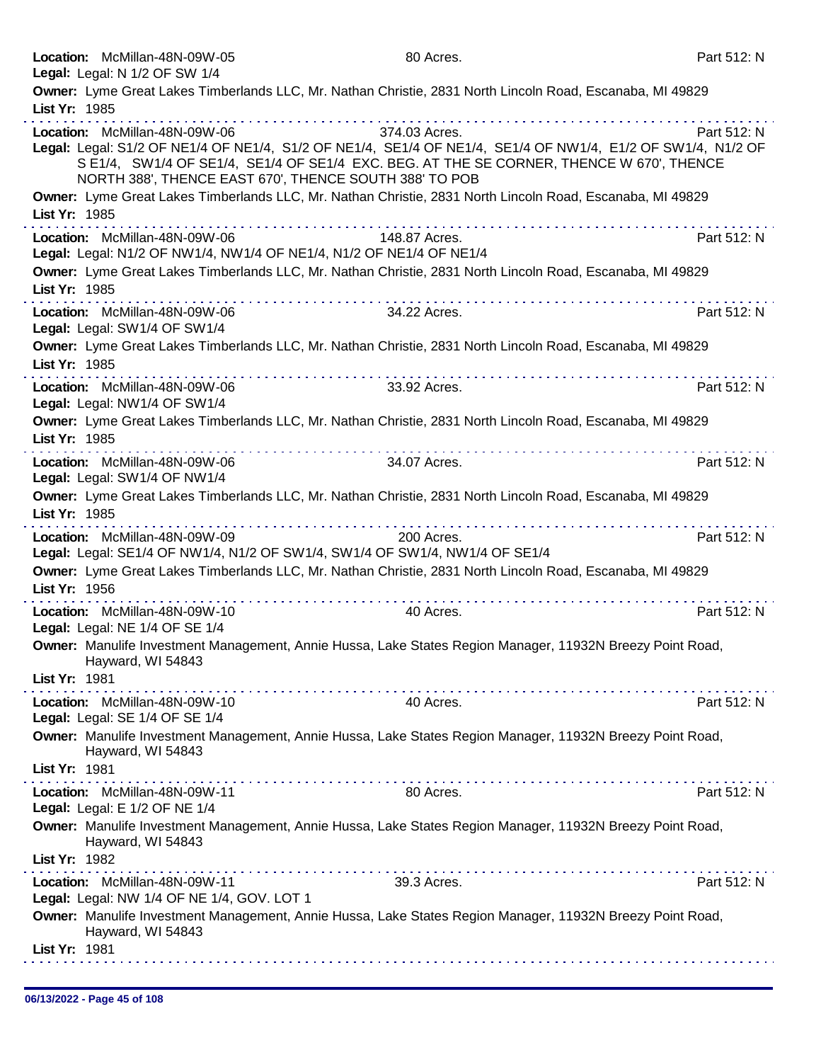**Location:** McMillan-48N-09W-05 80 Acres. Part 512: N
**Legal:** Legal: N 1/2 OF SW 1/4
**Owner:** Lyme Great Lakes Timberlands LLC, Mr. Nathan Christie, 2831 North Lincoln Road, Escanaba, MI 49829
**List Yr:** 1985

---

**Location:** McMillan-48N-09W-06 374.03 Acres. Part 512: N
**Legal:** Legal: S1/2 OF NE1/4 OF NE1/4, S1/2 OF NE1/4, SE1/4 OF NE1/4, SE1/4 OF NW1/4, E1/2 OF SW1/4, N1/2 OF S E1/4, SW1/4 OF SE1/4, SE1/4 OF SE1/4 EXC. BEG. AT THE SE CORNER, THENCE W 670', THENCE NORTH 388', THENCE EAST 670', THENCE SOUTH 388' TO POB
**Owner:** Lyme Great Lakes Timberlands LLC, Mr. Nathan Christie, 2831 North Lincoln Road, Escanaba, MI 49829
**List Yr:** 1985

---

**Location:** McMillan-48N-09W-06 148.87 Acres. Part 512: N
**Legal:** Legal: N1/2 OF NW1/4, NW1/4 OF NE1/4, N1/2 OF NE1/4 OF NE1/4
**Owner:** Lyme Great Lakes Timberlands LLC, Mr. Nathan Christie, 2831 North Lincoln Road, Escanaba, MI 49829
**List Yr:** 1985

---

**Location:** McMillan-48N-09W-06 34.22 Acres. Part 512: N
**Legal:** Legal: SW1/4 OF SW1/4
**Owner:** Lyme Great Lakes Timberlands LLC, Mr. Nathan Christie, 2831 North Lincoln Road, Escanaba, MI 49829
**List Yr:** 1985

---

**Location:** McMillan-48N-09W-06 33.92 Acres. Part 512: N
**Legal:** Legal: NW1/4 OF SW1/4
**Owner:** Lyme Great Lakes Timberlands LLC, Mr. Nathan Christie, 2831 North Lincoln Road, Escanaba, MI 49829
**List Yr:** 1985

---

**Location:** McMillan-48N-09W-06 34.07 Acres. Part 512: N
**Legal:** Legal: SW1/4 OF NW1/4
**Owner:** Lyme Great Lakes Timberlands LLC, Mr. Nathan Christie, 2831 North Lincoln Road, Escanaba, MI 49829
**List Yr:** 1985

---

**Location:** McMillan-48N-09W-09 200 Acres. Part 512: N
**Legal:** Legal: SE1/4 OF NW1/4, N1/2 OF SW1/4, SW1/4 OF SW1/4, NW1/4 OF SE1/4
**Owner:** Lyme Great Lakes Timberlands LLC, Mr. Nathan Christie, 2831 North Lincoln Road, Escanaba, MI 49829
**List Yr:** 1956

---

**Location:** McMillan-48N-09W-10 40 Acres. Part 512: N
**Legal:** Legal: NE 1/4 OF SE 1/4
**Owner:** Manulife Investment Management, Annie Hussa, Lake States Region Manager, 11932N Breezy Point Road, Hayward, WI 54843
**List Yr:** 1981

---

**Location:** McMillan-48N-09W-10 40 Acres. Part 512: N
**Legal:** Legal: SE 1/4 OF SE 1/4
**Owner:** Manulife Investment Management, Annie Hussa, Lake States Region Manager, 11932N Breezy Point Road, Hayward, WI 54843
**List Yr:** 1981

---

**Location:** McMillan-48N-09W-11 80 Acres. Part 512: N
**Legal:** Legal: E 1/2 OF NE 1/4
**Owner:** Manulife Investment Management, Annie Hussa, Lake States Region Manager, 11932N Breezy Point Road, Hayward, WI 54843
**List Yr:** 1982

---

**Location:** McMillan-48N-09W-11 39.3 Acres. Part 512: N
**Legal:** Legal: NW 1/4 OF NE 1/4, GOV. LOT 1
**Owner:** Manulife Investment Management, Annie Hussa, Lake States Region Manager, 11932N Breezy Point Road, Hayward, WI 54843
**List Yr:** 1981

06/13/2022 - Page 45 of 108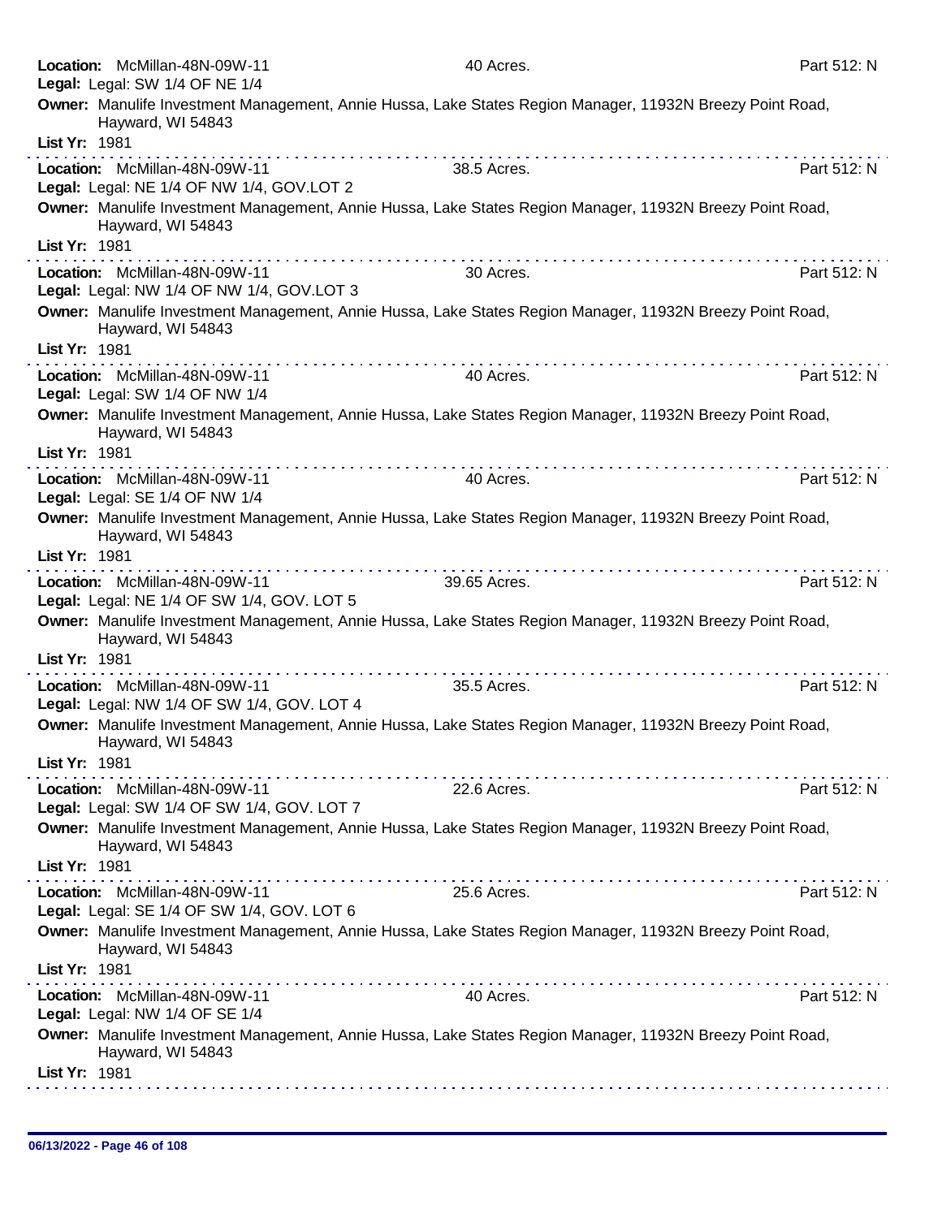**Location:** McMillan-48N-09W-11 40 Acres. Part 512: N
**Legal:** Legal: SW 1/4 OF NE 1/4
**Owner:** Manulife Investment Management, Annie Hussa, Lake States Region Manager, 11932N Breezy Point Road, Hayward, WI 54843
**List Yr:** 1981

---

**Location:** McMillan-48N-09W-11 38.5 Acres. Part 512: N
**Legal:** Legal: NE 1/4 OF NW 1/4, GOV.LOT 2
**Owner:** Manulife Investment Management, Annie Hussa, Lake States Region Manager, 11932N Breezy Point Road, Hayward, WI 54843
**List Yr:** 1981

---

**Location:** McMillan-48N-09W-11 30 Acres. Part 512: N
**Legal:** Legal: NW 1/4 OF NW 1/4, GOV.LOT 3
**Owner:** Manulife Investment Management, Annie Hussa, Lake States Region Manager, 11932N Breezy Point Road, Hayward, WI 54843
**List Yr:** 1981

---

**Location:** McMillan-48N-09W-11 40 Acres. Part 512: N
**Legal:** Legal: SW 1/4 OF NW 1/4
**Owner:** Manulife Investment Management, Annie Hussa, Lake States Region Manager, 11932N Breezy Point Road, Hayward, WI 54843
**List Yr:** 1981

---

**Location:** McMillan-48N-09W-11 40 Acres. Part 512: N
**Legal:** Legal: SE 1/4 OF NW 1/4
**Owner:** Manulife Investment Management, Annie Hussa, Lake States Region Manager, 11932N Breezy Point Road, Hayward, WI 54843
**List Yr:** 1981

---

**Location:** McMillan-48N-09W-11 39.65 Acres. Part 512: N
**Legal:** Legal: NE 1/4 OF SW 1/4, GOV. LOT 5
**Owner:** Manulife Investment Management, Annie Hussa, Lake States Region Manager, 11932N Breezy Point Road, Hayward, WI 54843
**List Yr:** 1981

---

**Location:** McMillan-48N-09W-11 35.5 Acres. Part 512: N
**Legal:** Legal: NW 1/4 OF SW 1/4, GOV. LOT 4
**Owner:** Manulife Investment Management, Annie Hussa, Lake States Region Manager, 11932N Breezy Point Road, Hayward, WI 54843
**List Yr:** 1981

---

**Location:** McMillan-48N-09W-11 22.6 Acres. Part 512: N
**Legal:** Legal: SW 1/4 OF SW 1/4, GOV. LOT 7
**Owner:** Manulife Investment Management, Annie Hussa, Lake States Region Manager, 11932N Breezy Point Road, Hayward, WI 54843
**List Yr:** 1981

---

**Location:** McMillan-48N-09W-11 25.6 Acres. Part 512: N
**Legal:** Legal: SE 1/4 OF SW 1/4, GOV. LOT 6
**Owner:** Manulife Investment Management, Annie Hussa, Lake States Region Manager, 11932N Breezy Point Road, Hayward, WI 54843
**List Yr:** 1981

---

**Location:** McMillan-48N-09W-11 40 Acres. Part 512: N
**Legal:** Legal: NW 1/4 OF SE 1/4
**Owner:** Manulife Investment Management, Annie Hussa, Lake States Region Manager, 11932N Breezy Point Road, Hayward, WI 54843
**List Yr:** 1981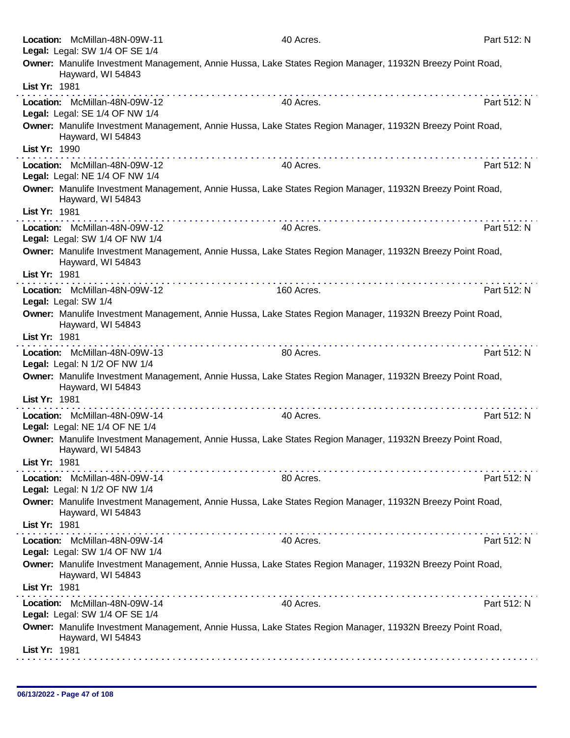**Location:** McMillan-48N-09W-11 40 Acres. Part 512: N
**Legal:** Legal: SW 1/4 OF SE 1/4
**Owner:** Manulife Investment Management, Annie Hussa, Lake States Region Manager, 11932N Breezy Point Road, Hayward, WI 54843
**List Yr:** 1981

---

**Location:** McMillan-48N-09W-12 40 Acres. Part 512: N
**Legal:** Legal: SE 1/4 OF NW 1/4
**Owner:** Manulife Investment Management, Annie Hussa, Lake States Region Manager, 11932N Breezy Point Road, Hayward, WI 54843
**List Yr:** 1990

---

**Location:** McMillan-48N-09W-12 40 Acres. Part 512: N
**Legal:** Legal: NE 1/4 OF NW 1/4
**Owner:** Manulife Investment Management, Annie Hussa, Lake States Region Manager, 11932N Breezy Point Road, Hayward, WI 54843
**List Yr:** 1981

---

**Location:** McMillan-48N-09W-12 40 Acres. Part 512: N
**Legal:** Legal: SW 1/4 OF NW 1/4
**Owner:** Manulife Investment Management, Annie Hussa, Lake States Region Manager, 11932N Breezy Point Road, Hayward, WI 54843
**List Yr:** 1981

---

**Location:** McMillan-48N-09W-12 160 Acres. Part 512: N
**Legal:** Legal: SW 1/4
**Owner:** Manulife Investment Management, Annie Hussa, Lake States Region Manager, 11932N Breezy Point Road, Hayward, WI 54843
**List Yr:** 1981

---

**Location:** McMillan-48N-09W-13 80 Acres. Part 512: N
**Legal:** Legal: N 1/2 OF NW 1/4
**Owner:** Manulife Investment Management, Annie Hussa, Lake States Region Manager, 11932N Breezy Point Road, Hayward, WI 54843
**List Yr:** 1981

---

**Location:** McMillan-48N-09W-14 40 Acres. Part 512: N
**Legal:** Legal: NE 1/4 OF NE 1/4
**Owner:** Manulife Investment Management, Annie Hussa, Lake States Region Manager, 11932N Breezy Point Road, Hayward, WI 54843
**List Yr:** 1981

---

**Location:** McMillan-48N-09W-14 80 Acres. Part 512: N
**Legal:** Legal: N 1/2 OF NW 1/4
**Owner:** Manulife Investment Management, Annie Hussa, Lake States Region Manager, 11932N Breezy Point Road, Hayward, WI 54843
**List Yr:** 1981

---

**Location:** McMillan-48N-09W-14 40 Acres. Part 512: N
**Legal:** Legal: SW 1/4 OF NW 1/4
**Owner:** Manulife Investment Management, Annie Hussa, Lake States Region Manager, 11932N Breezy Point Road, Hayward, WI 54843
**List Yr:** 1981

---

**Location:** McMillan-48N-09W-14 40 Acres. Part 512: N
**Legal:** Legal: SW 1/4 OF SE 1/4
**Owner:** Manulife Investment Management, Annie Hussa, Lake States Region Manager, 11932N Breezy Point Road, Hayward, WI 54843
**List Yr:** 1981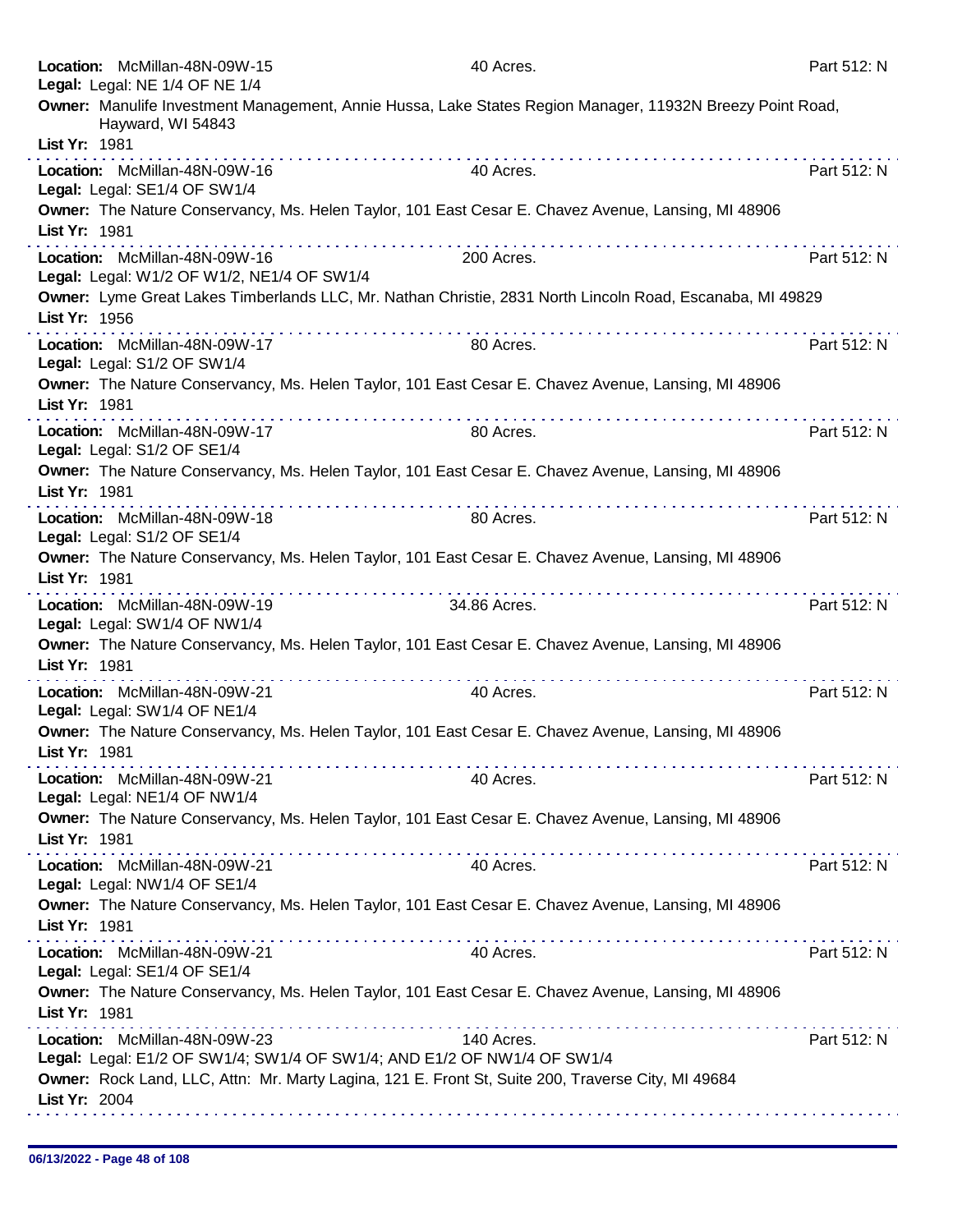**Location:** McMillan-48N-09W-15 40 Acres. Part 512: N
**Legal:** Legal: NE 1/4 OF NE 1/4
**Owner:** Manulife Investment Management, Annie Hussa, Lake States Region Manager, 11932N Breezy Point Road, Hayward, WI 54843
**List Yr:** 1981

---

**Location:** McMillan-48N-09W-16 40 Acres. Part 512: N
**Legal:** Legal: SE1/4 OF SW1/4
**Owner:** The Nature Conservancy, Ms. Helen Taylor, 101 East Cesar E. Chavez Avenue, Lansing, MI 48906
**List Yr:** 1981

---

**Location:** McMillan-48N-09W-16 200 Acres. Part 512: N
**Legal:** Legal: W1/2 OF W1/2, NE1/4 OF SW1/4
**Owner:** Lyme Great Lakes Timberlands LLC, Mr. Nathan Christie, 2831 North Lincoln Road, Escanaba, MI 49829
**List Yr:** 1956

---

**Location:** McMillan-48N-09W-17 80 Acres. Part 512: N
**Legal:** Legal: S1/2 OF SW1/4
**Owner:** The Nature Conservancy, Ms. Helen Taylor, 101 East Cesar E. Chavez Avenue, Lansing, MI 48906
**List Yr:** 1981

---

**Location:** McMillan-48N-09W-17 80 Acres. Part 512: N
**Legal:** Legal: S1/2 OF SE1/4
**Owner:** The Nature Conservancy, Ms. Helen Taylor, 101 East Cesar E. Chavez Avenue, Lansing, MI 48906
**List Yr:** 1981

---

**Location:** McMillan-48N-09W-18 80 Acres. Part 512: N
**Legal:** Legal: S1/2 OF SE1/4
**Owner:** The Nature Conservancy, Ms. Helen Taylor, 101 East Cesar E. Chavez Avenue, Lansing, MI 48906
**List Yr:** 1981

---

**Location:** McMillan-48N-09W-19 34.86 Acres. Part 512: N
**Legal:** Legal: SW1/4 OF NW1/4
**Owner:** The Nature Conservancy, Ms. Helen Taylor, 101 East Cesar E. Chavez Avenue, Lansing, MI 48906
**List Yr:** 1981

---

**Location:** McMillan-48N-09W-21 40 Acres. Part 512: N
**Legal:** Legal: SW1/4 OF NE1/4
**Owner:** The Nature Conservancy, Ms. Helen Taylor, 101 East Cesar E. Chavez Avenue, Lansing, MI 48906
**List Yr:** 1981

---

**Location:** McMillan-48N-09W-21 40 Acres. Part 512: N
**Legal:** Legal: NE1/4 OF NW1/4
**Owner:** The Nature Conservancy, Ms. Helen Taylor, 101 East Cesar E. Chavez Avenue, Lansing, MI 48906
**List Yr:** 1981

---

**Location:** McMillan-48N-09W-21 40 Acres. Part 512: N
**Legal:** Legal: NW1/4 OF SE1/4
**Owner:** The Nature Conservancy, Ms. Helen Taylor, 101 East Cesar E. Chavez Avenue, Lansing, MI 48906
**List Yr:** 1981

---

**Location:** McMillan-48N-09W-21 40 Acres. Part 512: N
**Legal:** Legal: SE1/4 OF SE1/4
**Owner:** The Nature Conservancy, Ms. Helen Taylor, 101 East Cesar E. Chavez Avenue, Lansing, MI 48906
**List Yr:** 1981

---

**Location:** McMillan-48N-09W-23 140 Acres. Part 512: N
**Legal:** Legal: E1/2 OF SW1/4; SW1/4 OF SW1/4; AND E1/2 OF NW1/4 OF SW1/4
**Owner:** Rock Land, LLC, Attn: Mr. Marty Lagina, 121 E. Front St, Suite 200, Traverse City, MI 49684
**List Yr:** 2004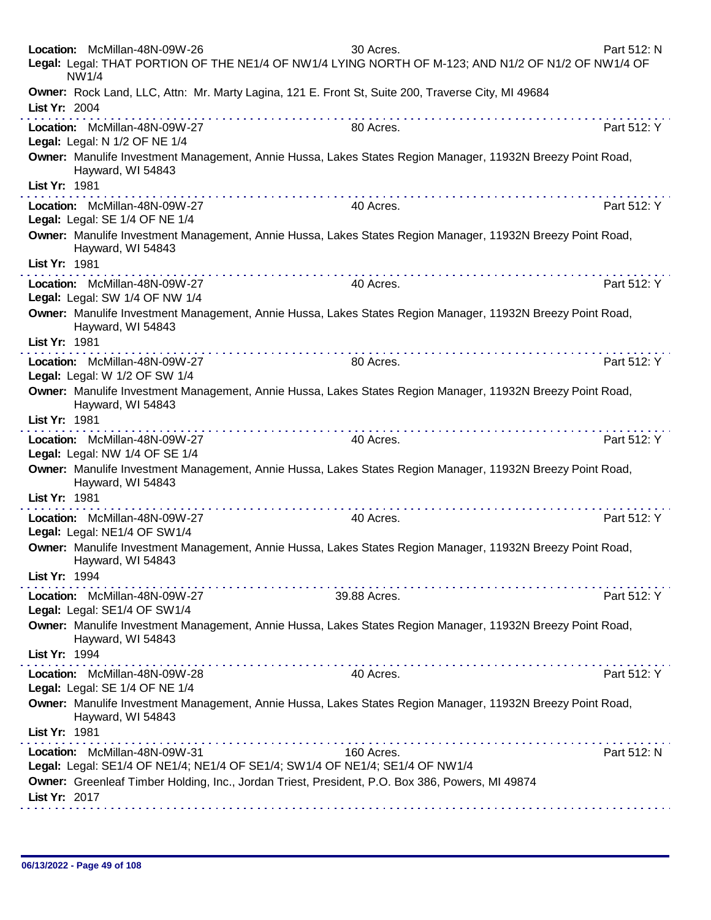**Location:** McMillan-48N-09W-26 30 Acres. Part 512: N
**Legal:** Legal: THAT PORTION OF THE NE1/4 OF NW1/4 LYING NORTH OF M-123; AND N1/2 OF N1/2 OF NW1/4 OF NW1/4
**Owner:** Rock Land, LLC, Attn: Mr. Marty Lagina, 121 E. Front St, Suite 200, Traverse City, MI 49684
**List Yr:** 2004

---

**Location:** McMillan-48N-09W-27 80 Acres. Part 512: Y
**Legal:** Legal: N 1/2 OF NE 1/4
**Owner:** Manulife Investment Management, Annie Hussa, Lakes States Region Manager, 11932N Breezy Point Road, Hayward, WI 54843
**List Yr:** 1981

---

**Location:** McMillan-48N-09W-27 40 Acres. Part 512: Y
**Legal:** Legal: SE 1/4 OF NE 1/4
**Owner:** Manulife Investment Management, Annie Hussa, Lakes States Region Manager, 11932N Breezy Point Road, Hayward, WI 54843
**List Yr:** 1981

---

**Location:** McMillan-48N-09W-27 40 Acres. Part 512: Y
**Legal:** Legal: SW 1/4 OF NW 1/4
**Owner:** Manulife Investment Management, Annie Hussa, Lakes States Region Manager, 11932N Breezy Point Road, Hayward, WI 54843
**List Yr:** 1981

---

**Location:** McMillan-48N-09W-27 80 Acres. Part 512: Y
**Legal:** Legal: W 1/2 OF SW 1/4
**Owner:** Manulife Investment Management, Annie Hussa, Lakes States Region Manager, 11932N Breezy Point Road, Hayward, WI 54843
**List Yr:** 1981

---

**Location:** McMillan-48N-09W-27 40 Acres. Part 512: Y
**Legal:** Legal: NW 1/4 OF SE 1/4
**Owner:** Manulife Investment Management, Annie Hussa, Lakes States Region Manager, 11932N Breezy Point Road, Hayward, WI 54843
**List Yr:** 1981

---

**Location:** McMillan-48N-09W-27 40 Acres. Part 512: Y
**Legal:** Legal: NE1/4 OF SW1/4
**Owner:** Manulife Investment Management, Annie Hussa, Lakes States Region Manager, 11932N Breezy Point Road, Hayward, WI 54843
**List Yr:** 1994

---

**Location:** McMillan-48N-09W-27 39.88 Acres. Part 512: Y
**Legal:** Legal: SE1/4 OF SW1/4
**Owner:** Manulife Investment Management, Annie Hussa, Lakes States Region Manager, 11932N Breezy Point Road, Hayward, WI 54843
**List Yr:** 1994

---

**Location:** McMillan-48N-09W-28 40 Acres. Part 512: Y
**Legal:** Legal: SE 1/4 OF NE 1/4
**Owner:** Manulife Investment Management, Annie Hussa, Lakes States Region Manager, 11932N Breezy Point Road, Hayward, WI 54843
**List Yr:** 1981

---

**Location:** McMillan-48N-09W-31 160 Acres. Part 512: N
**Legal:** Legal: SE1/4 OF NE1/4; NE1/4 OF SE1/4; SW1/4 OF NE1/4; SE1/4 OF NW1/4
**Owner:** Greenleaf Timber Holding, Inc., Jordan Triest, President, P.O. Box 386, Powers, MI 49874
**List Yr:** 2017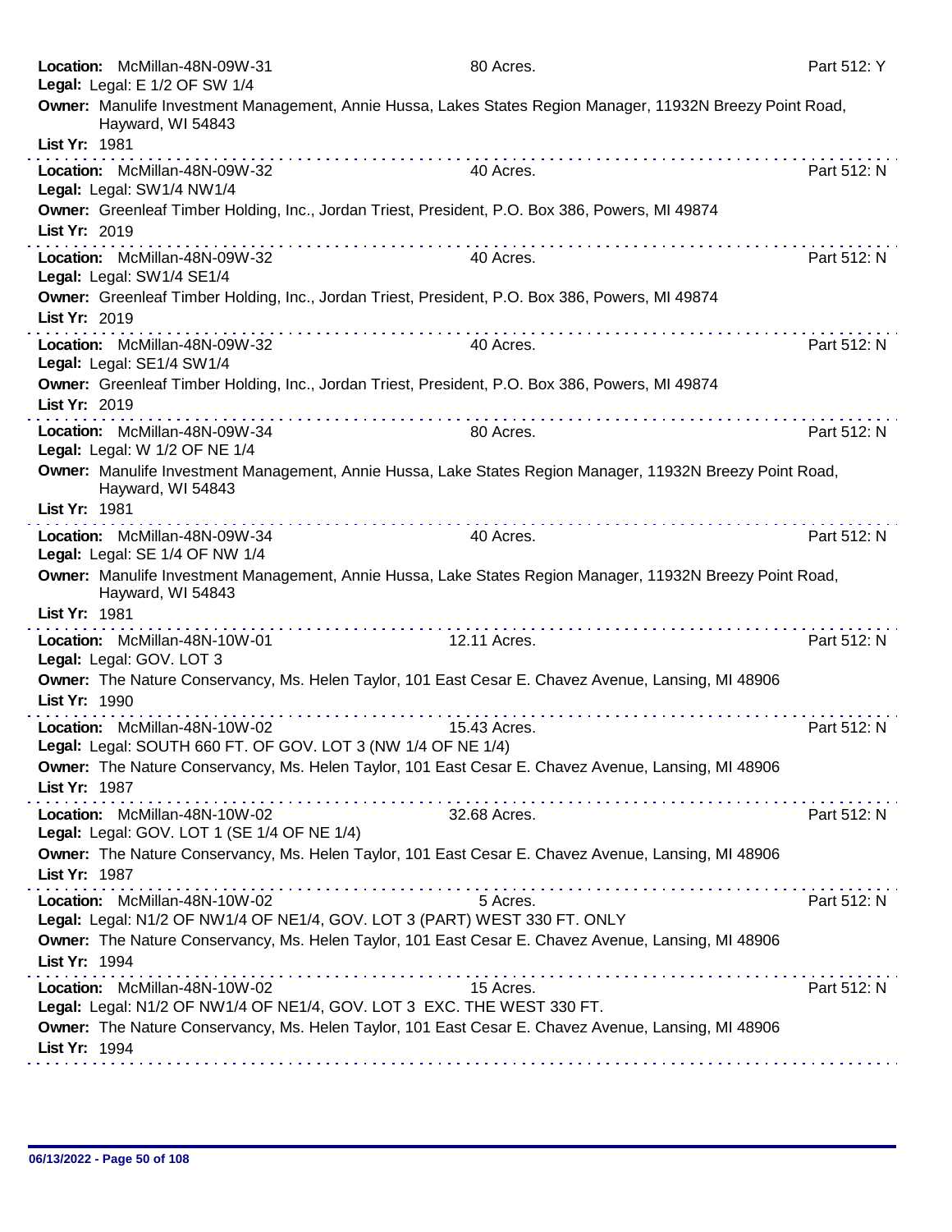**Location:** McMillan-48N-09W-31 80 Acres. Part 512: Y
**Legal:** Legal: E 1/2 OF SW 1/4
**Owner:** Manulife Investment Management, Annie Hussa, Lakes States Region Manager, 11932N Breezy Point Road, Hayward, WI 54843
**List Yr:** 1981

---

**Location:** McMillan-48N-09W-32 40 Acres. Part 512: N
**Legal:** Legal: SW1/4 NW1/4
**Owner:** Greenleaf Timber Holding, Inc., Jordan Triest, President, P.O. Box 386, Powers, MI 49874
**List Yr:** 2019

---

**Location:** McMillan-48N-09W-32 40 Acres. Part 512: N
**Legal:** Legal: SW1/4 SE1/4
**Owner:** Greenleaf Timber Holding, Inc., Jordan Triest, President, P.O. Box 386, Powers, MI 49874
**List Yr:** 2019

---

**Location:** McMillan-48N-09W-32 40 Acres. Part 512: N
**Legal:** Legal: SE1/4 SW1/4
**Owner:** Greenleaf Timber Holding, Inc., Jordan Triest, President, P.O. Box 386, Powers, MI 49874
**List Yr:** 2019

---

**Location:** McMillan-48N-09W-34 80 Acres. Part 512: N
**Legal:** Legal: W 1/2 OF NE 1/4
**Owner:** Manulife Investment Management, Annie Hussa, Lake States Region Manager, 11932N Breezy Point Road, Hayward, WI 54843
**List Yr:** 1981

---

**Location:** McMillan-48N-09W-34 40 Acres. Part 512: N
**Legal:** Legal: SE 1/4 OF NW 1/4
**Owner:** Manulife Investment Management, Annie Hussa, Lake States Region Manager, 11932N Breezy Point Road, Hayward, WI 54843
**List Yr:** 1981

---

**Location:** McMillan-48N-10W-01 12.11 Acres. Part 512: N
**Legal:** Legal: GOV. LOT 3
**Owner:** The Nature Conservancy, Ms. Helen Taylor, 101 East Cesar E. Chavez Avenue, Lansing, MI 48906
**List Yr:** 1990

---

**Location:** McMillan-48N-10W-02 15.43 Acres. Part 512: N
**Legal:** Legal: SOUTH 660 FT. OF GOV. LOT 3 (NW 1/4 OF NE 1/4)
**Owner:** The Nature Conservancy, Ms. Helen Taylor, 101 East Cesar E. Chavez Avenue, Lansing, MI 48906
**List Yr:** 1987

---

**Location:** McMillan-48N-10W-02 32.68 Acres. Part 512: N
**Legal:** Legal: GOV. LOT 1 (SE 1/4 OF NE 1/4)
**Owner:** The Nature Conservancy, Ms. Helen Taylor, 101 East Cesar E. Chavez Avenue, Lansing, MI 48906
**List Yr:** 1987

---

**Location:** McMillan-48N-10W-02 5 Acres. Part 512: N
**Legal:** Legal: N1/2 OF NW1/4 OF NE1/4, GOV. LOT 3 (PART) WEST 330 FT. ONLY
**Owner:** The Nature Conservancy, Ms. Helen Taylor, 101 East Cesar E. Chavez Avenue, Lansing, MI 48906
**List Yr:** 1994

---

**Location:** McMillan-48N-10W-02 15 Acres. Part 512: N
**Legal:** Legal: N1/2 OF NW1/4 OF NE1/4, GOV. LOT 3 EXC. THE WEST 330 FT.
**Owner:** The Nature Conservancy, Ms. Helen Taylor, 101 East Cesar E. Chavez Avenue, Lansing, MI 48906
**List Yr:** 1994

---

06/13/2022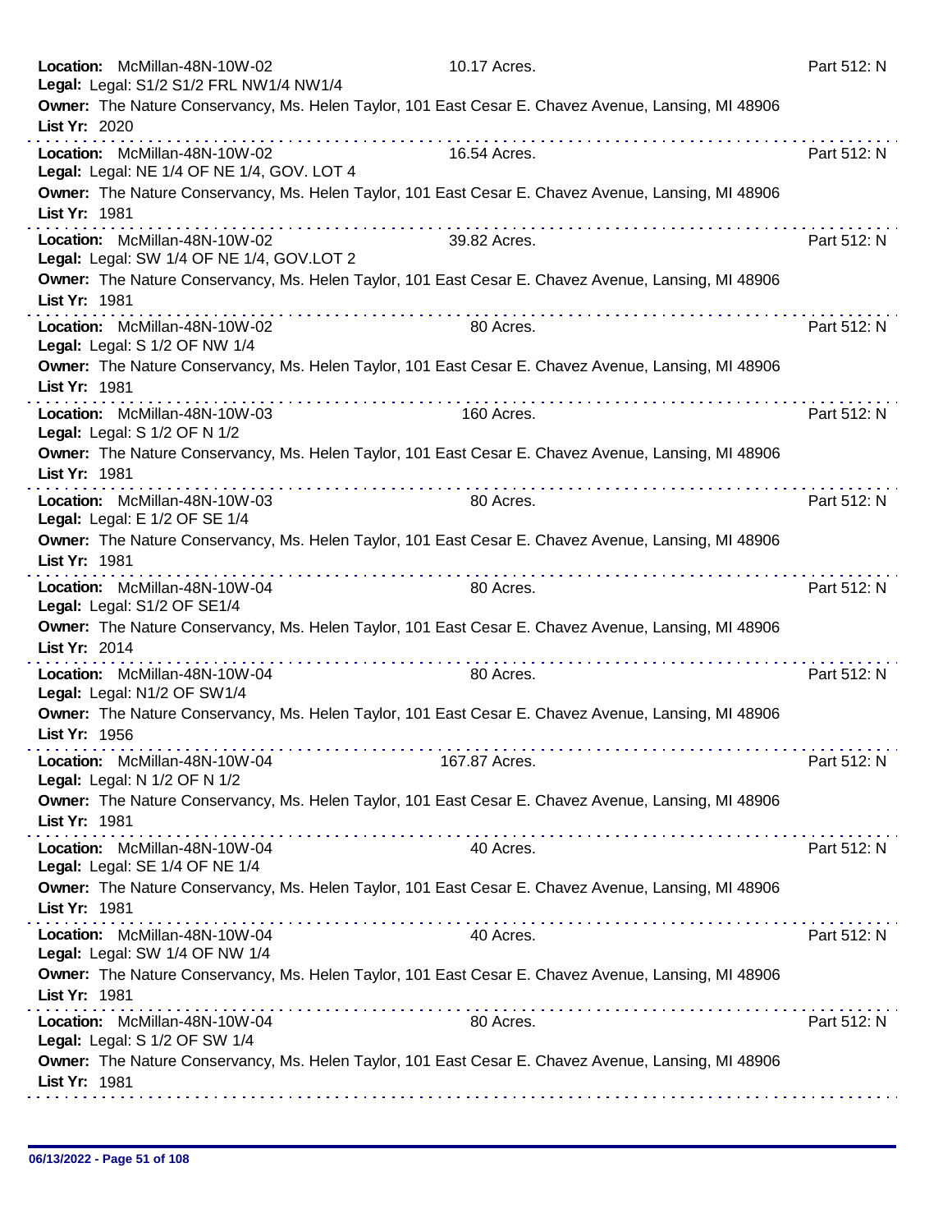**Location:** McMillan-48N-10W-02 — 10.17 Acres. — Part 512: N
**Legal:** Legal: S1/2 S1/2 FRL NW1/4 NW1/4
**Owner:** The Nature Conservancy, Ms. Helen Taylor, 101 East Cesar E. Chavez Avenue, Lansing, MI 48906
**List Yr:** 2020

---

**Location:** McMillan-48N-10W-02 — 16.54 Acres. — Part 512: N
**Legal:** Legal: NE 1/4 OF NE 1/4, GOV. LOT 4
**Owner:** The Nature Conservancy, Ms. Helen Taylor, 101 East Cesar E. Chavez Avenue, Lansing, MI 48906
**List Yr:** 1981

---

**Location:** McMillan-48N-10W-02 — 39.82 Acres. — Part 512: N
**Legal:** Legal: SW 1/4 OF NE 1/4, GOV.LOT 2
**Owner:** The Nature Conservancy, Ms. Helen Taylor, 101 East Cesar E. Chavez Avenue, Lansing, MI 48906
**List Yr:** 1981

---

**Location:** McMillan-48N-10W-02 — 80 Acres. — Part 512: N
**Legal:** Legal: S 1/2 OF NW 1/4
**Owner:** The Nature Conservancy, Ms. Helen Taylor, 101 East Cesar E. Chavez Avenue, Lansing, MI 48906
**List Yr:** 1981

---

**Location:** McMillan-48N-10W-03 — 160 Acres. — Part 512: N
**Legal:** Legal: S 1/2 OF N 1/2
**Owner:** The Nature Conservancy, Ms. Helen Taylor, 101 East Cesar E. Chavez Avenue, Lansing, MI 48906
**List Yr:** 1981

---

**Location:** McMillan-48N-10W-03 — 80 Acres. — Part 512: N
**Legal:** Legal: E 1/2 OF SE 1/4
**Owner:** The Nature Conservancy, Ms. Helen Taylor, 101 East Cesar E. Chavez Avenue, Lansing, MI 48906
**List Yr:** 1981

---

**Location:** McMillan-48N-10W-04 — 80 Acres. — Part 512: N
**Legal:** Legal: S1/2 OF SE1/4
**Owner:** The Nature Conservancy, Ms. Helen Taylor, 101 East Cesar E. Chavez Avenue, Lansing, MI 48906
**List Yr:** 2014

---

**Location:** McMillan-48N-10W-04 — 80 Acres. — Part 512: N
**Legal:** Legal: N1/2 OF SW1/4
**Owner:** The Nature Conservancy, Ms. Helen Taylor, 101 East Cesar E. Chavez Avenue, Lansing, MI 48906
**List Yr:** 1956

---

**Location:** McMillan-48N-10W-04 — 167.87 Acres. — Part 512: N
**Legal:** Legal: N 1/2 OF N 1/2
**Owner:** The Nature Conservancy, Ms. Helen Taylor, 101 East Cesar E. Chavez Avenue, Lansing, MI 48906
**List Yr:** 1981

---

**Location:** McMillan-48N-10W-04 — 40 Acres. — Part 512: N
**Legal:** Legal: SE 1/4 OF NE 1/4
**Owner:** The Nature Conservancy, Ms. Helen Taylor, 101 East Cesar E. Chavez Avenue, Lansing, MI 48906
**List Yr:** 1981

---

**Location:** McMillan-48N-10W-04 — 40 Acres. — Part 512: N
**Legal:** Legal: SW 1/4 OF NW 1/4
**Owner:** The Nature Conservancy, Ms. Helen Taylor, 101 East Cesar E. Chavez Avenue, Lansing, MI 48906
**List Yr:** 1981

---

**Location:** McMillan-48N-10W-04 — 80 Acres. — Part 512: N
**Legal:** Legal: S 1/2 OF SW 1/4
**Owner:** The Nature Conservancy, Ms. Helen Taylor, 101 East Cesar E. Chavez Avenue, Lansing, MI 48906
**List Yr:** 1981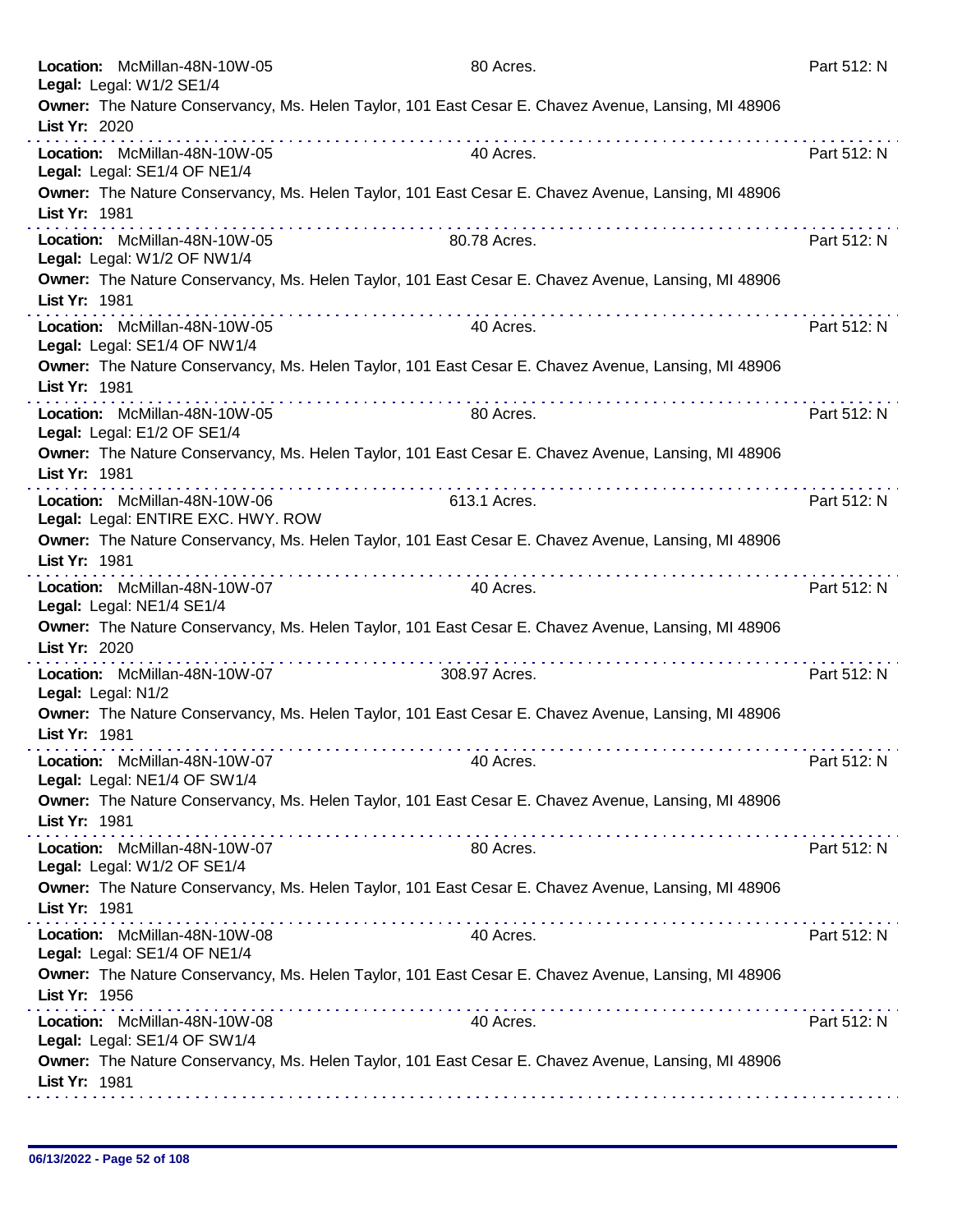**Location:** McMillan-48N-10W-05 80 Acres. Part 512: N
**Legal:** Legal: W1/2 SE1/4
**Owner:** The Nature Conservancy, Ms. Helen Taylor, 101 East Cesar E. Chavez Avenue, Lansing, MI 48906
**List Yr:** 2020

---

**Location:** McMillan-48N-10W-05 40 Acres. Part 512: N
**Legal:** Legal: SE1/4 OF NE1/4
**Owner:** The Nature Conservancy, Ms. Helen Taylor, 101 East Cesar E. Chavez Avenue, Lansing, MI 48906
**List Yr:** 1981

---

**Location:** McMillan-48N-10W-05 80.78 Acres. Part 512: N
**Legal:** Legal: W1/2 OF NW1/4
**Owner:** The Nature Conservancy, Ms. Helen Taylor, 101 East Cesar E. Chavez Avenue, Lansing, MI 48906
**List Yr:** 1981

---

**Location:** McMillan-48N-10W-05 40 Acres. Part 512: N
**Legal:** Legal: SE1/4 OF NW1/4
**Owner:** The Nature Conservancy, Ms. Helen Taylor, 101 East Cesar E. Chavez Avenue, Lansing, MI 48906
**List Yr:** 1981

---

**Location:** McMillan-48N-10W-05 80 Acres. Part 512: N
**Legal:** Legal: E1/2 OF SE1/4
**Owner:** The Nature Conservancy, Ms. Helen Taylor, 101 East Cesar E. Chavez Avenue, Lansing, MI 48906
**List Yr:** 1981

---

**Location:** McMillan-48N-10W-06 613.1 Acres. Part 512: N
**Legal:** Legal: ENTIRE EXC. HWY. ROW
**Owner:** The Nature Conservancy, Ms. Helen Taylor, 101 East Cesar E. Chavez Avenue, Lansing, MI 48906
**List Yr:** 1981

---

**Location:** McMillan-48N-10W-07 40 Acres. Part 512: N
**Legal:** Legal: NE1/4 SE1/4
**Owner:** The Nature Conservancy, Ms. Helen Taylor, 101 East Cesar E. Chavez Avenue, Lansing, MI 48906
**List Yr:** 2020

---

**Location:** McMillan-48N-10W-07 308.97 Acres. Part 512: N
**Legal:** Legal: N1/2
**Owner:** The Nature Conservancy, Ms. Helen Taylor, 101 East Cesar E. Chavez Avenue, Lansing, MI 48906
**List Yr:** 1981

---

**Location:** McMillan-48N-10W-07 40 Acres. Part 512: N
**Legal:** Legal: NE1/4 OF SW1/4
**Owner:** The Nature Conservancy, Ms. Helen Taylor, 101 East Cesar E. Chavez Avenue, Lansing, MI 48906
**List Yr:** 1981

---

**Location:** McMillan-48N-10W-07 80 Acres. Part 512: N
**Legal:** Legal: W1/2 OF SE1/4
**Owner:** The Nature Conservancy, Ms. Helen Taylor, 101 East Cesar E. Chavez Avenue, Lansing, MI 48906
**List Yr:** 1981

---

**Location:** McMillan-48N-10W-08 40 Acres. Part 512: N
**Legal:** Legal: SE1/4 OF NE1/4
**Owner:** The Nature Conservancy, Ms. Helen Taylor, 101 East Cesar E. Chavez Avenue, Lansing, MI 48906
**List Yr:** 1956

---

**Location:** McMillan-48N-10W-08 40 Acres. Part 512: N
**Legal:** Legal: SE1/4 OF SW1/4
**Owner:** The Nature Conservancy, Ms. Helen Taylor, 101 East Cesar E. Chavez Avenue, Lansing, MI 48906
**List Yr:** 1981

---

06/13/2022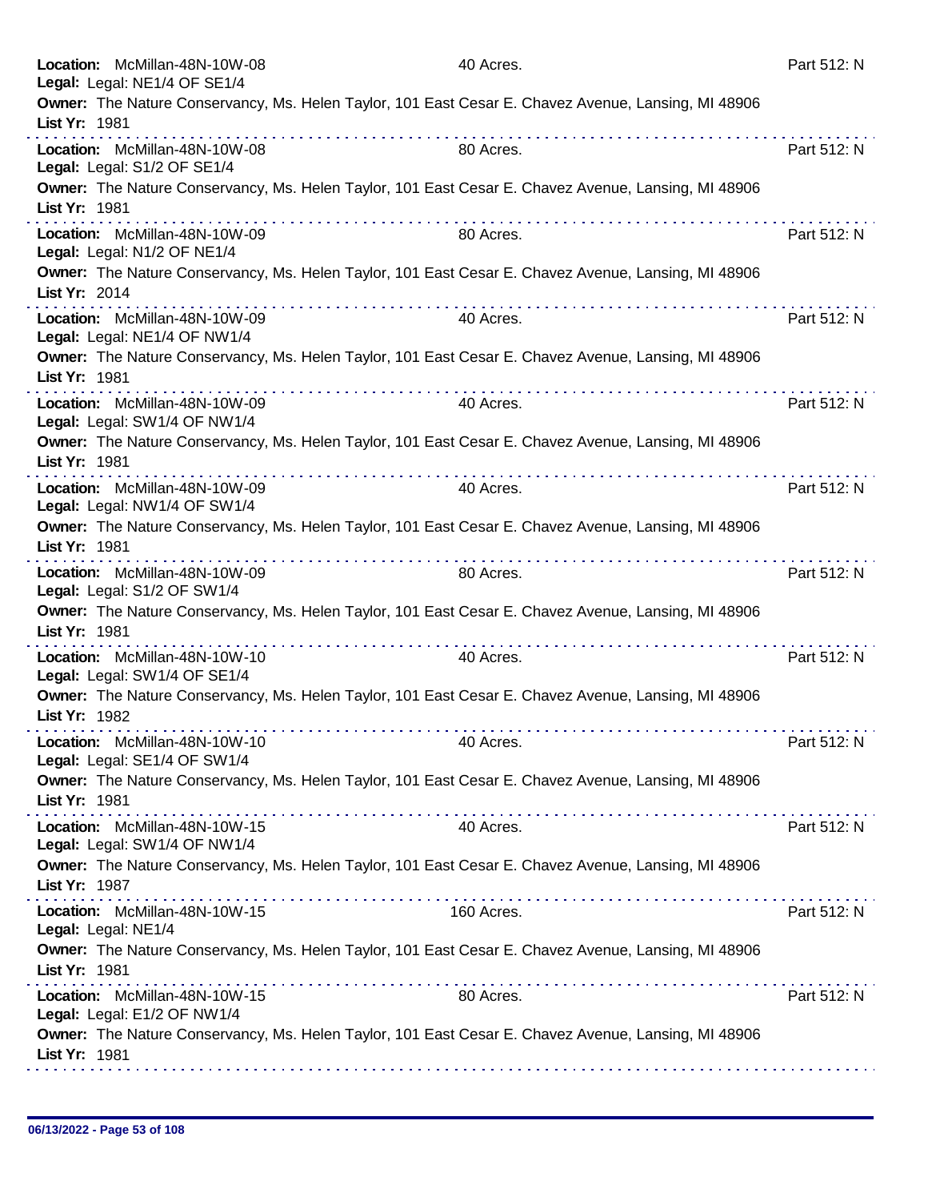**Location:** McMillan-48N-10W-08 | 40 Acres. | Part 512: N
**Legal:** Legal: NE1/4 OF SE1/4
**Owner:** The Nature Conservancy, Ms. Helen Taylor, 101 East Cesar E. Chavez Avenue, Lansing, MI 48906
**List Yr:** 1981

---

**Location:** McMillan-48N-10W-08 | 80 Acres. | Part 512: N
**Legal:** Legal: S1/2 OF SE1/4
**Owner:** The Nature Conservancy, Ms. Helen Taylor, 101 East Cesar E. Chavez Avenue, Lansing, MI 48906
**List Yr:** 1981

---

**Location:** McMillan-48N-10W-09 | 80 Acres. | Part 512: N
**Legal:** Legal: N1/2 OF NE1/4
**Owner:** The Nature Conservancy, Ms. Helen Taylor, 101 East Cesar E. Chavez Avenue, Lansing, MI 48906
**List Yr:** 2014

---

**Location:** McMillan-48N-10W-09 | 40 Acres. | Part 512: N
**Legal:** Legal: NE1/4 OF NW1/4
**Owner:** The Nature Conservancy, Ms. Helen Taylor, 101 East Cesar E. Chavez Avenue, Lansing, MI 48906
**List Yr:** 1981

---

**Location:** McMillan-48N-10W-09 | 40 Acres. | Part 512: N
**Legal:** Legal: SW1/4 OF NW1/4
**Owner:** The Nature Conservancy, Ms. Helen Taylor, 101 East Cesar E. Chavez Avenue, Lansing, MI 48906
**List Yr:** 1981

---

**Location:** McMillan-48N-10W-09 | 40 Acres. | Part 512: N
**Legal:** Legal: NW1/4 OF SW1/4
**Owner:** The Nature Conservancy, Ms. Helen Taylor, 101 East Cesar E. Chavez Avenue, Lansing, MI 48906
**List Yr:** 1981

---

**Location:** McMillan-48N-10W-09 | 80 Acres. | Part 512: N
**Legal:** Legal: S1/2 OF SW1/4
**Owner:** The Nature Conservancy, Ms. Helen Taylor, 101 East Cesar E. Chavez Avenue, Lansing, MI 48906
**List Yr:** 1981

---

**Location:** McMillan-48N-10W-10 | 40 Acres. | Part 512: N
**Legal:** Legal: SW1/4 OF SE1/4
**Owner:** The Nature Conservancy, Ms. Helen Taylor, 101 East Cesar E. Chavez Avenue, Lansing, MI 48906
**List Yr:** 1982

---

**Location:** McMillan-48N-10W-10 | 40 Acres. | Part 512: N
**Legal:** Legal: SE1/4 OF SW1/4
**Owner:** The Nature Conservancy, Ms. Helen Taylor, 101 East Cesar E. Chavez Avenue, Lansing, MI 48906
**List Yr:** 1981

---

**Location:** McMillan-48N-10W-15 | 40 Acres. | Part 512: N
**Legal:** Legal: SW1/4 OF NW1/4
**Owner:** The Nature Conservancy, Ms. Helen Taylor, 101 East Cesar E. Chavez Avenue, Lansing, MI 48906
**List Yr:** 1987

---

**Location:** McMillan-48N-10W-15 | 160 Acres. | Part 512: N
**Legal:** Legal: NE1/4
**Owner:** The Nature Conservancy, Ms. Helen Taylor, 101 East Cesar E. Chavez Avenue, Lansing, MI 48906
**List Yr:** 1981

---

**Location:** McMillan-48N-10W-15 | 80 Acres. | Part 512: N
**Legal:** Legal: E1/2 OF NW1/4
**Owner:** The Nature Conservancy, Ms. Helen Taylor, 101 East Cesar E. Chavez Avenue, Lansing, MI 48906
**List Yr:** 1981

---

06/13/2022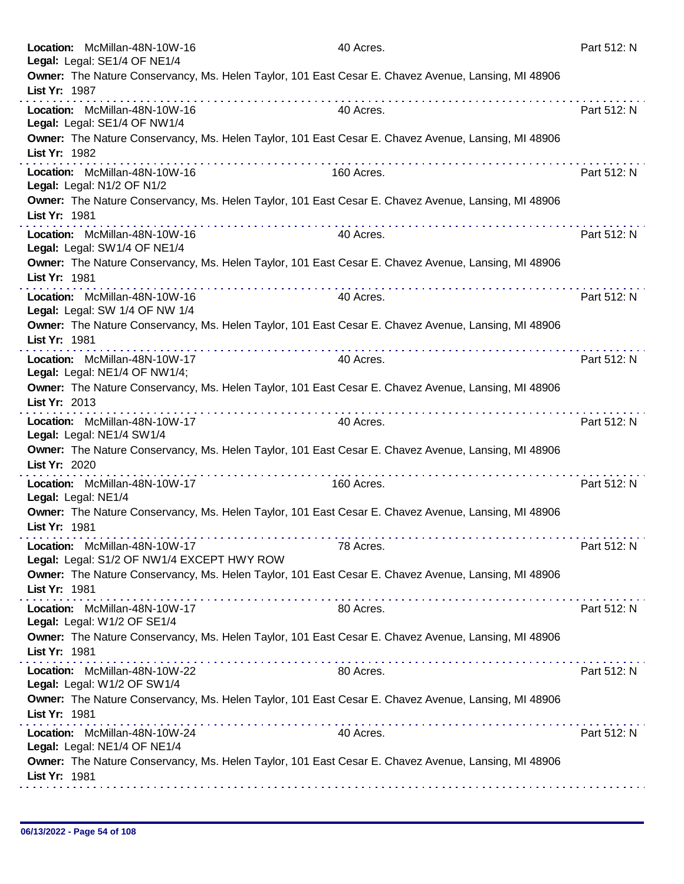**Location:** McMillan-48N-10W-16 40 Acres. Part 512: N
**Legal:** Legal: SE1/4 OF NE1/4
**Owner:** The Nature Conservancy, Ms. Helen Taylor, 101 East Cesar E. Chavez Avenue, Lansing, MI 48906
**List Yr:** 1987

---

**Location:** McMillan-48N-10W-16 40 Acres. Part 512: N
**Legal:** Legal: SE1/4 OF NW1/4
**Owner:** The Nature Conservancy, Ms. Helen Taylor, 101 East Cesar E. Chavez Avenue, Lansing, MI 48906
**List Yr:** 1982

---

**Location:** McMillan-48N-10W-16 160 Acres. Part 512: N
**Legal:** Legal: N1/2 OF N1/2
**Owner:** The Nature Conservancy, Ms. Helen Taylor, 101 East Cesar E. Chavez Avenue, Lansing, MI 48906
**List Yr:** 1981

---

**Location:** McMillan-48N-10W-16 40 Acres. Part 512: N
**Legal:** Legal: SW1/4 OF NE1/4
**Owner:** The Nature Conservancy, Ms. Helen Taylor, 101 East Cesar E. Chavez Avenue, Lansing, MI 48906
**List Yr:** 1981

---

**Location:** McMillan-48N-10W-16 40 Acres. Part 512: N
**Legal:** Legal: SW 1/4 OF NW 1/4
**Owner:** The Nature Conservancy, Ms. Helen Taylor, 101 East Cesar E. Chavez Avenue, Lansing, MI 48906
**List Yr:** 1981

---

**Location:** McMillan-48N-10W-17 40 Acres. Part 512: N
**Legal:** Legal: NE1/4 OF NW1/4;
**Owner:** The Nature Conservancy, Ms. Helen Taylor, 101 East Cesar E. Chavez Avenue, Lansing, MI 48906
**List Yr:** 2013

---

**Location:** McMillan-48N-10W-17 40 Acres. Part 512: N
**Legal:** Legal: NE1/4 SW1/4
**Owner:** The Nature Conservancy, Ms. Helen Taylor, 101 East Cesar E. Chavez Avenue, Lansing, MI 48906
**List Yr:** 2020

---

**Location:** McMillan-48N-10W-17 160 Acres. Part 512: N
**Legal:** Legal: NE1/4
**Owner:** The Nature Conservancy, Ms. Helen Taylor, 101 East Cesar E. Chavez Avenue, Lansing, MI 48906
**List Yr:** 1981

---

**Location:** McMillan-48N-10W-17 78 Acres. Part 512: N
**Legal:** Legal: S1/2 OF NW1/4 EXCEPT HWY ROW
**Owner:** The Nature Conservancy, Ms. Helen Taylor, 101 East Cesar E. Chavez Avenue, Lansing, MI 48906
**List Yr:** 1981

---

**Location:** McMillan-48N-10W-17 80 Acres. Part 512: N
**Legal:** Legal: W1/2 OF SE1/4
**Owner:** The Nature Conservancy, Ms. Helen Taylor, 101 East Cesar E. Chavez Avenue, Lansing, MI 48906
**List Yr:** 1981

---

**Location:** McMillan-48N-10W-22 80 Acres. Part 512: N
**Legal:** Legal: W1/2 OF SW1/4
**Owner:** The Nature Conservancy, Ms. Helen Taylor, 101 East Cesar E. Chavez Avenue, Lansing, MI 48906
**List Yr:** 1981

---

**Location:** McMillan-48N-10W-24 40 Acres. Part 512: N
**Legal:** Legal: NE1/4 OF NE1/4
**Owner:** The Nature Conservancy, Ms. Helen Taylor, 101 East Cesar E. Chavez Avenue, Lansing, MI 48906
**List Yr:** 1981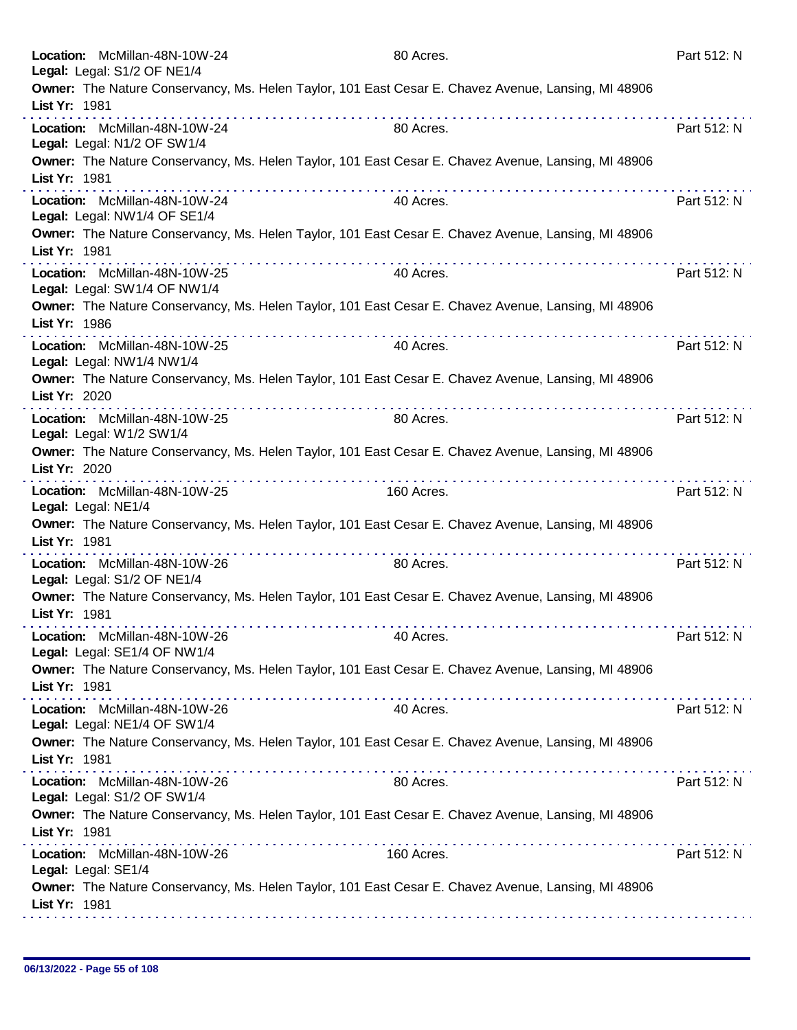**Location:** McMillan-48N-10W-24 80 Acres. Part 512: N
**Legal:** Legal: S1/2 OF NE1/4
**Owner:** The Nature Conservancy, Ms. Helen Taylor, 101 East Cesar E. Chavez Avenue, Lansing, MI 48906
**List Yr:** 1981

---

**Location:** McMillan-48N-10W-24 80 Acres. Part 512: N
**Legal:** Legal: N1/2 OF SW1/4
**Owner:** The Nature Conservancy, Ms. Helen Taylor, 101 East Cesar E. Chavez Avenue, Lansing, MI 48906
**List Yr:** 1981

---

**Location:** McMillan-48N-10W-24 40 Acres. Part 512: N
**Legal:** Legal: NW1/4 OF SE1/4
**Owner:** The Nature Conservancy, Ms. Helen Taylor, 101 East Cesar E. Chavez Avenue, Lansing, MI 48906
**List Yr:** 1981

---

**Location:** McMillan-48N-10W-25 40 Acres. Part 512: N
**Legal:** Legal: SW1/4 OF NW1/4
**Owner:** The Nature Conservancy, Ms. Helen Taylor, 101 East Cesar E. Chavez Avenue, Lansing, MI 48906
**List Yr:** 1986

---

**Location:** McMillan-48N-10W-25 40 Acres. Part 512: N
**Legal:** Legal: NW1/4 NW1/4
**Owner:** The Nature Conservancy, Ms. Helen Taylor, 101 East Cesar E. Chavez Avenue, Lansing, MI 48906
**List Yr:** 2020

---

**Location:** McMillan-48N-10W-25 80 Acres. Part 512: N
**Legal:** Legal: W1/2 SW1/4
**Owner:** The Nature Conservancy, Ms. Helen Taylor, 101 East Cesar E. Chavez Avenue, Lansing, MI 48906
**List Yr:** 2020

---

**Location:** McMillan-48N-10W-25 160 Acres. Part 512: N
**Legal:** Legal: NE1/4
**Owner:** The Nature Conservancy, Ms. Helen Taylor, 101 East Cesar E. Chavez Avenue, Lansing, MI 48906
**List Yr:** 1981

---

**Location:** McMillan-48N-10W-26 80 Acres. Part 512: N
**Legal:** Legal: S1/2 OF NE1/4
**Owner:** The Nature Conservancy, Ms. Helen Taylor, 101 East Cesar E. Chavez Avenue, Lansing, MI 48906
**List Yr:** 1981

---

**Location:** McMillan-48N-10W-26 40 Acres. Part 512: N
**Legal:** Legal: SE1/4 OF NW1/4
**Owner:** The Nature Conservancy, Ms. Helen Taylor, 101 East Cesar E. Chavez Avenue, Lansing, MI 48906
**List Yr:** 1981

---

**Location:** McMillan-48N-10W-26 40 Acres. Part 512: N
**Legal:** Legal: NE1/4 OF SW1/4
**Owner:** The Nature Conservancy, Ms. Helen Taylor, 101 East Cesar E. Chavez Avenue, Lansing, MI 48906
**List Yr:** 1981

---

**Location:** McMillan-48N-10W-26 80 Acres. Part 512: N
**Legal:** Legal: S1/2 OF SW1/4
**Owner:** The Nature Conservancy, Ms. Helen Taylor, 101 East Cesar E. Chavez Avenue, Lansing, MI 48906
**List Yr:** 1981

---

**Location:** McMillan-48N-10W-26 160 Acres. Part 512: N
**Legal:** Legal: SE1/4
**Owner:** The Nature Conservancy, Ms. Helen Taylor, 101 East Cesar E. Chavez Avenue, Lansing, MI 48906
**List Yr:** 1981

---

06/13/2022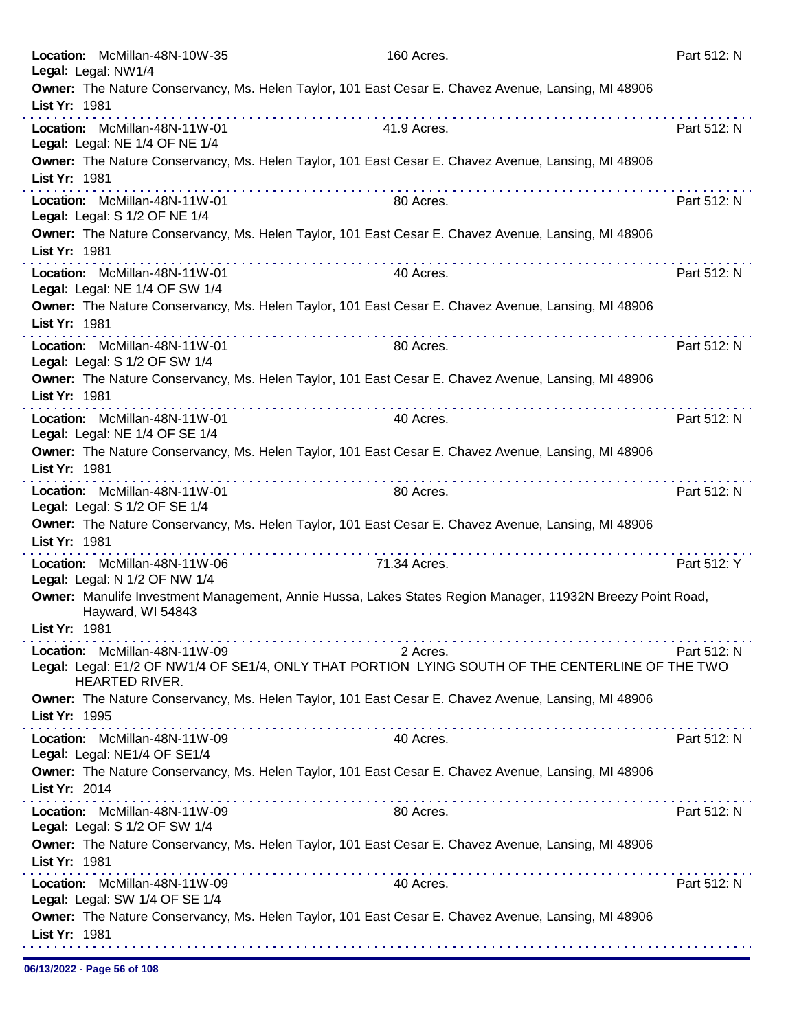**Location:** McMillan-48N-10W-35 160 Acres. Part 512: N
**Legal:** Legal: NW1/4
**Owner:** The Nature Conservancy, Ms. Helen Taylor, 101 East Cesar E. Chavez Avenue, Lansing, MI 48906
**List Yr:** 1981

---

**Location:** McMillan-48N-11W-01 41.9 Acres. Part 512: N
**Legal:** Legal: NE 1/4 OF NE 1/4
**Owner:** The Nature Conservancy, Ms. Helen Taylor, 101 East Cesar E. Chavez Avenue, Lansing, MI 48906
**List Yr:** 1981

---

**Location:** McMillan-48N-11W-01 80 Acres. Part 512: N
**Legal:** Legal: S 1/2 OF NE 1/4
**Owner:** The Nature Conservancy, Ms. Helen Taylor, 101 East Cesar E. Chavez Avenue, Lansing, MI 48906
**List Yr:** 1981

---

**Location:** McMillan-48N-11W-01 40 Acres. Part 512: N
**Legal:** Legal: NE 1/4 OF SW 1/4
**Owner:** The Nature Conservancy, Ms. Helen Taylor, 101 East Cesar E. Chavez Avenue, Lansing, MI 48906
**List Yr:** 1981

---

**Location:** McMillan-48N-11W-01 80 Acres. Part 512: N
**Legal:** Legal: S 1/2 OF SW 1/4
**Owner:** The Nature Conservancy, Ms. Helen Taylor, 101 East Cesar E. Chavez Avenue, Lansing, MI 48906
**List Yr:** 1981

---

**Location:** McMillan-48N-11W-01 40 Acres. Part 512: N
**Legal:** Legal: NE 1/4 OF SE 1/4
**Owner:** The Nature Conservancy, Ms. Helen Taylor, 101 East Cesar E. Chavez Avenue, Lansing, MI 48906
**List Yr:** 1981

---

**Location:** McMillan-48N-11W-01 80 Acres. Part 512: N
**Legal:** Legal: S 1/2 OF SE 1/4
**Owner:** The Nature Conservancy, Ms. Helen Taylor, 101 East Cesar E. Chavez Avenue, Lansing, MI 48906
**List Yr:** 1981

---

**Location:** McMillan-48N-11W-06 71.34 Acres. Part 512: Y
**Legal:** Legal: N 1/2 OF NW 1/4
**Owner:** Manulife Investment Management, Annie Hussa, Lakes States Region Manager, 11932N Breezy Point Road, Hayward, WI 54843
**List Yr:** 1981

---

**Location:** McMillan-48N-11W-09 2 Acres. Part 512: N
**Legal:** Legal: E1/2 OF NW1/4 OF SE1/4, ONLY THAT PORTION LYING SOUTH OF THE CENTERLINE OF THE TWO HEARTED RIVER.
**Owner:** The Nature Conservancy, Ms. Helen Taylor, 101 East Cesar E. Chavez Avenue, Lansing, MI 48906
**List Yr:** 1995

---

**Location:** McMillan-48N-11W-09 40 Acres. Part 512: N
**Legal:** Legal: NE1/4 OF SE1/4
**Owner:** The Nature Conservancy, Ms. Helen Taylor, 101 East Cesar E. Chavez Avenue, Lansing, MI 48906
**List Yr:** 2014

---

**Location:** McMillan-48N-11W-09 80 Acres. Part 512: N
**Legal:** Legal: S 1/2 OF SW 1/4
**Owner:** The Nature Conservancy, Ms. Helen Taylor, 101 East Cesar E. Chavez Avenue, Lansing, MI 48906
**List Yr:** 1981

---

**Location:** McMillan-48N-11W-09 40 Acres. Part 512: N
**Legal:** Legal: SW 1/4 OF SE 1/4
**Owner:** The Nature Conservancy, Ms. Helen Taylor, 101 East Cesar E. Chavez Avenue, Lansing, MI 48906
**List Yr:** 1981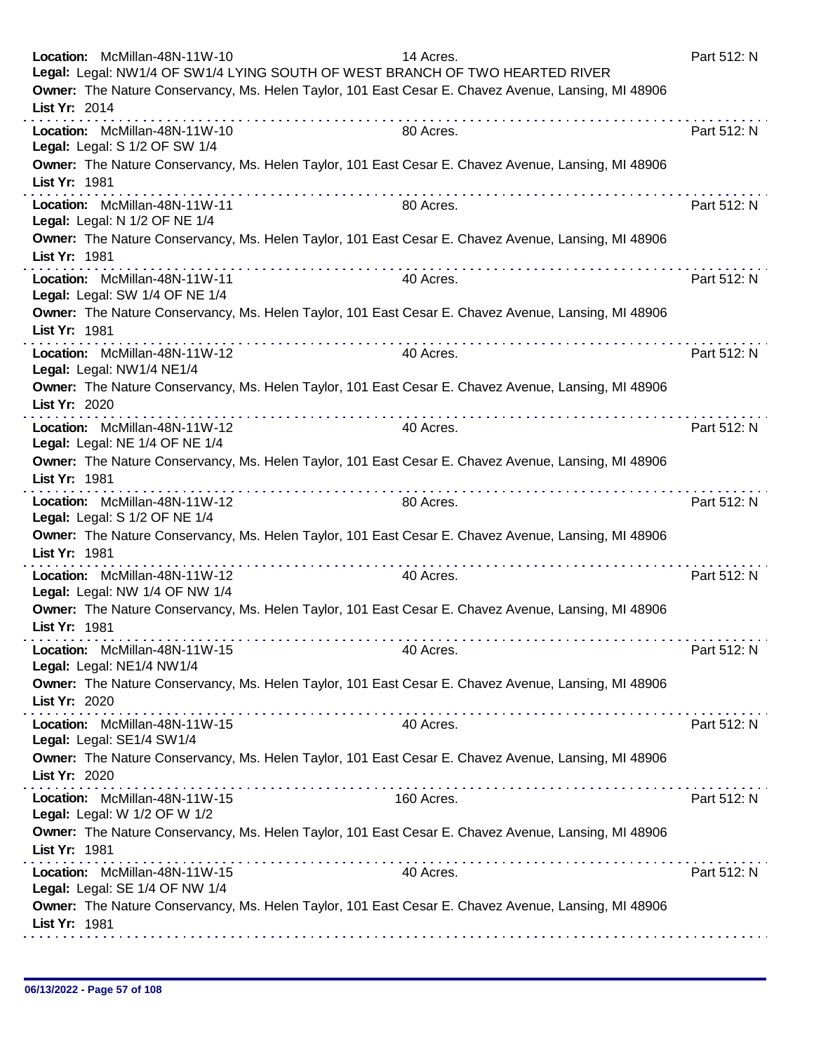**Location:** McMillan-48N-11W-10 | 14 Acres. | Part 512: N
**Legal:** Legal: NW1/4 OF SW1/4 LYING SOUTH OF WEST BRANCH OF TWO HEARTED RIVER
**Owner:** The Nature Conservancy, Ms. Helen Taylor, 101 East Cesar E. Chavez Avenue, Lansing, MI 48906
**List Yr:** 2014

---

**Location:** McMillan-48N-11W-10 | 80 Acres. | Part 512: N
**Legal:** Legal: S 1/2 OF SW 1/4
**Owner:** The Nature Conservancy, Ms. Helen Taylor, 101 East Cesar E. Chavez Avenue, Lansing, MI 48906
**List Yr:** 1981

---

**Location:** McMillan-48N-11W-11 | 80 Acres. | Part 512: N
**Legal:** Legal: N 1/2 OF NE 1/4
**Owner:** The Nature Conservancy, Ms. Helen Taylor, 101 East Cesar E. Chavez Avenue, Lansing, MI 48906
**List Yr:** 1981

---

**Location:** McMillan-48N-11W-11 | 40 Acres. | Part 512: N
**Legal:** Legal: SW 1/4 OF NE 1/4
**Owner:** The Nature Conservancy, Ms. Helen Taylor, 101 East Cesar E. Chavez Avenue, Lansing, MI 48906
**List Yr:** 1981

---

**Location:** McMillan-48N-11W-12 | 40 Acres. | Part 512: N
**Legal:** Legal: NW1/4 NE1/4
**Owner:** The Nature Conservancy, Ms. Helen Taylor, 101 East Cesar E. Chavez Avenue, Lansing, MI 48906
**List Yr:** 2020

---

**Location:** McMillan-48N-11W-12 | 40 Acres. | Part 512: N
**Legal:** Legal: NE 1/4 OF NE 1/4
**Owner:** The Nature Conservancy, Ms. Helen Taylor, 101 East Cesar E. Chavez Avenue, Lansing, MI 48906
**List Yr:** 1981

---

**Location:** McMillan-48N-11W-12 | 80 Acres. | Part 512: N
**Legal:** Legal: S 1/2 OF NE 1/4
**Owner:** The Nature Conservancy, Ms. Helen Taylor, 101 East Cesar E. Chavez Avenue, Lansing, MI 48906
**List Yr:** 1981

---

**Location:** McMillan-48N-11W-12 | 40 Acres. | Part 512: N
**Legal:** Legal: NW 1/4 OF NW 1/4
**Owner:** The Nature Conservancy, Ms. Helen Taylor, 101 East Cesar E. Chavez Avenue, Lansing, MI 48906
**List Yr:** 1981

---

**Location:** McMillan-48N-11W-15 | 40 Acres. | Part 512: N
**Legal:** Legal: NE1/4 NW1/4
**Owner:** The Nature Conservancy, Ms. Helen Taylor, 101 East Cesar E. Chavez Avenue, Lansing, MI 48906
**List Yr:** 2020

---

**Location:** McMillan-48N-11W-15 | 40 Acres. | Part 512: N
**Legal:** Legal: SE1/4 SW1/4
**Owner:** The Nature Conservancy, Ms. Helen Taylor, 101 East Cesar E. Chavez Avenue, Lansing, MI 48906
**List Yr:** 2020

---

**Location:** McMillan-48N-11W-15 | 160 Acres. | Part 512: N
**Legal:** Legal: W 1/2 OF W 1/2
**Owner:** The Nature Conservancy, Ms. Helen Taylor, 101 East Cesar E. Chavez Avenue, Lansing, MI 48906
**List Yr:** 1981

---

**Location:** McMillan-48N-11W-15 | 40 Acres. | Part 512: N
**Legal:** Legal: SE 1/4 OF NW 1/4
**Owner:** The Nature Conservancy, Ms. Helen Taylor, 101 East Cesar E. Chavez Avenue, Lansing, MI 48906
**List Yr:** 1981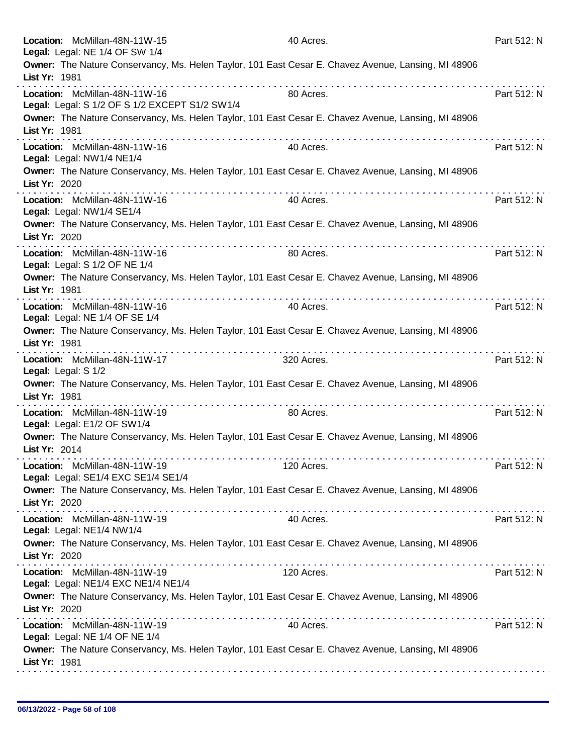**Location:** McMillan-48N-11W-15 40 Acres. Part 512: N
**Legal:** Legal: NE 1/4 OF SW 1/4
**Owner:** The Nature Conservancy, Ms. Helen Taylor, 101 East Cesar E. Chavez Avenue, Lansing, MI 48906
**List Yr:** 1981

---

**Location:** McMillan-48N-11W-16 80 Acres. Part 512: N
**Legal:** Legal: S 1/2 OF S 1/2 EXCEPT S1/2 SW1/4
**Owner:** The Nature Conservancy, Ms. Helen Taylor, 101 East Cesar E. Chavez Avenue, Lansing, MI 48906
**List Yr:** 1981

---

**Location:** McMillan-48N-11W-16 40 Acres. Part 512: N
**Legal:** Legal: NW1/4 NE1/4
**Owner:** The Nature Conservancy, Ms. Helen Taylor, 101 East Cesar E. Chavez Avenue, Lansing, MI 48906
**List Yr:** 2020

---

**Location:** McMillan-48N-11W-16 40 Acres. Part 512: N
**Legal:** Legal: NW1/4 SE1/4
**Owner:** The Nature Conservancy, Ms. Helen Taylor, 101 East Cesar E. Chavez Avenue, Lansing, MI 48906
**List Yr:** 2020

---

**Location:** McMillan-48N-11W-16 80 Acres. Part 512: N
**Legal:** Legal: S 1/2 OF NE 1/4
**Owner:** The Nature Conservancy, Ms. Helen Taylor, 101 East Cesar E. Chavez Avenue, Lansing, MI 48906
**List Yr:** 1981

---

**Location:** McMillan-48N-11W-16 40 Acres. Part 512: N
**Legal:** Legal: NE 1/4 OF SE 1/4
**Owner:** The Nature Conservancy, Ms. Helen Taylor, 101 East Cesar E. Chavez Avenue, Lansing, MI 48906
**List Yr:** 1981

---

**Location:** McMillan-48N-11W-17 320 Acres. Part 512: N
**Legal:** Legal: S 1/2
**Owner:** The Nature Conservancy, Ms. Helen Taylor, 101 East Cesar E. Chavez Avenue, Lansing, MI 48906
**List Yr:** 1981

---

**Location:** McMillan-48N-11W-19 80 Acres. Part 512: N
**Legal:** Legal: E1/2 OF SW1/4
**Owner:** The Nature Conservancy, Ms. Helen Taylor, 101 East Cesar E. Chavez Avenue, Lansing, MI 48906
**List Yr:** 2014

---

**Location:** McMillan-48N-11W-19 120 Acres. Part 512: N
**Legal:** Legal: SE1/4 EXC SE1/4 SE1/4
**Owner:** The Nature Conservancy, Ms. Helen Taylor, 101 East Cesar E. Chavez Avenue, Lansing, MI 48906
**List Yr:** 2020

---

**Location:** McMillan-48N-11W-19 40 Acres. Part 512: N
**Legal:** Legal: NE1/4 NW1/4
**Owner:** The Nature Conservancy, Ms. Helen Taylor, 101 East Cesar E. Chavez Avenue, Lansing, MI 48906
**List Yr:** 2020

---

**Location:** McMillan-48N-11W-19 120 Acres. Part 512: N
**Legal:** Legal: NE1/4 EXC NE1/4 NE1/4
**Owner:** The Nature Conservancy, Ms. Helen Taylor, 101 East Cesar E. Chavez Avenue, Lansing, MI 48906
**List Yr:** 2020

---

**Location:** McMillan-48N-11W-19 40 Acres. Part 512: N
**Legal:** Legal: NE 1/4 OF NE 1/4
**Owner:** The Nature Conservancy, Ms. Helen Taylor, 101 East Cesar E. Chavez Avenue, Lansing, MI 48906
**List Yr:** 1981

06/13/2022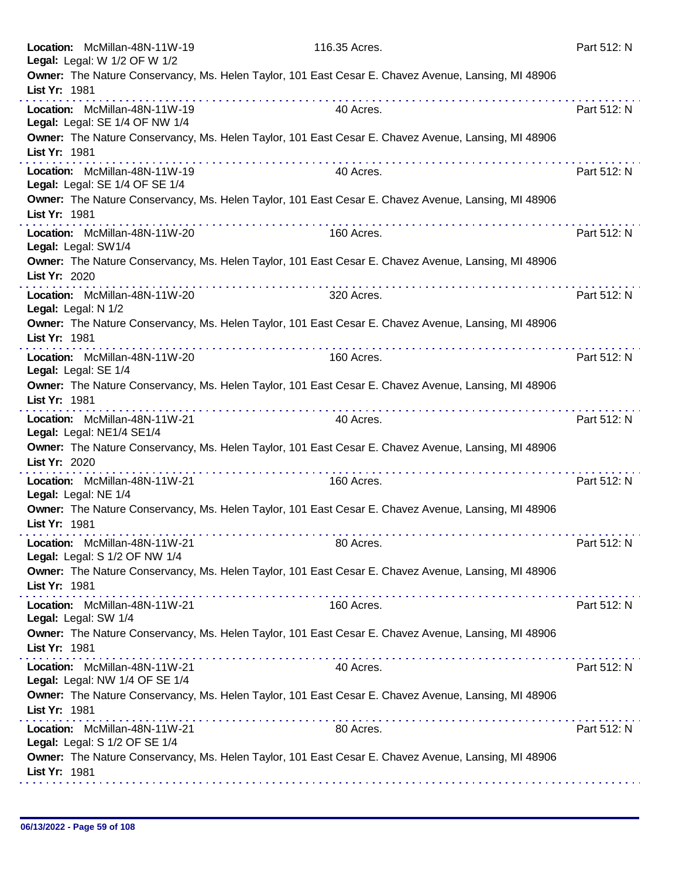**Location:** McMillan-48N-11W-19 116.35 Acres. Part 512: N
**Legal:** Legal: W 1/2 OF W 1/2
**Owner:** The Nature Conservancy, Ms. Helen Taylor, 101 East Cesar E. Chavez Avenue, Lansing, MI 48906
**List Yr:** 1981

---

**Location:** McMillan-48N-11W-19 40 Acres. Part 512: N
**Legal:** Legal: SE 1/4 OF NW 1/4
**Owner:** The Nature Conservancy, Ms. Helen Taylor, 101 East Cesar E. Chavez Avenue, Lansing, MI 48906
**List Yr:** 1981

---

**Location:** McMillan-48N-11W-19 40 Acres. Part 512: N
**Legal:** Legal: SE 1/4 OF SE 1/4
**Owner:** The Nature Conservancy, Ms. Helen Taylor, 101 East Cesar E. Chavez Avenue, Lansing, MI 48906
**List Yr:** 1981

---

**Location:** McMillan-48N-11W-20 160 Acres. Part 512: N
**Legal:** Legal: SW1/4
**Owner:** The Nature Conservancy, Ms. Helen Taylor, 101 East Cesar E. Chavez Avenue, Lansing, MI 48906
**List Yr:** 2020

---

**Location:** McMillan-48N-11W-20 320 Acres. Part 512: N
**Legal:** Legal: N 1/2
**Owner:** The Nature Conservancy, Ms. Helen Taylor, 101 East Cesar E. Chavez Avenue, Lansing, MI 48906
**List Yr:** 1981

---

**Location:** McMillan-48N-11W-20 160 Acres. Part 512: N
**Legal:** Legal: SE 1/4
**Owner:** The Nature Conservancy, Ms. Helen Taylor, 101 East Cesar E. Chavez Avenue, Lansing, MI 48906
**List Yr:** 1981

---

**Location:** McMillan-48N-11W-21 40 Acres. Part 512: N
**Legal:** Legal: NE1/4 SE1/4
**Owner:** The Nature Conservancy, Ms. Helen Taylor, 101 East Cesar E. Chavez Avenue, Lansing, MI 48906
**List Yr:** 2020

---

**Location:** McMillan-48N-11W-21 160 Acres. Part 512: N
**Legal:** Legal: NE 1/4
**Owner:** The Nature Conservancy, Ms. Helen Taylor, 101 East Cesar E. Chavez Avenue, Lansing, MI 48906
**List Yr:** 1981

---

**Location:** McMillan-48N-11W-21 80 Acres. Part 512: N
**Legal:** Legal: S 1/2 OF NW 1/4
**Owner:** The Nature Conservancy, Ms. Helen Taylor, 101 East Cesar E. Chavez Avenue, Lansing, MI 48906
**List Yr:** 1981

---

**Location:** McMillan-48N-11W-21 160 Acres. Part 512: N
**Legal:** Legal: SW 1/4
**Owner:** The Nature Conservancy, Ms. Helen Taylor, 101 East Cesar E. Chavez Avenue, Lansing, MI 48906
**List Yr:** 1981

---

**Location:** McMillan-48N-11W-21 40 Acres. Part 512: N
**Legal:** Legal: NW 1/4 OF SE 1/4
**Owner:** The Nature Conservancy, Ms. Helen Taylor, 101 East Cesar E. Chavez Avenue, Lansing, MI 48906
**List Yr:** 1981

---

**Location:** McMillan-48N-11W-21 80 Acres. Part 512: N
**Legal:** Legal: S 1/2 OF SE 1/4
**Owner:** The Nature Conservancy, Ms. Helen Taylor, 101 East Cesar E. Chavez Avenue, Lansing, MI 48906
**List Yr:** 1981

---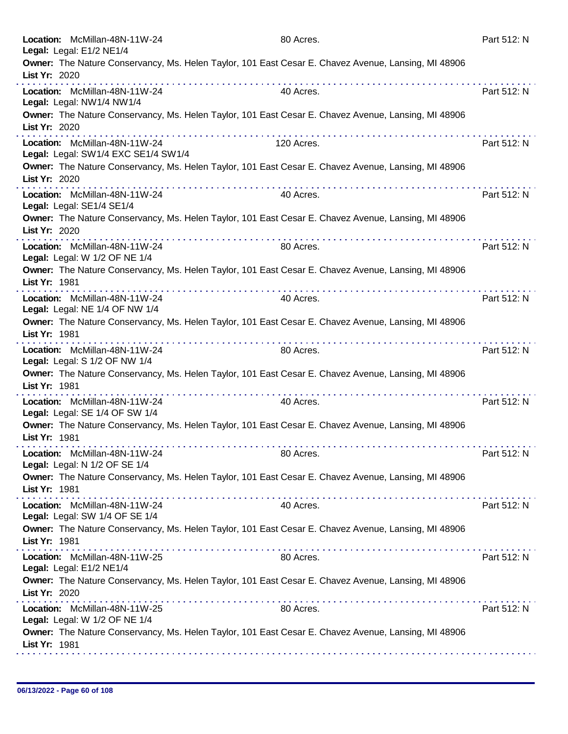**Location:** McMillan-48N-11W-24 80 Acres. Part 512: N
**Legal:** Legal: E1/2 NE1/4
**Owner:** The Nature Conservancy, Ms. Helen Taylor, 101 East Cesar E. Chavez Avenue, Lansing, MI 48906
**List Yr:** 2020

---

**Location:** McMillan-48N-11W-24 40 Acres. Part 512: N
**Legal:** Legal: NW1/4 NW1/4
**Owner:** The Nature Conservancy, Ms. Helen Taylor, 101 East Cesar E. Chavez Avenue, Lansing, MI 48906
**List Yr:** 2020

---

**Location:** McMillan-48N-11W-24 120 Acres. Part 512: N
**Legal:** Legal: SW1/4 EXC SE1/4 SW1/4
**Owner:** The Nature Conservancy, Ms. Helen Taylor, 101 East Cesar E. Chavez Avenue, Lansing, MI 48906
**List Yr:** 2020

---

**Location:** McMillan-48N-11W-24 40 Acres. Part 512: N
**Legal:** Legal: SE1/4 SE1/4
**Owner:** The Nature Conservancy, Ms. Helen Taylor, 101 East Cesar E. Chavez Avenue, Lansing, MI 48906
**List Yr:** 2020

---

**Location:** McMillan-48N-11W-24 80 Acres. Part 512: N
**Legal:** Legal: W 1/2 OF NE 1/4
**Owner:** The Nature Conservancy, Ms. Helen Taylor, 101 East Cesar E. Chavez Avenue, Lansing, MI 48906
**List Yr:** 1981

---

**Location:** McMillan-48N-11W-24 40 Acres. Part 512: N
**Legal:** Legal: NE 1/4 OF NW 1/4
**Owner:** The Nature Conservancy, Ms. Helen Taylor, 101 East Cesar E. Chavez Avenue, Lansing, MI 48906
**List Yr:** 1981

---

**Location:** McMillan-48N-11W-24 80 Acres. Part 512: N
**Legal:** Legal: S 1/2 OF NW 1/4
**Owner:** The Nature Conservancy, Ms. Helen Taylor, 101 East Cesar E. Chavez Avenue, Lansing, MI 48906
**List Yr:** 1981

---

**Location:** McMillan-48N-11W-24 40 Acres. Part 512: N
**Legal:** Legal: SE 1/4 OF SW 1/4
**Owner:** The Nature Conservancy, Ms. Helen Taylor, 101 East Cesar E. Chavez Avenue, Lansing, MI 48906
**List Yr:** 1981

---

**Location:** McMillan-48N-11W-24 80 Acres. Part 512: N
**Legal:** Legal: N 1/2 OF SE 1/4
**Owner:** The Nature Conservancy, Ms. Helen Taylor, 101 East Cesar E. Chavez Avenue, Lansing, MI 48906
**List Yr:** 1981

---

**Location:** McMillan-48N-11W-24 40 Acres. Part 512: N
**Legal:** Legal: SW 1/4 OF SE 1/4
**Owner:** The Nature Conservancy, Ms. Helen Taylor, 101 East Cesar E. Chavez Avenue, Lansing, MI 48906
**List Yr:** 1981

---

**Location:** McMillan-48N-11W-25 80 Acres. Part 512: N
**Legal:** Legal: E1/2 NE1/4
**Owner:** The Nature Conservancy, Ms. Helen Taylor, 101 East Cesar E. Chavez Avenue, Lansing, MI 48906
**List Yr:** 2020

---

**Location:** McMillan-48N-11W-25 80 Acres. Part 512: N
**Legal:** Legal: W 1/2 OF NE 1/4
**Owner:** The Nature Conservancy, Ms. Helen Taylor, 101 East Cesar E. Chavez Avenue, Lansing, MI 48906
**List Yr:** 1981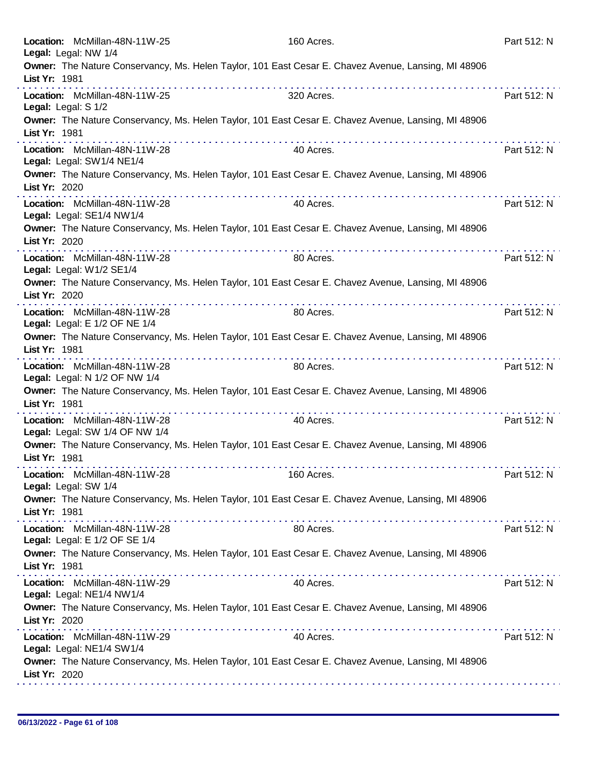**Location:** McMillan-48N-11W-25 | 160 Acres. | Part 512: N
**Legal:** Legal: NW 1/4
**Owner:** The Nature Conservancy, Ms. Helen Taylor, 101 East Cesar E. Chavez Avenue, Lansing, MI 48906
**List Yr:** 1981

---

**Location:** McMillan-48N-11W-25 | 320 Acres. | Part 512: N
**Legal:** Legal: S 1/2
**Owner:** The Nature Conservancy, Ms. Helen Taylor, 101 East Cesar E. Chavez Avenue, Lansing, MI 48906
**List Yr:** 1981

---

**Location:** McMillan-48N-11W-28 | 40 Acres. | Part 512: N
**Legal:** Legal: SW1/4 NE1/4
**Owner:** The Nature Conservancy, Ms. Helen Taylor, 101 East Cesar E. Chavez Avenue, Lansing, MI 48906
**List Yr:** 2020

---

**Location:** McMillan-48N-11W-28 | 40 Acres. | Part 512: N
**Legal:** Legal: SE1/4 NW1/4
**Owner:** The Nature Conservancy, Ms. Helen Taylor, 101 East Cesar E. Chavez Avenue, Lansing, MI 48906
**List Yr:** 2020

---

**Location:** McMillan-48N-11W-28 | 80 Acres. | Part 512: N
**Legal:** Legal: W1/2 SE1/4
**Owner:** The Nature Conservancy, Ms. Helen Taylor, 101 East Cesar E. Chavez Avenue, Lansing, MI 48906
**List Yr:** 2020

---

**Location:** McMillan-48N-11W-28 | 80 Acres. | Part 512: N
**Legal:** Legal: E 1/2 OF NE 1/4
**Owner:** The Nature Conservancy, Ms. Helen Taylor, 101 East Cesar E. Chavez Avenue, Lansing, MI 48906
**List Yr:** 1981

---

**Location:** McMillan-48N-11W-28 | 80 Acres. | Part 512: N
**Legal:** Legal: N 1/2 OF NW 1/4
**Owner:** The Nature Conservancy, Ms. Helen Taylor, 101 East Cesar E. Chavez Avenue, Lansing, MI 48906
**List Yr:** 1981

---

**Location:** McMillan-48N-11W-28 | 40 Acres. | Part 512: N
**Legal:** Legal: SW 1/4 OF NW 1/4
**Owner:** The Nature Conservancy, Ms. Helen Taylor, 101 East Cesar E. Chavez Avenue, Lansing, MI 48906
**List Yr:** 1981

---

**Location:** McMillan-48N-11W-28 | 160 Acres. | Part 512: N
**Legal:** Legal: SW 1/4
**Owner:** The Nature Conservancy, Ms. Helen Taylor, 101 East Cesar E. Chavez Avenue, Lansing, MI 48906
**List Yr:** 1981

---

**Location:** McMillan-48N-11W-28 | 80 Acres. | Part 512: N
**Legal:** Legal: E 1/2 OF SE 1/4
**Owner:** The Nature Conservancy, Ms. Helen Taylor, 101 East Cesar E. Chavez Avenue, Lansing, MI 48906
**List Yr:** 1981

---

**Location:** McMillan-48N-11W-29 | 40 Acres. | Part 512: N
**Legal:** Legal: NE1/4 NW1/4
**Owner:** The Nature Conservancy, Ms. Helen Taylor, 101 East Cesar E. Chavez Avenue, Lansing, MI 48906
**List Yr:** 2020

---

**Location:** McMillan-48N-11W-29 | 40 Acres. | Part 512: N
**Legal:** Legal: NE1/4 SW1/4
**Owner:** The Nature Conservancy, Ms. Helen Taylor, 101 East Cesar E. Chavez Avenue, Lansing, MI 48906
**List Yr:** 2020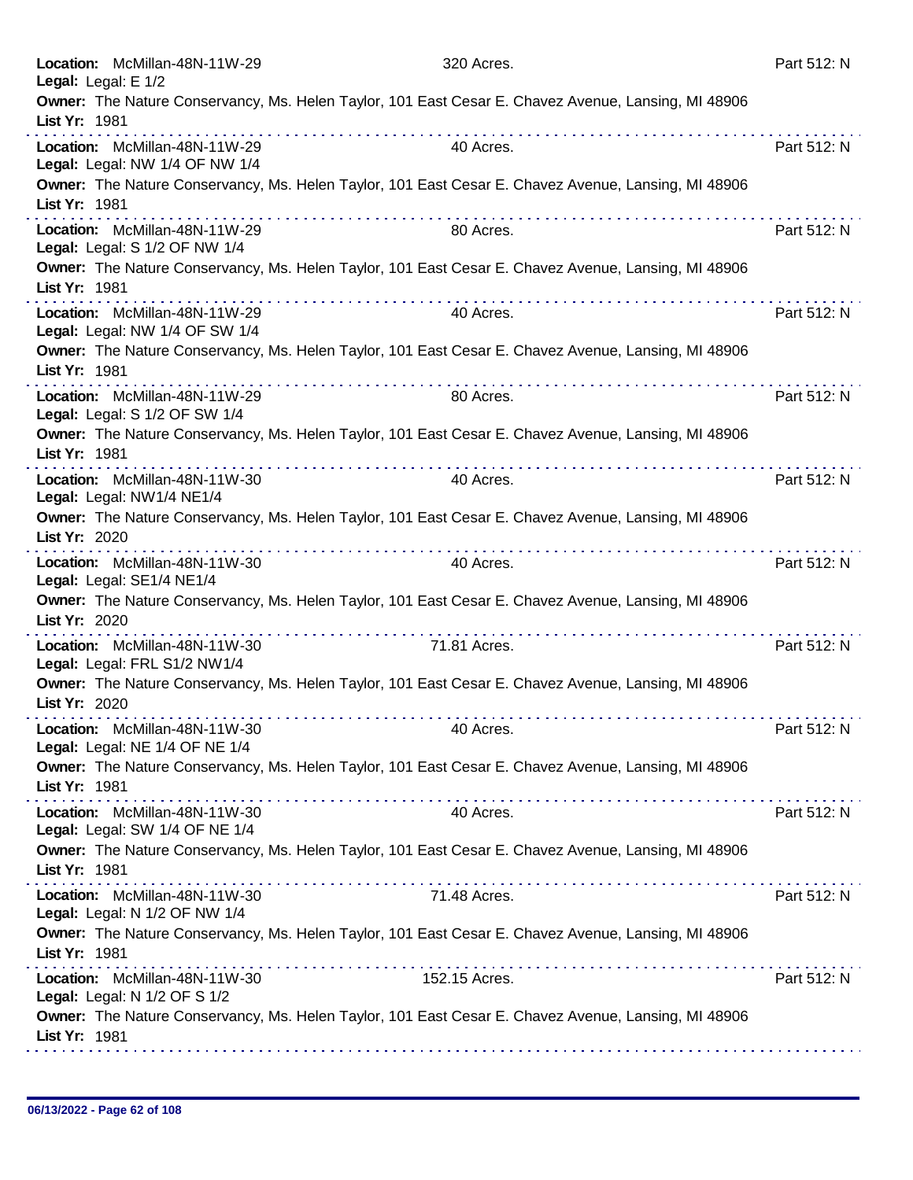**Location:** McMillan-48N-11W-29 320 Acres. Part 512: N
**Legal:** Legal: E 1/2
**Owner:** The Nature Conservancy, Ms. Helen Taylor, 101 East Cesar E. Chavez Avenue, Lansing, MI 48906
**List Yr:** 1981

---

**Location:** McMillan-48N-11W-29 40 Acres. Part 512: N
**Legal:** Legal: NW 1/4 OF NW 1/4
**Owner:** The Nature Conservancy, Ms. Helen Taylor, 101 East Cesar E. Chavez Avenue, Lansing, MI 48906
**List Yr:** 1981

---

**Location:** McMillan-48N-11W-29 80 Acres. Part 512: N
**Legal:** Legal: S 1/2 OF NW 1/4
**Owner:** The Nature Conservancy, Ms. Helen Taylor, 101 East Cesar E. Chavez Avenue, Lansing, MI 48906
**List Yr:** 1981

---

**Location:** McMillan-48N-11W-29 40 Acres. Part 512: N
**Legal:** Legal: NW 1/4 OF SW 1/4
**Owner:** The Nature Conservancy, Ms. Helen Taylor, 101 East Cesar E. Chavez Avenue, Lansing, MI 48906
**List Yr:** 1981

---

**Location:** McMillan-48N-11W-29 80 Acres. Part 512: N
**Legal:** Legal: S 1/2 OF SW 1/4
**Owner:** The Nature Conservancy, Ms. Helen Taylor, 101 East Cesar E. Chavez Avenue, Lansing, MI 48906
**List Yr:** 1981

---

**Location:** McMillan-48N-11W-30 40 Acres. Part 512: N
**Legal:** Legal: NW1/4 NE1/4
**Owner:** The Nature Conservancy, Ms. Helen Taylor, 101 East Cesar E. Chavez Avenue, Lansing, MI 48906
**List Yr:** 2020

---

**Location:** McMillan-48N-11W-30 40 Acres. Part 512: N
**Legal:** Legal: SE1/4 NE1/4
**Owner:** The Nature Conservancy, Ms. Helen Taylor, 101 East Cesar E. Chavez Avenue, Lansing, MI 48906
**List Yr:** 2020

---

**Location:** McMillan-48N-11W-30 71.81 Acres. Part 512: N
**Legal:** Legal: FRL S1/2 NW1/4
**Owner:** The Nature Conservancy, Ms. Helen Taylor, 101 East Cesar E. Chavez Avenue, Lansing, MI 48906
**List Yr:** 2020

---

**Location:** McMillan-48N-11W-30 40 Acres. Part 512: N
**Legal:** Legal: NE 1/4 OF NE 1/4
**Owner:** The Nature Conservancy, Ms. Helen Taylor, 101 East Cesar E. Chavez Avenue, Lansing, MI 48906
**List Yr:** 1981

---

**Location:** McMillan-48N-11W-30 40 Acres. Part 512: N
**Legal:** Legal: SW 1/4 OF NE 1/4
**Owner:** The Nature Conservancy, Ms. Helen Taylor, 101 East Cesar E. Chavez Avenue, Lansing, MI 48906
**List Yr:** 1981

---

**Location:** McMillan-48N-11W-30 71.48 Acres. Part 512: N
**Legal:** Legal: N 1/2 OF NW 1/4
**Owner:** The Nature Conservancy, Ms. Helen Taylor, 101 East Cesar E. Chavez Avenue, Lansing, MI 48906
**List Yr:** 1981

---

**Location:** McMillan-48N-11W-30 152.15 Acres. Part 512: N
**Legal:** Legal: N 1/2 OF S 1/2
**Owner:** The Nature Conservancy, Ms. Helen Taylor, 101 East Cesar E. Chavez Avenue, Lansing, MI 48906
**List Yr:** 1981

---

06/13/2022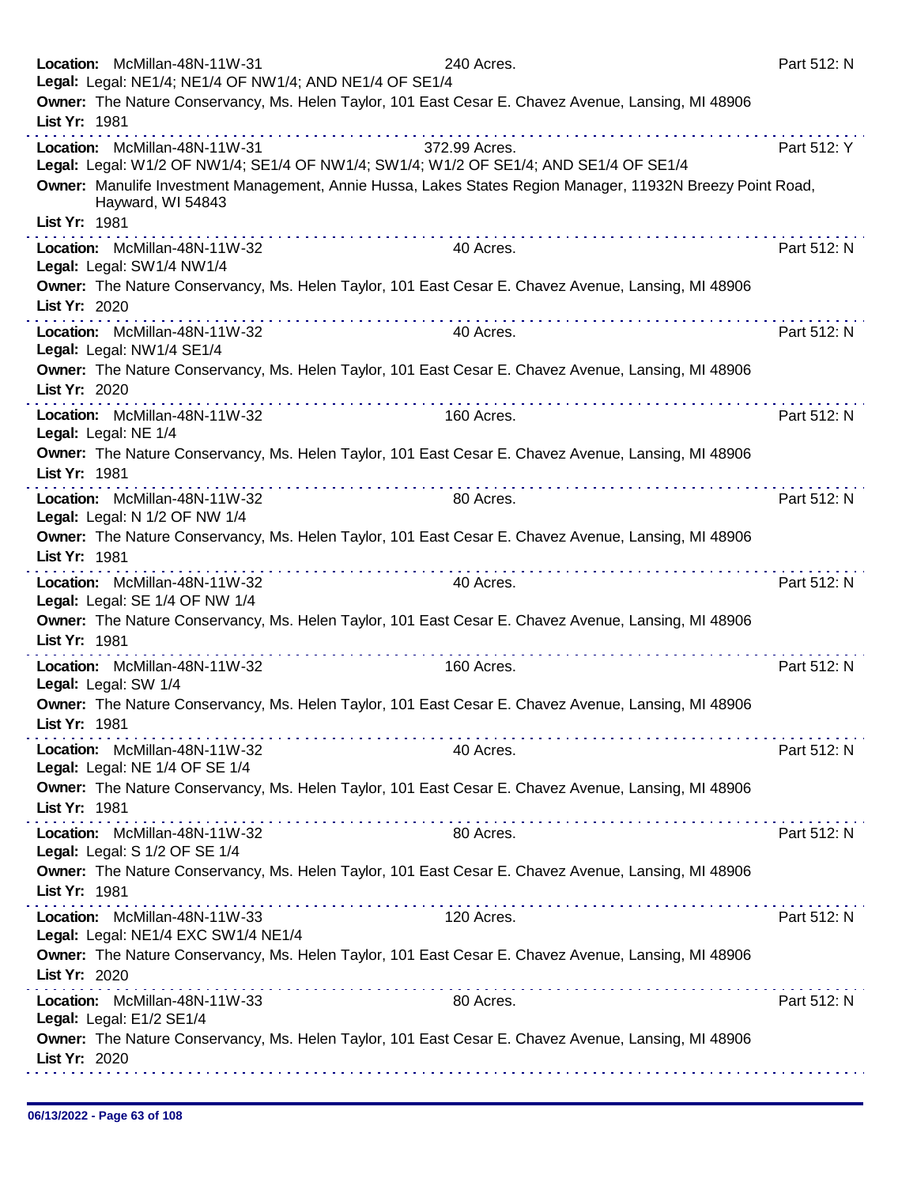**Location:** McMillan-48N-11W-31 240 Acres. Part 512: N
**Legal:** Legal: NE1/4; NE1/4 OF NW1/4; AND NE1/4 OF SE1/4
**Owner:** The Nature Conservancy, Ms. Helen Taylor, 101 East Cesar E. Chavez Avenue, Lansing, MI 48906
**List Yr:** 1981

---

**Location:** McMillan-48N-11W-31 372.99 Acres. Part 512: Y
**Legal:** Legal: W1/2 OF NW1/4; SE1/4 OF NW1/4; SW1/4; W1/2 OF SE1/4; AND SE1/4 OF SE1/4
**Owner:** Manulife Investment Management, Annie Hussa, Lakes States Region Manager, 11932N Breezy Point Road, Hayward, WI 54843
**List Yr:** 1981

---

**Location:** McMillan-48N-11W-32 40 Acres. Part 512: N
**Legal:** Legal: SW1/4 NW1/4
**Owner:** The Nature Conservancy, Ms. Helen Taylor, 101 East Cesar E. Chavez Avenue, Lansing, MI 48906
**List Yr:** 2020

---

**Location:** McMillan-48N-11W-32 40 Acres. Part 512: N
**Legal:** Legal: NW1/4 SE1/4
**Owner:** The Nature Conservancy, Ms. Helen Taylor, 101 East Cesar E. Chavez Avenue, Lansing, MI 48906
**List Yr:** 2020

---

**Location:** McMillan-48N-11W-32 160 Acres. Part 512: N
**Legal:** Legal: NE 1/4
**Owner:** The Nature Conservancy, Ms. Helen Taylor, 101 East Cesar E. Chavez Avenue, Lansing, MI 48906
**List Yr:** 1981

---

**Location:** McMillan-48N-11W-32 80 Acres. Part 512: N
**Legal:** Legal: N 1/2 OF NW 1/4
**Owner:** The Nature Conservancy, Ms. Helen Taylor, 101 East Cesar E. Chavez Avenue, Lansing, MI 48906
**List Yr:** 1981

---

**Location:** McMillan-48N-11W-32 40 Acres. Part 512: N
**Legal:** Legal: SE 1/4 OF NW 1/4
**Owner:** The Nature Conservancy, Ms. Helen Taylor, 101 East Cesar E. Chavez Avenue, Lansing, MI 48906
**List Yr:** 1981

---

**Location:** McMillan-48N-11W-32 160 Acres. Part 512: N
**Legal:** Legal: SW 1/4
**Owner:** The Nature Conservancy, Ms. Helen Taylor, 101 East Cesar E. Chavez Avenue, Lansing, MI 48906
**List Yr:** 1981

---

**Location:** McMillan-48N-11W-32 40 Acres. Part 512: N
**Legal:** Legal: NE 1/4 OF SE 1/4
**Owner:** The Nature Conservancy, Ms. Helen Taylor, 101 East Cesar E. Chavez Avenue, Lansing, MI 48906
**List Yr:** 1981

---

**Location:** McMillan-48N-11W-32 80 Acres. Part 512: N
**Legal:** Legal: S 1/2 OF SE 1/4
**Owner:** The Nature Conservancy, Ms. Helen Taylor, 101 East Cesar E. Chavez Avenue, Lansing, MI 48906
**List Yr:** 1981

---

**Location:** McMillan-48N-11W-33 120 Acres. Part 512: N
**Legal:** Legal: NE1/4 EXC SW1/4 NE1/4
**Owner:** The Nature Conservancy, Ms. Helen Taylor, 101 East Cesar E. Chavez Avenue, Lansing, MI 48906
**List Yr:** 2020

---

**Location:** McMillan-48N-11W-33 80 Acres. Part 512: N
**Legal:** Legal: E1/2 SE1/4
**Owner:** The Nature Conservancy, Ms. Helen Taylor, 101 East Cesar E. Chavez Avenue, Lansing, MI 48906
**List Yr:** 2020

---

06/13/2022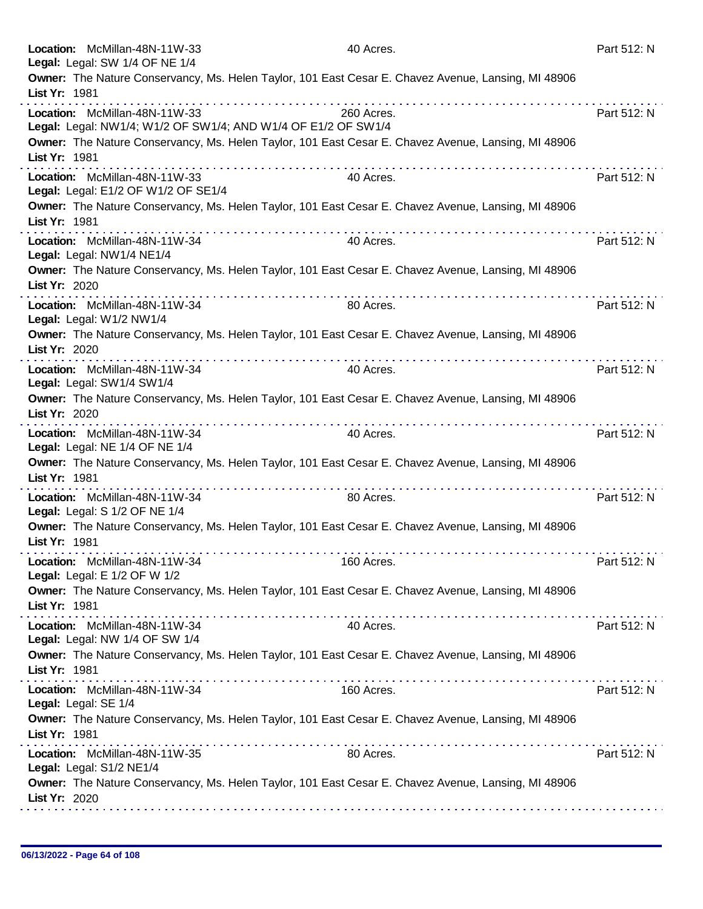**Location:** McMillan-48N-11W-33 | 40 Acres. | Part 512: N
**Legal:** Legal: SW 1/4 OF NE 1/4
**Owner:** The Nature Conservancy, Ms. Helen Taylor, 101 East Cesar E. Chavez Avenue, Lansing, MI 48906
**List Yr:** 1981

---

**Location:** McMillan-48N-11W-33 | 260 Acres. | Part 512: N
**Legal:** Legal: NW1/4; W1/2 OF SW1/4; AND W1/4 OF E1/2 OF SW1/4
**Owner:** The Nature Conservancy, Ms. Helen Taylor, 101 East Cesar E. Chavez Avenue, Lansing, MI 48906
**List Yr:** 1981

---

**Location:** McMillan-48N-11W-33 | 40 Acres. | Part 512: N
**Legal:** Legal: E1/2 OF W1/2 OF SE1/4
**Owner:** The Nature Conservancy, Ms. Helen Taylor, 101 East Cesar E. Chavez Avenue, Lansing, MI 48906
**List Yr:** 1981

---

**Location:** McMillan-48N-11W-34 | 40 Acres. | Part 512: N
**Legal:** Legal: NW1/4 NE1/4
**Owner:** The Nature Conservancy, Ms. Helen Taylor, 101 East Cesar E. Chavez Avenue, Lansing, MI 48906
**List Yr:** 2020

---

**Location:** McMillan-48N-11W-34 | 80 Acres. | Part 512: N
**Legal:** Legal: W1/2 NW1/4
**Owner:** The Nature Conservancy, Ms. Helen Taylor, 101 East Cesar E. Chavez Avenue, Lansing, MI 48906
**List Yr:** 2020

---

**Location:** McMillan-48N-11W-34 | 40 Acres. | Part 512: N
**Legal:** Legal: SW1/4 SW1/4
**Owner:** The Nature Conservancy, Ms. Helen Taylor, 101 East Cesar E. Chavez Avenue, Lansing, MI 48906
**List Yr:** 2020

---

**Location:** McMillan-48N-11W-34 | 40 Acres. | Part 512: N
**Legal:** Legal: NE 1/4 OF NE 1/4
**Owner:** The Nature Conservancy, Ms. Helen Taylor, 101 East Cesar E. Chavez Avenue, Lansing, MI 48906
**List Yr:** 1981

---

**Location:** McMillan-48N-11W-34 | 80 Acres. | Part 512: N
**Legal:** Legal: S 1/2 OF NE 1/4
**Owner:** The Nature Conservancy, Ms. Helen Taylor, 101 East Cesar E. Chavez Avenue, Lansing, MI 48906
**List Yr:** 1981

---

**Location:** McMillan-48N-11W-34 | 160 Acres. | Part 512: N
**Legal:** Legal: E 1/2 OF W 1/2
**Owner:** The Nature Conservancy, Ms. Helen Taylor, 101 East Cesar E. Chavez Avenue, Lansing, MI 48906
**List Yr:** 1981

---

**Location:** McMillan-48N-11W-34 | 40 Acres. | Part 512: N
**Legal:** Legal: NW 1/4 OF SW 1/4
**Owner:** The Nature Conservancy, Ms. Helen Taylor, 101 East Cesar E. Chavez Avenue, Lansing, MI 48906
**List Yr:** 1981

---

**Location:** McMillan-48N-11W-34 | 160 Acres. | Part 512: N
**Legal:** Legal: SE 1/4
**Owner:** The Nature Conservancy, Ms. Helen Taylor, 101 East Cesar E. Chavez Avenue, Lansing, MI 48906
**List Yr:** 1981

---

**Location:** McMillan-48N-11W-35 | 80 Acres. | Part 512: N
**Legal:** Legal: S1/2 NE1/4
**Owner:** The Nature Conservancy, Ms. Helen Taylor, 101 East Cesar E. Chavez Avenue, Lansing, MI 48906
**List Yr:** 2020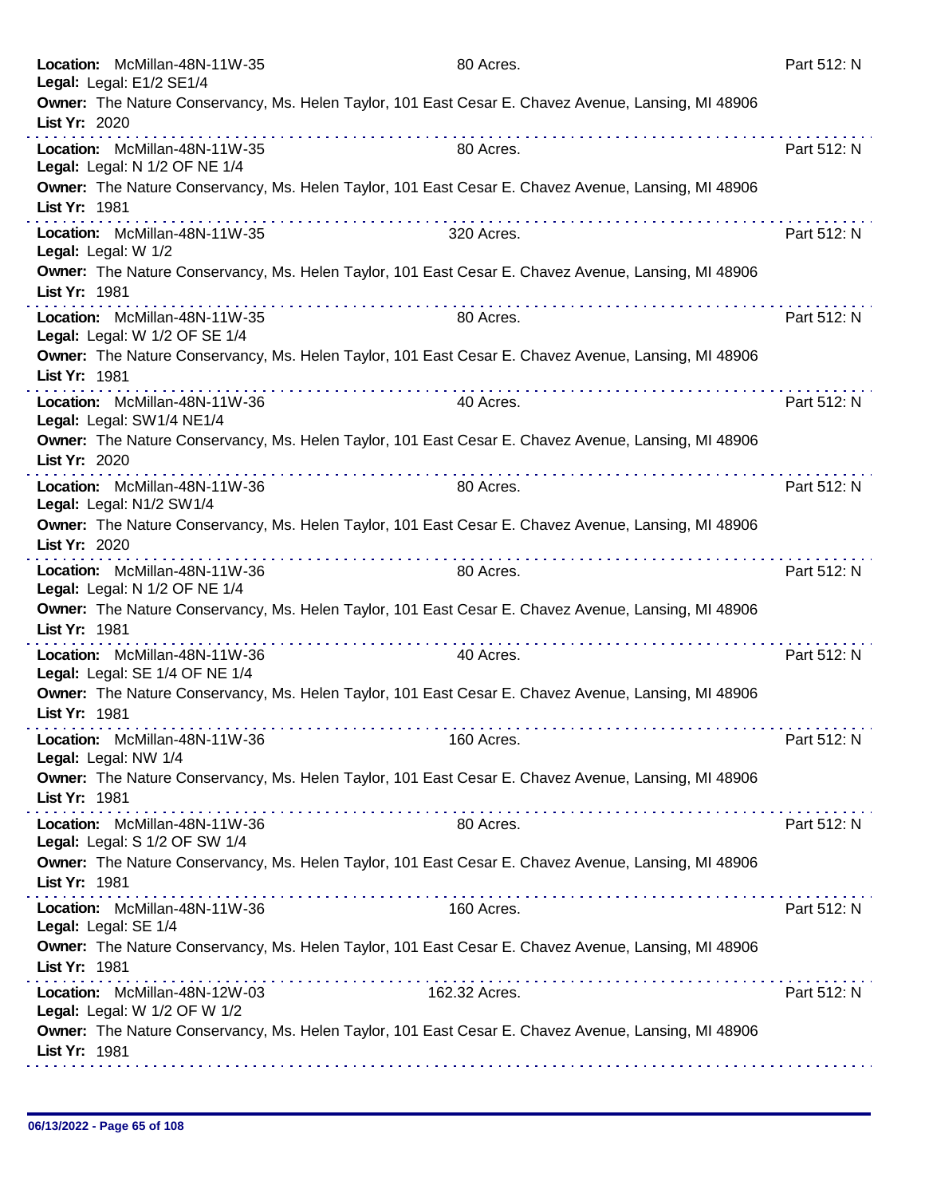**Location:** McMillan-48N-11W-35 80 Acres. Part 512: N
**Legal:** Legal: E1/2 SE1/4
**Owner:** The Nature Conservancy, Ms. Helen Taylor, 101 East Cesar E. Chavez Avenue, Lansing, MI 48906
**List Yr:** 2020

**Location:** McMillan-48N-11W-35 80 Acres. Part 512: N
**Legal:** Legal: N 1/2 OF NE 1/4
**Owner:** The Nature Conservancy, Ms. Helen Taylor, 101 East Cesar E. Chavez Avenue, Lansing, MI 48906
**List Yr:** 1981

**Location:** McMillan-48N-11W-35 320 Acres. Part 512: N
**Legal:** Legal: W 1/2
**Owner:** The Nature Conservancy, Ms. Helen Taylor, 101 East Cesar E. Chavez Avenue, Lansing, MI 48906
**List Yr:** 1981

**Location:** McMillan-48N-11W-35 80 Acres. Part 512: N
**Legal:** Legal: W 1/2 OF SE 1/4
**Owner:** The Nature Conservancy, Ms. Helen Taylor, 101 East Cesar E. Chavez Avenue, Lansing, MI 48906
**List Yr:** 1981

**Location:** McMillan-48N-11W-36 40 Acres. Part 512: N
**Legal:** Legal: SW1/4 NE1/4
**Owner:** The Nature Conservancy, Ms. Helen Taylor, 101 East Cesar E. Chavez Avenue, Lansing, MI 48906
**List Yr:** 2020

**Location:** McMillan-48N-11W-36 80 Acres. Part 512: N
**Legal:** Legal: N1/2 SW1/4
**Owner:** The Nature Conservancy, Ms. Helen Taylor, 101 East Cesar E. Chavez Avenue, Lansing, MI 48906
**List Yr:** 2020

**Location:** McMillan-48N-11W-36 80 Acres. Part 512: N
**Legal:** Legal: N 1/2 OF NE 1/4
**Owner:** The Nature Conservancy, Ms. Helen Taylor, 101 East Cesar E. Chavez Avenue, Lansing, MI 48906
**List Yr:** 1981

**Location:** McMillan-48N-11W-36 40 Acres. Part 512: N
**Legal:** Legal: SE 1/4 OF NE 1/4
**Owner:** The Nature Conservancy, Ms. Helen Taylor, 101 East Cesar E. Chavez Avenue, Lansing, MI 48906
**List Yr:** 1981

**Location:** McMillan-48N-11W-36 160 Acres. Part 512: N
**Legal:** Legal: NW 1/4
**Owner:** The Nature Conservancy, Ms. Helen Taylor, 101 East Cesar E. Chavez Avenue, Lansing, MI 48906
**List Yr:** 1981

**Location:** McMillan-48N-11W-36 80 Acres. Part 512: N
**Legal:** Legal: S 1/2 OF SW 1/4
**Owner:** The Nature Conservancy, Ms. Helen Taylor, 101 East Cesar E. Chavez Avenue, Lansing, MI 48906
**List Yr:** 1981

**Location:** McMillan-48N-11W-36 160 Acres. Part 512: N
**Legal:** Legal: SE 1/4
**Owner:** The Nature Conservancy, Ms. Helen Taylor, 101 East Cesar E. Chavez Avenue, Lansing, MI 48906
**List Yr:** 1981

**Location:** McMillan-48N-12W-03 162.32 Acres. Part 512: N
**Legal:** Legal: W 1/2 OF W 1/2
**Owner:** The Nature Conservancy, Ms. Helen Taylor, 101 East Cesar E. Chavez Avenue, Lansing, MI 48906
**List Yr:** 1981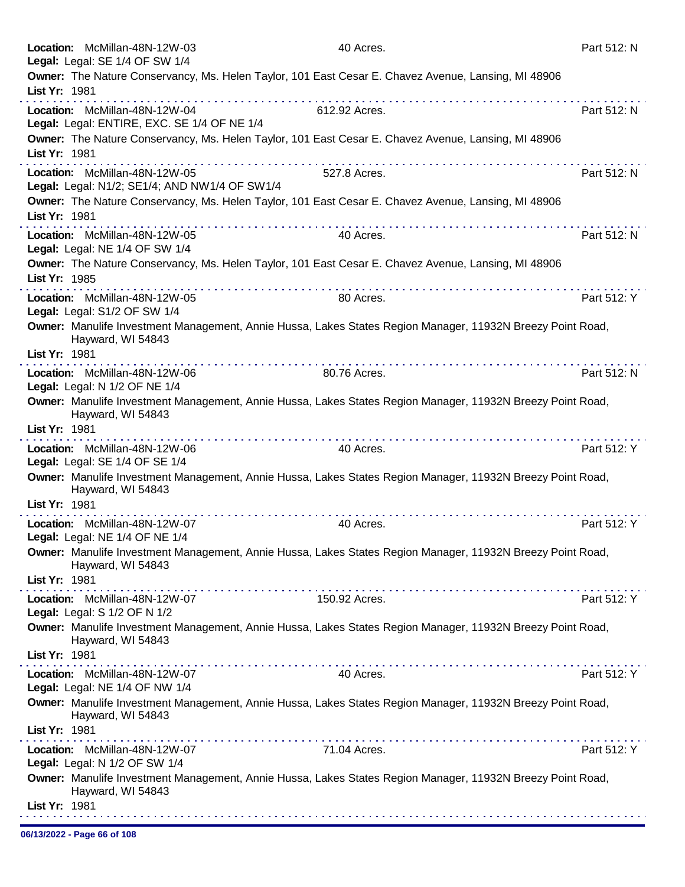**Location:** McMillan-48N-12W-03 40 Acres. Part 512: N
**Legal:** Legal: SE 1/4 OF SW 1/4
**Owner:** The Nature Conservancy, Ms. Helen Taylor, 101 East Cesar E. Chavez Avenue, Lansing, MI 48906
**List Yr:** 1981

---

**Location:** McMillan-48N-12W-04 612.92 Acres. Part 512: N
**Legal:** Legal: ENTIRE, EXC. SE 1/4 OF NE 1/4
**Owner:** The Nature Conservancy, Ms. Helen Taylor, 101 East Cesar E. Chavez Avenue, Lansing, MI 48906
**List Yr:** 1981

---

**Location:** McMillan-48N-12W-05 527.8 Acres. Part 512: N
**Legal:** Legal: N1/2; SE1/4; AND NW1/4 OF SW1/4
**Owner:** The Nature Conservancy, Ms. Helen Taylor, 101 East Cesar E. Chavez Avenue, Lansing, MI 48906
**List Yr:** 1981

---

**Location:** McMillan-48N-12W-05 40 Acres. Part 512: N
**Legal:** Legal: NE 1/4 OF SW 1/4
**Owner:** The Nature Conservancy, Ms. Helen Taylor, 101 East Cesar E. Chavez Avenue, Lansing, MI 48906
**List Yr:** 1985

---

**Location:** McMillan-48N-12W-05 80 Acres. Part 512: Y
**Legal:** Legal: S1/2 OF SW 1/4
**Owner:** Manulife Investment Management, Annie Hussa, Lakes States Region Manager, 11932N Breezy Point Road, Hayward, WI 54843
**List Yr:** 1981

---

**Location:** McMillan-48N-12W-06 80.76 Acres. Part 512: N
**Legal:** Legal: N 1/2 OF NE 1/4
**Owner:** Manulife Investment Management, Annie Hussa, Lakes States Region Manager, 11932N Breezy Point Road, Hayward, WI 54843
**List Yr:** 1981

---

**Location:** McMillan-48N-12W-06 40 Acres. Part 512: Y
**Legal:** Legal: SE 1/4 OF SE 1/4
**Owner:** Manulife Investment Management, Annie Hussa, Lakes States Region Manager, 11932N Breezy Point Road, Hayward, WI 54843
**List Yr:** 1981

---

**Location:** McMillan-48N-12W-07 40 Acres. Part 512: Y
**Legal:** Legal: NE 1/4 OF NE 1/4
**Owner:** Manulife Investment Management, Annie Hussa, Lakes States Region Manager, 11932N Breezy Point Road, Hayward, WI 54843
**List Yr:** 1981

---

**Location:** McMillan-48N-12W-07 150.92 Acres. Part 512: Y
**Legal:** Legal: S 1/2 OF N 1/2
**Owner:** Manulife Investment Management, Annie Hussa, Lakes States Region Manager, 11932N Breezy Point Road, Hayward, WI 54843
**List Yr:** 1981

---

**Location:** McMillan-48N-12W-07 40 Acres. Part 512: Y
**Legal:** Legal: NE 1/4 OF NW 1/4
**Owner:** Manulife Investment Management, Annie Hussa, Lakes States Region Manager, 11932N Breezy Point Road, Hayward, WI 54843
**List Yr:** 1981

---

**Location:** McMillan-48N-12W-07 71.04 Acres. Part 512: Y
**Legal:** Legal: N 1/2 OF SW 1/4
**Owner:** Manulife Investment Management, Annie Hussa, Lakes States Region Manager, 11932N Breezy Point Road, Hayward, WI 54843
**List Yr:** 1981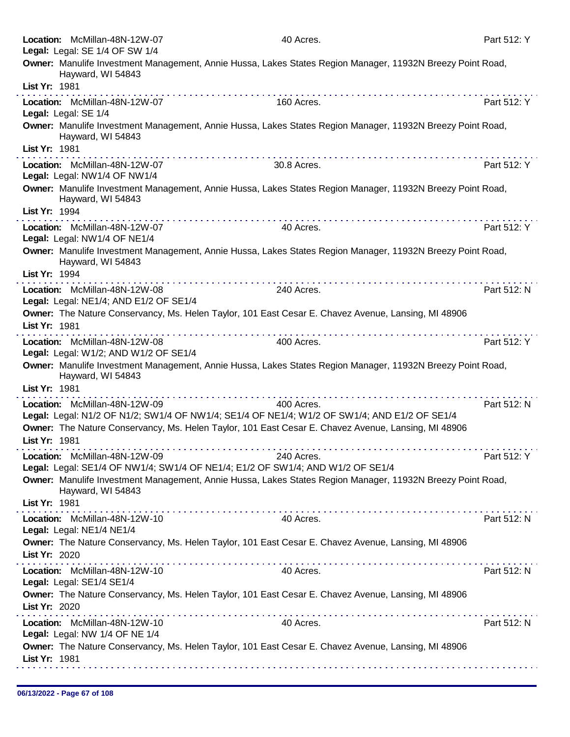**Location:** McMillan-48N-12W-07 40 Acres. Part 512: Y
**Legal:** Legal: SE 1/4 OF SW 1/4
**Owner:** Manulife Investment Management, Annie Hussa, Lakes States Region Manager, 11932N Breezy Point Road, Hayward, WI 54843
**List Yr:** 1981

---

**Location:** McMillan-48N-12W-07 160 Acres. Part 512: Y
**Legal:** Legal: SE 1/4
**Owner:** Manulife Investment Management, Annie Hussa, Lakes States Region Manager, 11932N Breezy Point Road, Hayward, WI 54843
**List Yr:** 1981

---

**Location:** McMillan-48N-12W-07 30.8 Acres. Part 512: Y
**Legal:** Legal: NW1/4 OF NW1/4
**Owner:** Manulife Investment Management, Annie Hussa, Lakes States Region Manager, 11932N Breezy Point Road, Hayward, WI 54843
**List Yr:** 1994

---

**Location:** McMillan-48N-12W-07 40 Acres. Part 512: Y
**Legal:** Legal: NW1/4 OF NE1/4
**Owner:** Manulife Investment Management, Annie Hussa, Lakes States Region Manager, 11932N Breezy Point Road, Hayward, WI 54843
**List Yr:** 1994

---

**Location:** McMillan-48N-12W-08 240 Acres. Part 512: N
**Legal:** Legal: NE1/4; AND E1/2 OF SE1/4
**Owner:** The Nature Conservancy, Ms. Helen Taylor, 101 East Cesar E. Chavez Avenue, Lansing, MI 48906
**List Yr:** 1981

---

**Location:** McMillan-48N-12W-08 400 Acres. Part 512: Y
**Legal:** Legal: W1/2; AND W1/2 OF SE1/4
**Owner:** Manulife Investment Management, Annie Hussa, Lakes States Region Manager, 11932N Breezy Point Road, Hayward, WI 54843
**List Yr:** 1981

---

**Location:** McMillan-48N-12W-09 400 Acres. Part 512: N
**Legal:** Legal: N1/2 OF N1/2; SW1/4 OF NW1/4; SE1/4 OF NE1/4; W1/2 OF SW1/4; AND E1/2 OF SE1/4
**Owner:** The Nature Conservancy, Ms. Helen Taylor, 101 East Cesar E. Chavez Avenue, Lansing, MI 48906
**List Yr:** 1981

---

**Location:** McMillan-48N-12W-09 240 Acres. Part 512: Y
**Legal:** Legal: SE1/4 OF NW1/4; SW1/4 OF NE1/4; E1/2 OF SW1/4; AND W1/2 OF SE1/4
**Owner:** Manulife Investment Management, Annie Hussa, Lakes States Region Manager, 11932N Breezy Point Road, Hayward, WI 54843
**List Yr:** 1981

---

**Location:** McMillan-48N-12W-10 40 Acres. Part 512: N
**Legal:** Legal: NE1/4 NE1/4
**Owner:** The Nature Conservancy, Ms. Helen Taylor, 101 East Cesar E. Chavez Avenue, Lansing, MI 48906
**List Yr:** 2020

---

**Location:** McMillan-48N-12W-10 40 Acres. Part 512: N
**Legal:** Legal: SE1/4 SE1/4
**Owner:** The Nature Conservancy, Ms. Helen Taylor, 101 East Cesar E. Chavez Avenue, Lansing, MI 48906
**List Yr:** 2020

---

**Location:** McMillan-48N-12W-10 40 Acres. Part 512: N
**Legal:** Legal: NW 1/4 OF NE 1/4
**Owner:** The Nature Conservancy, Ms. Helen Taylor, 101 East Cesar E. Chavez Avenue, Lansing, MI 48906
**List Yr:** 1981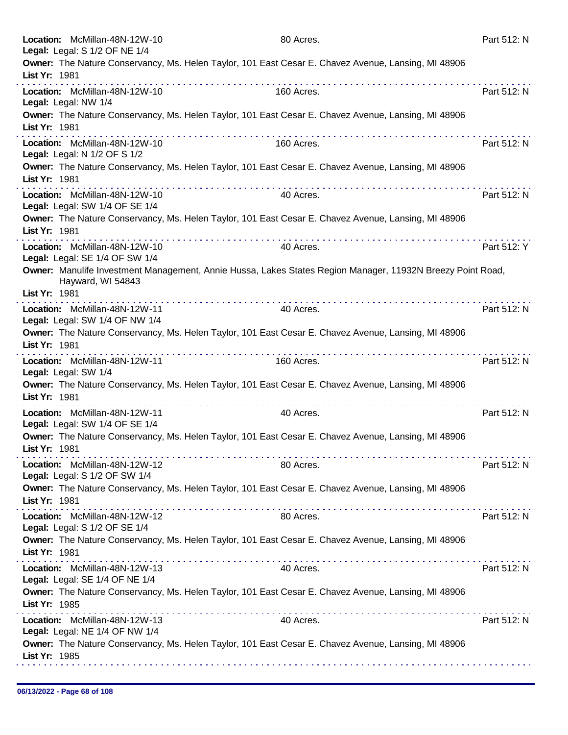**Location:** McMillan-48N-12W-10 80 Acres. Part 512: N
**Legal:** Legal: S 1/2 OF NE 1/4
**Owner:** The Nature Conservancy, Ms. Helen Taylor, 101 East Cesar E. Chavez Avenue, Lansing, MI 48906
**List Yr:** 1981

---

**Location:** McMillan-48N-12W-10 160 Acres. Part 512: N
**Legal:** Legal: NW 1/4
**Owner:** The Nature Conservancy, Ms. Helen Taylor, 101 East Cesar E. Chavez Avenue, Lansing, MI 48906
**List Yr:** 1981

---

**Location:** McMillan-48N-12W-10 160 Acres. Part 512: N
**Legal:** Legal: N 1/2 OF S 1/2
**Owner:** The Nature Conservancy, Ms. Helen Taylor, 101 East Cesar E. Chavez Avenue, Lansing, MI 48906
**List Yr:** 1981

---

**Location:** McMillan-48N-12W-10 40 Acres. Part 512: N
**Legal:** Legal: SW 1/4 OF SE 1/4
**Owner:** The Nature Conservancy, Ms. Helen Taylor, 101 East Cesar E. Chavez Avenue, Lansing, MI 48906
**List Yr:** 1981

---

**Location:** McMillan-48N-12W-10 40 Acres. Part 512: Y
**Legal:** Legal: SE 1/4 OF SW 1/4
**Owner:** Manulife Investment Management, Annie Hussa, Lakes States Region Manager, 11932N Breezy Point Road, Hayward, WI 54843
**List Yr:** 1981

---

**Location:** McMillan-48N-12W-11 40 Acres. Part 512: N
**Legal:** Legal: SW 1/4 OF NW 1/4
**Owner:** The Nature Conservancy, Ms. Helen Taylor, 101 East Cesar E. Chavez Avenue, Lansing, MI 48906
**List Yr:** 1981

---

**Location:** McMillan-48N-12W-11 160 Acres. Part 512: N
**Legal:** Legal: SW 1/4
**Owner:** The Nature Conservancy, Ms. Helen Taylor, 101 East Cesar E. Chavez Avenue, Lansing, MI 48906
**List Yr:** 1981

---

**Location:** McMillan-48N-12W-11 40 Acres. Part 512: N
**Legal:** Legal: SW 1/4 OF SE 1/4
**Owner:** The Nature Conservancy, Ms. Helen Taylor, 101 East Cesar E. Chavez Avenue, Lansing, MI 48906
**List Yr:** 1981

---

**Location:** McMillan-48N-12W-12 80 Acres. Part 512: N
**Legal:** Legal: S 1/2 OF SW 1/4
**Owner:** The Nature Conservancy, Ms. Helen Taylor, 101 East Cesar E. Chavez Avenue, Lansing, MI 48906
**List Yr:** 1981

---

**Location:** McMillan-48N-12W-12 80 Acres. Part 512: N
**Legal:** Legal: S 1/2 OF SE 1/4
**Owner:** The Nature Conservancy, Ms. Helen Taylor, 101 East Cesar E. Chavez Avenue, Lansing, MI 48906
**List Yr:** 1981

---

**Location:** McMillan-48N-12W-13 40 Acres. Part 512: N
**Legal:** Legal: SE 1/4 OF NE 1/4
**Owner:** The Nature Conservancy, Ms. Helen Taylor, 101 East Cesar E. Chavez Avenue, Lansing, MI 48906
**List Yr:** 1985

---

**Location:** McMillan-48N-12W-13 40 Acres. Part 512: N
**Legal:** Legal: NE 1/4 OF NW 1/4
**Owner:** The Nature Conservancy, Ms. Helen Taylor, 101 East Cesar E. Chavez Avenue, Lansing, MI 48906
**List Yr:** 1985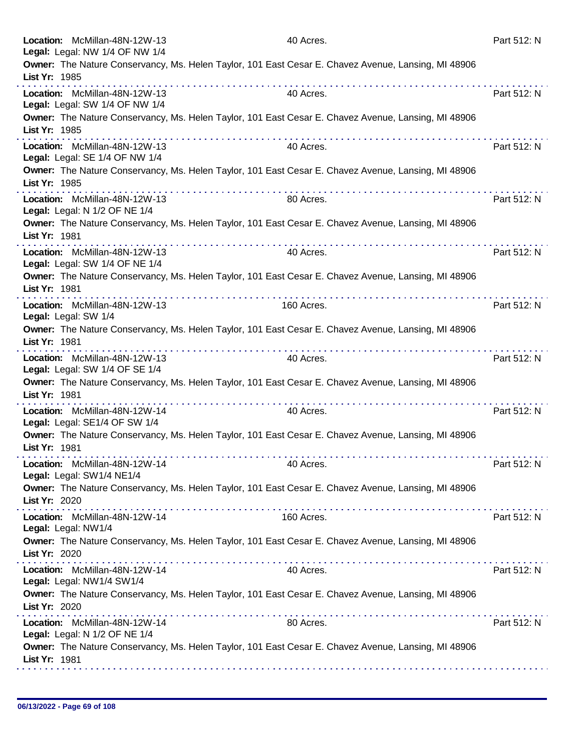**Location:** McMillan-48N-12W-13 | 40 Acres. | Part 512: N
**Legal:** Legal: NW 1/4 OF NW 1/4
**Owner:** The Nature Conservancy, Ms. Helen Taylor, 101 East Cesar E. Chavez Avenue, Lansing, MI 48906
**List Yr:** 1985

---

**Location:** McMillan-48N-12W-13 | 40 Acres. | Part 512: N
**Legal:** Legal: SW 1/4 OF NW 1/4
**Owner:** The Nature Conservancy, Ms. Helen Taylor, 101 East Cesar E. Chavez Avenue, Lansing, MI 48906
**List Yr:** 1985

---

**Location:** McMillan-48N-12W-13 | 40 Acres. | Part 512: N
**Legal:** Legal: SE 1/4 OF NW 1/4
**Owner:** The Nature Conservancy, Ms. Helen Taylor, 101 East Cesar E. Chavez Avenue, Lansing, MI 48906
**List Yr:** 1985

---

**Location:** McMillan-48N-12W-13 | 80 Acres. | Part 512: N
**Legal:** Legal: N 1/2 OF NE 1/4
**Owner:** The Nature Conservancy, Ms. Helen Taylor, 101 East Cesar E. Chavez Avenue, Lansing, MI 48906
**List Yr:** 1981

---

**Location:** McMillan-48N-12W-13 | 40 Acres. | Part 512: N
**Legal:** Legal: SW 1/4 OF NE 1/4
**Owner:** The Nature Conservancy, Ms. Helen Taylor, 101 East Cesar E. Chavez Avenue, Lansing, MI 48906
**List Yr:** 1981

---

**Location:** McMillan-48N-12W-13 | 160 Acres. | Part 512: N
**Legal:** Legal: SW 1/4
**Owner:** The Nature Conservancy, Ms. Helen Taylor, 101 East Cesar E. Chavez Avenue, Lansing, MI 48906
**List Yr:** 1981

---

**Location:** McMillan-48N-12W-13 | 40 Acres. | Part 512: N
**Legal:** Legal: SW 1/4 OF SE 1/4
**Owner:** The Nature Conservancy, Ms. Helen Taylor, 101 East Cesar E. Chavez Avenue, Lansing, MI 48906
**List Yr:** 1981

---

**Location:** McMillan-48N-12W-14 | 40 Acres. | Part 512: N
**Legal:** Legal: SE1/4 OF SW 1/4
**Owner:** The Nature Conservancy, Ms. Helen Taylor, 101 East Cesar E. Chavez Avenue, Lansing, MI 48906
**List Yr:** 1981

---

**Location:** McMillan-48N-12W-14 | 40 Acres. | Part 512: N
**Legal:** Legal: SW1/4 NE1/4
**Owner:** The Nature Conservancy, Ms. Helen Taylor, 101 East Cesar E. Chavez Avenue, Lansing, MI 48906
**List Yr:** 2020

---

**Location:** McMillan-48N-12W-14 | 160 Acres. | Part 512: N
**Legal:** Legal: NW1/4
**Owner:** The Nature Conservancy, Ms. Helen Taylor, 101 East Cesar E. Chavez Avenue, Lansing, MI 48906
**List Yr:** 2020

---

**Location:** McMillan-48N-12W-14 | 40 Acres. | Part 512: N
**Legal:** Legal: NW1/4 SW1/4
**Owner:** The Nature Conservancy, Ms. Helen Taylor, 101 East Cesar E. Chavez Avenue, Lansing, MI 48906
**List Yr:** 2020

---

**Location:** McMillan-48N-12W-14 | 80 Acres. | Part 512: N
**Legal:** Legal: N 1/2 OF NE 1/4
**Owner:** The Nature Conservancy, Ms. Helen Taylor, 101 East Cesar E. Chavez Avenue, Lansing, MI 48906
**List Yr:** 1981

---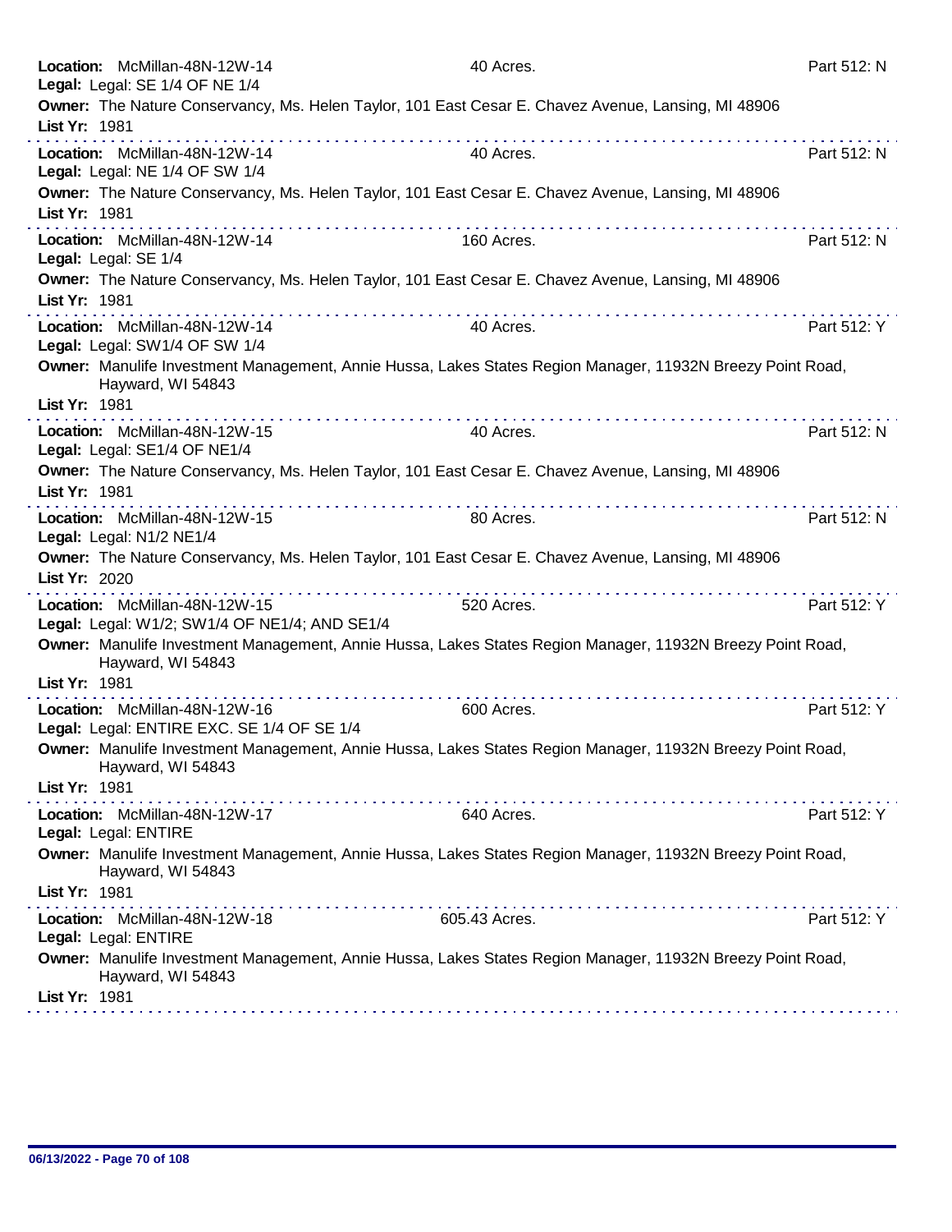**Location:** McMillan-48N-12W-14 40 Acres. Part 512: N
**Legal:** Legal: SE 1/4 OF NE 1/4
**Owner:** The Nature Conservancy, Ms. Helen Taylor, 101 East Cesar E. Chavez Avenue, Lansing, MI 48906
**List Yr:** 1981

---

**Location:** McMillan-48N-12W-14 40 Acres. Part 512: N
**Legal:** Legal: NE 1/4 OF SW 1/4
**Owner:** The Nature Conservancy, Ms. Helen Taylor, 101 East Cesar E. Chavez Avenue, Lansing, MI 48906
**List Yr:** 1981

---

**Location:** McMillan-48N-12W-14 160 Acres. Part 512: N
**Legal:** Legal: SE 1/4
**Owner:** The Nature Conservancy, Ms. Helen Taylor, 101 East Cesar E. Chavez Avenue, Lansing, MI 48906
**List Yr:** 1981

---

**Location:** McMillan-48N-12W-14 40 Acres. Part 512: Y
**Legal:** Legal: SW1/4 OF SW 1/4
**Owner:** Manulife Investment Management, Annie Hussa, Lakes States Region Manager, 11932N Breezy Point Road, Hayward, WI 54843
**List Yr:** 1981

---

**Location:** McMillan-48N-12W-15 40 Acres. Part 512: N
**Legal:** Legal: SE1/4 OF NE1/4
**Owner:** The Nature Conservancy, Ms. Helen Taylor, 101 East Cesar E. Chavez Avenue, Lansing, MI 48906
**List Yr:** 1981

---

**Location:** McMillan-48N-12W-15 80 Acres. Part 512: N
**Legal:** Legal: N1/2 NE1/4
**Owner:** The Nature Conservancy, Ms. Helen Taylor, 101 East Cesar E. Chavez Avenue, Lansing, MI 48906
**List Yr:** 2020

---

**Location:** McMillan-48N-12W-15 520 Acres. Part 512: Y
**Legal:** Legal: W1/2; SW1/4 OF NE1/4; AND SE1/4
**Owner:** Manulife Investment Management, Annie Hussa, Lakes States Region Manager, 11932N Breezy Point Road, Hayward, WI 54843
**List Yr:** 1981

---

**Location:** McMillan-48N-12W-16 600 Acres. Part 512: Y
**Legal:** Legal: ENTIRE EXC. SE 1/4 OF SE 1/4
**Owner:** Manulife Investment Management, Annie Hussa, Lakes States Region Manager, 11932N Breezy Point Road, Hayward, WI 54843
**List Yr:** 1981

---

**Location:** McMillan-48N-12W-17 640 Acres. Part 512: Y
**Legal:** Legal: ENTIRE
**Owner:** Manulife Investment Management, Annie Hussa, Lakes States Region Manager, 11932N Breezy Point Road, Hayward, WI 54843
**List Yr:** 1981

---

**Location:** McMillan-48N-12W-18 605.43 Acres. Part 512: Y
**Legal:** Legal: ENTIRE
**Owner:** Manulife Investment Management, Annie Hussa, Lakes States Region Manager, 11932N Breezy Point Road, Hayward, WI 54843
**List Yr:** 1981

---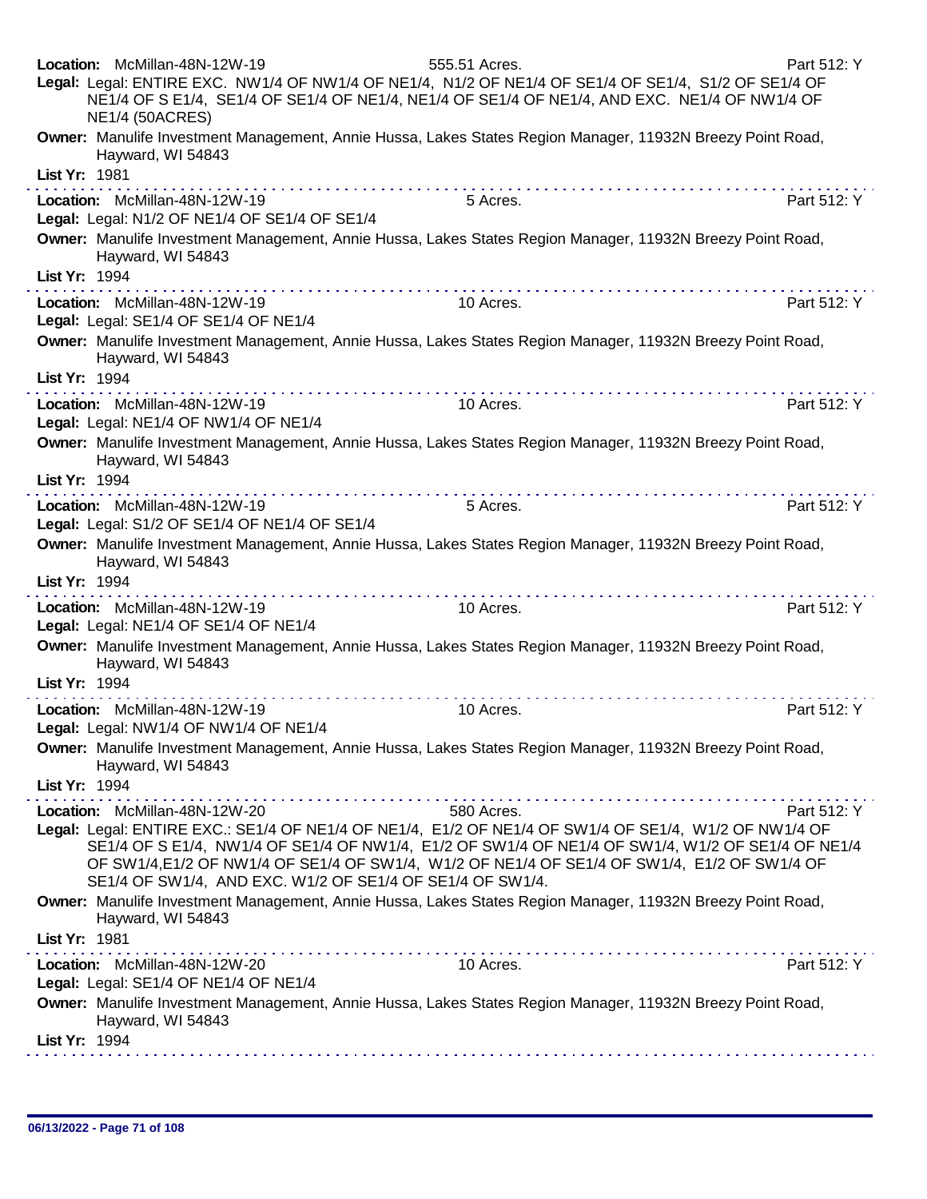**Location:** McMillan-48N-12W-19 555.51 Acres. Part 512: Y

**Legal:** Legal: ENTIRE EXC. NW1/4 OF NW1/4 OF NE1/4, N1/2 OF NE1/4 OF SE1/4 OF SE1/4, S1/2 OF SE1/4 OF NE1/4 OF S E1/4, SE1/4 OF SE1/4 OF NE1/4, NE1/4 OF SE1/4 OF NE1/4, AND EXC. NE1/4 OF NW1/4 OF NE1/4 (50ACRES)

**Owner:** Manulife Investment Management, Annie Hussa, Lakes States Region Manager, 11932N Breezy Point Road, Hayward, WI 54843

**List Yr:** 1981

---

**Location:** McMillan-48N-12W-19 5 Acres. Part 512: Y

**Legal:** Legal: N1/2 OF NE1/4 OF SE1/4 OF SE1/4

**Owner:** Manulife Investment Management, Annie Hussa, Lakes States Region Manager, 11932N Breezy Point Road, Hayward, WI 54843

**List Yr:** 1994

---

**Location:** McMillan-48N-12W-19 10 Acres. Part 512: Y

**Legal:** Legal: SE1/4 OF SE1/4 OF NE1/4

**Owner:** Manulife Investment Management, Annie Hussa, Lakes States Region Manager, 11932N Breezy Point Road, Hayward, WI 54843

**List Yr:** 1994

---

**Location:** McMillan-48N-12W-19 10 Acres. Part 512: Y

**Legal:** Legal: NE1/4 OF NW1/4 OF NE1/4

**Owner:** Manulife Investment Management, Annie Hussa, Lakes States Region Manager, 11932N Breezy Point Road, Hayward, WI 54843

**List Yr:** 1994

---

**Location:** McMillan-48N-12W-19 5 Acres. Part 512: Y

**Legal:** Legal: S1/2 OF SE1/4 OF NE1/4 OF SE1/4

**Owner:** Manulife Investment Management, Annie Hussa, Lakes States Region Manager, 11932N Breezy Point Road, Hayward, WI 54843

**List Yr:** 1994

---

**Location:** McMillan-48N-12W-19 10 Acres. Part 512: Y

**Legal:** Legal: NE1/4 OF SE1/4 OF NE1/4

**Owner:** Manulife Investment Management, Annie Hussa, Lakes States Region Manager, 11932N Breezy Point Road, Hayward, WI 54843

**List Yr:** 1994

---

**Location:** McMillan-48N-12W-19 10 Acres. Part 512: Y

**Legal:** Legal: NW1/4 OF NW1/4 OF NE1/4

**Owner:** Manulife Investment Management, Annie Hussa, Lakes States Region Manager, 11932N Breezy Point Road, Hayward, WI 54843

**List Yr:** 1994

---

**Location:** McMillan-48N-12W-20 580 Acres. Part 512: Y

**Legal:** Legal: ENTIRE EXC.: SE1/4 OF NE1/4 OF NE1/4, E1/2 OF NE1/4 OF SW1/4 OF SE1/4, W1/2 OF NW1/4 OF SE1/4 OF S E1/4, NW1/4 OF SE1/4 OF NW1/4, E1/2 OF SW1/4 OF NE1/4 OF SW1/4, W1/2 OF SE1/4 OF NE1/4 OF SW1/4,E1/2 OF NW1/4 OF SE1/4 OF SW1/4, W1/2 OF NE1/4 OF SE1/4 OF SW1/4, E1/2 OF SW1/4 OF SE1/4 OF SW1/4, AND EXC. W1/2 OF SE1/4 OF SE1/4 OF SW1/4.

**Owner:** Manulife Investment Management, Annie Hussa, Lakes States Region Manager, 11932N Breezy Point Road, Hayward, WI 54843

**List Yr:** 1981

---

**Location:** McMillan-48N-12W-20 10 Acres. Part 512: Y

**Legal:** Legal: SE1/4 OF NE1/4 OF NE1/4

**Owner:** Manulife Investment Management, Annie Hussa, Lakes States Region Manager, 11932N Breezy Point Road, Hayward, WI 54843

**List Yr:** 1994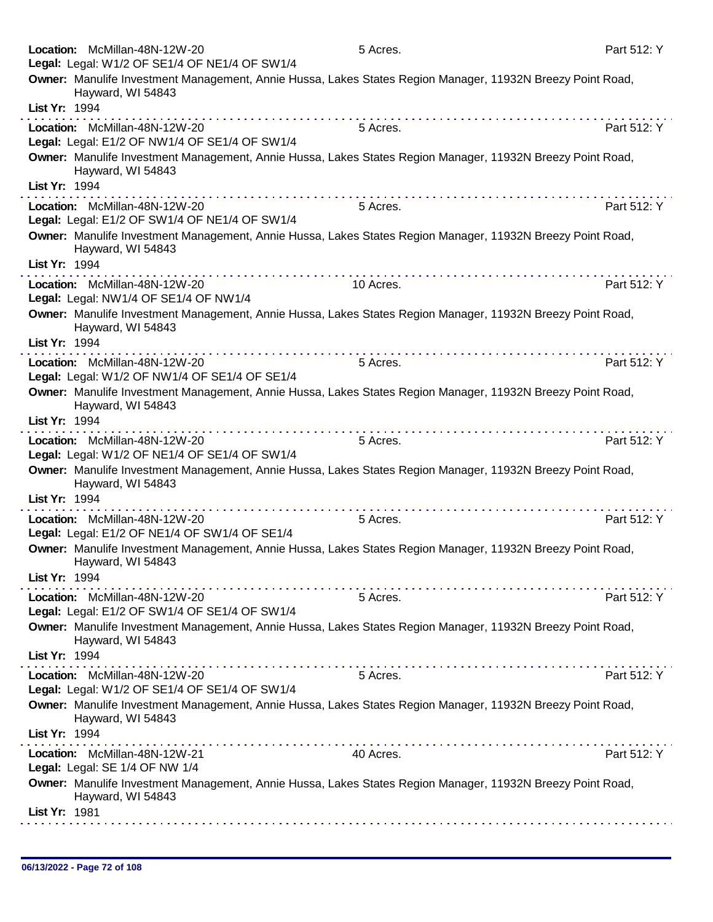**Location:** McMillan-48N-12W-20 5 Acres. Part 512: Y
**Legal:** Legal: W1/2 OF SE1/4 OF NE1/4 OF SW1/4
**Owner:** Manulife Investment Management, Annie Hussa, Lakes States Region Manager, 11932N Breezy Point Road, Hayward, WI 54843
**List Yr:** 1994

---

**Location:** McMillan-48N-12W-20 5 Acres. Part 512: Y
**Legal:** Legal: E1/2 OF NW1/4 OF SE1/4 OF SW1/4
**Owner:** Manulife Investment Management, Annie Hussa, Lakes States Region Manager, 11932N Breezy Point Road, Hayward, WI 54843
**List Yr:** 1994

---

**Location:** McMillan-48N-12W-20 5 Acres. Part 512: Y
**Legal:** Legal: E1/2 OF SW1/4 OF NE1/4 OF SW1/4
**Owner:** Manulife Investment Management, Annie Hussa, Lakes States Region Manager, 11932N Breezy Point Road, Hayward, WI 54843
**List Yr:** 1994

---

**Location:** McMillan-48N-12W-20 10 Acres. Part 512: Y
**Legal:** Legal: NW1/4 OF SE1/4 OF NW1/4
**Owner:** Manulife Investment Management, Annie Hussa, Lakes States Region Manager, 11932N Breezy Point Road, Hayward, WI 54843
**List Yr:** 1994

---

**Location:** McMillan-48N-12W-20 5 Acres. Part 512: Y
**Legal:** Legal: W1/2 OF NW1/4 OF SE1/4 OF SE1/4
**Owner:** Manulife Investment Management, Annie Hussa, Lakes States Region Manager, 11932N Breezy Point Road, Hayward, WI 54843
**List Yr:** 1994

---

**Location:** McMillan-48N-12W-20 5 Acres. Part 512: Y
**Legal:** Legal: W1/2 OF NE1/4 OF SE1/4 OF SW1/4
**Owner:** Manulife Investment Management, Annie Hussa, Lakes States Region Manager, 11932N Breezy Point Road, Hayward, WI 54843
**List Yr:** 1994

---

**Location:** McMillan-48N-12W-20 5 Acres. Part 512: Y
**Legal:** Legal: E1/2 OF NE1/4 OF SW1/4 OF SE1/4
**Owner:** Manulife Investment Management, Annie Hussa, Lakes States Region Manager, 11932N Breezy Point Road, Hayward, WI 54843
**List Yr:** 1994

---

**Location:** McMillan-48N-12W-20 5 Acres. Part 512: Y
**Legal:** Legal: E1/2 OF SW1/4 OF SE1/4 OF SW1/4
**Owner:** Manulife Investment Management, Annie Hussa, Lakes States Region Manager, 11932N Breezy Point Road, Hayward, WI 54843
**List Yr:** 1994

---

**Location:** McMillan-48N-12W-20 5 Acres. Part 512: Y
**Legal:** Legal: W1/2 OF SE1/4 OF SE1/4 OF SW1/4
**Owner:** Manulife Investment Management, Annie Hussa, Lakes States Region Manager, 11932N Breezy Point Road, Hayward, WI 54843
**List Yr:** 1994

---

**Location:** McMillan-48N-12W-21 40 Acres. Part 512: Y
**Legal:** Legal: SE 1/4 OF NW 1/4
**Owner:** Manulife Investment Management, Annie Hussa, Lakes States Region Manager, 11932N Breezy Point Road, Hayward, WI 54843
**List Yr:** 1981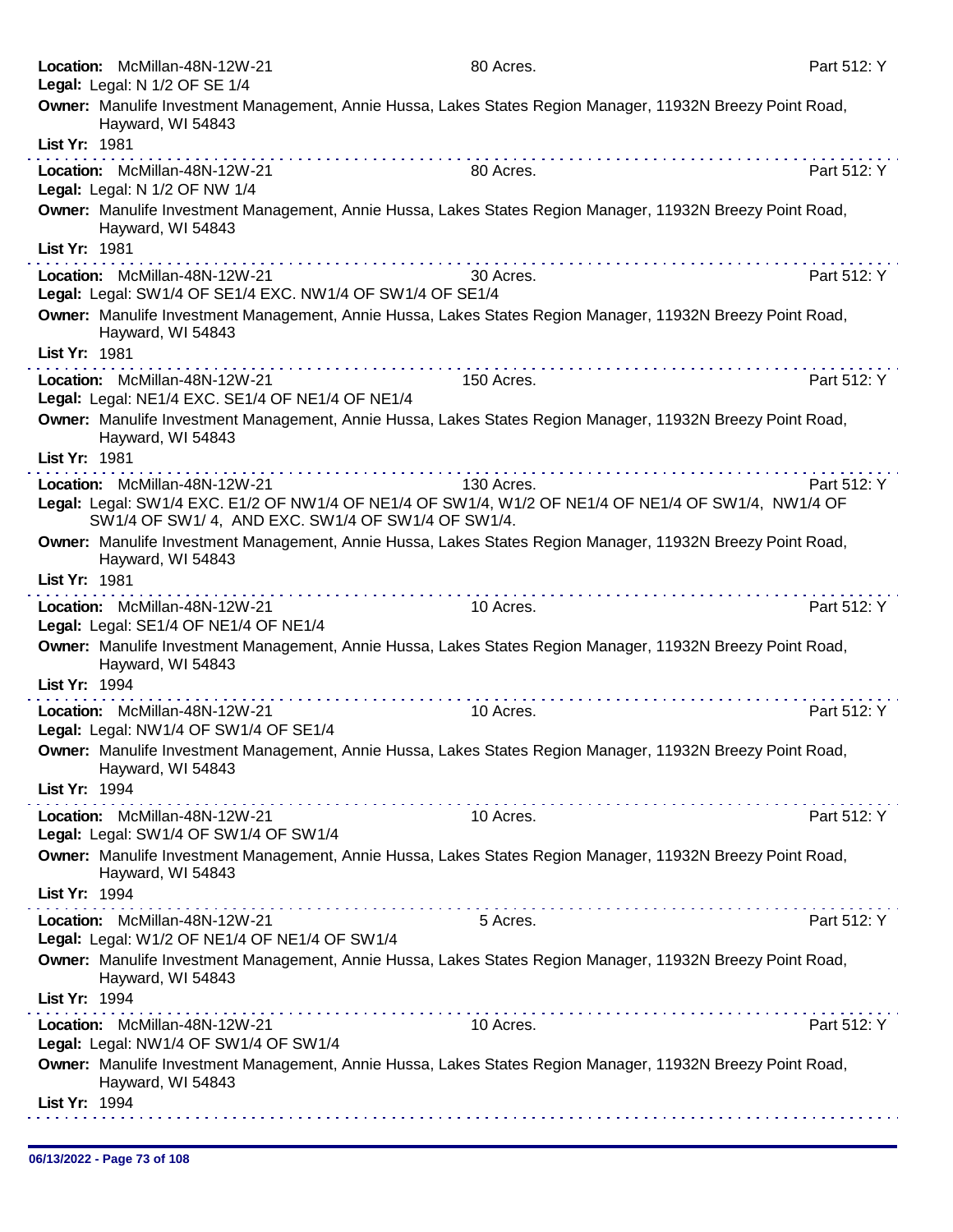**Location:** McMillan-48N-12W-21 80 Acres. Part 512: Y
**Legal:** Legal: N 1/2 OF SE 1/4
**Owner:** Manulife Investment Management, Annie Hussa, Lakes States Region Manager, 11932N Breezy Point Road, Hayward, WI 54843
**List Yr:** 1981

---

**Location:** McMillan-48N-12W-21 80 Acres. Part 512: Y
**Legal:** Legal: N 1/2 OF NW 1/4
**Owner:** Manulife Investment Management, Annie Hussa, Lakes States Region Manager, 11932N Breezy Point Road, Hayward, WI 54843
**List Yr:** 1981

---

**Location:** McMillan-48N-12W-21 30 Acres. Part 512: Y
**Legal:** Legal: SW1/4 OF SE1/4 EXC. NW1/4 OF SW1/4 OF SE1/4
**Owner:** Manulife Investment Management, Annie Hussa, Lakes States Region Manager, 11932N Breezy Point Road, Hayward, WI 54843
**List Yr:** 1981

---

**Location:** McMillan-48N-12W-21 150 Acres. Part 512: Y
**Legal:** Legal: NE1/4 EXC. SE1/4 OF NE1/4 OF NE1/4
**Owner:** Manulife Investment Management, Annie Hussa, Lakes States Region Manager, 11932N Breezy Point Road, Hayward, WI 54843
**List Yr:** 1981

---

**Location:** McMillan-48N-12W-21 130 Acres. Part 512: Y
**Legal:** Legal: SW1/4 EXC. E1/2 OF NW1/4 OF NE1/4 OF SW1/4, W1/2 OF NE1/4 OF NE1/4 OF SW1/4, NW1/4 OF SW1/4 OF SW1/ 4, AND EXC. SW1/4 OF SW1/4 OF SW1/4.
**Owner:** Manulife Investment Management, Annie Hussa, Lakes States Region Manager, 11932N Breezy Point Road, Hayward, WI 54843
**List Yr:** 1981

---

**Location:** McMillan-48N-12W-21 10 Acres. Part 512: Y
**Legal:** Legal: SE1/4 OF NE1/4 OF NE1/4
**Owner:** Manulife Investment Management, Annie Hussa, Lakes States Region Manager, 11932N Breezy Point Road, Hayward, WI 54843
**List Yr:** 1994

---

**Location:** McMillan-48N-12W-21 10 Acres. Part 512: Y
**Legal:** Legal: NW1/4 OF SW1/4 OF SE1/4
**Owner:** Manulife Investment Management, Annie Hussa, Lakes States Region Manager, 11932N Breezy Point Road, Hayward, WI 54843
**List Yr:** 1994

---

**Location:** McMillan-48N-12W-21 10 Acres. Part 512: Y
**Legal:** Legal: SW1/4 OF SW1/4 OF SW1/4
**Owner:** Manulife Investment Management, Annie Hussa, Lakes States Region Manager, 11932N Breezy Point Road, Hayward, WI 54843
**List Yr:** 1994

---

**Location:** McMillan-48N-12W-21 5 Acres. Part 512: Y
**Legal:** Legal: W1/2 OF NE1/4 OF NE1/4 OF SW1/4
**Owner:** Manulife Investment Management, Annie Hussa, Lakes States Region Manager, 11932N Breezy Point Road, Hayward, WI 54843
**List Yr:** 1994

---

**Location:** McMillan-48N-12W-21 10 Acres. Part 512: Y
**Legal:** Legal: NW1/4 OF SW1/4 OF SW1/4
**Owner:** Manulife Investment Management, Annie Hussa, Lakes States Region Manager, 11932N Breezy Point Road, Hayward, WI 54843
**List Yr:** 1994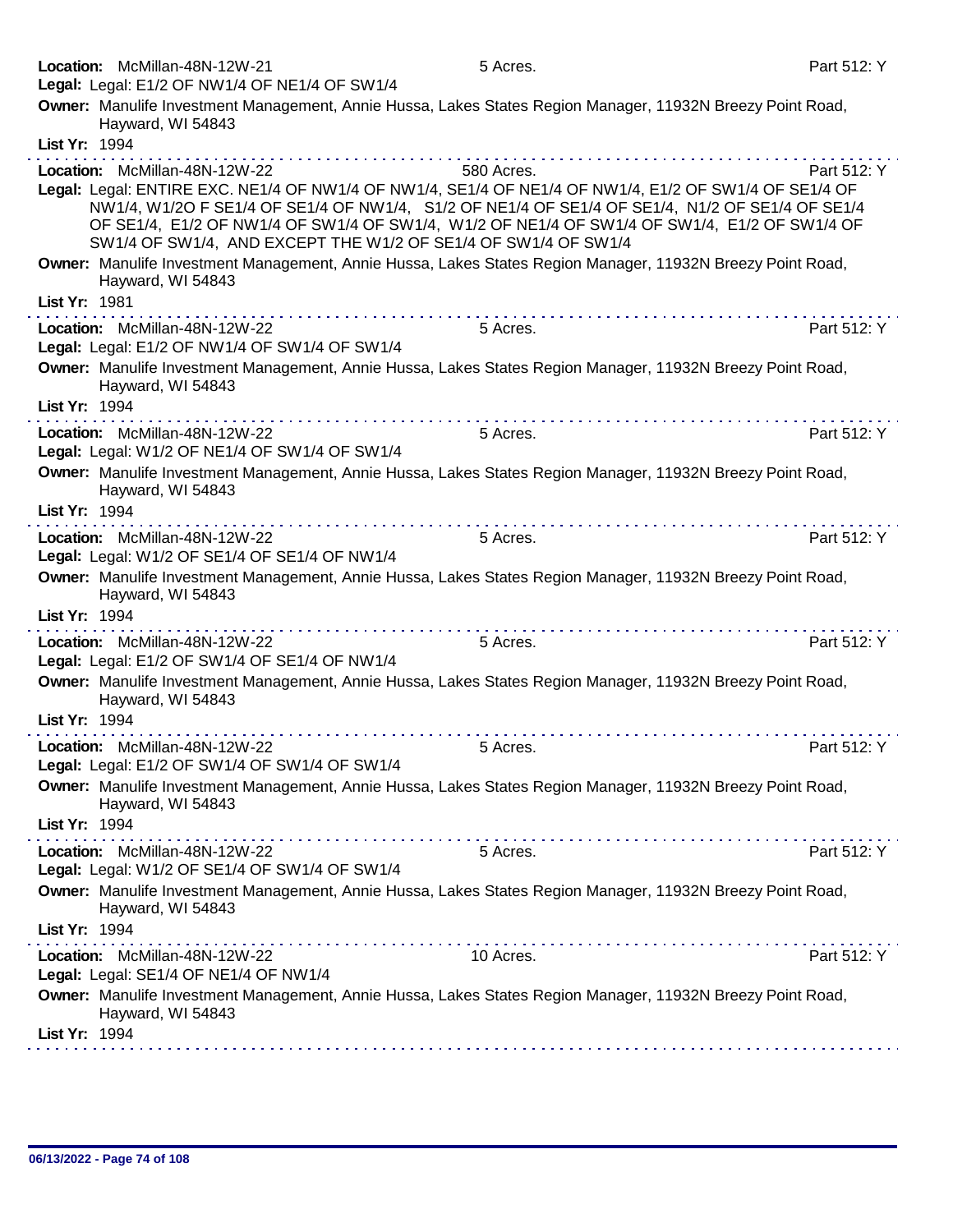**Location:** McMillan-48N-12W-21 5 Acres. Part 512: Y

**Legal:** Legal: E1/2 OF NW1/4 OF NE1/4 OF SW1/4

**Owner:** Manulife Investment Management, Annie Hussa, Lakes States Region Manager, 11932N Breezy Point Road, Hayward, WI 54843

**List Yr:** 1994

---

**Location:** McMillan-48N-12W-22 580 Acres. Part 512: Y

**Legal:** Legal: ENTIRE EXC. NE1/4 OF NW1/4 OF NW1/4, SE1/4 OF NE1/4 OF NW1/4, E1/2 OF SW1/4 OF SE1/4 OF NW1/4, W1/2O F SE1/4 OF SE1/4 OF NW1/4, S1/2 OF NE1/4 OF SE1/4 OF SE1/4, N1/2 OF SE1/4 OF SE1/4 OF SE1/4, E1/2 OF NW1/4 OF SW1/4 OF SW1/4, W1/2 OF NE1/4 OF SW1/4 OF SW1/4, E1/2 OF SW1/4 OF SW1/4 OF SW1/4, AND EXCEPT THE W1/2 OF SE1/4 OF SW1/4 OF SW1/4

**Owner:** Manulife Investment Management, Annie Hussa, Lakes States Region Manager, 11932N Breezy Point Road, Hayward, WI 54843

**List Yr:** 1981

---

**Location:** McMillan-48N-12W-22 5 Acres. Part 512: Y

**Legal:** Legal: E1/2 OF NW1/4 OF SW1/4 OF SW1/4

**Owner:** Manulife Investment Management, Annie Hussa, Lakes States Region Manager, 11932N Breezy Point Road, Hayward, WI 54843

**List Yr:** 1994

---

**Location:** McMillan-48N-12W-22 5 Acres. Part 512: Y

**Legal:** Legal: W1/2 OF NE1/4 OF SW1/4 OF SW1/4

**Owner:** Manulife Investment Management, Annie Hussa, Lakes States Region Manager, 11932N Breezy Point Road, Hayward, WI 54843

**List Yr:** 1994

---

**Location:** McMillan-48N-12W-22 5 Acres. Part 512: Y

**Legal:** Legal: W1/2 OF SE1/4 OF SE1/4 OF NW1/4

**Owner:** Manulife Investment Management, Annie Hussa, Lakes States Region Manager, 11932N Breezy Point Road, Hayward, WI 54843

**List Yr:** 1994

---

**Location:** McMillan-48N-12W-22 5 Acres. Part 512: Y

**Legal:** Legal: E1/2 OF SW1/4 OF SE1/4 OF NW1/4

**Owner:** Manulife Investment Management, Annie Hussa, Lakes States Region Manager, 11932N Breezy Point Road, Hayward, WI 54843

**List Yr:** 1994

---

**Location:** McMillan-48N-12W-22 5 Acres. Part 512: Y

**Legal:** Legal: E1/2 OF SW1/4 OF SW1/4 OF SW1/4

**Owner:** Manulife Investment Management, Annie Hussa, Lakes States Region Manager, 11932N Breezy Point Road, Hayward, WI 54843

**List Yr:** 1994

---

**Location:** McMillan-48N-12W-22 5 Acres. Part 512: Y

**Legal:** Legal: W1/2 OF SE1/4 OF SW1/4 OF SW1/4

**Owner:** Manulife Investment Management, Annie Hussa, Lakes States Region Manager, 11932N Breezy Point Road, Hayward, WI 54843

**List Yr:** 1994

---

**Location:** McMillan-48N-12W-22 10 Acres. Part 512: Y

**Legal:** Legal: SE1/4 OF NE1/4 OF NW1/4

**Owner:** Manulife Investment Management, Annie Hussa, Lakes States Region Manager, 11932N Breezy Point Road, Hayward, WI 54843

**List Yr:** 1994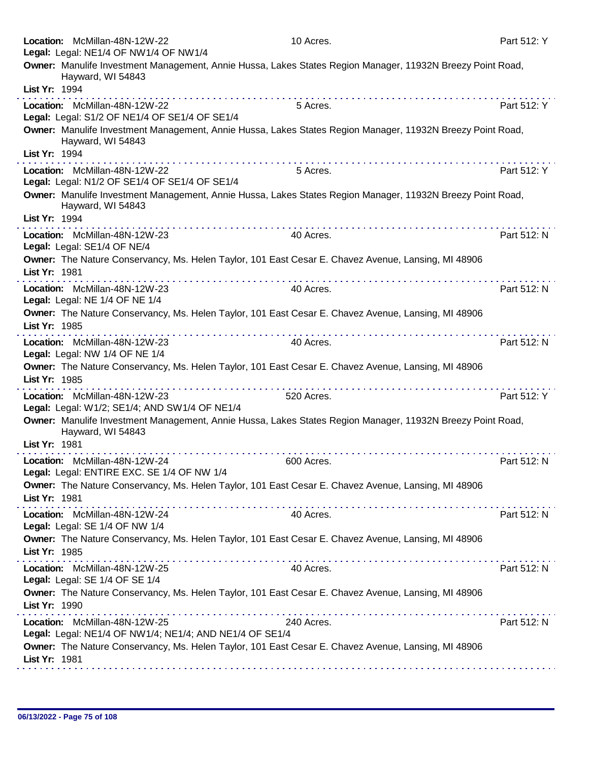**Location:** McMillan-48N-12W-22 — 10 Acres. — Part 512: Y
**Legal:** Legal: NE1/4 OF NW1/4 OF NW1/4
**Owner:** Manulife Investment Management, Annie Hussa, Lakes States Region Manager, 11932N Breezy Point Road, Hayward, WI 54843
**List Yr:** 1994

---

**Location:** McMillan-48N-12W-22 — 5 Acres. — Part 512: Y
**Legal:** Legal: S1/2 OF NE1/4 OF SE1/4 OF SE1/4
**Owner:** Manulife Investment Management, Annie Hussa, Lakes States Region Manager, 11932N Breezy Point Road, Hayward, WI 54843
**List Yr:** 1994

---

**Location:** McMillan-48N-12W-22 — 5 Acres. — Part 512: Y
**Legal:** Legal: N1/2 OF SE1/4 OF SE1/4 OF SE1/4
**Owner:** Manulife Investment Management, Annie Hussa, Lakes States Region Manager, 11932N Breezy Point Road, Hayward, WI 54843
**List Yr:** 1994

---

**Location:** McMillan-48N-12W-23 — 40 Acres. — Part 512: N
**Legal:** Legal: SE1/4 OF NE/4
**Owner:** The Nature Conservancy, Ms. Helen Taylor, 101 East Cesar E. Chavez Avenue, Lansing, MI 48906
**List Yr:** 1981

---

**Location:** McMillan-48N-12W-23 — 40 Acres. — Part 512: N
**Legal:** Legal: NE 1/4 OF NE 1/4
**Owner:** The Nature Conservancy, Ms. Helen Taylor, 101 East Cesar E. Chavez Avenue, Lansing, MI 48906
**List Yr:** 1985

---

**Location:** McMillan-48N-12W-23 — 40 Acres. — Part 512: N
**Legal:** Legal: NW 1/4 OF NE 1/4
**Owner:** The Nature Conservancy, Ms. Helen Taylor, 101 East Cesar E. Chavez Avenue, Lansing, MI 48906
**List Yr:** 1985

---

**Location:** McMillan-48N-12W-23 — 520 Acres. — Part 512: Y
**Legal:** Legal: W1/2; SE1/4; AND SW1/4 OF NE1/4
**Owner:** Manulife Investment Management, Annie Hussa, Lakes States Region Manager, 11932N Breezy Point Road, Hayward, WI 54843
**List Yr:** 1981

---

**Location:** McMillan-48N-12W-24 — 600 Acres. — Part 512: N
**Legal:** Legal: ENTIRE EXC. SE 1/4 OF NW 1/4
**Owner:** The Nature Conservancy, Ms. Helen Taylor, 101 East Cesar E. Chavez Avenue, Lansing, MI 48906
**List Yr:** 1981

---

**Location:** McMillan-48N-12W-24 — 40 Acres. — Part 512: N
**Legal:** Legal: SE 1/4 OF NW 1/4
**Owner:** The Nature Conservancy, Ms. Helen Taylor, 101 East Cesar E. Chavez Avenue, Lansing, MI 48906
**List Yr:** 1985

---

**Location:** McMillan-48N-12W-25 — 40 Acres. — Part 512: N
**Legal:** Legal: SE 1/4 OF SE 1/4
**Owner:** The Nature Conservancy, Ms. Helen Taylor, 101 East Cesar E. Chavez Avenue, Lansing, MI 48906
**List Yr:** 1990

---

**Location:** McMillan-48N-12W-25 — 240 Acres. — Part 512: N
**Legal:** Legal: NE1/4 OF NW1/4; NE1/4; AND NE1/4 OF SE1/4
**Owner:** The Nature Conservancy, Ms. Helen Taylor, 101 East Cesar E. Chavez Avenue, Lansing, MI 48906
**List Yr:** 1981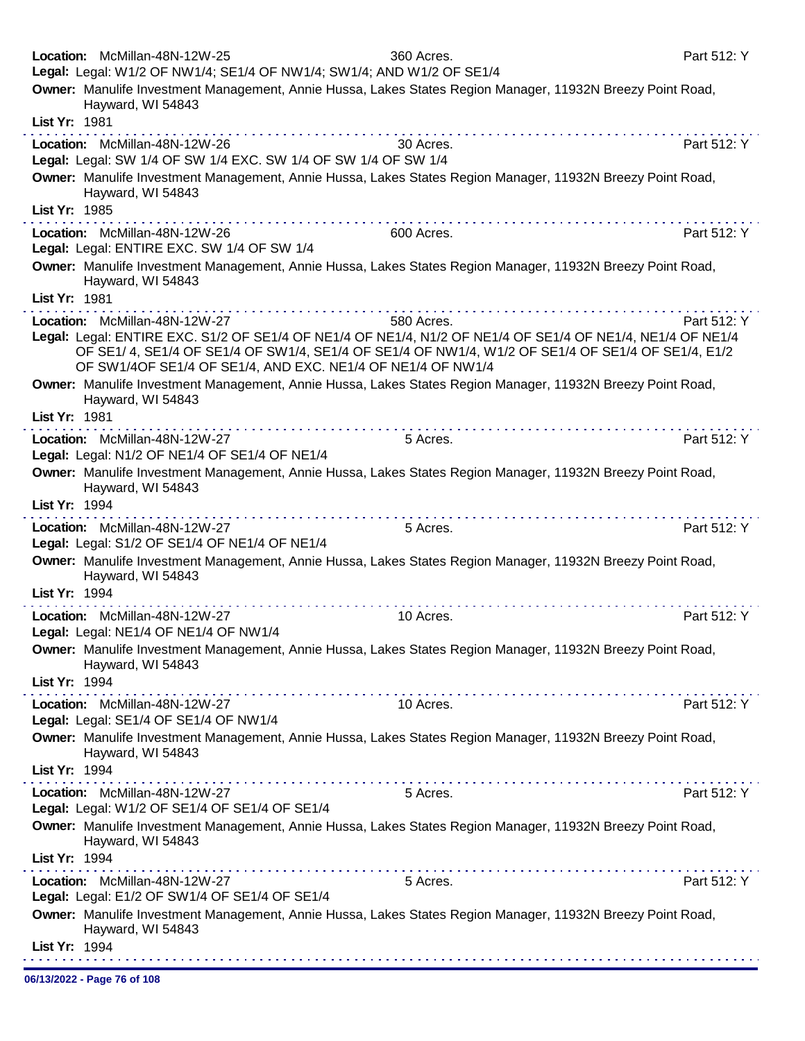**Location:** McMillan-48N-12W-25 360 Acres. Part 512: Y
**Legal:** Legal: W1/2 OF NW1/4; SE1/4 OF NW1/4; SW1/4; AND W1/2 OF SE1/4
**Owner:** Manulife Investment Management, Annie Hussa, Lakes States Region Manager, 11932N Breezy Point Road, Hayward, WI 54843
**List Yr:** 1981

---

**Location:** McMillan-48N-12W-26 30 Acres. Part 512: Y
**Legal:** Legal: SW 1/4 OF SW 1/4 EXC. SW 1/4 OF SW 1/4 OF SW 1/4
**Owner:** Manulife Investment Management, Annie Hussa, Lakes States Region Manager, 11932N Breezy Point Road, Hayward, WI 54843
**List Yr:** 1985

---

**Location:** McMillan-48N-12W-26 600 Acres. Part 512: Y
**Legal:** Legal: ENTIRE EXC. SW 1/4 OF SW 1/4
**Owner:** Manulife Investment Management, Annie Hussa, Lakes States Region Manager, 11932N Breezy Point Road, Hayward, WI 54843
**List Yr:** 1981

---

**Location:** McMillan-48N-12W-27 580 Acres. Part 512: Y
**Legal:** Legal: ENTIRE EXC. S1/2 OF SE1/4 OF NE1/4 OF NE1/4, N1/2 OF NE1/4 OF SE1/4 OF NE1/4, NE1/4 OF NE1/4 OF SE1/ 4, SE1/4 OF SE1/4 OF SW1/4, SE1/4 OF SE1/4 OF NW1/4, W1/2 OF SE1/4 OF SE1/4 OF SE1/4, E1/2 OF SW1/4OF SE1/4 OF SE1/4, AND EXC. NE1/4 OF NE1/4 OF NW1/4
**Owner:** Manulife Investment Management, Annie Hussa, Lakes States Region Manager, 11932N Breezy Point Road, Hayward, WI 54843
**List Yr:** 1981

---

**Location:** McMillan-48N-12W-27 5 Acres. Part 512: Y
**Legal:** Legal: N1/2 OF NE1/4 OF SE1/4 OF NE1/4
**Owner:** Manulife Investment Management, Annie Hussa, Lakes States Region Manager, 11932N Breezy Point Road, Hayward, WI 54843
**List Yr:** 1994

---

**Location:** McMillan-48N-12W-27 5 Acres. Part 512: Y
**Legal:** Legal: S1/2 OF SE1/4 OF NE1/4 OF NE1/4
**Owner:** Manulife Investment Management, Annie Hussa, Lakes States Region Manager, 11932N Breezy Point Road, Hayward, WI 54843
**List Yr:** 1994

---

**Location:** McMillan-48N-12W-27 10 Acres. Part 512: Y
**Legal:** Legal: NE1/4 OF NE1/4 OF NW1/4
**Owner:** Manulife Investment Management, Annie Hussa, Lakes States Region Manager, 11932N Breezy Point Road, Hayward, WI 54843
**List Yr:** 1994

---

**Location:** McMillan-48N-12W-27 10 Acres. Part 512: Y
**Legal:** Legal: SE1/4 OF SE1/4 OF NW1/4
**Owner:** Manulife Investment Management, Annie Hussa, Lakes States Region Manager, 11932N Breezy Point Road, Hayward, WI 54843
**List Yr:** 1994

---

**Location:** McMillan-48N-12W-27 5 Acres. Part 512: Y
**Legal:** Legal: W1/2 OF SE1/4 OF SE1/4 OF SE1/4
**Owner:** Manulife Investment Management, Annie Hussa, Lakes States Region Manager, 11932N Breezy Point Road, Hayward, WI 54843
**List Yr:** 1994

---

**Location:** McMillan-48N-12W-27 5 Acres. Part 512: Y
**Legal:** Legal: E1/2 OF SW1/4 OF SE1/4 OF SE1/4
**Owner:** Manulife Investment Management, Annie Hussa, Lakes States Region Manager, 11932N Breezy Point Road, Hayward, WI 54843
**List Yr:** 1994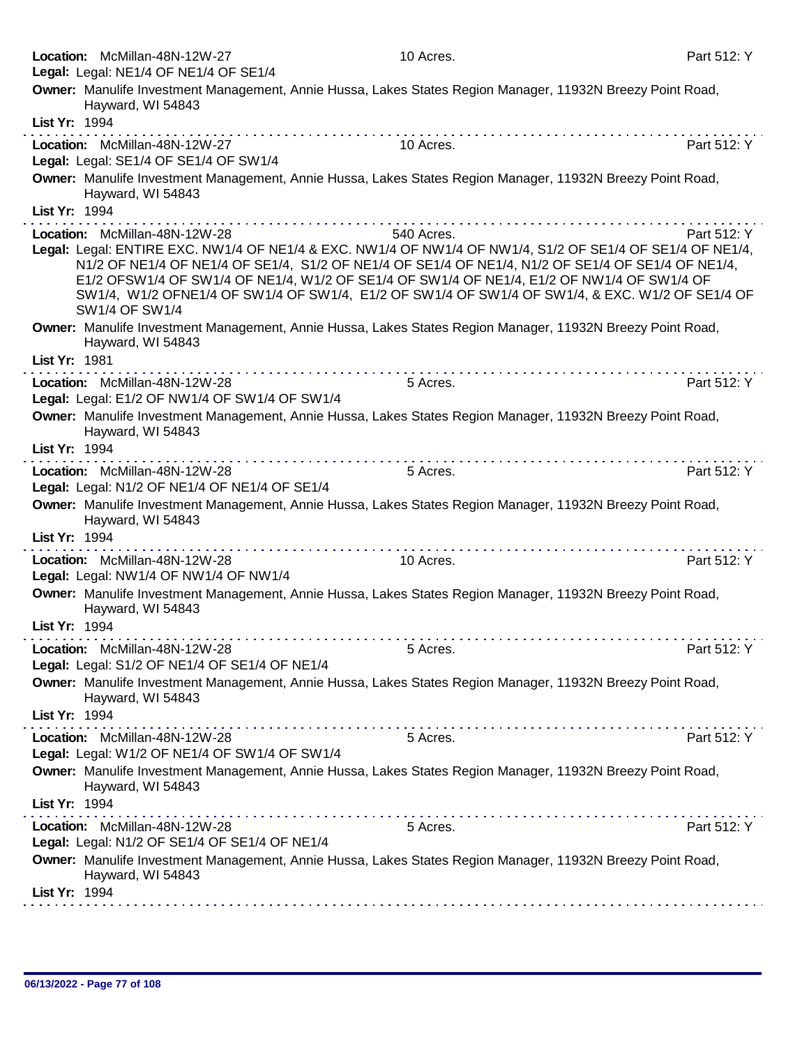**Location:** McMillan-48N-12W-27 10 Acres. Part 512: Y
**Legal:** Legal: NE1/4 OF NE1/4 OF SE1/4
**Owner:** Manulife Investment Management, Annie Hussa, Lakes States Region Manager, 11932N Breezy Point Road, Hayward, WI 54843
**List Yr:** 1994

---

**Location:** McMillan-48N-12W-27 10 Acres. Part 512: Y
**Legal:** Legal: SE1/4 OF SE1/4 OF SW1/4
**Owner:** Manulife Investment Management, Annie Hussa, Lakes States Region Manager, 11932N Breezy Point Road, Hayward, WI 54843
**List Yr:** 1994

---

**Location:** McMillan-48N-12W-28 540 Acres. Part 512: Y
**Legal:** Legal: ENTIRE EXC. NW1/4 OF NE1/4 & EXC. NW1/4 OF NW1/4 OF NW1/4, S1/2 OF SE1/4 OF SE1/4 OF NE1/4, N1/2 OF NE1/4 OF NE1/4 OF SE1/4, S1/2 OF NE1/4 OF SE1/4 OF NE1/4, N1/2 OF SE1/4 OF SE1/4 OF NE1/4, E1/2 OFSW1/4 OF SW1/4 OF NE1/4, W1/2 OF SE1/4 OF SW1/4 OF NE1/4, E1/2 OF NW1/4 OF SW1/4 OF SW1/4, W1/2 OFNE1/4 OF SW1/4 OF SW1/4, E1/2 OF SW1/4 OF SW1/4 OF SW1/4, & EXC. W1/2 OF SE1/4 OF SW1/4 OF SW1/4
**Owner:** Manulife Investment Management, Annie Hussa, Lakes States Region Manager, 11932N Breezy Point Road, Hayward, WI 54843
**List Yr:** 1981

---

**Location:** McMillan-48N-12W-28 5 Acres. Part 512: Y
**Legal:** Legal: E1/2 OF NW1/4 OF SW1/4 OF SW1/4
**Owner:** Manulife Investment Management, Annie Hussa, Lakes States Region Manager, 11932N Breezy Point Road, Hayward, WI 54843
**List Yr:** 1994

---

**Location:** McMillan-48N-12W-28 5 Acres. Part 512: Y
**Legal:** Legal: N1/2 OF NE1/4 OF NE1/4 OF SE1/4
**Owner:** Manulife Investment Management, Annie Hussa, Lakes States Region Manager, 11932N Breezy Point Road, Hayward, WI 54843
**List Yr:** 1994

---

**Location:** McMillan-48N-12W-28 10 Acres. Part 512: Y
**Legal:** Legal: NW1/4 OF NW1/4 OF NW1/4
**Owner:** Manulife Investment Management, Annie Hussa, Lakes States Region Manager, 11932N Breezy Point Road, Hayward, WI 54843
**List Yr:** 1994

---

**Location:** McMillan-48N-12W-28 5 Acres. Part 512: Y
**Legal:** Legal: S1/2 OF NE1/4 OF SE1/4 OF NE1/4
**Owner:** Manulife Investment Management, Annie Hussa, Lakes States Region Manager, 11932N Breezy Point Road, Hayward, WI 54843
**List Yr:** 1994

---

**Location:** McMillan-48N-12W-28 5 Acres. Part 512: Y
**Legal:** Legal: W1/2 OF NE1/4 OF SW1/4 OF SW1/4
**Owner:** Manulife Investment Management, Annie Hussa, Lakes States Region Manager, 11932N Breezy Point Road, Hayward, WI 54843
**List Yr:** 1994

---

**Location:** McMillan-48N-12W-28 5 Acres. Part 512: Y
**Legal:** Legal: N1/2 OF SE1/4 OF SE1/4 OF NE1/4
**Owner:** Manulife Investment Management, Annie Hussa, Lakes States Region Manager, 11932N Breezy Point Road, Hayward, WI 54843
**List Yr:** 1994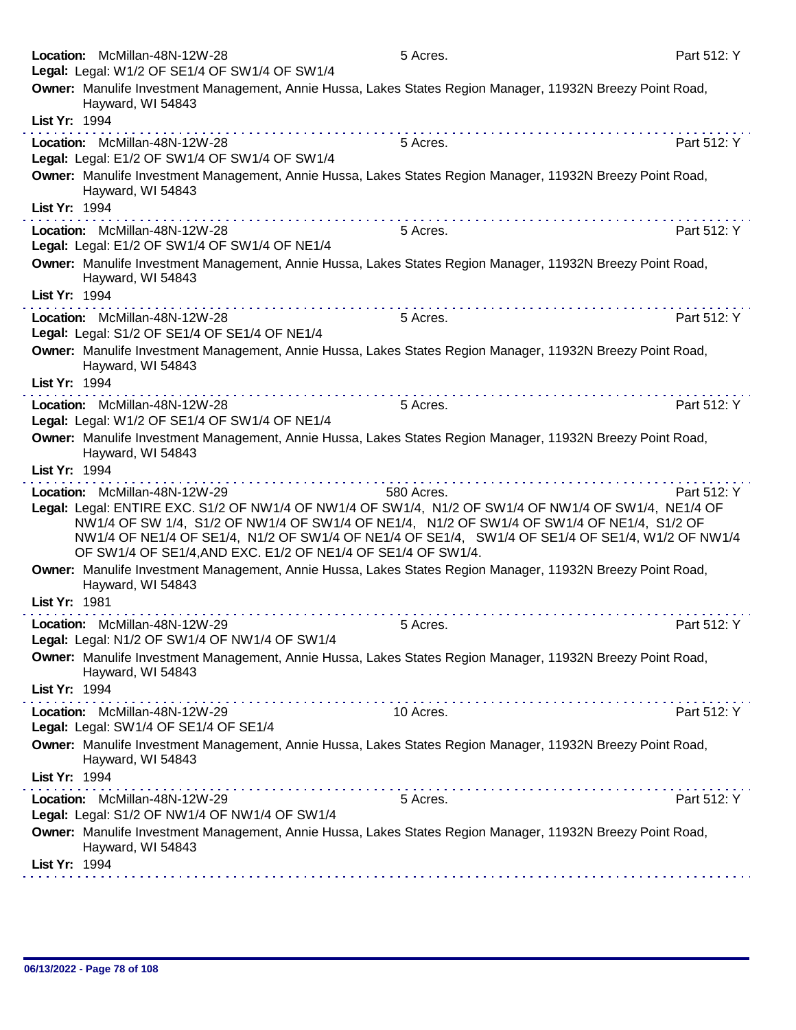**Location:** McMillan-48N-12W-28 5 Acres. Part 512: Y
**Legal:** Legal: W1/2 OF SE1/4 OF SW1/4 OF SW1/4
**Owner:** Manulife Investment Management, Annie Hussa, Lakes States Region Manager, 11932N Breezy Point Road, Hayward, WI 54843
**List Yr:** 1994

---

**Location:** McMillan-48N-12W-28 5 Acres. Part 512: Y
**Legal:** Legal: E1/2 OF SW1/4 OF SW1/4 OF SW1/4
**Owner:** Manulife Investment Management, Annie Hussa, Lakes States Region Manager, 11932N Breezy Point Road, Hayward, WI 54843
**List Yr:** 1994

---

**Location:** McMillan-48N-12W-28 5 Acres. Part 512: Y
**Legal:** Legal: E1/2 OF SW1/4 OF SW1/4 OF NE1/4
**Owner:** Manulife Investment Management, Annie Hussa, Lakes States Region Manager, 11932N Breezy Point Road, Hayward, WI 54843
**List Yr:** 1994

---

**Location:** McMillan-48N-12W-28 5 Acres. Part 512: Y
**Legal:** Legal: S1/2 OF SE1/4 OF SE1/4 OF NE1/4
**Owner:** Manulife Investment Management, Annie Hussa, Lakes States Region Manager, 11932N Breezy Point Road, Hayward, WI 54843
**List Yr:** 1994

---

**Location:** McMillan-48N-12W-28 5 Acres. Part 512: Y
**Legal:** Legal: W1/2 OF SE1/4 OF SW1/4 OF NE1/4
**Owner:** Manulife Investment Management, Annie Hussa, Lakes States Region Manager, 11932N Breezy Point Road, Hayward, WI 54843
**List Yr:** 1994

---

**Location:** McMillan-48N-12W-29 580 Acres. Part 512: Y
**Legal:** Legal: ENTIRE EXC. S1/2 OF NW1/4 OF NW1/4 OF SW1/4, N1/2 OF SW1/4 OF NW1/4 OF SW1/4, NE1/4 OF NW1/4 OF SW 1/4, S1/2 OF NW1/4 OF SW1/4 OF NE1/4, N1/2 OF SW1/4 OF SW1/4 OF NE1/4, S1/2 OF NW1/4 OF NE1/4 OF SE1/4, N1/2 OF SW1/4 OF NE1/4 OF SE1/4, SW1/4 OF SE1/4 OF SE1/4, W1/2 OF NW1/4 OF SW1/4 OF SE1/4,AND EXC. E1/2 OF NE1/4 OF SE1/4 OF SW1/4.
**Owner:** Manulife Investment Management, Annie Hussa, Lakes States Region Manager, 11932N Breezy Point Road, Hayward, WI 54843
**List Yr:** 1981

---

**Location:** McMillan-48N-12W-29 5 Acres. Part 512: Y
**Legal:** Legal: N1/2 OF SW1/4 OF NW1/4 OF SW1/4
**Owner:** Manulife Investment Management, Annie Hussa, Lakes States Region Manager, 11932N Breezy Point Road, Hayward, WI 54843
**List Yr:** 1994

---

**Location:** McMillan-48N-12W-29 10 Acres. Part 512: Y
**Legal:** Legal: SW1/4 OF SE1/4 OF SE1/4
**Owner:** Manulife Investment Management, Annie Hussa, Lakes States Region Manager, 11932N Breezy Point Road, Hayward, WI 54843
**List Yr:** 1994

---

**Location:** McMillan-48N-12W-29 5 Acres. Part 512: Y
**Legal:** Legal: S1/2 OF NW1/4 OF NW1/4 OF SW1/4
**Owner:** Manulife Investment Management, Annie Hussa, Lakes States Region Manager, 11932N Breezy Point Road, Hayward, WI 54843
**List Yr:** 1994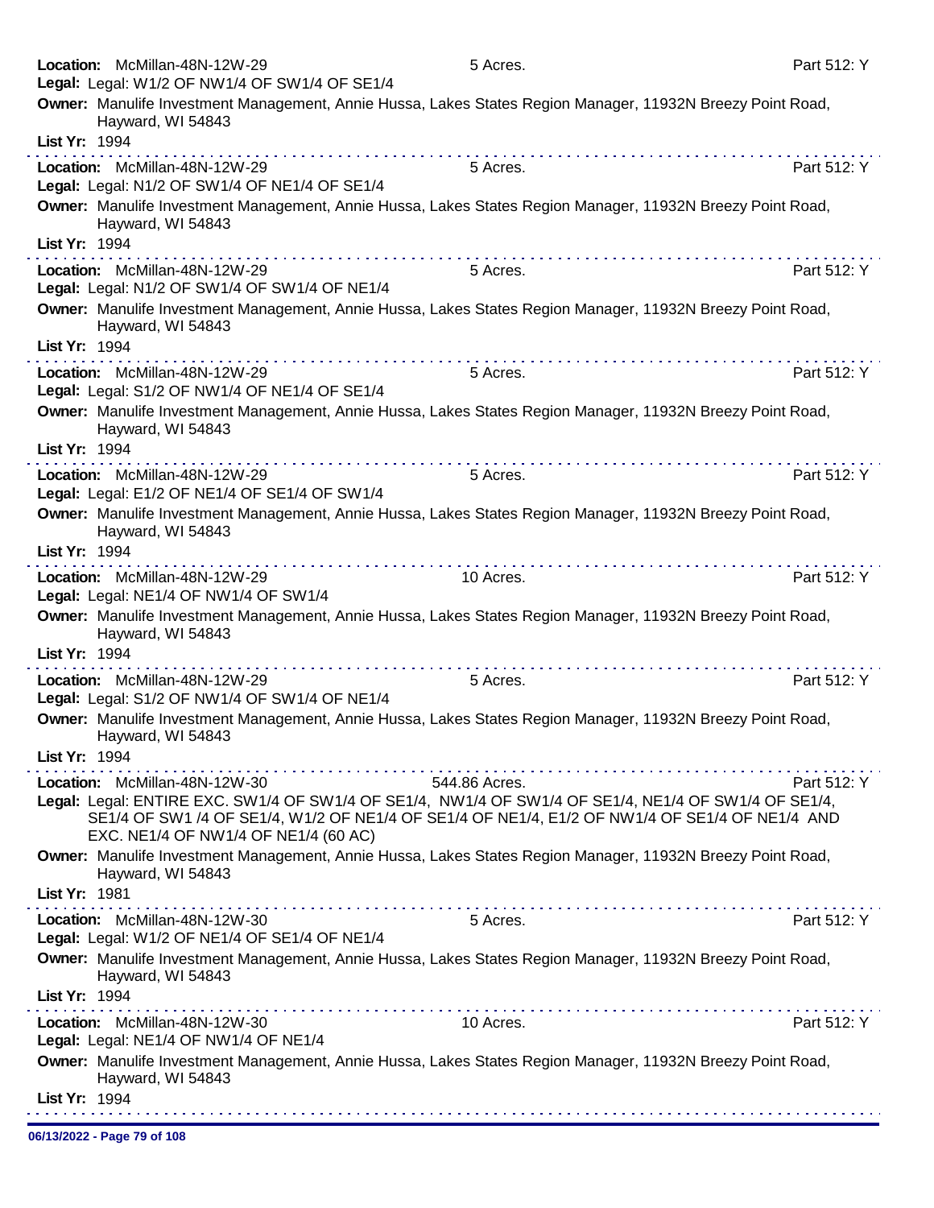**Location:** McMillan-48N-12W-29 5 Acres. Part 512: Y
**Legal:** Legal: W1/2 OF NW1/4 OF SW1/4 OF SE1/4
**Owner:** Manulife Investment Management, Annie Hussa, Lakes States Region Manager, 11932N Breezy Point Road, Hayward, WI 54843
**List Yr:** 1994

---

**Location:** McMillan-48N-12W-29 5 Acres. Part 512: Y
**Legal:** Legal: N1/2 OF SW1/4 OF NE1/4 OF SE1/4
**Owner:** Manulife Investment Management, Annie Hussa, Lakes States Region Manager, 11932N Breezy Point Road, Hayward, WI 54843
**List Yr:** 1994

---

**Location:** McMillan-48N-12W-29 5 Acres. Part 512: Y
**Legal:** Legal: N1/2 OF SW1/4 OF SW1/4 OF NE1/4
**Owner:** Manulife Investment Management, Annie Hussa, Lakes States Region Manager, 11932N Breezy Point Road, Hayward, WI 54843
**List Yr:** 1994

---

**Location:** McMillan-48N-12W-29 5 Acres. Part 512: Y
**Legal:** Legal: S1/2 OF NW1/4 OF NE1/4 OF SE1/4
**Owner:** Manulife Investment Management, Annie Hussa, Lakes States Region Manager, 11932N Breezy Point Road, Hayward, WI 54843
**List Yr:** 1994

---

**Location:** McMillan-48N-12W-29 5 Acres. Part 512: Y
**Legal:** Legal: E1/2 OF NE1/4 OF SE1/4 OF SW1/4
**Owner:** Manulife Investment Management, Annie Hussa, Lakes States Region Manager, 11932N Breezy Point Road, Hayward, WI 54843
**List Yr:** 1994

---

**Location:** McMillan-48N-12W-29 10 Acres. Part 512: Y
**Legal:** Legal: NE1/4 OF NW1/4 OF SW1/4
**Owner:** Manulife Investment Management, Annie Hussa, Lakes States Region Manager, 11932N Breezy Point Road, Hayward, WI 54843
**List Yr:** 1994

---

**Location:** McMillan-48N-12W-29 5 Acres. Part 512: Y
**Legal:** Legal: S1/2 OF NW1/4 OF SW1/4 OF NE1/4
**Owner:** Manulife Investment Management, Annie Hussa, Lakes States Region Manager, 11932N Breezy Point Road, Hayward, WI 54843
**List Yr:** 1994

---

**Location:** McMillan-48N-12W-30 544.86 Acres. Part 512: Y
**Legal:** Legal: ENTIRE EXC. SW1/4 OF SW1/4 OF SE1/4, NW1/4 OF SW1/4 OF SE1/4, NE1/4 OF SW1/4 OF SE1/4, SE1/4 OF SW1 /4 OF SE1/4, W1/2 OF NE1/4 OF SE1/4 OF NE1/4, E1/2 OF NW1/4 OF SE1/4 OF NE1/4 AND EXC. NE1/4 OF NW1/4 OF NE1/4 (60 AC)
**Owner:** Manulife Investment Management, Annie Hussa, Lakes States Region Manager, 11932N Breezy Point Road, Hayward, WI 54843
**List Yr:** 1981

---

**Location:** McMillan-48N-12W-30 5 Acres. Part 512: Y
**Legal:** Legal: W1/2 OF NE1/4 OF SE1/4 OF NE1/4
**Owner:** Manulife Investment Management, Annie Hussa, Lakes States Region Manager, 11932N Breezy Point Road, Hayward, WI 54843
**List Yr:** 1994

---

**Location:** McMillan-48N-12W-30 10 Acres. Part 512: Y
**Legal:** Legal: NE1/4 OF NW1/4 OF NE1/4
**Owner:** Manulife Investment Management, Annie Hussa, Lakes States Region Manager, 11932N Breezy Point Road, Hayward, WI 54843
**List Yr:** 1994

06/13/2022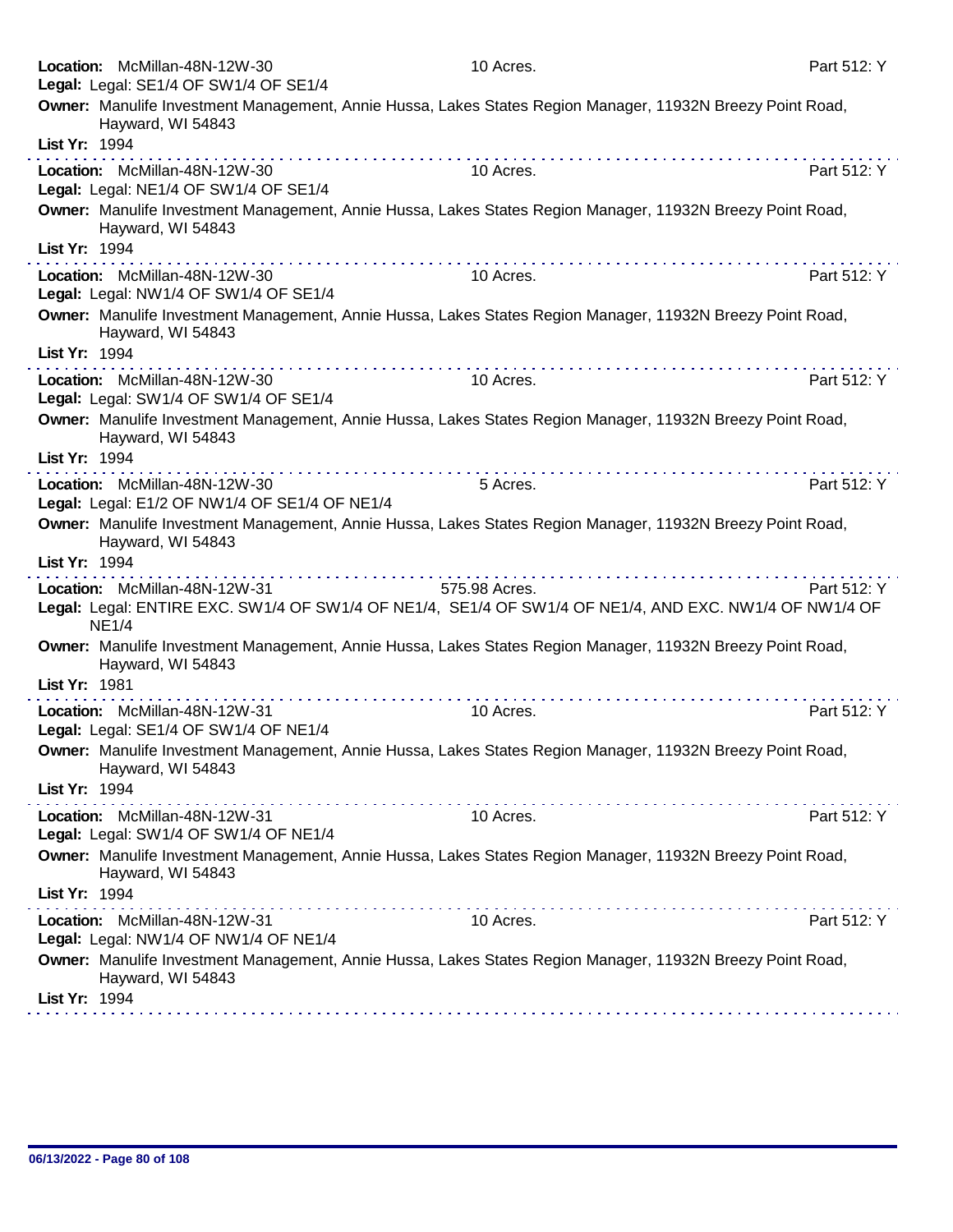**Location:** McMillan-48N-12W-30 10 Acres. Part 512: Y
**Legal:** Legal: SE1/4 OF SW1/4 OF SE1/4
**Owner:** Manulife Investment Management, Annie Hussa, Lakes States Region Manager, 11932N Breezy Point Road, Hayward, WI 54843
**List Yr:** 1994

---

**Location:** McMillan-48N-12W-30 10 Acres. Part 512: Y
**Legal:** Legal: NE1/4 OF SW1/4 OF SE1/4
**Owner:** Manulife Investment Management, Annie Hussa, Lakes States Region Manager, 11932N Breezy Point Road, Hayward, WI 54843
**List Yr:** 1994

---

**Location:** McMillan-48N-12W-30 10 Acres. Part 512: Y
**Legal:** Legal: NW1/4 OF SW1/4 OF SE1/4
**Owner:** Manulife Investment Management, Annie Hussa, Lakes States Region Manager, 11932N Breezy Point Road, Hayward, WI 54843
**List Yr:** 1994

---

**Location:** McMillan-48N-12W-30 10 Acres. Part 512: Y
**Legal:** Legal: SW1/4 OF SW1/4 OF SE1/4
**Owner:** Manulife Investment Management, Annie Hussa, Lakes States Region Manager, 11932N Breezy Point Road, Hayward, WI 54843
**List Yr:** 1994

---

**Location:** McMillan-48N-12W-30 5 Acres. Part 512: Y
**Legal:** Legal: E1/2 OF NW1/4 OF SE1/4 OF NE1/4
**Owner:** Manulife Investment Management, Annie Hussa, Lakes States Region Manager, 11932N Breezy Point Road, Hayward, WI 54843
**List Yr:** 1994

---

**Location:** McMillan-48N-12W-31 575.98 Acres. Part 512: Y
**Legal:** Legal: ENTIRE EXC. SW1/4 OF SW1/4 OF NE1/4, SE1/4 OF SW1/4 OF NE1/4, AND EXC. NW1/4 OF NW1/4 OF NE1/4
**Owner:** Manulife Investment Management, Annie Hussa, Lakes States Region Manager, 11932N Breezy Point Road, Hayward, WI 54843
**List Yr:** 1981

---

**Location:** McMillan-48N-12W-31 10 Acres. Part 512: Y
**Legal:** Legal: SE1/4 OF SW1/4 OF NE1/4
**Owner:** Manulife Investment Management, Annie Hussa, Lakes States Region Manager, 11932N Breezy Point Road, Hayward, WI 54843
**List Yr:** 1994

---

**Location:** McMillan-48N-12W-31 10 Acres. Part 512: Y
**Legal:** Legal: SW1/4 OF SW1/4 OF NE1/4
**Owner:** Manulife Investment Management, Annie Hussa, Lakes States Region Manager, 11932N Breezy Point Road, Hayward, WI 54843
**List Yr:** 1994

---

**Location:** McMillan-48N-12W-31 10 Acres. Part 512: Y
**Legal:** Legal: NW1/4 OF NW1/4 OF NE1/4
**Owner:** Manulife Investment Management, Annie Hussa, Lakes States Region Manager, 11932N Breezy Point Road, Hayward, WI 54843
**List Yr:** 1994

---

06/13/2022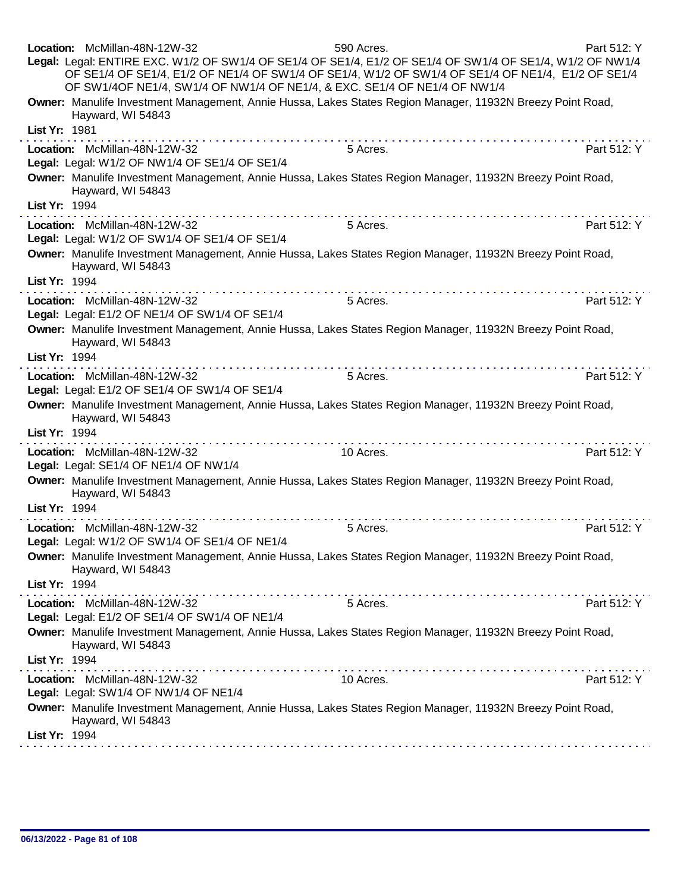**Location:** McMillan-48N-12W-32 590 Acres. Part 512: Y

**Legal:** Legal: ENTIRE EXC. W1/2 OF SW1/4 OF SE1/4 OF SE1/4, E1/2 OF SE1/4 OF SW1/4 OF SE1/4, W1/2 OF NW1/4 OF SE1/4 OF SE1/4, E1/2 OF NE1/4 OF SW1/4 OF SE1/4, W1/2 OF SW1/4 OF SE1/4 OF NE1/4, E1/2 OF SE1/4 OF SW1/4OF NE1/4, SW1/4 OF NW1/4 OF NE1/4, & EXC. SE1/4 OF NE1/4 OF NW1/4

**Owner:** Manulife Investment Management, Annie Hussa, Lakes States Region Manager, 11932N Breezy Point Road, Hayward, WI 54843

**List Yr:** 1981

---

**Location:** McMillan-48N-12W-32 5 Acres. Part 512: Y

**Legal:** Legal: W1/2 OF NW1/4 OF SE1/4 OF SE1/4

**Owner:** Manulife Investment Management, Annie Hussa, Lakes States Region Manager, 11932N Breezy Point Road, Hayward, WI 54843

**List Yr:** 1994

---

**Location:** McMillan-48N-12W-32 5 Acres. Part 512: Y

**Legal:** Legal: W1/2 OF SW1/4 OF SE1/4 OF SE1/4

**Owner:** Manulife Investment Management, Annie Hussa, Lakes States Region Manager, 11932N Breezy Point Road, Hayward, WI 54843

**List Yr:** 1994

---

**Location:** McMillan-48N-12W-32 5 Acres. Part 512: Y

**Legal:** Legal: E1/2 OF NE1/4 OF SW1/4 OF SE1/4

**Owner:** Manulife Investment Management, Annie Hussa, Lakes States Region Manager, 11932N Breezy Point Road, Hayward, WI 54843

**List Yr:** 1994

---

**Location:** McMillan-48N-12W-32 5 Acres. Part 512: Y

**Legal:** Legal: E1/2 OF SE1/4 OF SW1/4 OF SE1/4

**Owner:** Manulife Investment Management, Annie Hussa, Lakes States Region Manager, 11932N Breezy Point Road, Hayward, WI 54843

**List Yr:** 1994

---

**Location:** McMillan-48N-12W-32 10 Acres. Part 512: Y

**Legal:** Legal: SE1/4 OF NE1/4 OF NW1/4

**Owner:** Manulife Investment Management, Annie Hussa, Lakes States Region Manager, 11932N Breezy Point Road, Hayward, WI 54843

**List Yr:** 1994

---

**Location:** McMillan-48N-12W-32 5 Acres. Part 512: Y

**Legal:** Legal: W1/2 OF SW1/4 OF SE1/4 OF NE1/4

**Owner:** Manulife Investment Management, Annie Hussa, Lakes States Region Manager, 11932N Breezy Point Road, Hayward, WI 54843

**List Yr:** 1994

---

**Location:** McMillan-48N-12W-32 5 Acres. Part 512: Y

**Legal:** Legal: E1/2 OF SE1/4 OF SW1/4 OF NE1/4

**Owner:** Manulife Investment Management, Annie Hussa, Lakes States Region Manager, 11932N Breezy Point Road, Hayward, WI 54843

**List Yr:** 1994

---

**Location:** McMillan-48N-12W-32 10 Acres. Part 512: Y

**Legal:** Legal: SW1/4 OF NW1/4 OF NE1/4

**Owner:** Manulife Investment Management, Annie Hussa, Lakes States Region Manager, 11932N Breezy Point Road, Hayward, WI 54843

**List Yr:** 1994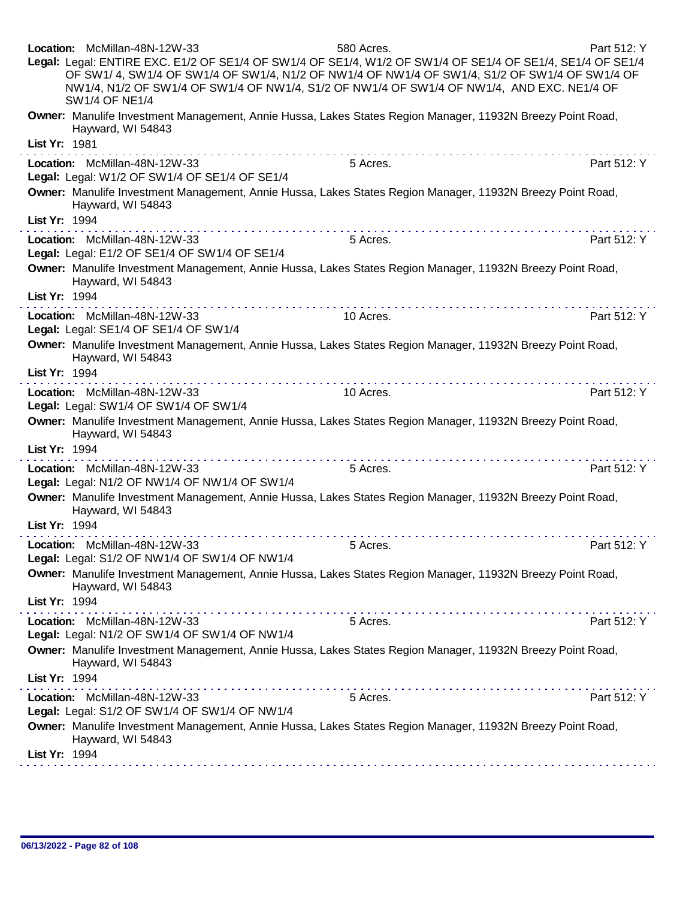**Location:** McMillan-48N-12W-33 580 Acres. Part 512: Y

**Legal:** Legal: ENTIRE EXC. E1/2 OF SE1/4 OF SW1/4 OF SE1/4, W1/2 OF SW1/4 OF SE1/4 OF SE1/4, SE1/4 OF SE1/4 OF SW1/ 4, SW1/4 OF SW1/4 OF SW1/4, N1/2 OF NW1/4 OF NW1/4 OF SW1/4, S1/2 OF SW1/4 OF SW1/4 OF NW1/4, N1/2 OF SW1/4 OF SW1/4 OF NW1/4, S1/2 OF NW1/4 OF SW1/4 OF NW1/4, AND EXC. NE1/4 OF SW1/4 OF NE1/4

**Owner:** Manulife Investment Management, Annie Hussa, Lakes States Region Manager, 11932N Breezy Point Road, Hayward, WI 54843

**List Yr:** 1981

---

**Location:** McMillan-48N-12W-33 5 Acres. Part 512: Y

**Legal:** Legal: W1/2 OF SW1/4 OF SE1/4 OF SE1/4

**Owner:** Manulife Investment Management, Annie Hussa, Lakes States Region Manager, 11932N Breezy Point Road, Hayward, WI 54843

**List Yr:** 1994

---

**Location:** McMillan-48N-12W-33 5 Acres. Part 512: Y

**Legal:** Legal: E1/2 OF SE1/4 OF SW1/4 OF SE1/4

**Owner:** Manulife Investment Management, Annie Hussa, Lakes States Region Manager, 11932N Breezy Point Road, Hayward, WI 54843

**List Yr:** 1994

---

**Location:** McMillan-48N-12W-33 10 Acres. Part 512: Y

**Legal:** Legal: SE1/4 OF SE1/4 OF SW1/4

**Owner:** Manulife Investment Management, Annie Hussa, Lakes States Region Manager, 11932N Breezy Point Road, Hayward, WI 54843

**List Yr:** 1994

---

**Location:** McMillan-48N-12W-33 10 Acres. Part 512: Y

**Legal:** Legal: SW1/4 OF SW1/4 OF SW1/4

**Owner:** Manulife Investment Management, Annie Hussa, Lakes States Region Manager, 11932N Breezy Point Road, Hayward, WI 54843

**List Yr:** 1994

---

**Location:** McMillan-48N-12W-33 5 Acres. Part 512: Y

**Legal:** Legal: N1/2 OF NW1/4 OF NW1/4 OF SW1/4

**Owner:** Manulife Investment Management, Annie Hussa, Lakes States Region Manager, 11932N Breezy Point Road, Hayward, WI 54843

**List Yr:** 1994

---

**Location:** McMillan-48N-12W-33 5 Acres. Part 512: Y

**Legal:** Legal: S1/2 OF NW1/4 OF SW1/4 OF NW1/4

**Owner:** Manulife Investment Management, Annie Hussa, Lakes States Region Manager, 11932N Breezy Point Road, Hayward, WI 54843

**List Yr:** 1994

---

**Location:** McMillan-48N-12W-33 5 Acres. Part 512: Y

**Legal:** Legal: N1/2 OF SW1/4 OF SW1/4 OF NW1/4

**Owner:** Manulife Investment Management, Annie Hussa, Lakes States Region Manager, 11932N Breezy Point Road, Hayward, WI 54843

**List Yr:** 1994

---

**Location:** McMillan-48N-12W-33 5 Acres. Part 512: Y

**Legal:** Legal: S1/2 OF SW1/4 OF SW1/4 OF NW1/4

**Owner:** Manulife Investment Management, Annie Hussa, Lakes States Region Manager, 11932N Breezy Point Road, Hayward, WI 54843

**List Yr:** 1994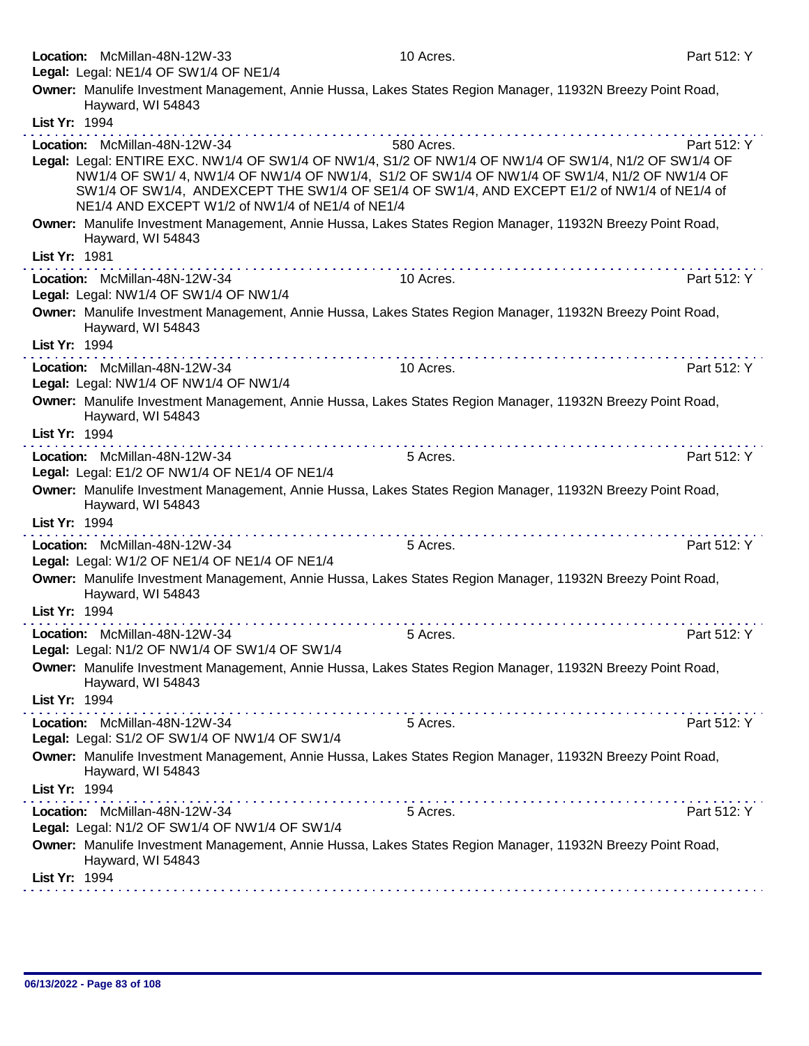**Location:** McMillan-48N-12W-33 | 10 Acres. | Part 512: Y
**Legal:** Legal: NE1/4 OF SW1/4 OF NE1/4
**Owner:** Manulife Investment Management, Annie Hussa, Lakes States Region Manager, 11932N Breezy Point Road, Hayward, WI 54843
**List Yr:** 1994

---

**Location:** McMillan-48N-12W-34 | 580 Acres. | Part 512: Y
**Legal:** Legal: ENTIRE EXC. NW1/4 OF SW1/4 OF NW1/4, S1/2 OF NW1/4 OF NW1/4 OF SW1/4, N1/2 OF SW1/4 OF NW1/4 OF SW1/ 4, NW1/4 OF NW1/4 OF NW1/4, S1/2 OF SW1/4 OF NW1/4 OF SW1/4, N1/2 OF NW1/4 OF SW1/4 OF SW1/4, ANDEXCEPT THE SW1/4 OF SE1/4 OF SW1/4, AND EXCEPT E1/2 of NW1/4 of NE1/4 of NE1/4 AND EXCEPT W1/2 of NW1/4 of NE1/4 of NE1/4
**Owner:** Manulife Investment Management, Annie Hussa, Lakes States Region Manager, 11932N Breezy Point Road, Hayward, WI 54843
**List Yr:** 1981

---

**Location:** McMillan-48N-12W-34 | 10 Acres. | Part 512: Y
**Legal:** Legal: NW1/4 OF SW1/4 OF NW1/4
**Owner:** Manulife Investment Management, Annie Hussa, Lakes States Region Manager, 11932N Breezy Point Road, Hayward, WI 54843
**List Yr:** 1994

---

**Location:** McMillan-48N-12W-34 | 10 Acres. | Part 512: Y
**Legal:** Legal: NW1/4 OF NW1/4 OF NW1/4
**Owner:** Manulife Investment Management, Annie Hussa, Lakes States Region Manager, 11932N Breezy Point Road, Hayward, WI 54843
**List Yr:** 1994

---

**Location:** McMillan-48N-12W-34 | 5 Acres. | Part 512: Y
**Legal:** Legal: E1/2 OF NW1/4 OF NE1/4 OF NE1/4
**Owner:** Manulife Investment Management, Annie Hussa, Lakes States Region Manager, 11932N Breezy Point Road, Hayward, WI 54843
**List Yr:** 1994

---

**Location:** McMillan-48N-12W-34 | 5 Acres. | Part 512: Y
**Legal:** Legal: W1/2 OF NE1/4 OF NE1/4 OF NE1/4
**Owner:** Manulife Investment Management, Annie Hussa, Lakes States Region Manager, 11932N Breezy Point Road, Hayward, WI 54843
**List Yr:** 1994

---

**Location:** McMillan-48N-12W-34 | 5 Acres. | Part 512: Y
**Legal:** Legal: N1/2 OF NW1/4 OF SW1/4 OF SW1/4
**Owner:** Manulife Investment Management, Annie Hussa, Lakes States Region Manager, 11932N Breezy Point Road, Hayward, WI 54843
**List Yr:** 1994

---

**Location:** McMillan-48N-12W-34 | 5 Acres. | Part 512: Y
**Legal:** Legal: S1/2 OF SW1/4 OF NW1/4 OF SW1/4
**Owner:** Manulife Investment Management, Annie Hussa, Lakes States Region Manager, 11932N Breezy Point Road, Hayward, WI 54843
**List Yr:** 1994

---

**Location:** McMillan-48N-12W-34 | 5 Acres. | Part 512: Y
**Legal:** Legal: N1/2 OF SW1/4 OF NW1/4 OF SW1/4
**Owner:** Manulife Investment Management, Annie Hussa, Lakes States Region Manager, 11932N Breezy Point Road, Hayward, WI 54843
**List Yr:** 1994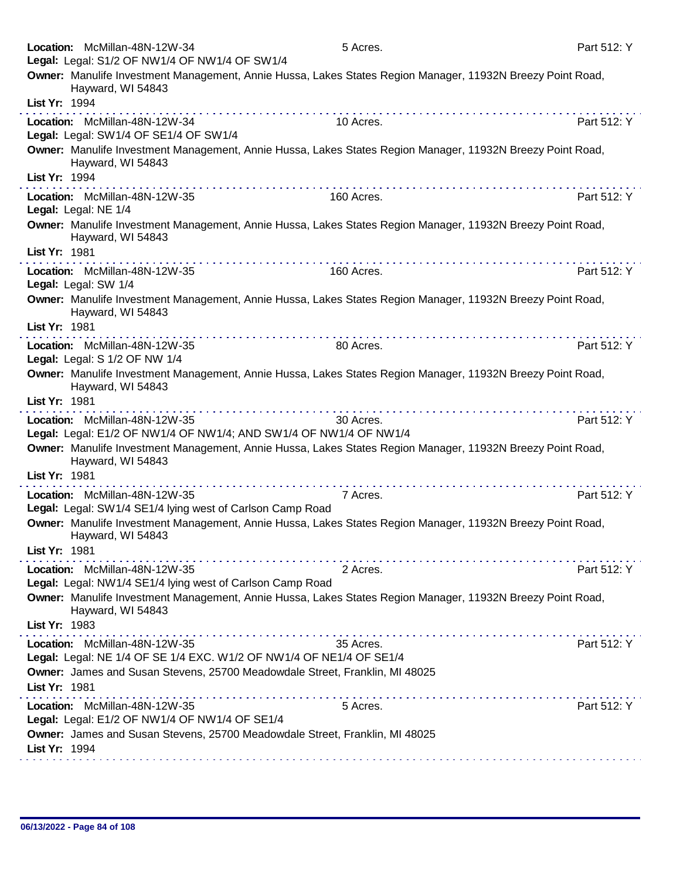**Location:** McMillan-48N-12W-34 5 Acres. Part 512: Y
**Legal:** Legal: S1/2 OF NW1/4 OF NW1/4 OF SW1/4
**Owner:** Manulife Investment Management, Annie Hussa, Lakes States Region Manager, 11932N Breezy Point Road, Hayward, WI 54843
**List Yr:** 1994

---

**Location:** McMillan-48N-12W-34 10 Acres. Part 512: Y
**Legal:** Legal: SW1/4 OF SE1/4 OF SW1/4
**Owner:** Manulife Investment Management, Annie Hussa, Lakes States Region Manager, 11932N Breezy Point Road, Hayward, WI 54843
**List Yr:** 1994

---

**Location:** McMillan-48N-12W-35 160 Acres. Part 512: Y
**Legal:** Legal: NE 1/4
**Owner:** Manulife Investment Management, Annie Hussa, Lakes States Region Manager, 11932N Breezy Point Road, Hayward, WI 54843
**List Yr:** 1981

---

**Location:** McMillan-48N-12W-35 160 Acres. Part 512: Y
**Legal:** Legal: SW 1/4
**Owner:** Manulife Investment Management, Annie Hussa, Lakes States Region Manager, 11932N Breezy Point Road, Hayward, WI 54843
**List Yr:** 1981

---

**Location:** McMillan-48N-12W-35 80 Acres. Part 512: Y
**Legal:** Legal: S 1/2 OF NW 1/4
**Owner:** Manulife Investment Management, Annie Hussa, Lakes States Region Manager, 11932N Breezy Point Road, Hayward, WI 54843
**List Yr:** 1981

---

**Location:** McMillan-48N-12W-35 30 Acres. Part 512: Y
**Legal:** Legal: E1/2 OF NW1/4 OF NW1/4; AND SW1/4 OF NW1/4 OF NW1/4
**Owner:** Manulife Investment Management, Annie Hussa, Lakes States Region Manager, 11932N Breezy Point Road, Hayward, WI 54843
**List Yr:** 1981

---

**Location:** McMillan-48N-12W-35 7 Acres. Part 512: Y
**Legal:** Legal: SW1/4 SE1/4 lying west of Carlson Camp Road
**Owner:** Manulife Investment Management, Annie Hussa, Lakes States Region Manager, 11932N Breezy Point Road, Hayward, WI 54843
**List Yr:** 1981

---

**Location:** McMillan-48N-12W-35 2 Acres. Part 512: Y
**Legal:** Legal: NW1/4 SE1/4 lying west of Carlson Camp Road
**Owner:** Manulife Investment Management, Annie Hussa, Lakes States Region Manager, 11932N Breezy Point Road, Hayward, WI 54843
**List Yr:** 1983

---

**Location:** McMillan-48N-12W-35 35 Acres. Part 512: Y
**Legal:** Legal: NE 1/4 OF SE 1/4 EXC. W1/2 OF NW1/4 OF NE1/4 OF SE1/4
**Owner:** James and Susan Stevens, 25700 Meadowdale Street, Franklin, MI 48025
**List Yr:** 1981

---

**Location:** McMillan-48N-12W-35 5 Acres. Part 512: Y
**Legal:** Legal: E1/2 OF NW1/4 OF NW1/4 OF SE1/4
**Owner:** James and Susan Stevens, 25700 Meadowdale Street, Franklin, MI 48025
**List Yr:** 1994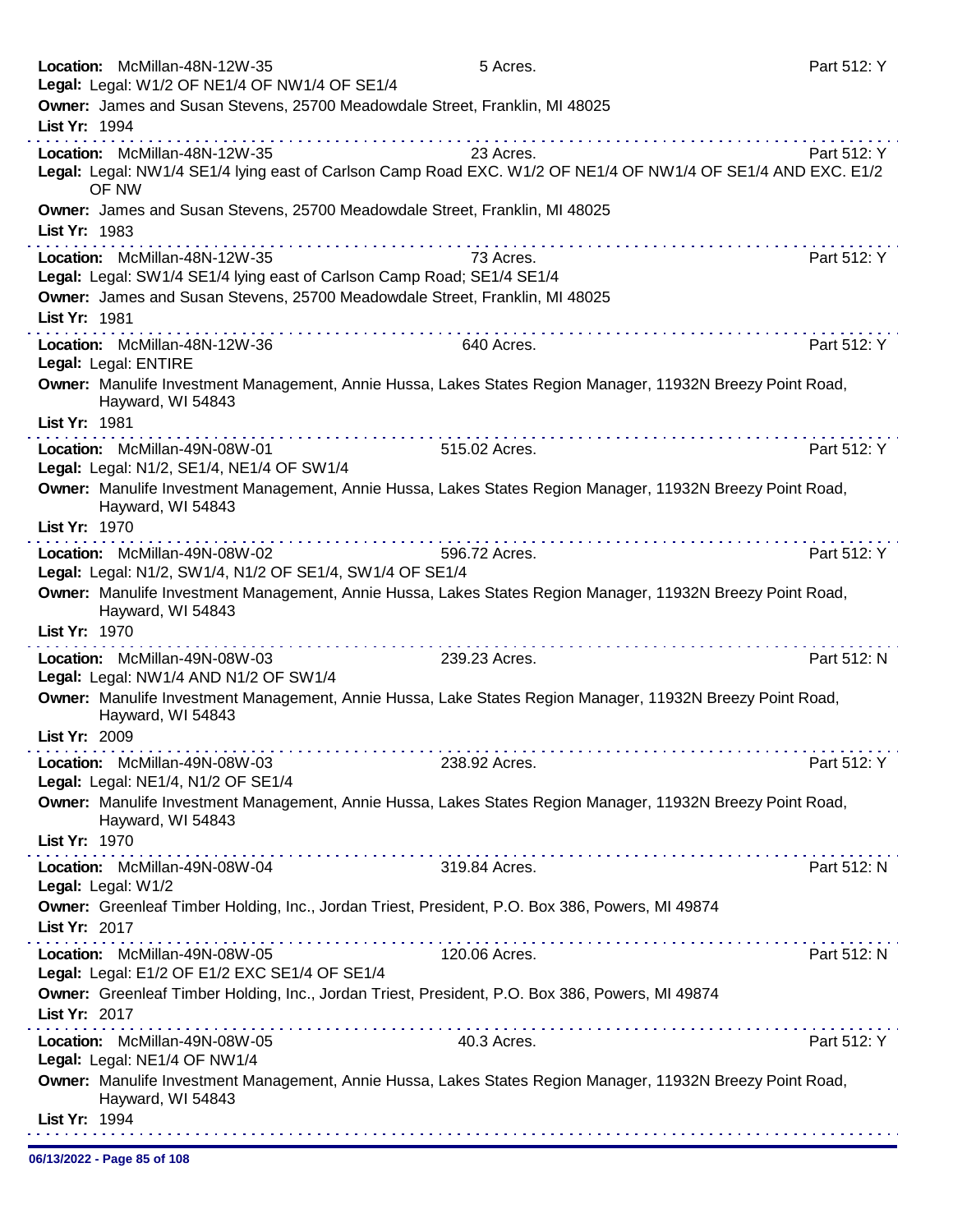**Location:** McMillan-48N-12W-35 — 5 Acres. — Part 512: Y
**Legal:** Legal: W1/2 OF NE1/4 OF NW1/4 OF SE1/4
**Owner:** James and Susan Stevens, 25700 Meadowdale Street, Franklin, MI 48025
**List Yr:** 1994

---

**Location:** McMillan-48N-12W-35 — 23 Acres. — Part 512: Y
**Legal:** Legal: NW1/4 SE1/4 lying east of Carlson Camp Road EXC. W1/2 OF NE1/4 OF NW1/4 OF SE1/4 AND EXC. E1/2 OF NW
**Owner:** James and Susan Stevens, 25700 Meadowdale Street, Franklin, MI 48025
**List Yr:** 1983

---

**Location:** McMillan-48N-12W-35 — 73 Acres. — Part 512: Y
**Legal:** Legal: SW1/4 SE1/4 lying east of Carlson Camp Road; SE1/4 SE1/4
**Owner:** James and Susan Stevens, 25700 Meadowdale Street, Franklin, MI 48025
**List Yr:** 1981

---

**Location:** McMillan-48N-12W-36 — 640 Acres. — Part 512: Y
**Legal:** Legal: ENTIRE
**Owner:** Manulife Investment Management, Annie Hussa, Lakes States Region Manager, 11932N Breezy Point Road, Hayward, WI 54843
**List Yr:** 1981

---

**Location:** McMillan-49N-08W-01 — 515.02 Acres. — Part 512: Y
**Legal:** Legal: N1/2, SE1/4, NE1/4 OF SW1/4
**Owner:** Manulife Investment Management, Annie Hussa, Lakes States Region Manager, 11932N Breezy Point Road, Hayward, WI 54843
**List Yr:** 1970

---

**Location:** McMillan-49N-08W-02 — 596.72 Acres. — Part 512: Y
**Legal:** Legal: N1/2, SW1/4, N1/2 OF SE1/4, SW1/4 OF SE1/4
**Owner:** Manulife Investment Management, Annie Hussa, Lakes States Region Manager, 11932N Breezy Point Road, Hayward, WI 54843
**List Yr:** 1970

---

**Location:** McMillan-49N-08W-03 — 239.23 Acres. — Part 512: N
**Legal:** Legal: NW1/4 AND N1/2 OF SW1/4
**Owner:** Manulife Investment Management, Annie Hussa, Lake States Region Manager, 11932N Breezy Point Road, Hayward, WI 54843
**List Yr:** 2009

---

**Location:** McMillan-49N-08W-03 — 238.92 Acres. — Part 512: Y
**Legal:** Legal: NE1/4, N1/2 OF SE1/4
**Owner:** Manulife Investment Management, Annie Hussa, Lakes States Region Manager, 11932N Breezy Point Road, Hayward, WI 54843
**List Yr:** 1970

---

**Location:** McMillan-49N-08W-04 — 319.84 Acres. — Part 512: N
**Legal:** Legal: W1/2
**Owner:** Greenleaf Timber Holding, Inc., Jordan Triest, President, P.O. Box 386, Powers, MI 49874
**List Yr:** 2017

---

**Location:** McMillan-49N-08W-05 — 120.06 Acres. — Part 512: N
**Legal:** Legal: E1/2 OF E1/2 EXC SE1/4 OF SE1/4
**Owner:** Greenleaf Timber Holding, Inc., Jordan Triest, President, P.O. Box 386, Powers, MI 49874
**List Yr:** 2017

---

**Location:** McMillan-49N-08W-05 — 40.3 Acres. — Part 512: Y
**Legal:** Legal: NE1/4 OF NW1/4
**Owner:** Manulife Investment Management, Annie Hussa, Lakes States Region Manager, 11932N Breezy Point Road, Hayward, WI 54843
**List Yr:** 1994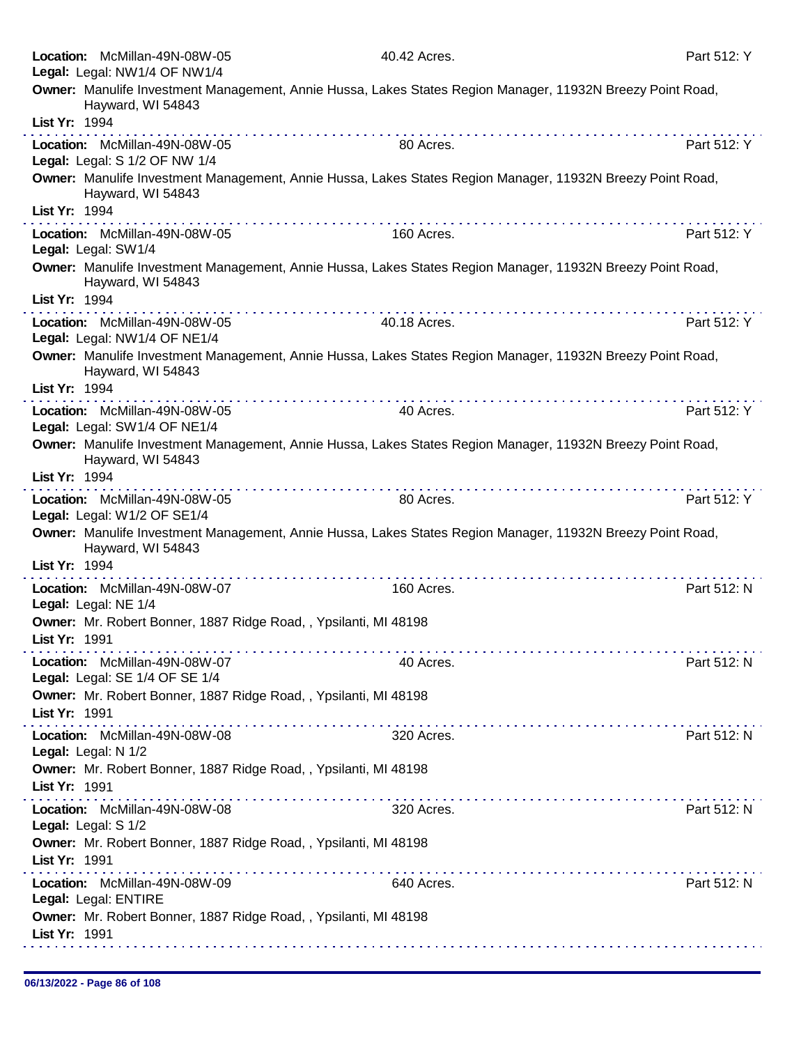**Location:** McMillan-49N-08W-05 40.42 Acres. Part 512: Y
**Legal:** Legal: NW1/4 OF NW1/4
**Owner:** Manulife Investment Management, Annie Hussa, Lakes States Region Manager, 11932N Breezy Point Road, Hayward, WI 54843
**List Yr:** 1994

---

**Location:** McMillan-49N-08W-05 80 Acres. Part 512: Y
**Legal:** Legal: S 1/2 OF NW 1/4
**Owner:** Manulife Investment Management, Annie Hussa, Lakes States Region Manager, 11932N Breezy Point Road, Hayward, WI 54843
**List Yr:** 1994

---

**Location:** McMillan-49N-08W-05 160 Acres. Part 512: Y
**Legal:** Legal: SW1/4
**Owner:** Manulife Investment Management, Annie Hussa, Lakes States Region Manager, 11932N Breezy Point Road, Hayward, WI 54843
**List Yr:** 1994

---

**Location:** McMillan-49N-08W-05 40.18 Acres. Part 512: Y
**Legal:** Legal: NW1/4 OF NE1/4
**Owner:** Manulife Investment Management, Annie Hussa, Lakes States Region Manager, 11932N Breezy Point Road, Hayward, WI 54843
**List Yr:** 1994

---

**Location:** McMillan-49N-08W-05 40 Acres. Part 512: Y
**Legal:** Legal: SW1/4 OF NE1/4
**Owner:** Manulife Investment Management, Annie Hussa, Lakes States Region Manager, 11932N Breezy Point Road, Hayward, WI 54843
**List Yr:** 1994

---

**Location:** McMillan-49N-08W-05 80 Acres. Part 512: Y
**Legal:** Legal: W1/2 OF SE1/4
**Owner:** Manulife Investment Management, Annie Hussa, Lakes States Region Manager, 11932N Breezy Point Road, Hayward, WI 54843
**List Yr:** 1994

---

**Location:** McMillan-49N-08W-07 160 Acres. Part 512: N
**Legal:** Legal: NE 1/4
**Owner:** Mr. Robert Bonner, 1887 Ridge Road, , Ypsilanti, MI 48198
**List Yr:** 1991

---

**Location:** McMillan-49N-08W-07 40 Acres. Part 512: N
**Legal:** Legal: SE 1/4 OF SE 1/4
**Owner:** Mr. Robert Bonner, 1887 Ridge Road, , Ypsilanti, MI 48198
**List Yr:** 1991

---

**Location:** McMillan-49N-08W-08 320 Acres. Part 512: N
**Legal:** Legal: N 1/2
**Owner:** Mr. Robert Bonner, 1887 Ridge Road, , Ypsilanti, MI 48198
**List Yr:** 1991

---

**Location:** McMillan-49N-08W-08 320 Acres. Part 512: N
**Legal:** Legal: S 1/2
**Owner:** Mr. Robert Bonner, 1887 Ridge Road, , Ypsilanti, MI 48198
**List Yr:** 1991

---

**Location:** McMillan-49N-08W-09 640 Acres. Part 512: N
**Legal:** Legal: ENTIRE
**Owner:** Mr. Robert Bonner, 1887 Ridge Road, , Ypsilanti, MI 48198
**List Yr:** 1991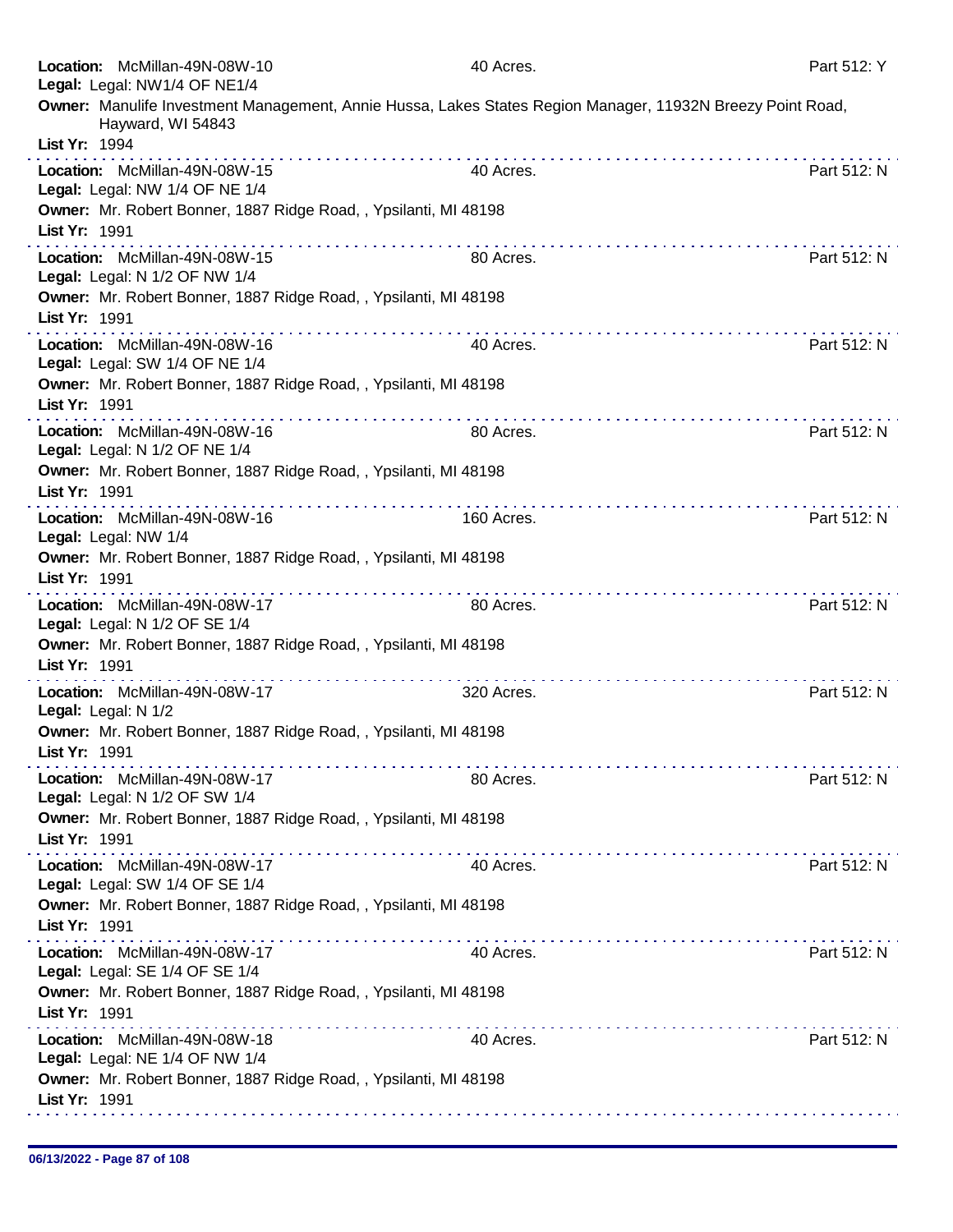**Location:** McMillan-49N-08W-10 — 40 Acres. — Part 512: Y
**Legal:** Legal: NW1/4 OF NE1/4
**Owner:** Manulife Investment Management, Annie Hussa, Lakes States Region Manager, 11932N Breezy Point Road, Hayward, WI 54843
**List Yr:** 1994

---

**Location:** McMillan-49N-08W-15 — 40 Acres. — Part 512: N
**Legal:** Legal: NW 1/4 OF NE 1/4
**Owner:** Mr. Robert Bonner, 1887 Ridge Road, , Ypsilanti, MI 48198
**List Yr:** 1991

---

**Location:** McMillan-49N-08W-15 — 80 Acres. — Part 512: N
**Legal:** Legal: N 1/2 OF NW 1/4
**Owner:** Mr. Robert Bonner, 1887 Ridge Road, , Ypsilanti, MI 48198
**List Yr:** 1991

---

**Location:** McMillan-49N-08W-16 — 40 Acres. — Part 512: N
**Legal:** Legal: SW 1/4 OF NE 1/4
**Owner:** Mr. Robert Bonner, 1887 Ridge Road, , Ypsilanti, MI 48198
**List Yr:** 1991

---

**Location:** McMillan-49N-08W-16 — 80 Acres. — Part 512: N
**Legal:** Legal: N 1/2 OF NE 1/4
**Owner:** Mr. Robert Bonner, 1887 Ridge Road, , Ypsilanti, MI 48198
**List Yr:** 1991

---

**Location:** McMillan-49N-08W-16 — 160 Acres. — Part 512: N
**Legal:** Legal: NW 1/4
**Owner:** Mr. Robert Bonner, 1887 Ridge Road, , Ypsilanti, MI 48198
**List Yr:** 1991

---

**Location:** McMillan-49N-08W-17 — 80 Acres. — Part 512: N
**Legal:** Legal: N 1/2 OF SE 1/4
**Owner:** Mr. Robert Bonner, 1887 Ridge Road, , Ypsilanti, MI 48198
**List Yr:** 1991

---

**Location:** McMillan-49N-08W-17 — 320 Acres. — Part 512: N
**Legal:** Legal: N 1/2
**Owner:** Mr. Robert Bonner, 1887 Ridge Road, , Ypsilanti, MI 48198
**List Yr:** 1991

---

**Location:** McMillan-49N-08W-17 — 80 Acres. — Part 512: N
**Legal:** Legal: N 1/2 OF SW 1/4
**Owner:** Mr. Robert Bonner, 1887 Ridge Road, , Ypsilanti, MI 48198
**List Yr:** 1991

---

**Location:** McMillan-49N-08W-17 — 40 Acres. — Part 512: N
**Legal:** Legal: SW 1/4 OF SE 1/4
**Owner:** Mr. Robert Bonner, 1887 Ridge Road, , Ypsilanti, MI 48198
**List Yr:** 1991

---

**Location:** McMillan-49N-08W-17 — 40 Acres. — Part 512: N
**Legal:** Legal: SE 1/4 OF SE 1/4
**Owner:** Mr. Robert Bonner, 1887 Ridge Road, , Ypsilanti, MI 48198
**List Yr:** 1991

---

**Location:** McMillan-49N-08W-18 — 40 Acres. — Part 512: N
**Legal:** Legal: NE 1/4 OF NW 1/4
**Owner:** Mr. Robert Bonner, 1887 Ridge Road, , Ypsilanti, MI 48198
**List Yr:** 1991

---

06/13/2022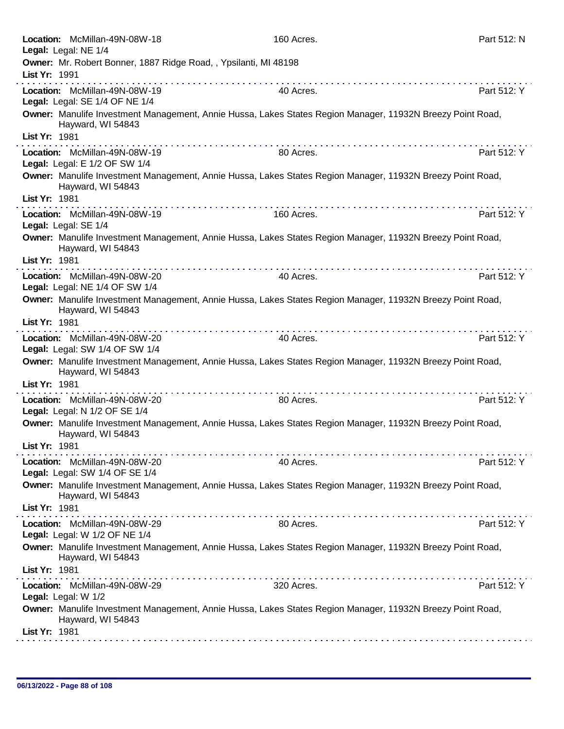**Location:** McMillan-49N-08W-18 | 160 Acres. | Part 512: N

**Legal:** Legal: NE 1/4

**Owner:** Mr. Robert Bonner, 1887 Ridge Road, , Ypsilanti, MI 48198

**List Yr:** 1991

---

**Location:** McMillan-49N-08W-19 | 40 Acres. | Part 512: Y

**Legal:** Legal: SE 1/4 OF NE 1/4

**Owner:** Manulife Investment Management, Annie Hussa, Lakes States Region Manager, 11932N Breezy Point Road, Hayward, WI 54843

**List Yr:** 1981

---

**Location:** McMillan-49N-08W-19 | 80 Acres. | Part 512: Y

**Legal:** Legal: E 1/2 OF SW 1/4

**Owner:** Manulife Investment Management, Annie Hussa, Lakes States Region Manager, 11932N Breezy Point Road, Hayward, WI 54843

**List Yr:** 1981

---

**Location:** McMillan-49N-08W-19 | 160 Acres. | Part 512: Y

**Legal:** Legal: SE 1/4

**Owner:** Manulife Investment Management, Annie Hussa, Lakes States Region Manager, 11932N Breezy Point Road, Hayward, WI 54843

**List Yr:** 1981

---

**Location:** McMillan-49N-08W-20 | 40 Acres. | Part 512: Y

**Legal:** Legal: NE 1/4 OF SW 1/4

**Owner:** Manulife Investment Management, Annie Hussa, Lakes States Region Manager, 11932N Breezy Point Road, Hayward, WI 54843

**List Yr:** 1981

---

**Location:** McMillan-49N-08W-20 | 40 Acres. | Part 512: Y

**Legal:** Legal: SW 1/4 OF SW 1/4

**Owner:** Manulife Investment Management, Annie Hussa, Lakes States Region Manager, 11932N Breezy Point Road, Hayward, WI 54843

**List Yr:** 1981

---

**Location:** McMillan-49N-08W-20 | 80 Acres. | Part 512: Y

**Legal:** Legal: N 1/2 OF SE 1/4

**Owner:** Manulife Investment Management, Annie Hussa, Lakes States Region Manager, 11932N Breezy Point Road, Hayward, WI 54843

**List Yr:** 1981

---

**Location:** McMillan-49N-08W-20 | 40 Acres. | Part 512: Y

**Legal:** Legal: SW 1/4 OF SE 1/4

**Owner:** Manulife Investment Management, Annie Hussa, Lakes States Region Manager, 11932N Breezy Point Road, Hayward, WI 54843

**List Yr:** 1981

---

**Location:** McMillan-49N-08W-29 | 80 Acres. | Part 512: Y

**Legal:** Legal: W 1/2 OF NE 1/4

**Owner:** Manulife Investment Management, Annie Hussa, Lakes States Region Manager, 11932N Breezy Point Road, Hayward, WI 54843

**List Yr:** 1981

---

**Location:** McMillan-49N-08W-29 | 320 Acres. | Part 512: Y

**Legal:** Legal: W 1/2

**Owner:** Manulife Investment Management, Annie Hussa, Lakes States Region Manager, 11932N Breezy Point Road, Hayward, WI 54843

**List Yr:** 1981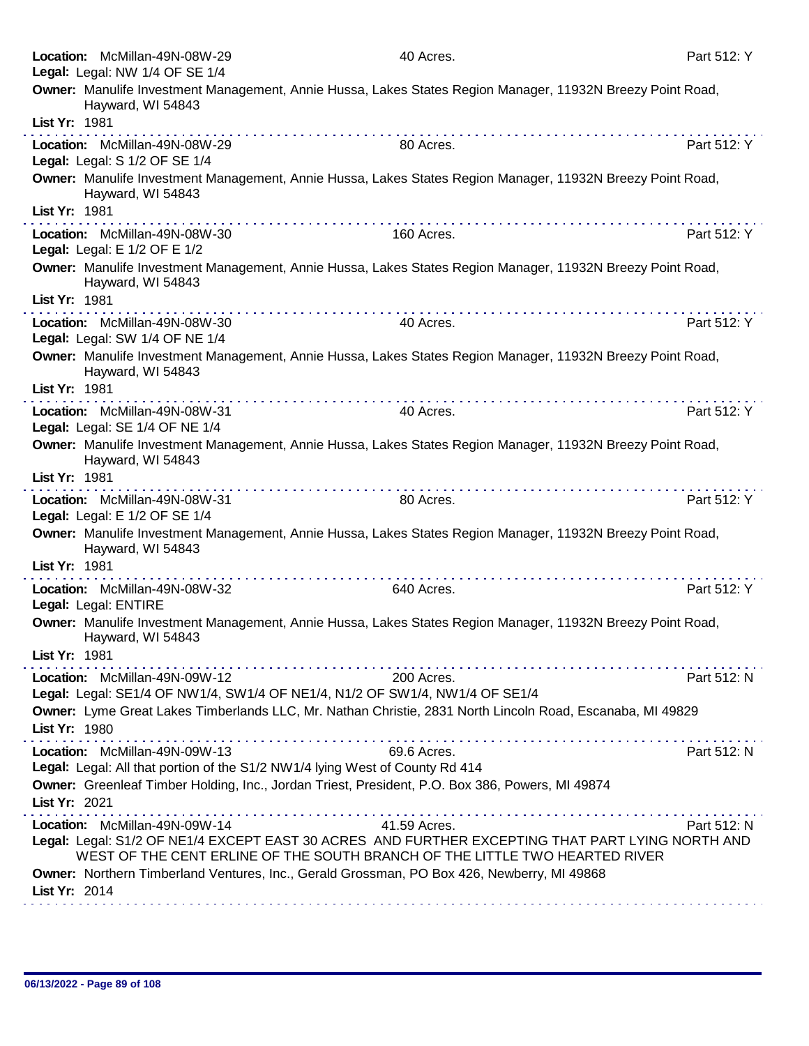**Location:** McMillan-49N-08W-29 40 Acres. Part 512: Y
**Legal:** Legal: NW 1/4 OF SE 1/4
**Owner:** Manulife Investment Management, Annie Hussa, Lakes States Region Manager, 11932N Breezy Point Road, Hayward, WI 54843
**List Yr:** 1981

---

**Location:** McMillan-49N-08W-29 80 Acres. Part 512: Y
**Legal:** Legal: S 1/2 OF SE 1/4
**Owner:** Manulife Investment Management, Annie Hussa, Lakes States Region Manager, 11932N Breezy Point Road, Hayward, WI 54843
**List Yr:** 1981

---

**Location:** McMillan-49N-08W-30 160 Acres. Part 512: Y
**Legal:** Legal: E 1/2 OF E 1/2
**Owner:** Manulife Investment Management, Annie Hussa, Lakes States Region Manager, 11932N Breezy Point Road, Hayward, WI 54843
**List Yr:** 1981

---

**Location:** McMillan-49N-08W-30 40 Acres. Part 512: Y
**Legal:** Legal: SW 1/4 OF NE 1/4
**Owner:** Manulife Investment Management, Annie Hussa, Lakes States Region Manager, 11932N Breezy Point Road, Hayward, WI 54843
**List Yr:** 1981

---

**Location:** McMillan-49N-08W-31 40 Acres. Part 512: Y
**Legal:** Legal: SE 1/4 OF NE 1/4
**Owner:** Manulife Investment Management, Annie Hussa, Lakes States Region Manager, 11932N Breezy Point Road, Hayward, WI 54843
**List Yr:** 1981

---

**Location:** McMillan-49N-08W-31 80 Acres. Part 512: Y
**Legal:** Legal: E 1/2 OF SE 1/4
**Owner:** Manulife Investment Management, Annie Hussa, Lakes States Region Manager, 11932N Breezy Point Road, Hayward, WI 54843
**List Yr:** 1981

---

**Location:** McMillan-49N-08W-32 640 Acres. Part 512: Y
**Legal:** Legal: ENTIRE
**Owner:** Manulife Investment Management, Annie Hussa, Lakes States Region Manager, 11932N Breezy Point Road, Hayward, WI 54843
**List Yr:** 1981

---

**Location:** McMillan-49N-09W-12 200 Acres. Part 512: N
**Legal:** Legal: SE1/4 OF NW1/4, SW1/4 OF NE1/4, N1/2 OF SW1/4, NW1/4 OF SE1/4
**Owner:** Lyme Great Lakes Timberlands LLC, Mr. Nathan Christie, 2831 North Lincoln Road, Escanaba, MI 49829
**List Yr:** 1980

---

**Location:** McMillan-49N-09W-13 69.6 Acres. Part 512: N
**Legal:** Legal: All that portion of the S1/2 NW1/4 lying West of County Rd 414
**Owner:** Greenleaf Timber Holding, Inc., Jordan Triest, President, P.O. Box 386, Powers, MI 49874
**List Yr:** 2021

---

**Location:** McMillan-49N-09W-14 41.59 Acres. Part 512: N
**Legal:** Legal: S1/2 OF NE1/4 EXCEPT EAST 30 ACRES AND FURTHER EXCEPTING THAT PART LYING NORTH AND WEST OF THE CENT ERLINE OF THE SOUTH BRANCH OF THE LITTLE TWO HEARTED RIVER
**Owner:** Northern Timberland Ventures, Inc., Gerald Grossman, PO Box 426, Newberry, MI 49868
**List Yr:** 2014

---

06/13/2022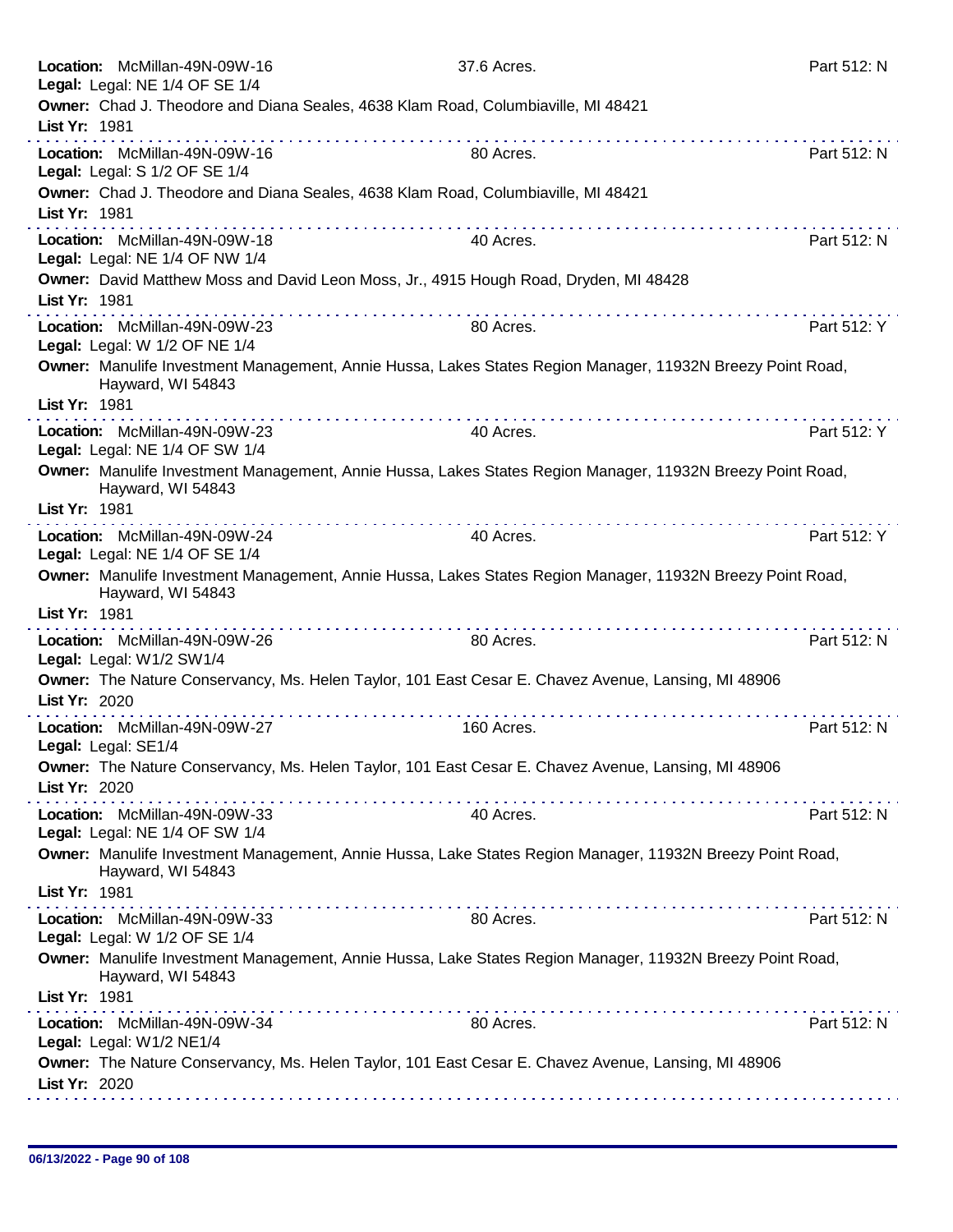**Location:** McMillan-49N-09W-16 37.6 Acres. Part 512: N
**Legal:** Legal: NE 1/4 OF SE 1/4
**Owner:** Chad J. Theodore and Diana Seales, 4638 Klam Road, Columbiaville, MI 48421
**List Yr:** 1981

---

**Location:** McMillan-49N-09W-16 80 Acres. Part 512: N
**Legal:** Legal: S 1/2 OF SE 1/4
**Owner:** Chad J. Theodore and Diana Seales, 4638 Klam Road, Columbiaville, MI 48421
**List Yr:** 1981

---

**Location:** McMillan-49N-09W-18 40 Acres. Part 512: N
**Legal:** Legal: NE 1/4 OF NW 1/4
**Owner:** David Matthew Moss and David Leon Moss, Jr., 4915 Hough Road, Dryden, MI 48428
**List Yr:** 1981

---

**Location:** McMillan-49N-09W-23 80 Acres. Part 512: Y
**Legal:** Legal: W 1/2 OF NE 1/4
**Owner:** Manulife Investment Management, Annie Hussa, Lakes States Region Manager, 11932N Breezy Point Road, Hayward, WI 54843
**List Yr:** 1981

---

**Location:** McMillan-49N-09W-23 40 Acres. Part 512: Y
**Legal:** Legal: NE 1/4 OF SW 1/4
**Owner:** Manulife Investment Management, Annie Hussa, Lakes States Region Manager, 11932N Breezy Point Road, Hayward, WI 54843
**List Yr:** 1981

---

**Location:** McMillan-49N-09W-24 40 Acres. Part 512: Y
**Legal:** Legal: NE 1/4 OF SE 1/4
**Owner:** Manulife Investment Management, Annie Hussa, Lakes States Region Manager, 11932N Breezy Point Road, Hayward, WI 54843
**List Yr:** 1981

---

**Location:** McMillan-49N-09W-26 80 Acres. Part 512: N
**Legal:** Legal: W1/2 SW1/4
**Owner:** The Nature Conservancy, Ms. Helen Taylor, 101 East Cesar E. Chavez Avenue, Lansing, MI 48906
**List Yr:** 2020

---

**Location:** McMillan-49N-09W-27 160 Acres. Part 512: N
**Legal:** Legal: SE1/4
**Owner:** The Nature Conservancy, Ms. Helen Taylor, 101 East Cesar E. Chavez Avenue, Lansing, MI 48906
**List Yr:** 2020

---

**Location:** McMillan-49N-09W-33 40 Acres. Part 512: N
**Legal:** Legal: NE 1/4 OF SW 1/4
**Owner:** Manulife Investment Management, Annie Hussa, Lake States Region Manager, 11932N Breezy Point Road, Hayward, WI 54843
**List Yr:** 1981

---

**Location:** McMillan-49N-09W-33 80 Acres. Part 512: N
**Legal:** Legal: W 1/2 OF SE 1/4
**Owner:** Manulife Investment Management, Annie Hussa, Lake States Region Manager, 11932N Breezy Point Road, Hayward, WI 54843
**List Yr:** 1981

---

**Location:** McMillan-49N-09W-34 80 Acres. Part 512: N
**Legal:** Legal: W1/2 NE1/4
**Owner:** The Nature Conservancy, Ms. Helen Taylor, 101 East Cesar E. Chavez Avenue, Lansing, MI 48906
**List Yr:** 2020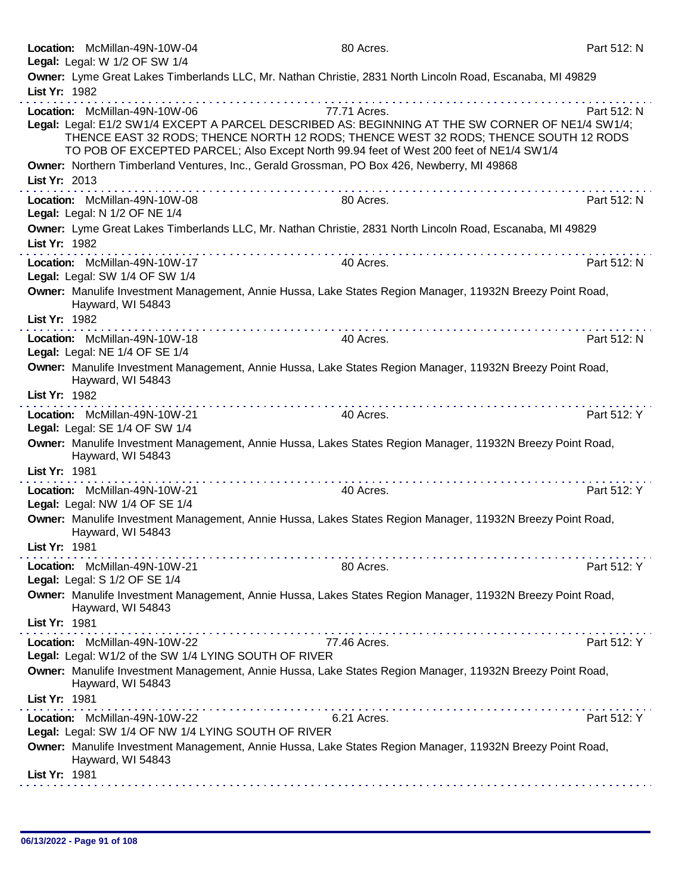**Location:** McMillan-49N-10W-04 80 Acres. Part 512: N
**Legal:** Legal: W 1/2 OF SW 1/4
**Owner:** Lyme Great Lakes Timberlands LLC, Mr. Nathan Christie, 2831 North Lincoln Road, Escanaba, MI 49829
**List Yr:** 1982

---

**Location:** McMillan-49N-10W-06 77.71 Acres. Part 512: N
**Legal:** Legal: E1/2 SW1/4 EXCEPT A PARCEL DESCRIBED AS: BEGINNING AT THE SW CORNER OF NE1/4 SW1/4; THENCE EAST 32 RODS; THENCE NORTH 12 RODS; THENCE WEST 32 RODS; THENCE SOUTH 12 RODS TO POB OF EXCEPTED PARCEL; Also Except North 99.94 feet of West 200 feet of NE1/4 SW1/4
**Owner:** Northern Timberland Ventures, Inc., Gerald Grossman, PO Box 426, Newberry, MI 49868
**List Yr:** 2013

---

**Location:** McMillan-49N-10W-08 80 Acres. Part 512: N
**Legal:** Legal: N 1/2 OF NE 1/4
**Owner:** Lyme Great Lakes Timberlands LLC, Mr. Nathan Christie, 2831 North Lincoln Road, Escanaba, MI 49829
**List Yr:** 1982

---

**Location:** McMillan-49N-10W-17 40 Acres. Part 512: N
**Legal:** Legal: SW 1/4 OF SW 1/4
**Owner:** Manulife Investment Management, Annie Hussa, Lake States Region Manager, 11932N Breezy Point Road, Hayward, WI 54843
**List Yr:** 1982

---

**Location:** McMillan-49N-10W-18 40 Acres. Part 512: N
**Legal:** Legal: NE 1/4 OF SE 1/4
**Owner:** Manulife Investment Management, Annie Hussa, Lake States Region Manager, 11932N Breezy Point Road, Hayward, WI 54843
**List Yr:** 1982

---

**Location:** McMillan-49N-10W-21 40 Acres. Part 512: Y
**Legal:** Legal: SE 1/4 OF SW 1/4
**Owner:** Manulife Investment Management, Annie Hussa, Lakes States Region Manager, 11932N Breezy Point Road, Hayward, WI 54843
**List Yr:** 1981

---

**Location:** McMillan-49N-10W-21 40 Acres. Part 512: Y
**Legal:** Legal: NW 1/4 OF SE 1/4
**Owner:** Manulife Investment Management, Annie Hussa, Lakes States Region Manager, 11932N Breezy Point Road, Hayward, WI 54843
**List Yr:** 1981

---

**Location:** McMillan-49N-10W-21 80 Acres. Part 512: Y
**Legal:** Legal: S 1/2 OF SE 1/4
**Owner:** Manulife Investment Management, Annie Hussa, Lakes States Region Manager, 11932N Breezy Point Road, Hayward, WI 54843
**List Yr:** 1981

---

**Location:** McMillan-49N-10W-22 77.46 Acres. Part 512: Y
**Legal:** Legal: W1/2 of the SW 1/4 LYING SOUTH OF RIVER
**Owner:** Manulife Investment Management, Annie Hussa, Lake States Region Manager, 11932N Breezy Point Road, Hayward, WI 54843
**List Yr:** 1981

---

**Location:** McMillan-49N-10W-22 6.21 Acres. Part 512: Y
**Legal:** Legal: SW 1/4 OF NW 1/4 LYING SOUTH OF RIVER
**Owner:** Manulife Investment Management, Annie Hussa, Lake States Region Manager, 11932N Breezy Point Road, Hayward, WI 54843
**List Yr:** 1981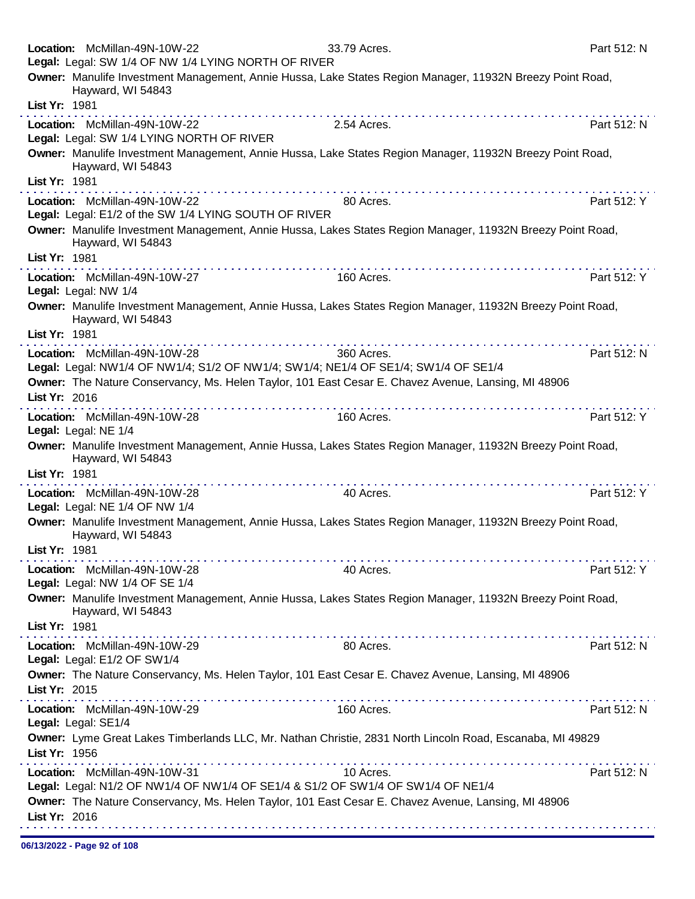**Location:** McMillan-49N-10W-22 33.79 Acres. Part 512: N
**Legal:** Legal: SW 1/4 OF NW 1/4 LYING NORTH OF RIVER
**Owner:** Manulife Investment Management, Annie Hussa, Lake States Region Manager, 11932N Breezy Point Road, Hayward, WI 54843
**List Yr:** 1981

---

**Location:** McMillan-49N-10W-22 2.54 Acres. Part 512: N
**Legal:** Legal: SW 1/4 LYING NORTH OF RIVER
**Owner:** Manulife Investment Management, Annie Hussa, Lake States Region Manager, 11932N Breezy Point Road, Hayward, WI 54843
**List Yr:** 1981

---

**Location:** McMillan-49N-10W-22 80 Acres. Part 512: Y
**Legal:** Legal: E1/2 of the SW 1/4 LYING SOUTH OF RIVER
**Owner:** Manulife Investment Management, Annie Hussa, Lakes States Region Manager, 11932N Breezy Point Road, Hayward, WI 54843
**List Yr:** 1981

---

**Location:** McMillan-49N-10W-27 160 Acres. Part 512: Y
**Legal:** Legal: NW 1/4
**Owner:** Manulife Investment Management, Annie Hussa, Lakes States Region Manager, 11932N Breezy Point Road, Hayward, WI 54843
**List Yr:** 1981

---

**Location:** McMillan-49N-10W-28 360 Acres. Part 512: N
**Legal:** Legal: NW1/4 OF NW1/4; S1/2 OF NW1/4; SW1/4; NE1/4 OF SE1/4; SW1/4 OF SE1/4
**Owner:** The Nature Conservancy, Ms. Helen Taylor, 101 East Cesar E. Chavez Avenue, Lansing, MI 48906
**List Yr:** 2016

---

**Location:** McMillan-49N-10W-28 160 Acres. Part 512: Y
**Legal:** Legal: NE 1/4
**Owner:** Manulife Investment Management, Annie Hussa, Lakes States Region Manager, 11932N Breezy Point Road, Hayward, WI 54843
**List Yr:** 1981

---

**Location:** McMillan-49N-10W-28 40 Acres. Part 512: Y
**Legal:** Legal: NE 1/4 OF NW 1/4
**Owner:** Manulife Investment Management, Annie Hussa, Lakes States Region Manager, 11932N Breezy Point Road, Hayward, WI 54843
**List Yr:** 1981

---

**Location:** McMillan-49N-10W-28 40 Acres. Part 512: Y
**Legal:** Legal: NW 1/4 OF SE 1/4
**Owner:** Manulife Investment Management, Annie Hussa, Lakes States Region Manager, 11932N Breezy Point Road, Hayward, WI 54843
**List Yr:** 1981

---

**Location:** McMillan-49N-10W-29 80 Acres. Part 512: N
**Legal:** Legal: E1/2 OF SW1/4
**Owner:** The Nature Conservancy, Ms. Helen Taylor, 101 East Cesar E. Chavez Avenue, Lansing, MI 48906
**List Yr:** 2015

---

**Location:** McMillan-49N-10W-29 160 Acres. Part 512: N
**Legal:** Legal: SE1/4
**Owner:** Lyme Great Lakes Timberlands LLC, Mr. Nathan Christie, 2831 North Lincoln Road, Escanaba, MI 49829
**List Yr:** 1956

---

**Location:** McMillan-49N-10W-31 10 Acres. Part 512: N
**Legal:** Legal: N1/2 OF NW1/4 OF NW1/4 OF SE1/4 & S1/2 OF SW1/4 OF SW1/4 OF NE1/4
**Owner:** The Nature Conservancy, Ms. Helen Taylor, 101 East Cesar E. Chavez Avenue, Lansing, MI 48906
**List Yr:** 2016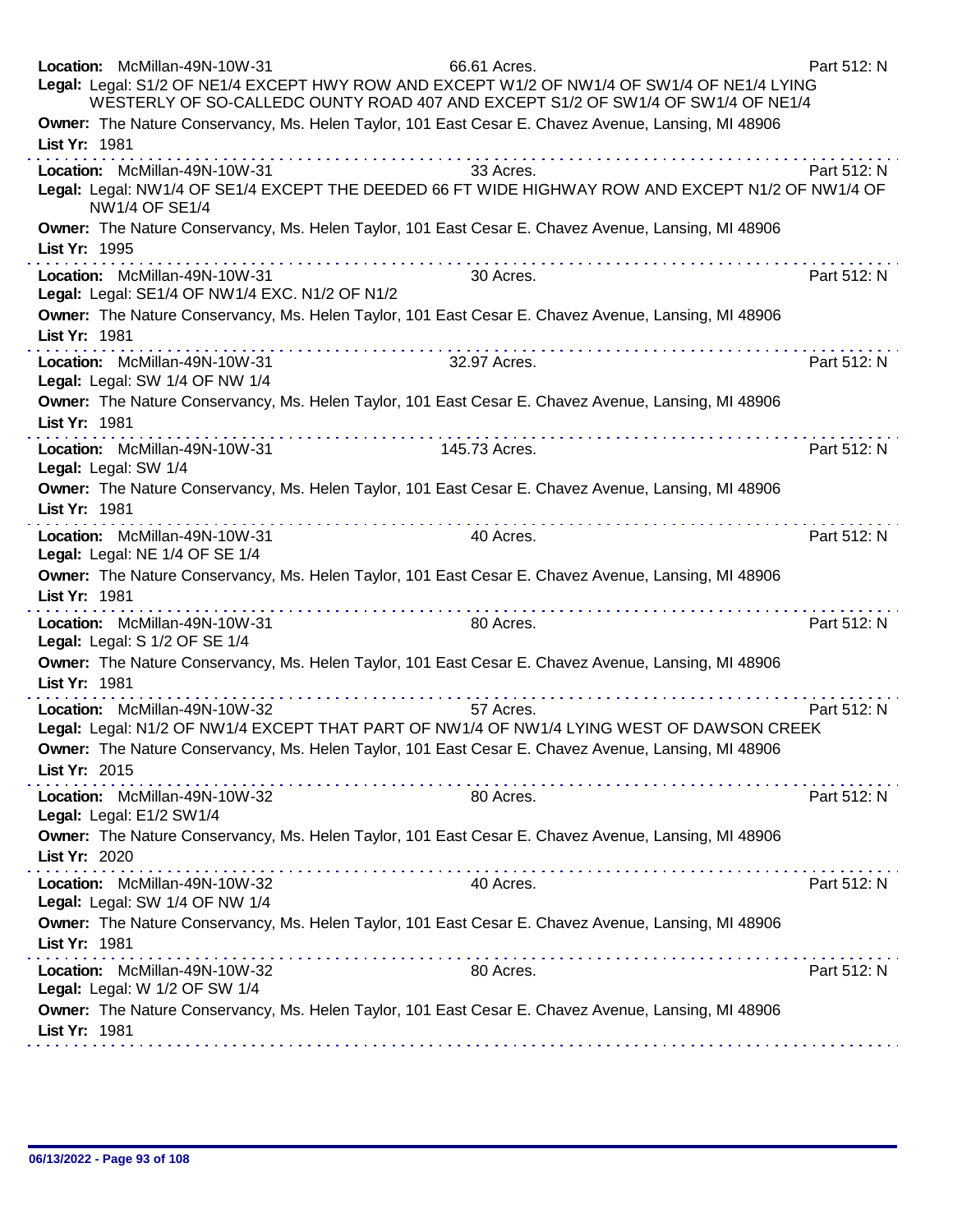**Location:** McMillan-49N-10W-31 66.61 Acres. Part 512: N
**Legal:** Legal: S1/2 OF NE1/4 EXCEPT HWY ROW AND EXCEPT W1/2 OF NW1/4 OF SW1/4 OF NE1/4 LYING WESTERLY OF SO-CALLEDC OUNTY ROAD 407 AND EXCEPT S1/2 OF SW1/4 OF SW1/4 OF NE1/4
**Owner:** The Nature Conservancy, Ms. Helen Taylor, 101 East Cesar E. Chavez Avenue, Lansing, MI 48906
**List Yr:** 1981

---

**Location:** McMillan-49N-10W-31 33 Acres. Part 512: N
**Legal:** Legal: NW1/4 OF SE1/4 EXCEPT THE DEEDED 66 FT WIDE HIGHWAY ROW AND EXCEPT N1/2 OF NW1/4 OF NW1/4 OF SE1/4
**Owner:** The Nature Conservancy, Ms. Helen Taylor, 101 East Cesar E. Chavez Avenue, Lansing, MI 48906
**List Yr:** 1995

---

**Location:** McMillan-49N-10W-31 30 Acres. Part 512: N
**Legal:** Legal: SE1/4 OF NW1/4 EXC. N1/2 OF N1/2
**Owner:** The Nature Conservancy, Ms. Helen Taylor, 101 East Cesar E. Chavez Avenue, Lansing, MI 48906
**List Yr:** 1981

---

**Location:** McMillan-49N-10W-31 32.97 Acres. Part 512: N
**Legal:** Legal: SW 1/4 OF NW 1/4
**Owner:** The Nature Conservancy, Ms. Helen Taylor, 101 East Cesar E. Chavez Avenue, Lansing, MI 48906
**List Yr:** 1981

---

**Location:** McMillan-49N-10W-31 145.73 Acres. Part 512: N
**Legal:** Legal: SW 1/4
**Owner:** The Nature Conservancy, Ms. Helen Taylor, 101 East Cesar E. Chavez Avenue, Lansing, MI 48906
**List Yr:** 1981

---

**Location:** McMillan-49N-10W-31 40 Acres. Part 512: N
**Legal:** Legal: NE 1/4 OF SE 1/4
**Owner:** The Nature Conservancy, Ms. Helen Taylor, 101 East Cesar E. Chavez Avenue, Lansing, MI 48906
**List Yr:** 1981

---

**Location:** McMillan-49N-10W-31 80 Acres. Part 512: N
**Legal:** Legal: S 1/2 OF SE 1/4
**Owner:** The Nature Conservancy, Ms. Helen Taylor, 101 East Cesar E. Chavez Avenue, Lansing, MI 48906
**List Yr:** 1981

---

**Location:** McMillan-49N-10W-32 57 Acres. Part 512: N
**Legal:** Legal: N1/2 OF NW1/4 EXCEPT THAT PART OF NW1/4 OF NW1/4 LYING WEST OF DAWSON CREEK
**Owner:** The Nature Conservancy, Ms. Helen Taylor, 101 East Cesar E. Chavez Avenue, Lansing, MI 48906
**List Yr:** 2015

---

**Location:** McMillan-49N-10W-32 80 Acres. Part 512: N
**Legal:** Legal: E1/2 SW1/4
**Owner:** The Nature Conservancy, Ms. Helen Taylor, 101 East Cesar E. Chavez Avenue, Lansing, MI 48906
**List Yr:** 2020

---

**Location:** McMillan-49N-10W-32 40 Acres. Part 512: N
**Legal:** Legal: SW 1/4 OF NW 1/4
**Owner:** The Nature Conservancy, Ms. Helen Taylor, 101 East Cesar E. Chavez Avenue, Lansing, MI 48906
**List Yr:** 1981

---

**Location:** McMillan-49N-10W-32 80 Acres. Part 512: N
**Legal:** Legal: W 1/2 OF SW 1/4
**Owner:** The Nature Conservancy, Ms. Helen Taylor, 101 East Cesar E. Chavez Avenue, Lansing, MI 48906
**List Yr:** 1981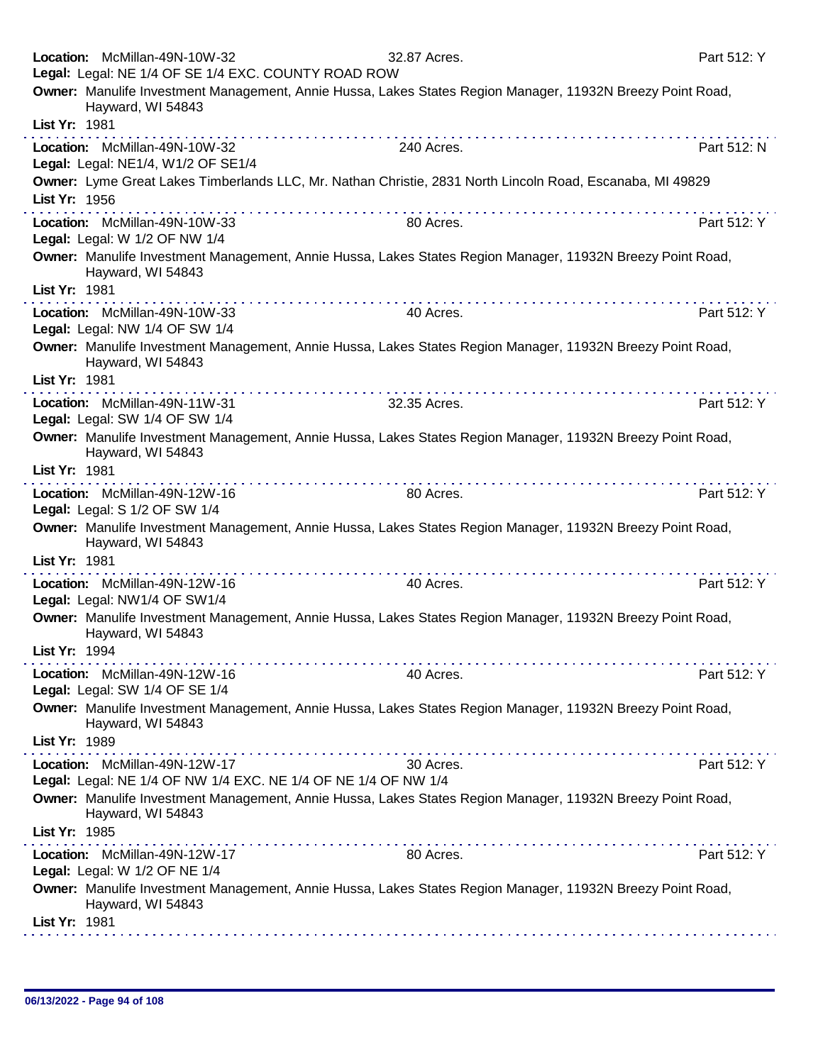**Location:** McMillan-49N-10W-32 32.87 Acres. Part 512: Y
**Legal:** Legal: NE 1/4 OF SE 1/4 EXC. COUNTY ROAD ROW
**Owner:** Manulife Investment Management, Annie Hussa, Lakes States Region Manager, 11932N Breezy Point Road, Hayward, WI 54843
**List Yr:** 1981

---

**Location:** McMillan-49N-10W-32 240 Acres. Part 512: N
**Legal:** Legal: NE1/4, W1/2 OF SE1/4
**Owner:** Lyme Great Lakes Timberlands LLC, Mr. Nathan Christie, 2831 North Lincoln Road, Escanaba, MI 49829
**List Yr:** 1956

---

**Location:** McMillan-49N-10W-33 80 Acres. Part 512: Y
**Legal:** Legal: W 1/2 OF NW 1/4
**Owner:** Manulife Investment Management, Annie Hussa, Lakes States Region Manager, 11932N Breezy Point Road, Hayward, WI 54843
**List Yr:** 1981

---

**Location:** McMillan-49N-10W-33 40 Acres. Part 512: Y
**Legal:** Legal: NW 1/4 OF SW 1/4
**Owner:** Manulife Investment Management, Annie Hussa, Lakes States Region Manager, 11932N Breezy Point Road, Hayward, WI 54843
**List Yr:** 1981

---

**Location:** McMillan-49N-11W-31 32.35 Acres. Part 512: Y
**Legal:** Legal: SW 1/4 OF SW 1/4
**Owner:** Manulife Investment Management, Annie Hussa, Lakes States Region Manager, 11932N Breezy Point Road, Hayward, WI 54843
**List Yr:** 1981

---

**Location:** McMillan-49N-12W-16 80 Acres. Part 512: Y
**Legal:** Legal: S 1/2 OF SW 1/4
**Owner:** Manulife Investment Management, Annie Hussa, Lakes States Region Manager, 11932N Breezy Point Road, Hayward, WI 54843
**List Yr:** 1981

---

**Location:** McMillan-49N-12W-16 40 Acres. Part 512: Y
**Legal:** Legal: NW1/4 OF SW1/4
**Owner:** Manulife Investment Management, Annie Hussa, Lakes States Region Manager, 11932N Breezy Point Road, Hayward, WI 54843
**List Yr:** 1994

---

**Location:** McMillan-49N-12W-16 40 Acres. Part 512: Y
**Legal:** Legal: SW 1/4 OF SE 1/4
**Owner:** Manulife Investment Management, Annie Hussa, Lakes States Region Manager, 11932N Breezy Point Road, Hayward, WI 54843
**List Yr:** 1989

---

**Location:** McMillan-49N-12W-17 30 Acres. Part 512: Y
**Legal:** Legal: NE 1/4 OF NW 1/4 EXC. NE 1/4 OF NE 1/4 OF NW 1/4
**Owner:** Manulife Investment Management, Annie Hussa, Lakes States Region Manager, 11932N Breezy Point Road, Hayward, WI 54843
**List Yr:** 1985

---

**Location:** McMillan-49N-12W-17 80 Acres. Part 512: Y
**Legal:** Legal: W 1/2 OF NE 1/4
**Owner:** Manulife Investment Management, Annie Hussa, Lakes States Region Manager, 11932N Breezy Point Road, Hayward, WI 54843
**List Yr:** 1981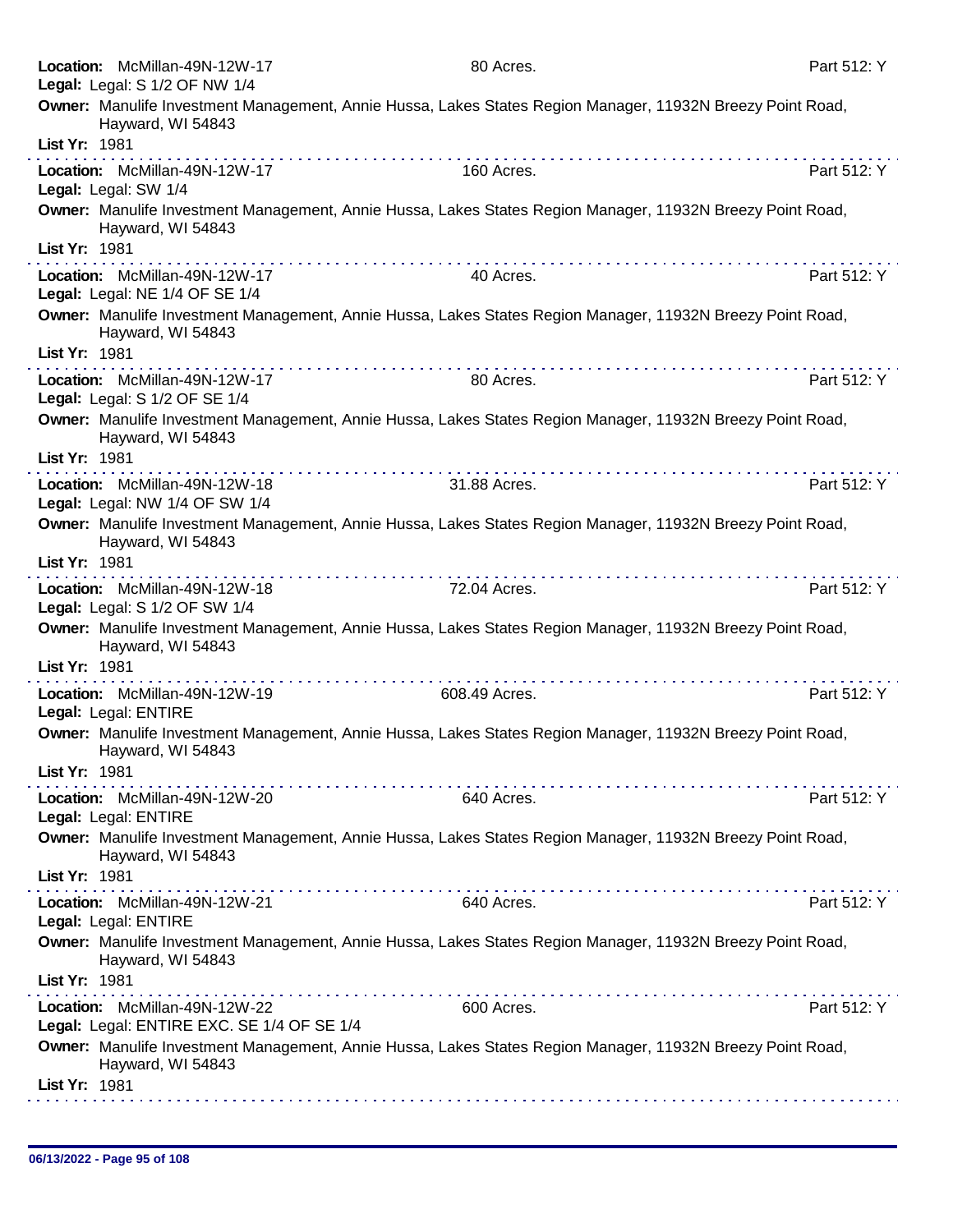**Location:** McMillan-49N-12W-17 80 Acres. Part 512: Y
**Legal:** Legal: S 1/2 OF NW 1/4
**Owner:** Manulife Investment Management, Annie Hussa, Lakes States Region Manager, 11932N Breezy Point Road, Hayward, WI 54843
**List Yr:** 1981

---

**Location:** McMillan-49N-12W-17 160 Acres. Part 512: Y
**Legal:** Legal: SW 1/4
**Owner:** Manulife Investment Management, Annie Hussa, Lakes States Region Manager, 11932N Breezy Point Road, Hayward, WI 54843
**List Yr:** 1981

---

**Location:** McMillan-49N-12W-17 40 Acres. Part 512: Y
**Legal:** Legal: NE 1/4 OF SE 1/4
**Owner:** Manulife Investment Management, Annie Hussa, Lakes States Region Manager, 11932N Breezy Point Road, Hayward, WI 54843
**List Yr:** 1981

---

**Location:** McMillan-49N-12W-17 80 Acres. Part 512: Y
**Legal:** Legal: S 1/2 OF SE 1/4
**Owner:** Manulife Investment Management, Annie Hussa, Lakes States Region Manager, 11932N Breezy Point Road, Hayward, WI 54843
**List Yr:** 1981

---

**Location:** McMillan-49N-12W-18 31.88 Acres. Part 512: Y
**Legal:** Legal: NW 1/4 OF SW 1/4
**Owner:** Manulife Investment Management, Annie Hussa, Lakes States Region Manager, 11932N Breezy Point Road, Hayward, WI 54843
**List Yr:** 1981

---

**Location:** McMillan-49N-12W-18 72.04 Acres. Part 512: Y
**Legal:** Legal: S 1/2 OF SW 1/4
**Owner:** Manulife Investment Management, Annie Hussa, Lakes States Region Manager, 11932N Breezy Point Road, Hayward, WI 54843
**List Yr:** 1981

---

**Location:** McMillan-49N-12W-19 608.49 Acres. Part 512: Y
**Legal:** Legal: ENTIRE
**Owner:** Manulife Investment Management, Annie Hussa, Lakes States Region Manager, 11932N Breezy Point Road, Hayward, WI 54843
**List Yr:** 1981

---

**Location:** McMillan-49N-12W-20 640 Acres. Part 512: Y
**Legal:** Legal: ENTIRE
**Owner:** Manulife Investment Management, Annie Hussa, Lakes States Region Manager, 11932N Breezy Point Road, Hayward, WI 54843
**List Yr:** 1981

---

**Location:** McMillan-49N-12W-21 640 Acres. Part 512: Y
**Legal:** Legal: ENTIRE
**Owner:** Manulife Investment Management, Annie Hussa, Lakes States Region Manager, 11932N Breezy Point Road, Hayward, WI 54843
**List Yr:** 1981

---

**Location:** McMillan-49N-12W-22 600 Acres. Part 512: Y
**Legal:** Legal: ENTIRE EXC. SE 1/4 OF SE 1/4
**Owner:** Manulife Investment Management, Annie Hussa, Lakes States Region Manager, 11932N Breezy Point Road, Hayward, WI 54843
**List Yr:** 1981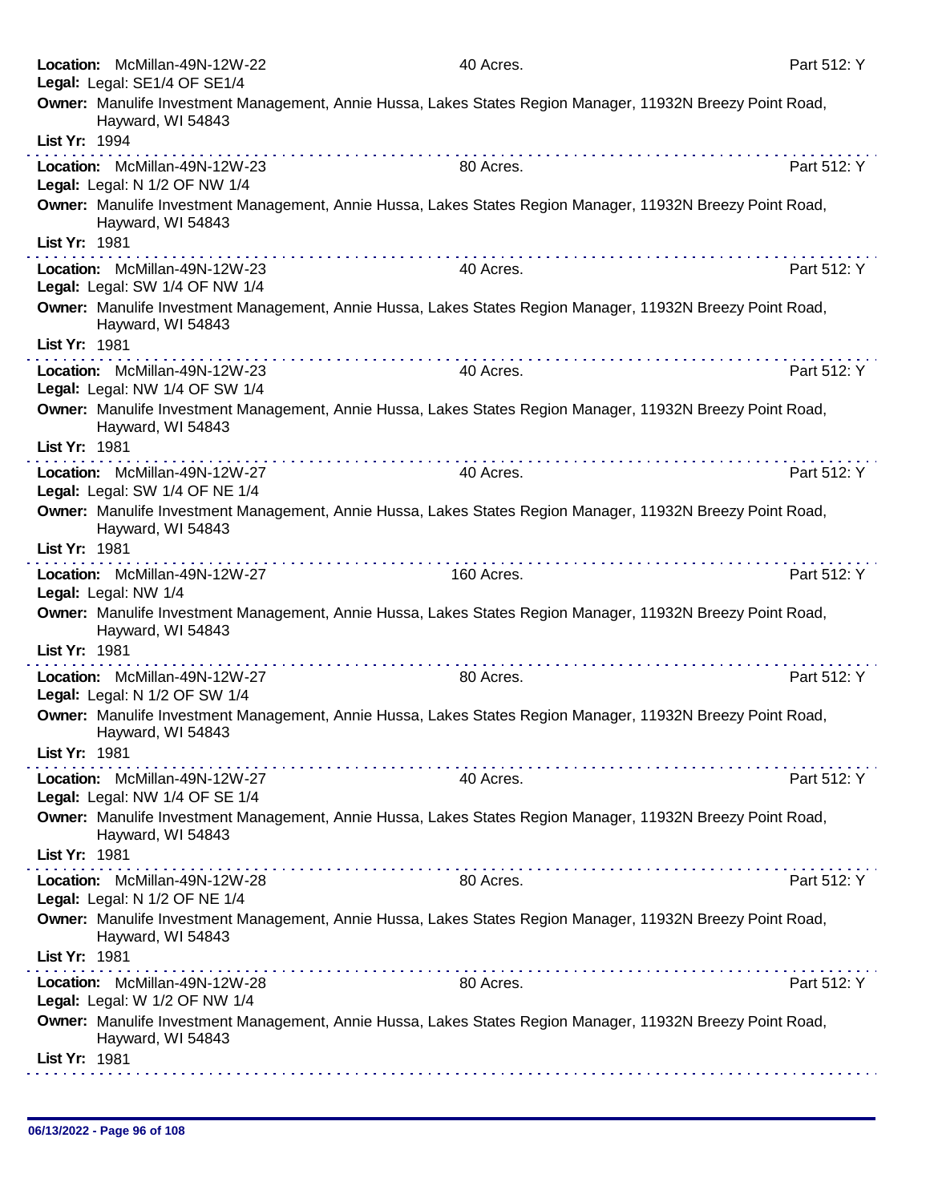**Location:** McMillan-49N-12W-22 40 Acres. Part 512: Y
**Legal:** Legal: SE1/4 OF SE1/4
**Owner:** Manulife Investment Management, Annie Hussa, Lakes States Region Manager, 11932N Breezy Point Road, Hayward, WI 54843
**List Yr:** 1994

---

**Location:** McMillan-49N-12W-23 80 Acres. Part 512: Y
**Legal:** Legal: N 1/2 OF NW 1/4
**Owner:** Manulife Investment Management, Annie Hussa, Lakes States Region Manager, 11932N Breezy Point Road, Hayward, WI 54843
**List Yr:** 1981

---

**Location:** McMillan-49N-12W-23 40 Acres. Part 512: Y
**Legal:** Legal: SW 1/4 OF NW 1/4
**Owner:** Manulife Investment Management, Annie Hussa, Lakes States Region Manager, 11932N Breezy Point Road, Hayward, WI 54843
**List Yr:** 1981

---

**Location:** McMillan-49N-12W-23 40 Acres. Part 512: Y
**Legal:** Legal: NW 1/4 OF SW 1/4
**Owner:** Manulife Investment Management, Annie Hussa, Lakes States Region Manager, 11932N Breezy Point Road, Hayward, WI 54843
**List Yr:** 1981

---

**Location:** McMillan-49N-12W-27 40 Acres. Part 512: Y
**Legal:** Legal: SW 1/4 OF NE 1/4
**Owner:** Manulife Investment Management, Annie Hussa, Lakes States Region Manager, 11932N Breezy Point Road, Hayward, WI 54843
**List Yr:** 1981

---

**Location:** McMillan-49N-12W-27 160 Acres. Part 512: Y
**Legal:** Legal: NW 1/4
**Owner:** Manulife Investment Management, Annie Hussa, Lakes States Region Manager, 11932N Breezy Point Road, Hayward, WI 54843
**List Yr:** 1981

---

**Location:** McMillan-49N-12W-27 80 Acres. Part 512: Y
**Legal:** Legal: N 1/2 OF SW 1/4
**Owner:** Manulife Investment Management, Annie Hussa, Lakes States Region Manager, 11932N Breezy Point Road, Hayward, WI 54843
**List Yr:** 1981

---

**Location:** McMillan-49N-12W-27 40 Acres. Part 512: Y
**Legal:** Legal: NW 1/4 OF SE 1/4
**Owner:** Manulife Investment Management, Annie Hussa, Lakes States Region Manager, 11932N Breezy Point Road, Hayward, WI 54843
**List Yr:** 1981

---

**Location:** McMillan-49N-12W-28 80 Acres. Part 512: Y
**Legal:** Legal: N 1/2 OF NE 1/4
**Owner:** Manulife Investment Management, Annie Hussa, Lakes States Region Manager, 11932N Breezy Point Road, Hayward, WI 54843
**List Yr:** 1981

---

**Location:** McMillan-49N-12W-28 80 Acres. Part 512: Y
**Legal:** Legal: W 1/2 OF NW 1/4
**Owner:** Manulife Investment Management, Annie Hussa, Lakes States Region Manager, 11932N Breezy Point Road, Hayward, WI 54843
**List Yr:** 1981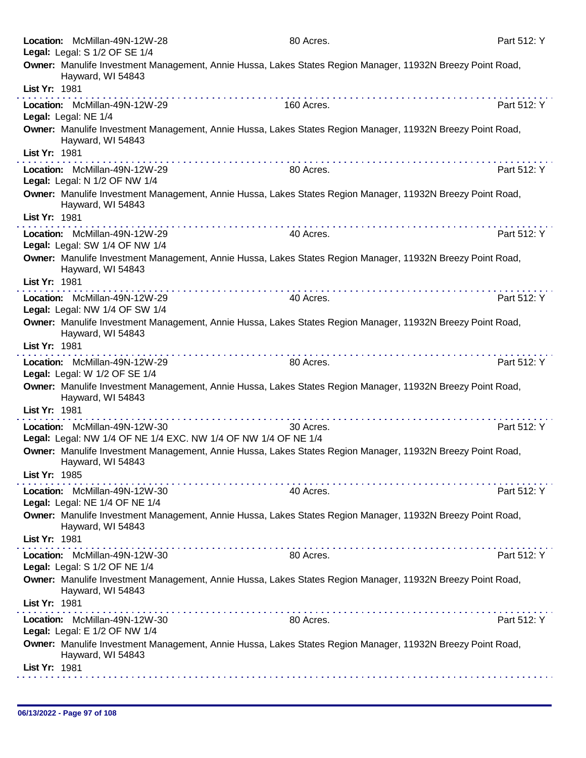**Location:** McMillan-49N-12W-28 | 80 Acres. | Part 512: Y
**Legal:** Legal: S 1/2 OF SE 1/4
**Owner:** Manulife Investment Management, Annie Hussa, Lakes States Region Manager, 11932N Breezy Point Road, Hayward, WI 54843
**List Yr:** 1981

---

**Location:** McMillan-49N-12W-29 | 160 Acres. | Part 512: Y
**Legal:** Legal: NE 1/4
**Owner:** Manulife Investment Management, Annie Hussa, Lakes States Region Manager, 11932N Breezy Point Road, Hayward, WI 54843
**List Yr:** 1981

---

**Location:** McMillan-49N-12W-29 | 80 Acres. | Part 512: Y
**Legal:** Legal: N 1/2 OF NW 1/4
**Owner:** Manulife Investment Management, Annie Hussa, Lakes States Region Manager, 11932N Breezy Point Road, Hayward, WI 54843
**List Yr:** 1981

---

**Location:** McMillan-49N-12W-29 | 40 Acres. | Part 512: Y
**Legal:** Legal: SW 1/4 OF NW 1/4
**Owner:** Manulife Investment Management, Annie Hussa, Lakes States Region Manager, 11932N Breezy Point Road, Hayward, WI 54843
**List Yr:** 1981

---

**Location:** McMillan-49N-12W-29 | 40 Acres. | Part 512: Y
**Legal:** Legal: NW 1/4 OF SW 1/4
**Owner:** Manulife Investment Management, Annie Hussa, Lakes States Region Manager, 11932N Breezy Point Road, Hayward, WI 54843
**List Yr:** 1981

---

**Location:** McMillan-49N-12W-29 | 80 Acres. | Part 512: Y
**Legal:** Legal: W 1/2 OF SE 1/4
**Owner:** Manulife Investment Management, Annie Hussa, Lakes States Region Manager, 11932N Breezy Point Road, Hayward, WI 54843
**List Yr:** 1981

---

**Location:** McMillan-49N-12W-30 | 30 Acres. | Part 512: Y
**Legal:** Legal: NW 1/4 OF NE 1/4 EXC. NW 1/4 OF NW 1/4 OF NE 1/4
**Owner:** Manulife Investment Management, Annie Hussa, Lakes States Region Manager, 11932N Breezy Point Road, Hayward, WI 54843
**List Yr:** 1985

---

**Location:** McMillan-49N-12W-30 | 40 Acres. | Part 512: Y
**Legal:** Legal: NE 1/4 OF NE 1/4
**Owner:** Manulife Investment Management, Annie Hussa, Lakes States Region Manager, 11932N Breezy Point Road, Hayward, WI 54843
**List Yr:** 1981

---

**Location:** McMillan-49N-12W-30 | 80 Acres. | Part 512: Y
**Legal:** Legal: S 1/2 OF NE 1/4
**Owner:** Manulife Investment Management, Annie Hussa, Lakes States Region Manager, 11932N Breezy Point Road, Hayward, WI 54843
**List Yr:** 1981

---

**Location:** McMillan-49N-12W-30 | 80 Acres. | Part 512: Y
**Legal:** Legal: E 1/2 OF NW 1/4
**Owner:** Manulife Investment Management, Annie Hussa, Lakes States Region Manager, 11932N Breezy Point Road, Hayward, WI 54843
**List Yr:** 1981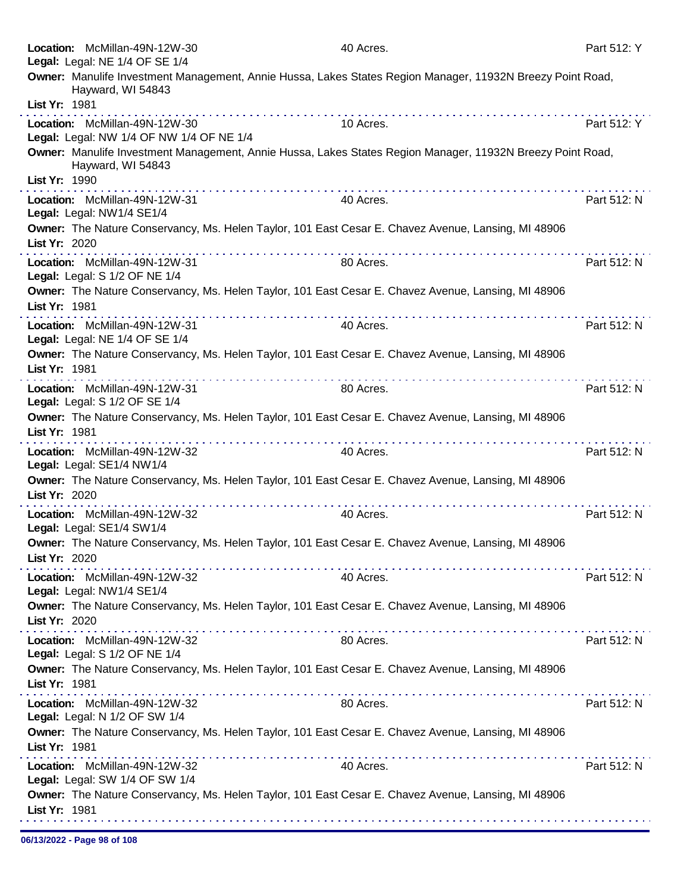**Location:** McMillan-49N-12W-30 40 Acres. Part 512: Y
**Legal:** Legal: NE 1/4 OF SE 1/4
**Owner:** Manulife Investment Management, Annie Hussa, Lakes States Region Manager, 11932N Breezy Point Road, Hayward, WI 54843
**List Yr:** 1981

---

**Location:** McMillan-49N-12W-30 10 Acres. Part 512: Y
**Legal:** Legal: NW 1/4 OF NW 1/4 OF NE 1/4
**Owner:** Manulife Investment Management, Annie Hussa, Lakes States Region Manager, 11932N Breezy Point Road, Hayward, WI 54843
**List Yr:** 1990

---

**Location:** McMillan-49N-12W-31 40 Acres. Part 512: N
**Legal:** Legal: NW1/4 SE1/4
**Owner:** The Nature Conservancy, Ms. Helen Taylor, 101 East Cesar E. Chavez Avenue, Lansing, MI 48906
**List Yr:** 2020

---

**Location:** McMillan-49N-12W-31 80 Acres. Part 512: N
**Legal:** Legal: S 1/2 OF NE 1/4
**Owner:** The Nature Conservancy, Ms. Helen Taylor, 101 East Cesar E. Chavez Avenue, Lansing, MI 48906
**List Yr:** 1981

---

**Location:** McMillan-49N-12W-31 40 Acres. Part 512: N
**Legal:** Legal: NE 1/4 OF SE 1/4
**Owner:** The Nature Conservancy, Ms. Helen Taylor, 101 East Cesar E. Chavez Avenue, Lansing, MI 48906
**List Yr:** 1981

---

**Location:** McMillan-49N-12W-31 80 Acres. Part 512: N
**Legal:** Legal: S 1/2 OF SE 1/4
**Owner:** The Nature Conservancy, Ms. Helen Taylor, 101 East Cesar E. Chavez Avenue, Lansing, MI 48906
**List Yr:** 1981

---

**Location:** McMillan-49N-12W-32 40 Acres. Part 512: N
**Legal:** Legal: SE1/4 NW1/4
**Owner:** The Nature Conservancy, Ms. Helen Taylor, 101 East Cesar E. Chavez Avenue, Lansing, MI 48906
**List Yr:** 2020

---

**Location:** McMillan-49N-12W-32 40 Acres. Part 512: N
**Legal:** Legal: SE1/4 SW1/4
**Owner:** The Nature Conservancy, Ms. Helen Taylor, 101 East Cesar E. Chavez Avenue, Lansing, MI 48906
**List Yr:** 2020

---

**Location:** McMillan-49N-12W-32 40 Acres. Part 512: N
**Legal:** Legal: NW1/4 SE1/4
**Owner:** The Nature Conservancy, Ms. Helen Taylor, 101 East Cesar E. Chavez Avenue, Lansing, MI 48906
**List Yr:** 2020

---

**Location:** McMillan-49N-12W-32 80 Acres. Part 512: N
**Legal:** Legal: S 1/2 OF NE 1/4
**Owner:** The Nature Conservancy, Ms. Helen Taylor, 101 East Cesar E. Chavez Avenue, Lansing, MI 48906
**List Yr:** 1981

---

**Location:** McMillan-49N-12W-32 80 Acres. Part 512: N
**Legal:** Legal: N 1/2 OF SW 1/4
**Owner:** The Nature Conservancy, Ms. Helen Taylor, 101 East Cesar E. Chavez Avenue, Lansing, MI 48906
**List Yr:** 1981

---

**Location:** McMillan-49N-12W-32 40 Acres. Part 512: N
**Legal:** Legal: SW 1/4 OF SW 1/4
**Owner:** The Nature Conservancy, Ms. Helen Taylor, 101 East Cesar E. Chavez Avenue, Lansing, MI 48906
**List Yr:** 1981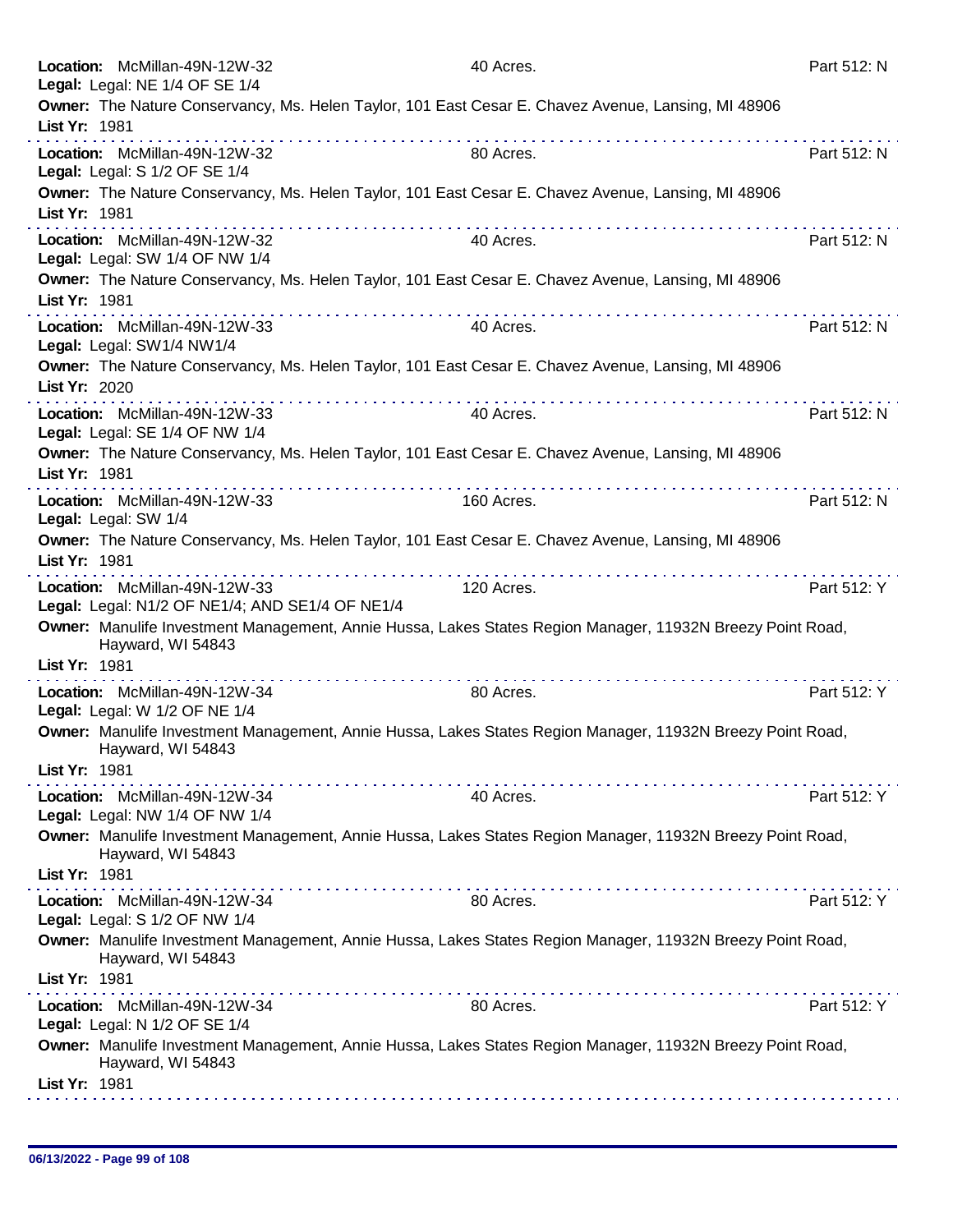**Location:** McMillan-49N-12W-32 40 Acres. Part 512: N
**Legal:** Legal: NE 1/4 OF SE 1/4
**Owner:** The Nature Conservancy, Ms. Helen Taylor, 101 East Cesar E. Chavez Avenue, Lansing, MI 48906
**List Yr:** 1981

---

**Location:** McMillan-49N-12W-32 80 Acres. Part 512: N
**Legal:** Legal: S 1/2 OF SE 1/4
**Owner:** The Nature Conservancy, Ms. Helen Taylor, 101 East Cesar E. Chavez Avenue, Lansing, MI 48906
**List Yr:** 1981

---

**Location:** McMillan-49N-12W-32 40 Acres. Part 512: N
**Legal:** Legal: SW 1/4 OF NW 1/4
**Owner:** The Nature Conservancy, Ms. Helen Taylor, 101 East Cesar E. Chavez Avenue, Lansing, MI 48906
**List Yr:** 1981

---

**Location:** McMillan-49N-12W-33 40 Acres. Part 512: N
**Legal:** Legal: SW1/4 NW1/4
**Owner:** The Nature Conservancy, Ms. Helen Taylor, 101 East Cesar E. Chavez Avenue, Lansing, MI 48906
**List Yr:** 2020

---

**Location:** McMillan-49N-12W-33 40 Acres. Part 512: N
**Legal:** Legal: SE 1/4 OF NW 1/4
**Owner:** The Nature Conservancy, Ms. Helen Taylor, 101 East Cesar E. Chavez Avenue, Lansing, MI 48906
**List Yr:** 1981

---

**Location:** McMillan-49N-12W-33 160 Acres. Part 512: N
**Legal:** Legal: SW 1/4
**Owner:** The Nature Conservancy, Ms. Helen Taylor, 101 East Cesar E. Chavez Avenue, Lansing, MI 48906
**List Yr:** 1981

---

**Location:** McMillan-49N-12W-33 120 Acres. Part 512: Y
**Legal:** Legal: N1/2 OF NE1/4; AND SE1/4 OF NE1/4
**Owner:** Manulife Investment Management, Annie Hussa, Lakes States Region Manager, 11932N Breezy Point Road, Hayward, WI 54843
**List Yr:** 1981

---

**Location:** McMillan-49N-12W-34 80 Acres. Part 512: Y
**Legal:** Legal: W 1/2 OF NE 1/4
**Owner:** Manulife Investment Management, Annie Hussa, Lakes States Region Manager, 11932N Breezy Point Road, Hayward, WI 54843
**List Yr:** 1981

---

**Location:** McMillan-49N-12W-34 40 Acres. Part 512: Y
**Legal:** Legal: NW 1/4 OF NW 1/4
**Owner:** Manulife Investment Management, Annie Hussa, Lakes States Region Manager, 11932N Breezy Point Road, Hayward, WI 54843
**List Yr:** 1981

---

**Location:** McMillan-49N-12W-34 80 Acres. Part 512: Y
**Legal:** Legal: S 1/2 OF NW 1/4
**Owner:** Manulife Investment Management, Annie Hussa, Lakes States Region Manager, 11932N Breezy Point Road, Hayward, WI 54843
**List Yr:** 1981

---

**Location:** McMillan-49N-12W-34 80 Acres. Part 512: Y
**Legal:** Legal: N 1/2 OF SE 1/4
**Owner:** Manulife Investment Management, Annie Hussa, Lakes States Region Manager, 11932N Breezy Point Road, Hayward, WI 54843
**List Yr:** 1981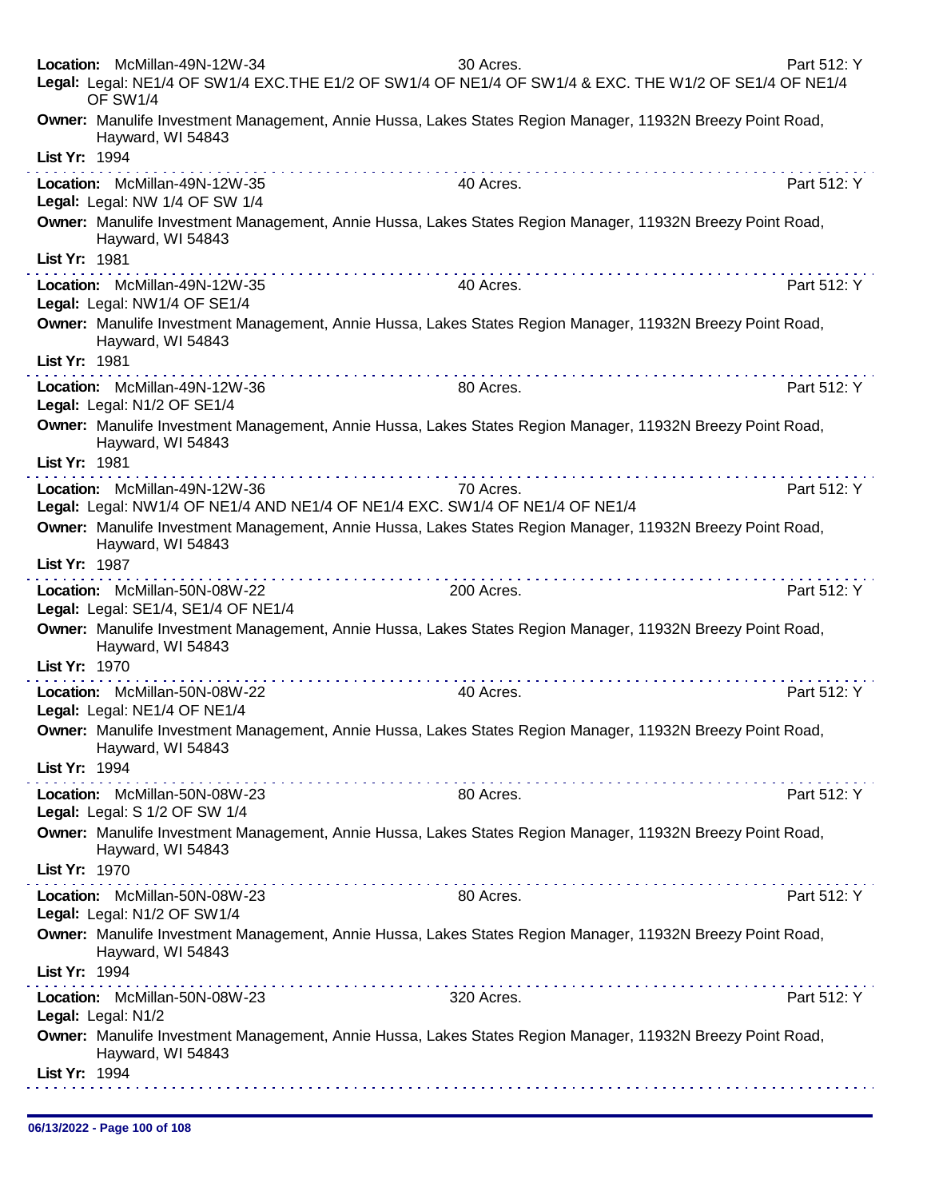**Location:** McMillan-49N-12W-34 30 Acres. Part 512: Y
**Legal:** Legal: NE1/4 OF SW1/4 EXC.THE E1/2 OF SW1/4 OF NE1/4 OF SW1/4 & EXC. THE W1/2 OF SE1/4 OF NE1/4 OF SW1/4
**Owner:** Manulife Investment Management, Annie Hussa, Lakes States Region Manager, 11932N Breezy Point Road, Hayward, WI 54843
**List Yr:** 1994

---

**Location:** McMillan-49N-12W-35 40 Acres. Part 512: Y
**Legal:** Legal: NW 1/4 OF SW 1/4
**Owner:** Manulife Investment Management, Annie Hussa, Lakes States Region Manager, 11932N Breezy Point Road, Hayward, WI 54843
**List Yr:** 1981

---

**Location:** McMillan-49N-12W-35 40 Acres. Part 512: Y
**Legal:** Legal: NW1/4 OF SE1/4
**Owner:** Manulife Investment Management, Annie Hussa, Lakes States Region Manager, 11932N Breezy Point Road, Hayward, WI 54843
**List Yr:** 1981

---

**Location:** McMillan-49N-12W-36 80 Acres. Part 512: Y
**Legal:** Legal: N1/2 OF SE1/4
**Owner:** Manulife Investment Management, Annie Hussa, Lakes States Region Manager, 11932N Breezy Point Road, Hayward, WI 54843
**List Yr:** 1981

---

**Location:** McMillan-49N-12W-36 70 Acres. Part 512: Y
**Legal:** Legal: NW1/4 OF NE1/4 AND NE1/4 OF NE1/4 EXC. SW1/4 OF NE1/4 OF NE1/4
**Owner:** Manulife Investment Management, Annie Hussa, Lakes States Region Manager, 11932N Breezy Point Road, Hayward, WI 54843
**List Yr:** 1987

---

**Location:** McMillan-50N-08W-22 200 Acres. Part 512: Y
**Legal:** Legal: SE1/4, SE1/4 OF NE1/4
**Owner:** Manulife Investment Management, Annie Hussa, Lakes States Region Manager, 11932N Breezy Point Road, Hayward, WI 54843
**List Yr:** 1970

---

**Location:** McMillan-50N-08W-22 40 Acres. Part 512: Y
**Legal:** Legal: NE1/4 OF NE1/4
**Owner:** Manulife Investment Management, Annie Hussa, Lakes States Region Manager, 11932N Breezy Point Road, Hayward, WI 54843
**List Yr:** 1994

---

**Location:** McMillan-50N-08W-23 80 Acres. Part 512: Y
**Legal:** Legal: S 1/2 OF SW 1/4
**Owner:** Manulife Investment Management, Annie Hussa, Lakes States Region Manager, 11932N Breezy Point Road, Hayward, WI 54843
**List Yr:** 1970

---

**Location:** McMillan-50N-08W-23 80 Acres. Part 512: Y
**Legal:** Legal: N1/2 OF SW1/4
**Owner:** Manulife Investment Management, Annie Hussa, Lakes States Region Manager, 11932N Breezy Point Road, Hayward, WI 54843
**List Yr:** 1994

---

**Location:** McMillan-50N-08W-23 320 Acres. Part 512: Y
**Legal:** Legal: N1/2
**Owner:** Manulife Investment Management, Annie Hussa, Lakes States Region Manager, 11932N Breezy Point Road, Hayward, WI 54843
**List Yr:** 1994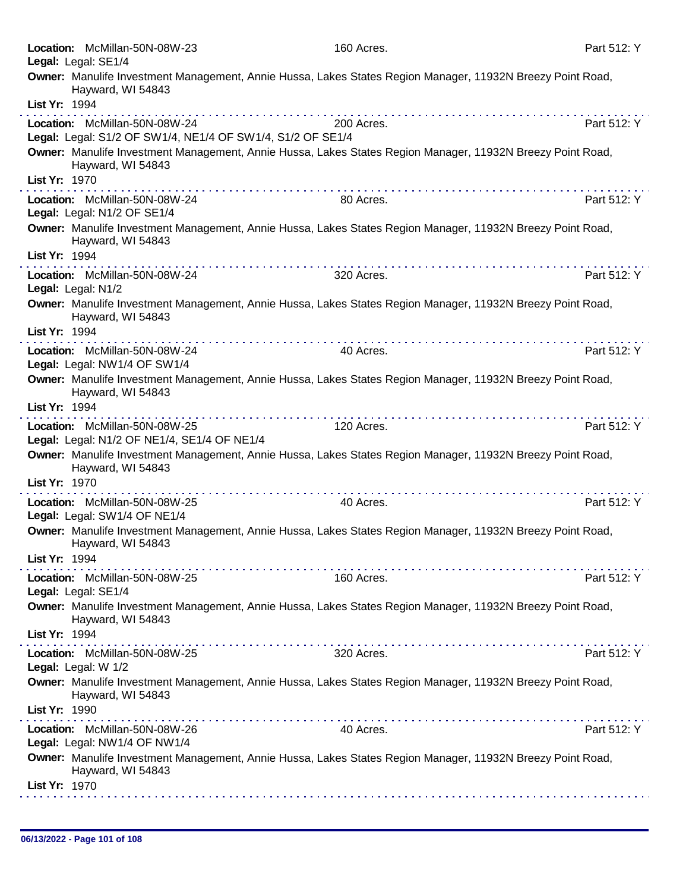**Location:** McMillan-50N-08W-23 160 Acres. Part 512: Y
**Legal:** Legal: SE1/4
**Owner:** Manulife Investment Management, Annie Hussa, Lakes States Region Manager, 11932N Breezy Point Road, Hayward, WI 54843
**List Yr:** 1994

---

**Location:** McMillan-50N-08W-24 200 Acres. Part 512: Y
**Legal:** Legal: S1/2 OF SW1/4, NE1/4 OF SW1/4, S1/2 OF SE1/4
**Owner:** Manulife Investment Management, Annie Hussa, Lakes States Region Manager, 11932N Breezy Point Road, Hayward, WI 54843
**List Yr:** 1970

---

**Location:** McMillan-50N-08W-24 80 Acres. Part 512: Y
**Legal:** Legal: N1/2 OF SE1/4
**Owner:** Manulife Investment Management, Annie Hussa, Lakes States Region Manager, 11932N Breezy Point Road, Hayward, WI 54843
**List Yr:** 1994

---

**Location:** McMillan-50N-08W-24 320 Acres. Part 512: Y
**Legal:** Legal: N1/2
**Owner:** Manulife Investment Management, Annie Hussa, Lakes States Region Manager, 11932N Breezy Point Road, Hayward, WI 54843
**List Yr:** 1994

---

**Location:** McMillan-50N-08W-24 40 Acres. Part 512: Y
**Legal:** Legal: NW1/4 OF SW1/4
**Owner:** Manulife Investment Management, Annie Hussa, Lakes States Region Manager, 11932N Breezy Point Road, Hayward, WI 54843
**List Yr:** 1994

---

**Location:** McMillan-50N-08W-25 120 Acres. Part 512: Y
**Legal:** Legal: N1/2 OF NE1/4, SE1/4 OF NE1/4
**Owner:** Manulife Investment Management, Annie Hussa, Lakes States Region Manager, 11932N Breezy Point Road, Hayward, WI 54843
**List Yr:** 1970

---

**Location:** McMillan-50N-08W-25 40 Acres. Part 512: Y
**Legal:** Legal: SW1/4 OF NE1/4
**Owner:** Manulife Investment Management, Annie Hussa, Lakes States Region Manager, 11932N Breezy Point Road, Hayward, WI 54843
**List Yr:** 1994

---

**Location:** McMillan-50N-08W-25 160 Acres. Part 512: Y
**Legal:** Legal: SE1/4
**Owner:** Manulife Investment Management, Annie Hussa, Lakes States Region Manager, 11932N Breezy Point Road, Hayward, WI 54843
**List Yr:** 1994

---

**Location:** McMillan-50N-08W-25 320 Acres. Part 512: Y
**Legal:** Legal: W 1/2
**Owner:** Manulife Investment Management, Annie Hussa, Lakes States Region Manager, 11932N Breezy Point Road, Hayward, WI 54843
**List Yr:** 1990

---

**Location:** McMillan-50N-08W-26 40 Acres. Part 512: Y
**Legal:** Legal: NW1/4 OF NW1/4
**Owner:** Manulife Investment Management, Annie Hussa, Lakes States Region Manager, 11932N Breezy Point Road, Hayward, WI 54843
**List Yr:** 1970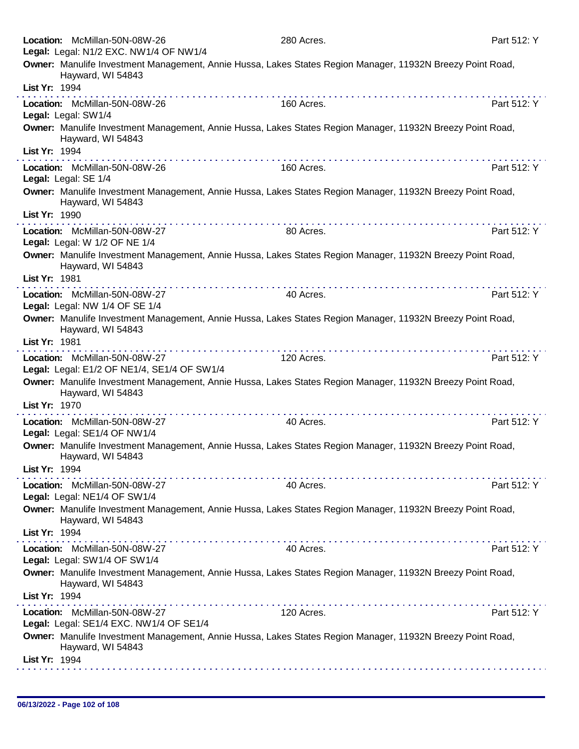**Location:** McMillan-50N-08W-26 280 Acres. Part 512: Y
**Legal:** Legal: N1/2 EXC. NW1/4 OF NW1/4
**Owner:** Manulife Investment Management, Annie Hussa, Lakes States Region Manager, 11932N Breezy Point Road, Hayward, WI 54843
**List Yr:** 1994

---

**Location:** McMillan-50N-08W-26 160 Acres. Part 512: Y
**Legal:** Legal: SW1/4
**Owner:** Manulife Investment Management, Annie Hussa, Lakes States Region Manager, 11932N Breezy Point Road, Hayward, WI 54843
**List Yr:** 1994

---

**Location:** McMillan-50N-08W-26 160 Acres. Part 512: Y
**Legal:** Legal: SE 1/4
**Owner:** Manulife Investment Management, Annie Hussa, Lakes States Region Manager, 11932N Breezy Point Road, Hayward, WI 54843
**List Yr:** 1990

---

**Location:** McMillan-50N-08W-27 80 Acres. Part 512: Y
**Legal:** Legal: W 1/2 OF NE 1/4
**Owner:** Manulife Investment Management, Annie Hussa, Lakes States Region Manager, 11932N Breezy Point Road, Hayward, WI 54843
**List Yr:** 1981

---

**Location:** McMillan-50N-08W-27 40 Acres. Part 512: Y
**Legal:** Legal: NW 1/4 OF SE 1/4
**Owner:** Manulife Investment Management, Annie Hussa, Lakes States Region Manager, 11932N Breezy Point Road, Hayward, WI 54843
**List Yr:** 1981

---

**Location:** McMillan-50N-08W-27 120 Acres. Part 512: Y
**Legal:** Legal: E1/2 OF NE1/4, SE1/4 OF SW1/4
**Owner:** Manulife Investment Management, Annie Hussa, Lakes States Region Manager, 11932N Breezy Point Road, Hayward, WI 54843
**List Yr:** 1970

---

**Location:** McMillan-50N-08W-27 40 Acres. Part 512: Y
**Legal:** Legal: SE1/4 OF NW1/4
**Owner:** Manulife Investment Management, Annie Hussa, Lakes States Region Manager, 11932N Breezy Point Road, Hayward, WI 54843
**List Yr:** 1994

---

**Location:** McMillan-50N-08W-27 40 Acres. Part 512: Y
**Legal:** Legal: NE1/4 OF SW1/4
**Owner:** Manulife Investment Management, Annie Hussa, Lakes States Region Manager, 11932N Breezy Point Road, Hayward, WI 54843
**List Yr:** 1994

---

**Location:** McMillan-50N-08W-27 40 Acres. Part 512: Y
**Legal:** Legal: SW1/4 OF SW1/4
**Owner:** Manulife Investment Management, Annie Hussa, Lakes States Region Manager, 11932N Breezy Point Road, Hayward, WI 54843
**List Yr:** 1994

---

**Location:** McMillan-50N-08W-27 120 Acres. Part 512: Y
**Legal:** Legal: SE1/4 EXC. NW1/4 OF SE1/4
**Owner:** Manulife Investment Management, Annie Hussa, Lakes States Region Manager, 11932N Breezy Point Road, Hayward, WI 54843
**List Yr:** 1994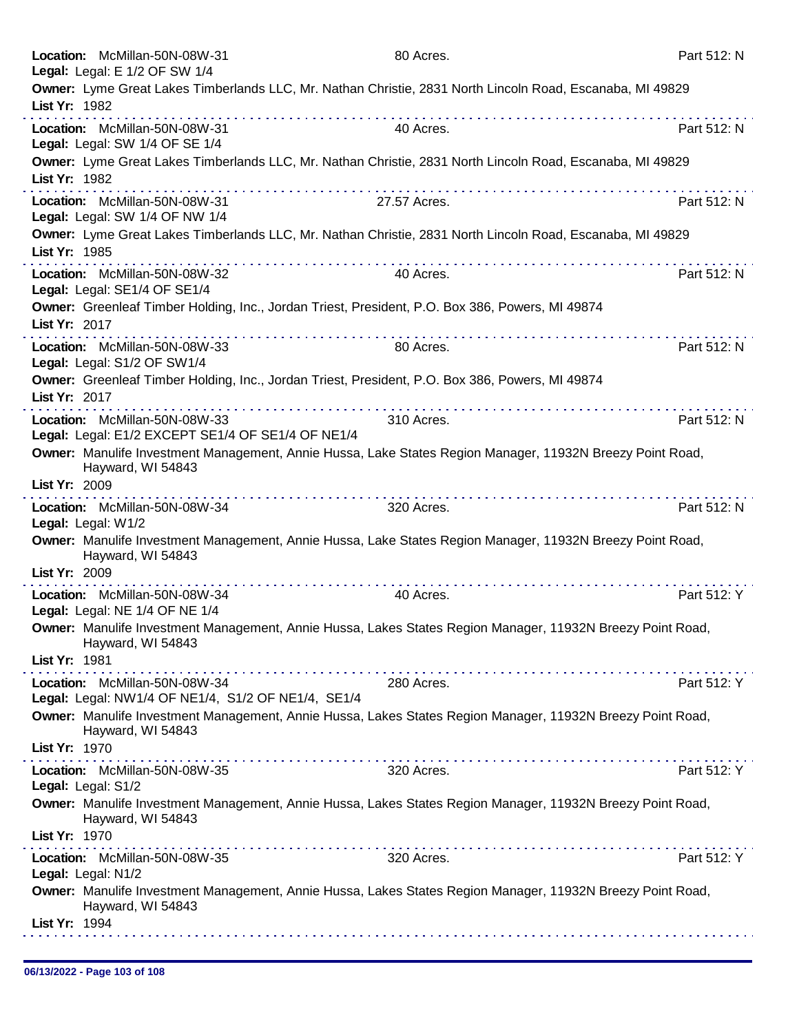**Location:** McMillan-50N-08W-31 80 Acres. Part 512: N
**Legal:** Legal: E 1/2 OF SW 1/4
**Owner:** Lyme Great Lakes Timberlands LLC, Mr. Nathan Christie, 2831 North Lincoln Road, Escanaba, MI 49829
**List Yr:** 1982

---

**Location:** McMillan-50N-08W-31 40 Acres. Part 512: N
**Legal:** Legal: SW 1/4 OF SE 1/4
**Owner:** Lyme Great Lakes Timberlands LLC, Mr. Nathan Christie, 2831 North Lincoln Road, Escanaba, MI 49829
**List Yr:** 1982

---

**Location:** McMillan-50N-08W-31 27.57 Acres. Part 512: N
**Legal:** Legal: SW 1/4 OF NW 1/4
**Owner:** Lyme Great Lakes Timberlands LLC, Mr. Nathan Christie, 2831 North Lincoln Road, Escanaba, MI 49829
**List Yr:** 1985

---

**Location:** McMillan-50N-08W-32 40 Acres. Part 512: N
**Legal:** Legal: SE1/4 OF SE1/4
**Owner:** Greenleaf Timber Holding, Inc., Jordan Triest, President, P.O. Box 386, Powers, MI 49874
**List Yr:** 2017

---

**Location:** McMillan-50N-08W-33 80 Acres. Part 512: N
**Legal:** Legal: S1/2 OF SW1/4
**Owner:** Greenleaf Timber Holding, Inc., Jordan Triest, President, P.O. Box 386, Powers, MI 49874
**List Yr:** 2017

---

**Location:** McMillan-50N-08W-33 310 Acres. Part 512: N
**Legal:** Legal: E1/2 EXCEPT SE1/4 OF SE1/4 OF NE1/4
**Owner:** Manulife Investment Management, Annie Hussa, Lake States Region Manager, 11932N Breezy Point Road, Hayward, WI 54843
**List Yr:** 2009

---

**Location:** McMillan-50N-08W-34 320 Acres. Part 512: N
**Legal:** Legal: W1/2
**Owner:** Manulife Investment Management, Annie Hussa, Lake States Region Manager, 11932N Breezy Point Road, Hayward, WI 54843
**List Yr:** 2009

---

**Location:** McMillan-50N-08W-34 40 Acres. Part 512: Y
**Legal:** Legal: NE 1/4 OF NE 1/4
**Owner:** Manulife Investment Management, Annie Hussa, Lakes States Region Manager, 11932N Breezy Point Road, Hayward, WI 54843
**List Yr:** 1981

---

**Location:** McMillan-50N-08W-34 280 Acres. Part 512: Y
**Legal:** Legal: NW1/4 OF NE1/4, S1/2 OF NE1/4, SE1/4
**Owner:** Manulife Investment Management, Annie Hussa, Lakes States Region Manager, 11932N Breezy Point Road, Hayward, WI 54843
**List Yr:** 1970

---

**Location:** McMillan-50N-08W-35 320 Acres. Part 512: Y
**Legal:** Legal: S1/2
**Owner:** Manulife Investment Management, Annie Hussa, Lakes States Region Manager, 11932N Breezy Point Road, Hayward, WI 54843
**List Yr:** 1970

---

**Location:** McMillan-50N-08W-35 320 Acres. Part 512: Y
**Legal:** Legal: N1/2
**Owner:** Manulife Investment Management, Annie Hussa, Lakes States Region Manager, 11932N Breezy Point Road, Hayward, WI 54843
**List Yr:** 1994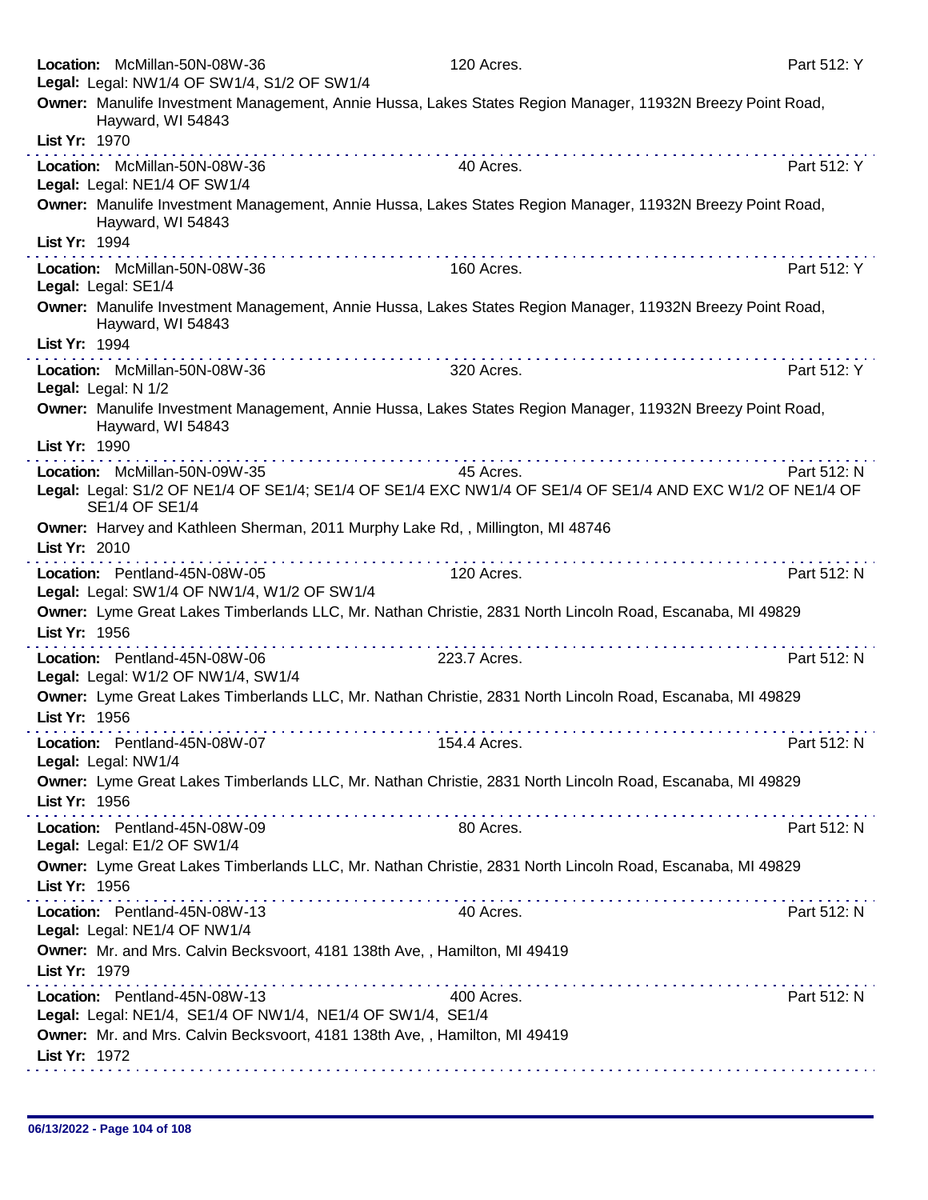**Location:** McMillan-50N-08W-36 120 Acres. Part 512: Y
**Legal:** Legal: NW1/4 OF SW1/4, S1/2 OF SW1/4
**Owner:** Manulife Investment Management, Annie Hussa, Lakes States Region Manager, 11932N Breezy Point Road, Hayward, WI 54843
**List Yr:** 1970

---

**Location:** McMillan-50N-08W-36 40 Acres. Part 512: Y
**Legal:** Legal: NE1/4 OF SW1/4
**Owner:** Manulife Investment Management, Annie Hussa, Lakes States Region Manager, 11932N Breezy Point Road, Hayward, WI 54843
**List Yr:** 1994

---

**Location:** McMillan-50N-08W-36 160 Acres. Part 512: Y
**Legal:** Legal: SE1/4
**Owner:** Manulife Investment Management, Annie Hussa, Lakes States Region Manager, 11932N Breezy Point Road, Hayward, WI 54843
**List Yr:** 1994

---

**Location:** McMillan-50N-08W-36 320 Acres. Part 512: Y
**Legal:** Legal: N 1/2
**Owner:** Manulife Investment Management, Annie Hussa, Lakes States Region Manager, 11932N Breezy Point Road, Hayward, WI 54843
**List Yr:** 1990

---

**Location:** McMillan-50N-09W-35 45 Acres. Part 512: N
**Legal:** Legal: S1/2 OF NE1/4 OF SE1/4; SE1/4 OF SE1/4 EXC NW1/4 OF SE1/4 OF SE1/4 AND EXC W1/2 OF NE1/4 OF SE1/4 OF SE1/4
**Owner:** Harvey and Kathleen Sherman, 2011 Murphy Lake Rd, , Millington, MI 48746
**List Yr:** 2010

---

**Location:** Pentland-45N-08W-05 120 Acres. Part 512: N
**Legal:** Legal: SW1/4 OF NW1/4, W1/2 OF SW1/4
**Owner:** Lyme Great Lakes Timberlands LLC, Mr. Nathan Christie, 2831 North Lincoln Road, Escanaba, MI 49829
**List Yr:** 1956

---

**Location:** Pentland-45N-08W-06 223.7 Acres. Part 512: N
**Legal:** Legal: W1/2 OF NW1/4, SW1/4
**Owner:** Lyme Great Lakes Timberlands LLC, Mr. Nathan Christie, 2831 North Lincoln Road, Escanaba, MI 49829
**List Yr:** 1956

---

**Location:** Pentland-45N-08W-07 154.4 Acres. Part 512: N
**Legal:** Legal: NW1/4
**Owner:** Lyme Great Lakes Timberlands LLC, Mr. Nathan Christie, 2831 North Lincoln Road, Escanaba, MI 49829
**List Yr:** 1956

---

**Location:** Pentland-45N-08W-09 80 Acres. Part 512: N
**Legal:** Legal: E1/2 OF SW1/4
**Owner:** Lyme Great Lakes Timberlands LLC, Mr. Nathan Christie, 2831 North Lincoln Road, Escanaba, MI 49829
**List Yr:** 1956

---

**Location:** Pentland-45N-08W-13 40 Acres. Part 512: N
**Legal:** Legal: NE1/4 OF NW1/4
**Owner:** Mr. and Mrs. Calvin Becksvoort, 4181 138th Ave, , Hamilton, MI 49419
**List Yr:** 1979

---

**Location:** Pentland-45N-08W-13 400 Acres. Part 512: N
**Legal:** Legal: NE1/4, SE1/4 OF NW1/4, NE1/4 OF SW1/4, SE1/4
**Owner:** Mr. and Mrs. Calvin Becksvoort, 4181 138th Ave, , Hamilton, MI 49419
**List Yr:** 1972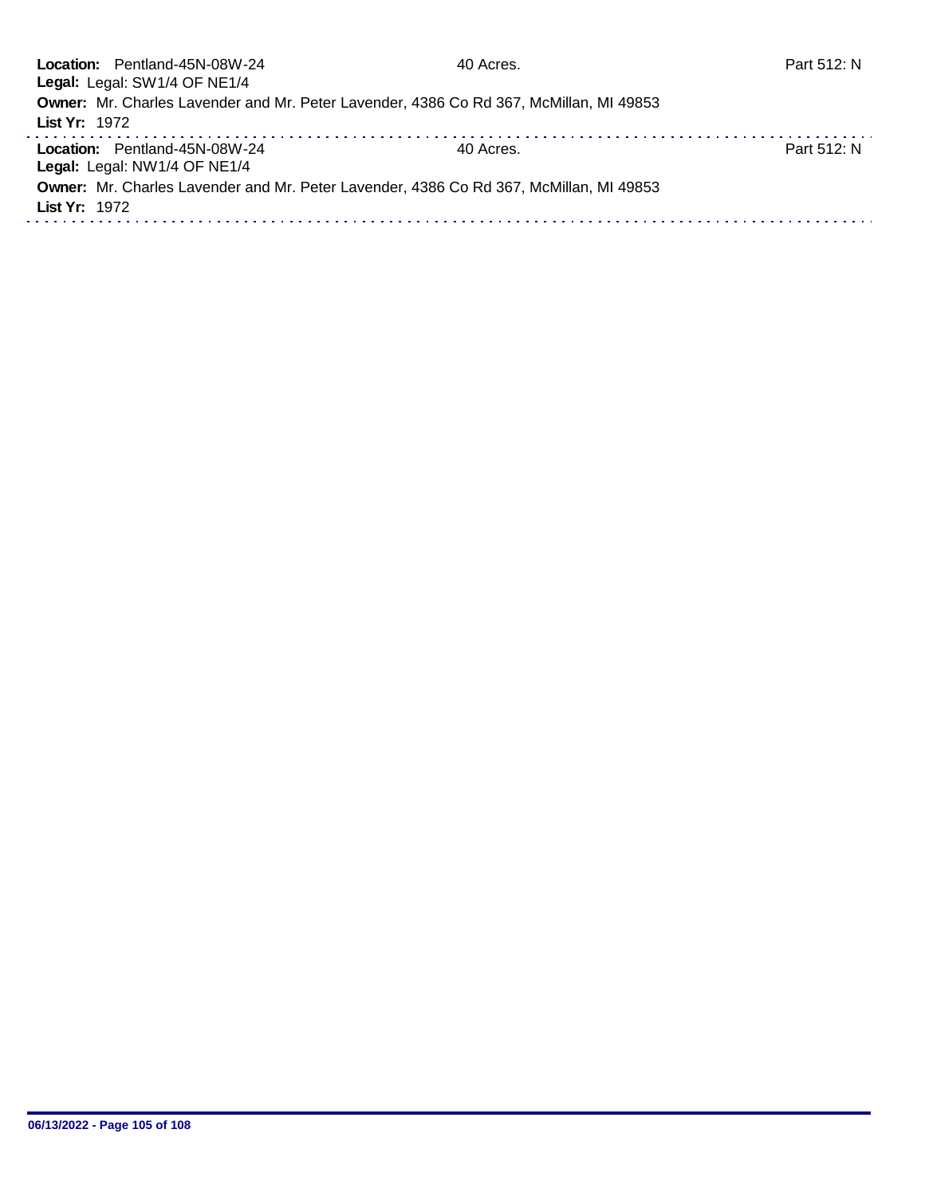**Location:** Pentland-45N-08W-24 — 40 Acres. — Part 512: N
**Legal:** Legal: SW1/4 OF NE1/4
**Owner:** Mr. Charles Lavender and Mr. Peter Lavender, 4386 Co Rd 367, McMillan, MI 49853
**List Yr:** 1972

---

**Location:** Pentland-45N-08W-24 — 40 Acres. — Part 512: N
**Legal:** Legal: NW1/4 OF NE1/4
**Owner:** Mr. Charles Lavender and Mr. Peter Lavender, 4386 Co Rd 367, McMillan, MI 49853
**List Yr:** 1972

---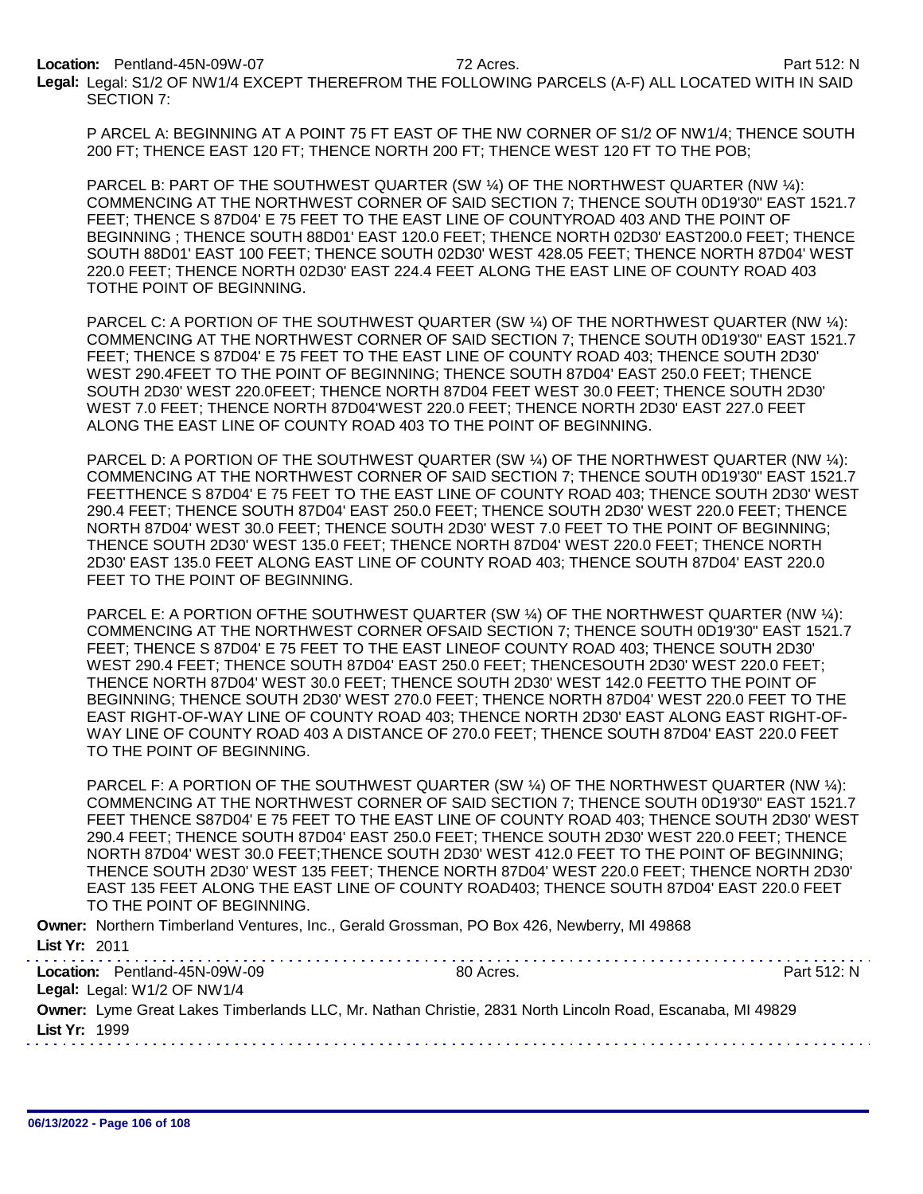**Location:** Pentland-45N-09W-07 72 Acres. Part 512: N

**Legal:** Legal: S1/2 OF NW1/4 EXCEPT THEREFROM THE FOLLOWING PARCELS (A-F) ALL LOCATED WITH IN SAID SECTION 7:

P ARCEL A: BEGINNING AT A POINT 75 FT EAST OF THE NW CORNER OF S1/2 OF NW1/4; THENCE SOUTH 200 FT; THENCE EAST 120 FT; THENCE NORTH 200 FT; THENCE WEST 120 FT TO THE POB;

PARCEL B: PART OF THE SOUTHWEST QUARTER (SW ¼) OF THE NORTHWEST QUARTER (NW ¼): COMMENCING AT THE NORTHWEST CORNER OF SAID SECTION 7; THENCE SOUTH 0D19'30" EAST 1521.7 FEET; THENCE S 87D04' E 75 FEET TO THE EAST LINE OF COUNTYROAD 403 AND THE POINT OF BEGINNING ; THENCE SOUTH 88D01' EAST 120.0 FEET; THENCE NORTH 02D30' EAST200.0 FEET; THENCE SOUTH 88D01' EAST 100 FEET; THENCE SOUTH 02D30' WEST 428.05 FEET; THENCE NORTH 87D04' WEST 220.0 FEET; THENCE NORTH 02D30' EAST 224.4 FEET ALONG THE EAST LINE OF COUNTY ROAD 403 TOTHE POINT OF BEGINNING.

PARCEL C: A PORTION OF THE SOUTHWEST QUARTER (SW ¼) OF THE NORTHWEST QUARTER (NW ¼): COMMENCING AT THE NORTHWEST CORNER OF SAID SECTION 7; THENCE SOUTH 0D19'30" EAST 1521.7 FEET; THENCE S 87D04' E 75 FEET TO THE EAST LINE OF COUNTY ROAD 403; THENCE SOUTH 2D30' WEST 290.4FEET TO THE POINT OF BEGINNING; THENCE SOUTH 87D04' EAST 250.0 FEET; THENCE SOUTH 2D30' WEST 220.0FEET; THENCE NORTH 87D04 FEET WEST 30.0 FEET; THENCE SOUTH 2D30' WEST 7.0 FEET; THENCE NORTH 87D04'WEST 220.0 FEET; THENCE NORTH 2D30' EAST 227.0 FEET ALONG THE EAST LINE OF COUNTY ROAD 403 TO THE POINT OF BEGINNING.

PARCEL D: A PORTION OF THE SOUTHWEST QUARTER (SW ¼) OF THE NORTHWEST QUARTER (NW ¼): COMMENCING AT THE NORTHWEST CORNER OF SAID SECTION 7; THENCE SOUTH 0D19'30" EAST 1521.7 FEETTHENCE S 87D04' E 75 FEET TO THE EAST LINE OF COUNTY ROAD 403; THENCE SOUTH 2D30' WEST 290.4 FEET; THENCE SOUTH 87D04' EAST 250.0 FEET; THENCE SOUTH 2D30' WEST 220.0 FEET; THENCE NORTH 87D04' WEST 30.0 FEET; THENCE SOUTH 2D30' WEST 7.0 FEET TO THE POINT OF BEGINNING; THENCE SOUTH 2D30' WEST 135.0 FEET; THENCE NORTH 87D04' WEST 220.0 FEET; THENCE NORTH 2D30' EAST 135.0 FEET ALONG EAST LINE OF COUNTY ROAD 403; THENCE SOUTH 87D04' EAST 220.0 FEET TO THE POINT OF BEGINNING.

PARCEL E: A PORTION OFTHE SOUTHWEST QUARTER (SW ¼) OF THE NORTHWEST QUARTER (NW ¼): COMMENCING AT THE NORTHWEST CORNER OFSAID SECTION 7; THENCE SOUTH 0D19'30" EAST 1521.7 FEET; THENCE S 87D04' E 75 FEET TO THE EAST LINEOF COUNTY ROAD 403; THENCE SOUTH 2D30' WEST 290.4 FEET; THENCE SOUTH 87D04' EAST 250.0 FEET; THENCESOUTH 2D30' WEST 220.0 FEET; THENCE NORTH 87D04' WEST 30.0 FEET; THENCE SOUTH 2D30' WEST 142.0 FEETTO THE POINT OF BEGINNING; THENCE SOUTH 2D30' WEST 270.0 FEET; THENCE NORTH 87D04' WEST 220.0 FEET TO THE EAST RIGHT-OF-WAY LINE OF COUNTY ROAD 403; THENCE NORTH 2D30' EAST ALONG EAST RIGHT-OF-WAY LINE OF COUNTY ROAD 403 A DISTANCE OF 270.0 FEET; THENCE SOUTH 87D04' EAST 220.0 FEET TO THE POINT OF BEGINNING.

PARCEL F: A PORTION OF THE SOUTHWEST QUARTER (SW ¼) OF THE NORTHWEST QUARTER (NW ¼): COMMENCING AT THE NORTHWEST CORNER OF SAID SECTION 7; THENCE SOUTH 0D19'30" EAST 1521.7 FEET THENCE S87D04' E 75 FEET TO THE EAST LINE OF COUNTY ROAD 403; THENCE SOUTH 2D30' WEST 290.4 FEET; THENCE SOUTH 87D04' EAST 250.0 FEET; THENCE SOUTH 2D30' WEST 220.0 FEET; THENCE NORTH 87D04' WEST 30.0 FEET;THENCE SOUTH 2D30' WEST 412.0 FEET TO THE POINT OF BEGINNING; THENCE SOUTH 2D30' WEST 135 FEET; THENCE NORTH 87D04' WEST 220.0 FEET; THENCE NORTH 2D30' EAST 135 FEET ALONG THE EAST LINE OF COUNTY ROAD403; THENCE SOUTH 87D04' EAST 220.0 FEET TO THE POINT OF BEGINNING.

**Owner:** Northern Timberland Ventures, Inc., Gerald Grossman, PO Box 426, Newberry, MI 49868

**List Yr:** 2011

---

**Location:** Pentland-45N-09W-09 80 Acres. Part 512: N

**Legal:** Legal: W1/2 OF NW1/4

**Owner:** Lyme Great Lakes Timberlands LLC, Mr. Nathan Christie, 2831 North Lincoln Road, Escanaba, MI 49829

**List Yr:** 1999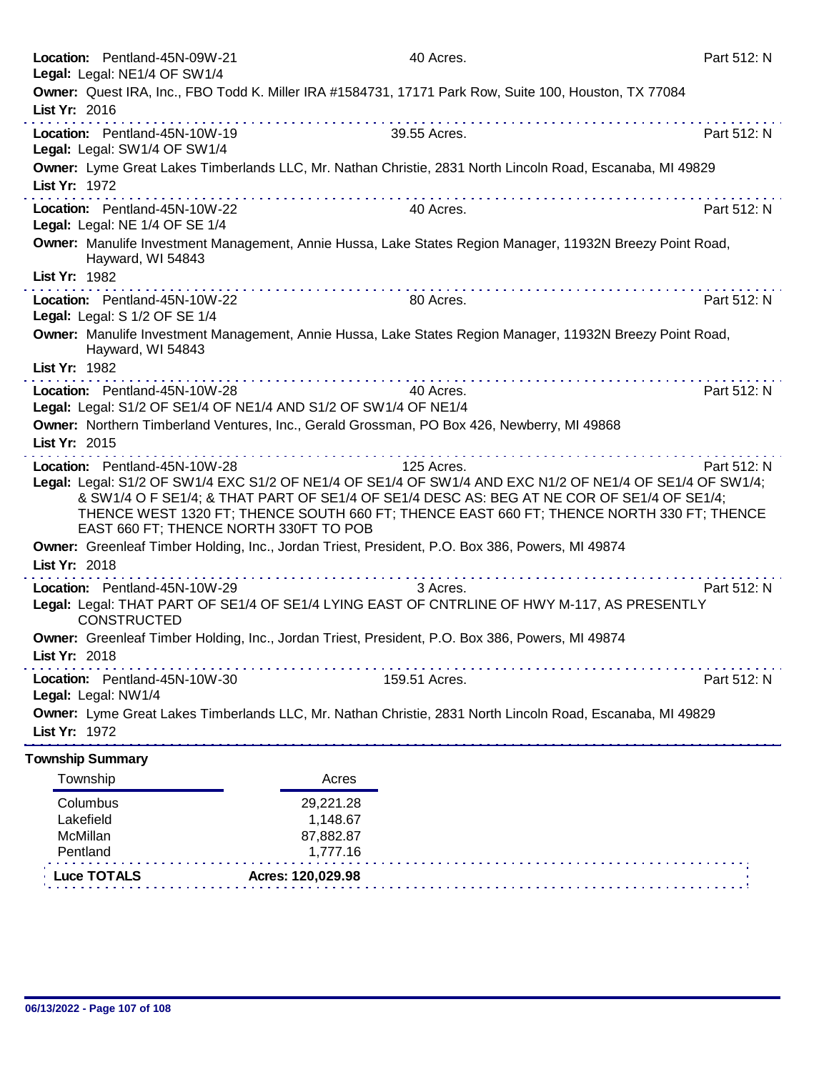**Location:** Pentland-45N-09W-21 — 40 Acres. — Part 512: N
**Legal:** Legal: NE1/4 OF SW1/4
**Owner:** Quest IRA, Inc., FBO Todd K. Miller IRA #1584731, 17171 Park Row, Suite 100, Houston, TX 77084
**List Yr:** 2016

---

**Location:** Pentland-45N-10W-19 — 39.55 Acres. — Part 512: N
**Legal:** Legal: SW1/4 OF SW1/4
**Owner:** Lyme Great Lakes Timberlands LLC, Mr. Nathan Christie, 2831 North Lincoln Road, Escanaba, MI 49829
**List Yr:** 1972

---

**Location:** Pentland-45N-10W-22 — 40 Acres. — Part 512: N
**Legal:** Legal: NE 1/4 OF SE 1/4
**Owner:** Manulife Investment Management, Annie Hussa, Lake States Region Manager, 11932N Breezy Point Road, Hayward, WI 54843
**List Yr:** 1982

---

**Location:** Pentland-45N-10W-22 — 80 Acres. — Part 512: N
**Legal:** Legal: S 1/2 OF SE 1/4
**Owner:** Manulife Investment Management, Annie Hussa, Lake States Region Manager, 11932N Breezy Point Road, Hayward, WI 54843
**List Yr:** 1982

---

**Location:** Pentland-45N-10W-28 — 40 Acres. — Part 512: N
**Legal:** Legal: S1/2 OF SE1/4 OF NE1/4 AND S1/2 OF SW1/4 OF NE1/4
**Owner:** Northern Timberland Ventures, Inc., Gerald Grossman, PO Box 426, Newberry, MI 49868
**List Yr:** 2015

---

**Location:** Pentland-45N-10W-28 — 125 Acres. — Part 512: N
**Legal:** Legal: S1/2 OF SW1/4 EXC S1/2 OF NE1/4 OF SE1/4 OF SW1/4 AND EXC N1/2 OF NE1/4 OF SE1/4 OF SW1/4; & SW1/4 O F SE1/4; & THAT PART OF SE1/4 OF SE1/4 DESC AS: BEG AT NE COR OF SE1/4 OF SE1/4; THENCE WEST 1320 FT; THENCE SOUTH 660 FT; THENCE EAST 660 FT; THENCE NORTH 330 FT; THENCE EAST 660 FT; THENCE NORTH 330FT TO POB
**Owner:** Greenleaf Timber Holding, Inc., Jordan Triest, President, P.O. Box 386, Powers, MI 49874
**List Yr:** 2018

---

**Location:** Pentland-45N-10W-29 — 3 Acres. — Part 512: N
**Legal:** Legal: THAT PART OF SE1/4 OF SE1/4 LYING EAST OF CNTRLINE OF HWY M-117, AS PRESENTLY CONSTRUCTED
**Owner:** Greenleaf Timber Holding, Inc., Jordan Triest, President, P.O. Box 386, Powers, MI 49874
**List Yr:** 2018

---

**Location:** Pentland-45N-10W-30 — 159.51 Acres. — Part 512: N
**Legal:** Legal: NW1/4
**Owner:** Lyme Great Lakes Timberlands LLC, Mr. Nathan Christie, 2831 North Lincoln Road, Escanaba, MI 49829
**List Yr:** 1972

---

## Township Summary

| Township | Acres |
|---|---|
| Columbus | 29,221.28 |
| Lakefield | 1,148.67 |
| McMillan | 87,882.87 |
| Pentland | 1,777.16 |
| **Luce TOTALS** | **Acres: 120,029.98** |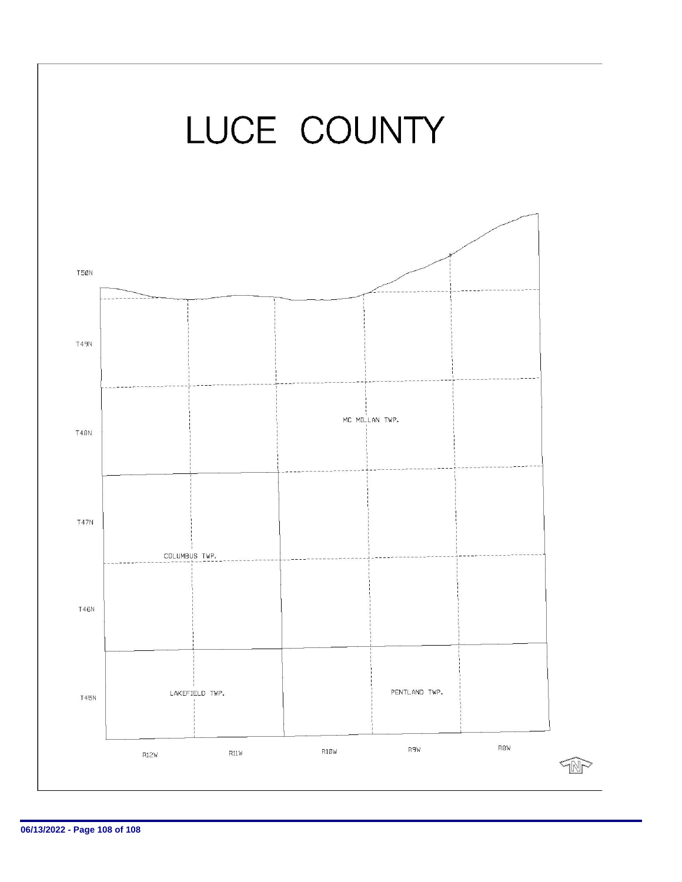# LUCE COUNTY

T50N

T49N

T48N

T47N

T46N

T45N

MC MILLAN TWP.

COLUMBUS TWP.

LAKEFIELD TWP.

PENTLAND TWP.

R12W

R11W

R10W

R9W

R8W

N